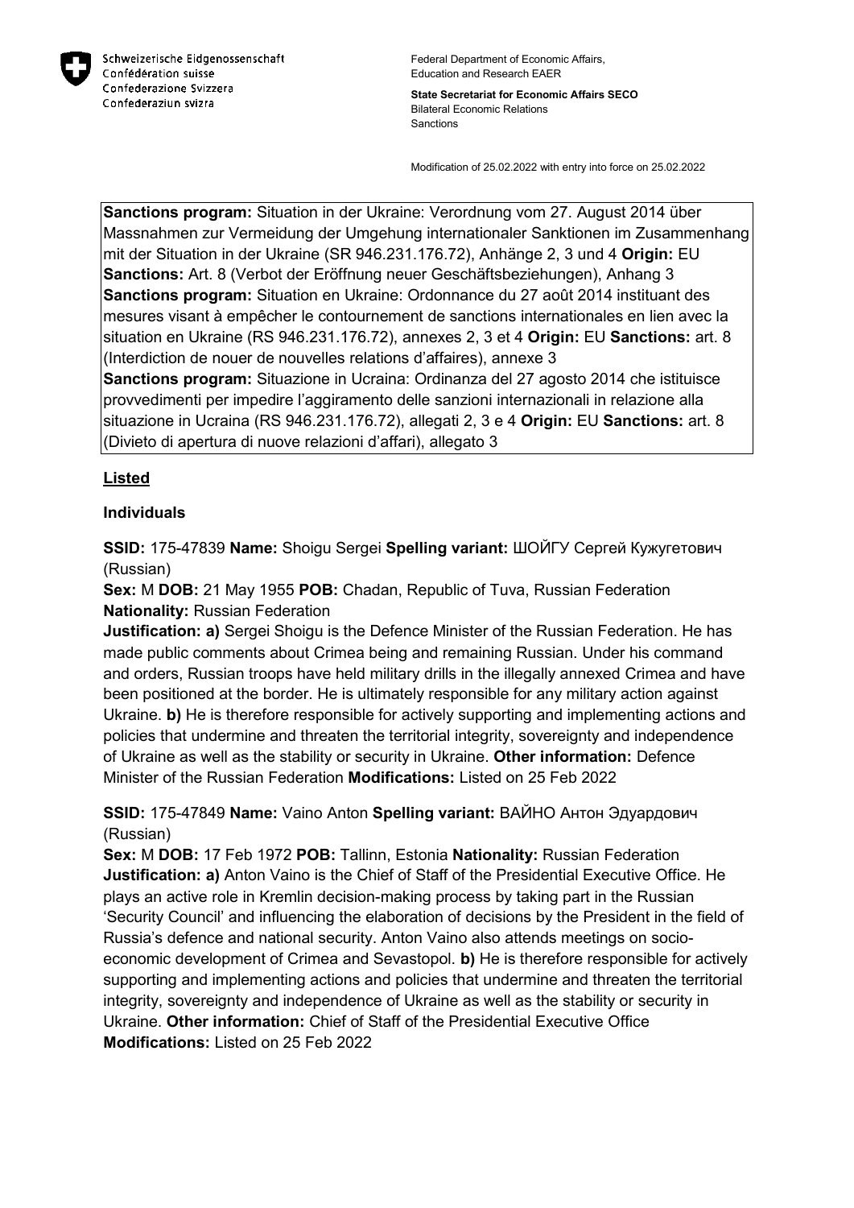Schweizerische Eidgenossenschaft
Confédération suisse
Confederazione Svizzera
Confederaziun svizra

Federal Department of Economic Affairs, Education and Research EAER

**State Secretariat for Economic Affairs SECO**
Bilateral Economic Relations
Sanctions

Modification of 25.02.2022 with entry into force on 25.02.2022

**Sanctions program:** Situation in der Ukraine: Verordnung vom 27. August 2014 über Massnahmen zur Vermeidung der Umgehung internationaler Sanktionen im Zusammenhang mit der Situation in der Ukraine (SR 946.231.176.72), Anhänge 2, 3 und 4 **Origin:** EU **Sanctions:** Art. 8 (Verbot der Eröffnung neuer Geschäftsbeziehungen), Anhang 3
**Sanctions program:** Situation en Ukraine: Ordonnance du 27 août 2014 instituant des mesures visant à empêcher le contournement de sanctions internationales en lien avec la situation en Ukraine (RS 946.231.176.72), annexes 2, 3 et 4 **Origin:** EU **Sanctions:** art. 8 (Interdiction de nouer de nouvelles relations d'affaires), annexe 3
**Sanctions program:** Situazione in Ucraina: Ordinanza del 27 agosto 2014 che istituisce provvedimenti per impedire l'aggiramento delle sanzioni internazionali in relazione alla situazione in Ucraina (RS 946.231.176.72), allegati 2, 3 e 4 **Origin:** EU **Sanctions:** art. 8 (Divieto di apertura di nuove relazioni d'affari), allegato 3

## Listed

### Individuals

**SSID:** 175-47839 **Name:** Shoigu Sergei **Spelling variant:** ШОЙГУ Сергей Кужугетович (Russian)
**Sex:** M **DOB:** 21 May 1955 **POB:** Chadan, Republic of Tuva, Russian Federation **Nationality:** Russian Federation
**Justification: a)** Sergei Shoigu is the Defence Minister of the Russian Federation. He has made public comments about Crimea being and remaining Russian. Under his command and orders, Russian troops have held military drills in the illegally annexed Crimea and have been positioned at the border. He is ultimately responsible for any military action against Ukraine. **b)** He is therefore responsible for actively supporting and implementing actions and policies that undermine and threaten the territorial integrity, sovereignty and independence of Ukraine as well as the stability or security in Ukraine. **Other information:** Defence Minister of the Russian Federation **Modifications:** Listed on 25 Feb 2022

**SSID:** 175-47849 **Name:** Vaino Anton **Spelling variant:** ВАЙНО Антон Эдуардович (Russian)
**Sex:** M **DOB:** 17 Feb 1972 **POB:** Tallinn, Estonia **Nationality:** Russian Federation
**Justification: a)** Anton Vaino is the Chief of Staff of the Presidential Executive Office. He plays an active role in Kremlin decision-making process by taking part in the Russian 'Security Council' and influencing the elaboration of decisions by the President in the field of Russia's defence and national security. Anton Vaino also attends meetings on socio-economic development of Crimea and Sevastopol. **b)** He is therefore responsible for actively supporting and implementing actions and policies that undermine and threaten the territorial integrity, sovereignty and independence of Ukraine as well as the stability or security in Ukraine. **Other information:** Chief of Staff of the Presidential Executive Office **Modifications:** Listed on 25 Feb 2022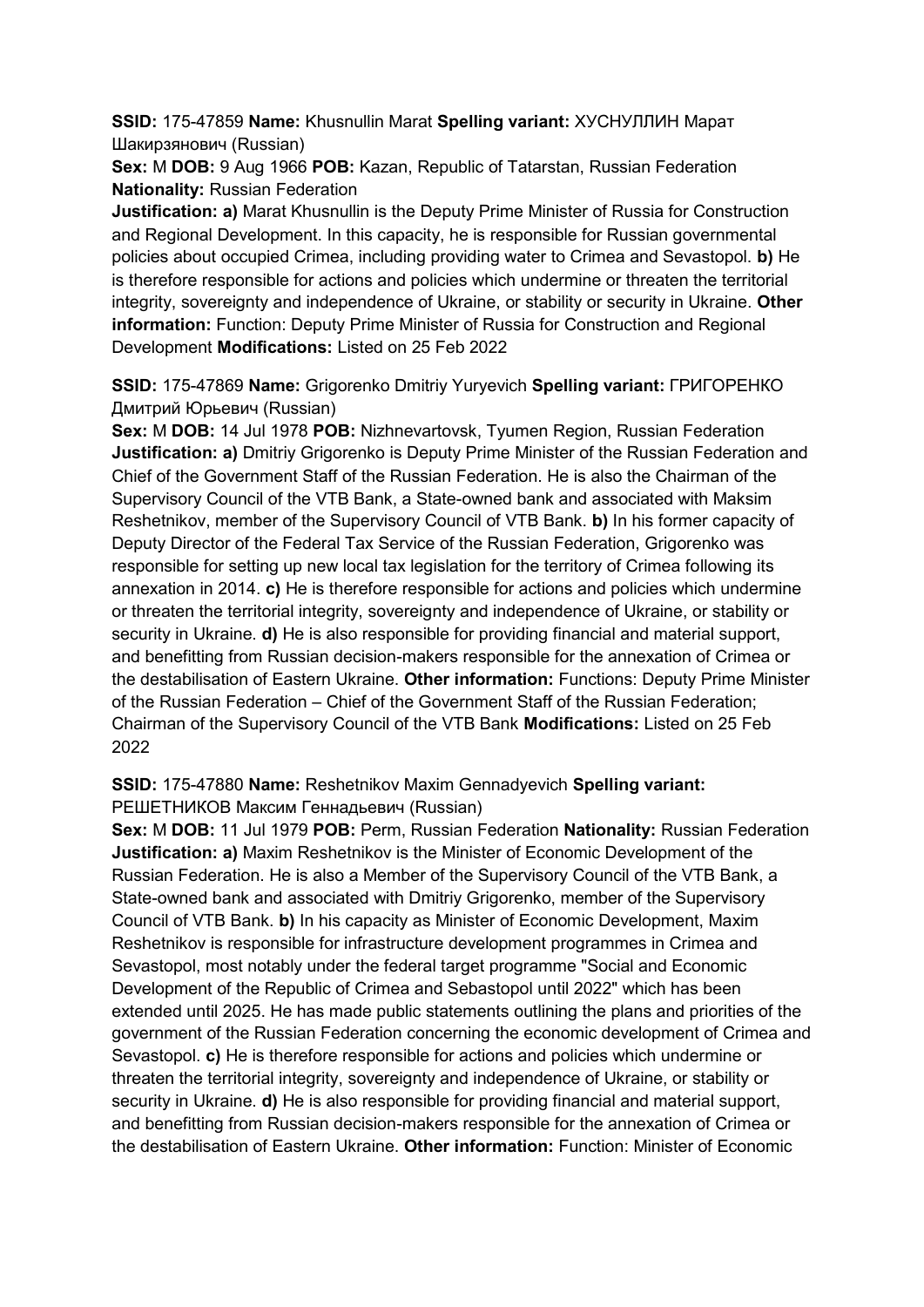**SSID:** 175-47859 **Name:** Khusnullin Marat **Spelling variant:** ХУСНУЛЛИН Марат Шакирзянович (Russian)

**Sex:** M **DOB:** 9 Aug 1966 **POB:** Kazan, Republic of Tatarstan, Russian Federation **Nationality:** Russian Federation

**Justification: a)** Marat Khusnullin is the Deputy Prime Minister of Russia for Construction and Regional Development. In this capacity, he is responsible for Russian governmental policies about occupied Crimea, including providing water to Crimea and Sevastopol. **b)** He is therefore responsible for actions and policies which undermine or threaten the territorial integrity, sovereignty and independence of Ukraine, or stability or security in Ukraine. **Other information:** Function: Deputy Prime Minister of Russia for Construction and Regional Development **Modifications:** Listed on 25 Feb 2022

**SSID:** 175-47869 **Name:** Grigorenko Dmitriy Yuryevich **Spelling variant:** ГРИГОРЕНКО Дмитрий Юрьевич (Russian)

**Sex:** M **DOB:** 14 Jul 1978 **POB:** Nizhnevartovsk, Tyumen Region, Russian Federation **Justification: a)** Dmitriy Grigorenko is Deputy Prime Minister of the Russian Federation and Chief of the Government Staff of the Russian Federation. He is also the Chairman of the Supervisory Council of the VTB Bank, a State-owned bank and associated with Maksim Reshetnikov, member of the Supervisory Council of VTB Bank. **b)** In his former capacity of Deputy Director of the Federal Tax Service of the Russian Federation, Grigorenko was responsible for setting up new local tax legislation for the territory of Crimea following its annexation in 2014. **c)** He is therefore responsible for actions and policies which undermine or threaten the territorial integrity, sovereignty and independence of Ukraine, or stability or security in Ukraine. **d)** He is also responsible for providing financial and material support, and benefitting from Russian decision-makers responsible for the annexation of Crimea or the destabilisation of Eastern Ukraine. **Other information:** Functions: Deputy Prime Minister of the Russian Federation – Chief of the Government Staff of the Russian Federation; Chairman of the Supervisory Council of the VTB Bank **Modifications:** Listed on 25 Feb 2022

**SSID:** 175-47880 **Name:** Reshetnikov Maxim Gennadyevich **Spelling variant:** РЕШЕТНИКОВ Максим Геннадьевич (Russian)

**Sex:** M **DOB:** 11 Jul 1979 **POB:** Perm, Russian Federation **Nationality:** Russian Federation **Justification: a)** Maxim Reshetnikov is the Minister of Economic Development of the Russian Federation. He is also a Member of the Supervisory Council of the VTB Bank, a State-owned bank and associated with Dmitriy Grigorenko, member of the Supervisory Council of VTB Bank. **b)** In his capacity as Minister of Economic Development, Maxim Reshetnikov is responsible for infrastructure development programmes in Crimea and Sevastopol, most notably under the federal target programme "Social and Economic Development of the Republic of Crimea and Sebastopol until 2022" which has been extended until 2025. He has made public statements outlining the plans and priorities of the government of the Russian Federation concerning the economic development of Crimea and Sevastopol. **c)** He is therefore responsible for actions and policies which undermine or threaten the territorial integrity, sovereignty and independence of Ukraine, or stability or security in Ukraine. **d)** He is also responsible for providing financial and material support, and benefitting from Russian decision-makers responsible for the annexation of Crimea or the destabilisation of Eastern Ukraine. **Other information:** Function: Minister of Economic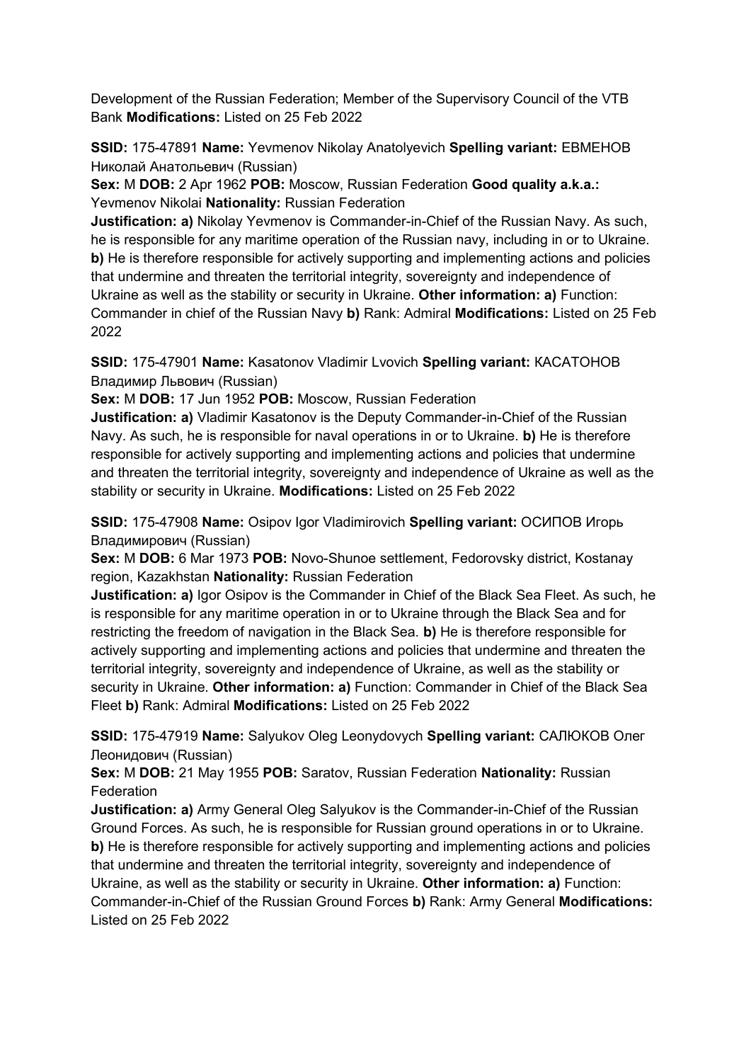Development of the Russian Federation; Member of the Supervisory Council of the VTB Bank **Modifications:** Listed on 25 Feb 2022

**SSID:** 175-47891 **Name:** Yevmenov Nikolay Anatolyevich **Spelling variant:** ЕВМЕНОВ Николай Анатольевич (Russian)
**Sex:** M **DOB:** 2 Apr 1962 **POB:** Moscow, Russian Federation **Good quality a.k.a.:** Yevmenov Nikolai **Nationality:** Russian Federation
**Justification: a)** Nikolay Yevmenov is Commander-in-Chief of the Russian Navy. As such, he is responsible for any maritime operation of the Russian navy, including in or to Ukraine. **b)** He is therefore responsible for actively supporting and implementing actions and policies that undermine and threaten the territorial integrity, sovereignty and independence of Ukraine as well as the stability or security in Ukraine. **Other information: a)** Function: Commander in chief of the Russian Navy **b)** Rank: Admiral **Modifications:** Listed on 25 Feb 2022

**SSID:** 175-47901 **Name:** Kasatonov Vladimir Lvovich **Spelling variant:** КАСАТОНОВ Владимир Львович (Russian)
**Sex:** M **DOB:** 17 Jun 1952 **POB:** Moscow, Russian Federation
**Justification: a)** Vladimir Kasatonov is the Deputy Commander-in-Chief of the Russian Navy. As such, he is responsible for naval operations in or to Ukraine. **b)** He is therefore responsible for actively supporting and implementing actions and policies that undermine and threaten the territorial integrity, sovereignty and independence of Ukraine as well as the stability or security in Ukraine. **Modifications:** Listed on 25 Feb 2022

**SSID:** 175-47908 **Name:** Osipov Igor Vladimirovich **Spelling variant:** ОСИПОВ Игорь Владимирович (Russian)
**Sex:** M **DOB:** 6 Mar 1973 **POB:** Novo-Shunoe settlement, Fedorovsky district, Kostanay region, Kazakhstan **Nationality:** Russian Federation
**Justification: a)** Igor Osipov is the Commander in Chief of the Black Sea Fleet. As such, he is responsible for any maritime operation in or to Ukraine through the Black Sea and for restricting the freedom of navigation in the Black Sea. **b)** He is therefore responsible for actively supporting and implementing actions and policies that undermine and threaten the territorial integrity, sovereignty and independence of Ukraine, as well as the stability or security in Ukraine. **Other information: a)** Function: Commander in Chief of the Black Sea Fleet **b)** Rank: Admiral **Modifications:** Listed on 25 Feb 2022

**SSID:** 175-47919 **Name:** Salyukov Oleg Leonydovych **Spelling variant:** САЛЮКОВ Олег Леонидович (Russian)
**Sex:** M **DOB:** 21 May 1955 **POB:** Saratov, Russian Federation **Nationality:** Russian Federation
**Justification: a)** Army General Oleg Salyukov is the Commander-in-Chief of the Russian Ground Forces. As such, he is responsible for Russian ground operations in or to Ukraine. **b)** He is therefore responsible for actively supporting and implementing actions and policies that undermine and threaten the territorial integrity, sovereignty and independence of Ukraine, as well as the stability or security in Ukraine. **Other information: a)** Function: Commander-in-Chief of the Russian Ground Forces **b)** Rank: Army General **Modifications:** Listed on 25 Feb 2022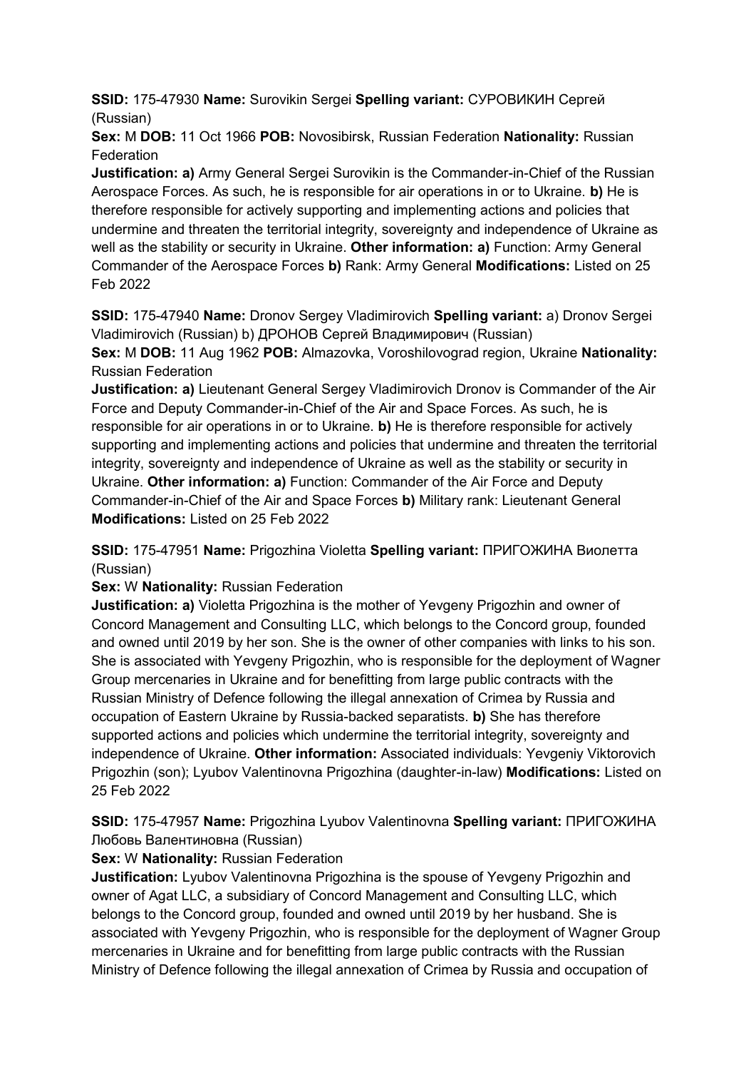**SSID:** 175-47930 **Name:** Surovikin Sergei **Spelling variant:** СУРОВИКИН Сергей (Russian)

**Sex:** M **DOB:** 11 Oct 1966 **POB:** Novosibirsk, Russian Federation **Nationality:** Russian Federation

**Justification: a)** Army General Sergei Surovikin is the Commander-in-Chief of the Russian Aerospace Forces. As such, he is responsible for air operations in or to Ukraine. **b)** He is therefore responsible for actively supporting and implementing actions and policies that undermine and threaten the territorial integrity, sovereignty and independence of Ukraine as well as the stability or security in Ukraine. **Other information: a)** Function: Army General Commander of the Aerospace Forces **b)** Rank: Army General **Modifications:** Listed on 25 Feb 2022

**SSID:** 175-47940 **Name:** Dronov Sergey Vladimirovich **Spelling variant:** a) Dronov Sergei Vladimirovich (Russian) b) ДРОНОВ Сергей Владимирович (Russian)

**Sex:** M **DOB:** 11 Aug 1962 **POB:** Almazovka, Voroshilovograd region, Ukraine **Nationality:** Russian Federation

**Justification: a)** Lieutenant General Sergey Vladimirovich Dronov is Commander of the Air Force and Deputy Commander-in-Chief of the Air and Space Forces. As such, he is responsible for air operations in or to Ukraine. **b)** He is therefore responsible for actively supporting and implementing actions and policies that undermine and threaten the territorial integrity, sovereignty and independence of Ukraine as well as the stability or security in Ukraine. **Other information: a)** Function: Commander of the Air Force and Deputy Commander-in-Chief of the Air and Space Forces **b)** Military rank: Lieutenant General **Modifications:** Listed on 25 Feb 2022

**SSID:** 175-47951 **Name:** Prigozhina Violetta **Spelling variant:** ПРИГОЖИНА Виолетта (Russian)

**Sex:** W **Nationality:** Russian Federation

**Justification: a)** Violetta Prigozhina is the mother of Yevgeny Prigozhin and owner of Concord Management and Consulting LLC, which belongs to the Concord group, founded and owned until 2019 by her son. She is the owner of other companies with links to his son. She is associated with Yevgeny Prigozhin, who is responsible for the deployment of Wagner Group mercenaries in Ukraine and for benefitting from large public contracts with the Russian Ministry of Defence following the illegal annexation of Crimea by Russia and occupation of Eastern Ukraine by Russia-backed separatists. **b)** She has therefore supported actions and policies which undermine the territorial integrity, sovereignty and independence of Ukraine. **Other information:** Associated individuals: Yevgeniy Viktorovich Prigozhin (son); Lyubov Valentinovna Prigozhina (daughter-in-law) **Modifications:** Listed on 25 Feb 2022

**SSID:** 175-47957 **Name:** Prigozhina Lyubov Valentinovna **Spelling variant:** ПРИГОЖИНА Любовь Валентиновна (Russian)

**Sex:** W **Nationality:** Russian Federation

**Justification:** Lyubov Valentinovna Prigozhina is the spouse of Yevgeny Prigozhin and owner of Agat LLC, a subsidiary of Concord Management and Consulting LLC, which belongs to the Concord group, founded and owned until 2019 by her husband. She is associated with Yevgeny Prigozhin, who is responsible for the deployment of Wagner Group mercenaries in Ukraine and for benefitting from large public contracts with the Russian Ministry of Defence following the illegal annexation of Crimea by Russia and occupation of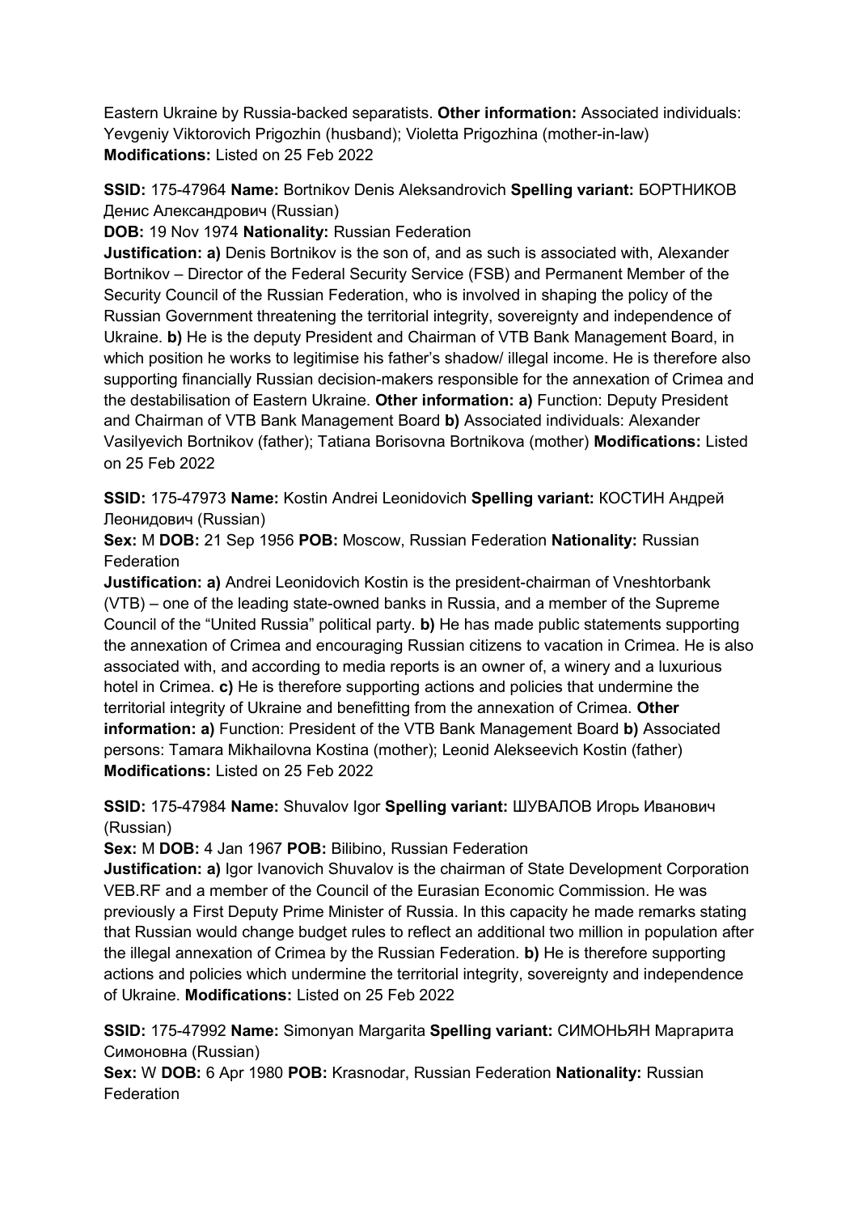Eastern Ukraine by Russia-backed separatists. **Other information:** Associated individuals: Yevgeniy Viktorovich Prigozhin (husband); Violetta Prigozhina (mother-in-law) **Modifications:** Listed on 25 Feb 2022

**SSID:** 175-47964 **Name:** Bortnikov Denis Aleksandrovich **Spelling variant:** БОРТНИКОВ Денис Александрович (Russian)

**DOB:** 19 Nov 1974 **Nationality:** Russian Federation

**Justification: a)** Denis Bortnikov is the son of, and as such is associated with, Alexander Bortnikov – Director of the Federal Security Service (FSB) and Permanent Member of the Security Council of the Russian Federation, who is involved in shaping the policy of the Russian Government threatening the territorial integrity, sovereignty and independence of Ukraine. **b)** He is the deputy President and Chairman of VTB Bank Management Board, in which position he works to legitimise his father's shadow/ illegal income. He is therefore also supporting financially Russian decision-makers responsible for the annexation of Crimea and the destabilisation of Eastern Ukraine. **Other information: a)** Function: Deputy President and Chairman of VTB Bank Management Board **b)** Associated individuals: Alexander Vasilyevich Bortnikov (father); Tatiana Borisovna Bortnikova (mother) **Modifications:** Listed on 25 Feb 2022

**SSID:** 175-47973 **Name:** Kostin Andrei Leonidovich **Spelling variant:** КОСТИН Андрей Леонидович (Russian)

**Sex:** M **DOB:** 21 Sep 1956 **POB:** Moscow, Russian Federation **Nationality:** Russian Federation

**Justification: a)** Andrei Leonidovich Kostin is the president-chairman of Vneshtorbank (VTB) – one of the leading state-owned banks in Russia, and a member of the Supreme Council of the "United Russia" political party. **b)** He has made public statements supporting the annexation of Crimea and encouraging Russian citizens to vacation in Crimea. He is also associated with, and according to media reports is an owner of, a winery and a luxurious hotel in Crimea. **c)** He is therefore supporting actions and policies that undermine the territorial integrity of Ukraine and benefitting from the annexation of Crimea. **Other information: a)** Function: President of the VTB Bank Management Board **b)** Associated persons: Tamara Mikhailovna Kostina (mother); Leonid Alekseevich Kostin (father) **Modifications:** Listed on 25 Feb 2022

**SSID:** 175-47984 **Name:** Shuvalov Igor **Spelling variant:** ШУВАЛОВ Игорь Иванович (Russian)

**Sex:** M **DOB:** 4 Jan 1967 **POB:** Bilibino, Russian Federation

**Justification: a)** Igor Ivanovich Shuvalov is the chairman of State Development Corporation VEB.RF and a member of the Council of the Eurasian Economic Commission. He was previously a First Deputy Prime Minister of Russia. In this capacity he made remarks stating that Russian would change budget rules to reflect an additional two million in population after the illegal annexation of Crimea by the Russian Federation. **b)** He is therefore supporting actions and policies which undermine the territorial integrity, sovereignty and independence of Ukraine. **Modifications:** Listed on 25 Feb 2022

**SSID:** 175-47992 **Name:** Simonyan Margarita **Spelling variant:** СИМОНЬЯН Маргарита Симоновна (Russian)

**Sex:** W **DOB:** 6 Apr 1980 **POB:** Krasnodar, Russian Federation **Nationality:** Russian Federation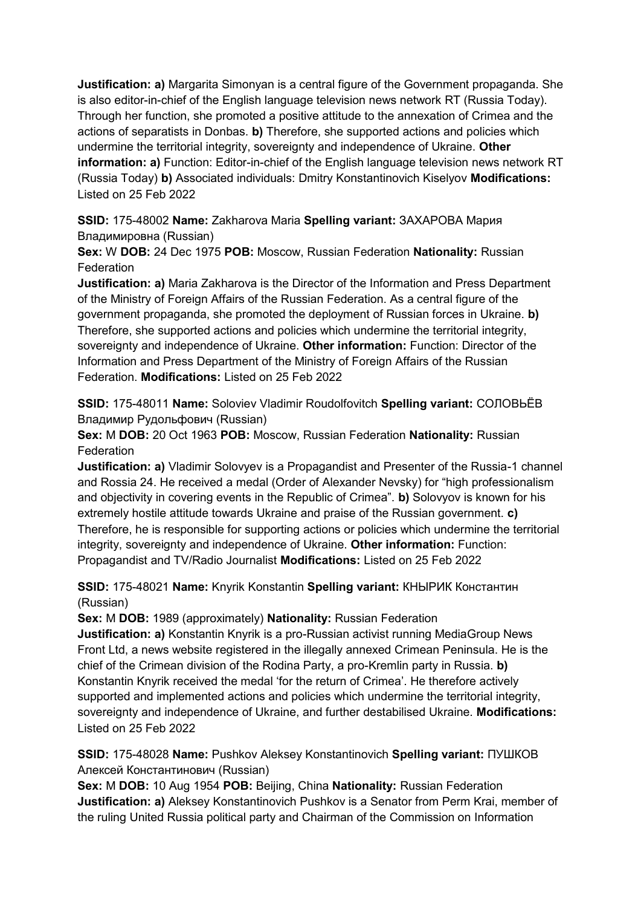**Justification: a)** Margarita Simonyan is a central figure of the Government propaganda. She is also editor-in-chief of the English language television news network RT (Russia Today). Through her function, she promoted a positive attitude to the annexation of Crimea and the actions of separatists in Donbas. **b)** Therefore, she supported actions and policies which undermine the territorial integrity, sovereignty and independence of Ukraine. **Other information: a)** Function: Editor-in-chief of the English language television news network RT (Russia Today) **b)** Associated individuals: Dmitry Konstantinovich Kiselyov **Modifications:** Listed on 25 Feb 2022

**SSID:** 175-48002 **Name:** Zakharova Maria **Spelling variant:** ЗАХАРОВА Мария Владимировна (Russian)
**Sex:** W **DOB:** 24 Dec 1975 **POB:** Moscow, Russian Federation **Nationality:** Russian Federation
**Justification: a)** Maria Zakharova is the Director of the Information and Press Department of the Ministry of Foreign Affairs of the Russian Federation. As a central figure of the government propaganda, she promoted the deployment of Russian forces in Ukraine. **b)** Therefore, she supported actions and policies which undermine the territorial integrity, sovereignty and independence of Ukraine. **Other information:** Function: Director of the Information and Press Department of the Ministry of Foreign Affairs of the Russian Federation. **Modifications:** Listed on 25 Feb 2022

**SSID:** 175-48011 **Name:** Soloviev Vladimir Roudolfovitch **Spelling variant:** СОЛОВЬЁВ Владимир Рудольфович (Russian)
**Sex:** M **DOB:** 20 Oct 1963 **POB:** Moscow, Russian Federation **Nationality:** Russian Federation
**Justification: a)** Vladimir Solovyev is a Propagandist and Presenter of the Russia-1 channel and Rossia 24. He received a medal (Order of Alexander Nevsky) for "high professionalism and objectivity in covering events in the Republic of Crimea". **b)** Solovyov is known for his extremely hostile attitude towards Ukraine and praise of the Russian government. **c)** Therefore, he is responsible for supporting actions or policies which undermine the territorial integrity, sovereignty and independence of Ukraine. **Other information:** Function: Propagandist and TV/Radio Journalist **Modifications:** Listed on 25 Feb 2022

**SSID:** 175-48021 **Name:** Knyrik Konstantin **Spelling variant:** КНЫРИК Константин (Russian)
**Sex:** M **DOB:** 1989 (approximately) **Nationality:** Russian Federation
**Justification: a)** Konstantin Knyrik is a pro-Russian activist running MediaGroup News Front Ltd, a news website registered in the illegally annexed Crimean Peninsula. He is the chief of the Crimean division of the Rodina Party, a pro-Kremlin party in Russia. **b)** Konstantin Knyrik received the medal 'for the return of Crimea'. He therefore actively supported and implemented actions and policies which undermine the territorial integrity, sovereignty and independence of Ukraine, and further destabilised Ukraine. **Modifications:** Listed on 25 Feb 2022

**SSID:** 175-48028 **Name:** Pushkov Aleksey Konstantinovich **Spelling variant:** ПУШКОВ Алексей Константинович (Russian)
**Sex:** M **DOB:** 10 Aug 1954 **POB:** Beijing, China **Nationality:** Russian Federation
**Justification: a)** Aleksey Konstantinovich Pushkov is a Senator from Perm Krai, member of the ruling United Russia political party and Chairman of the Commission on Information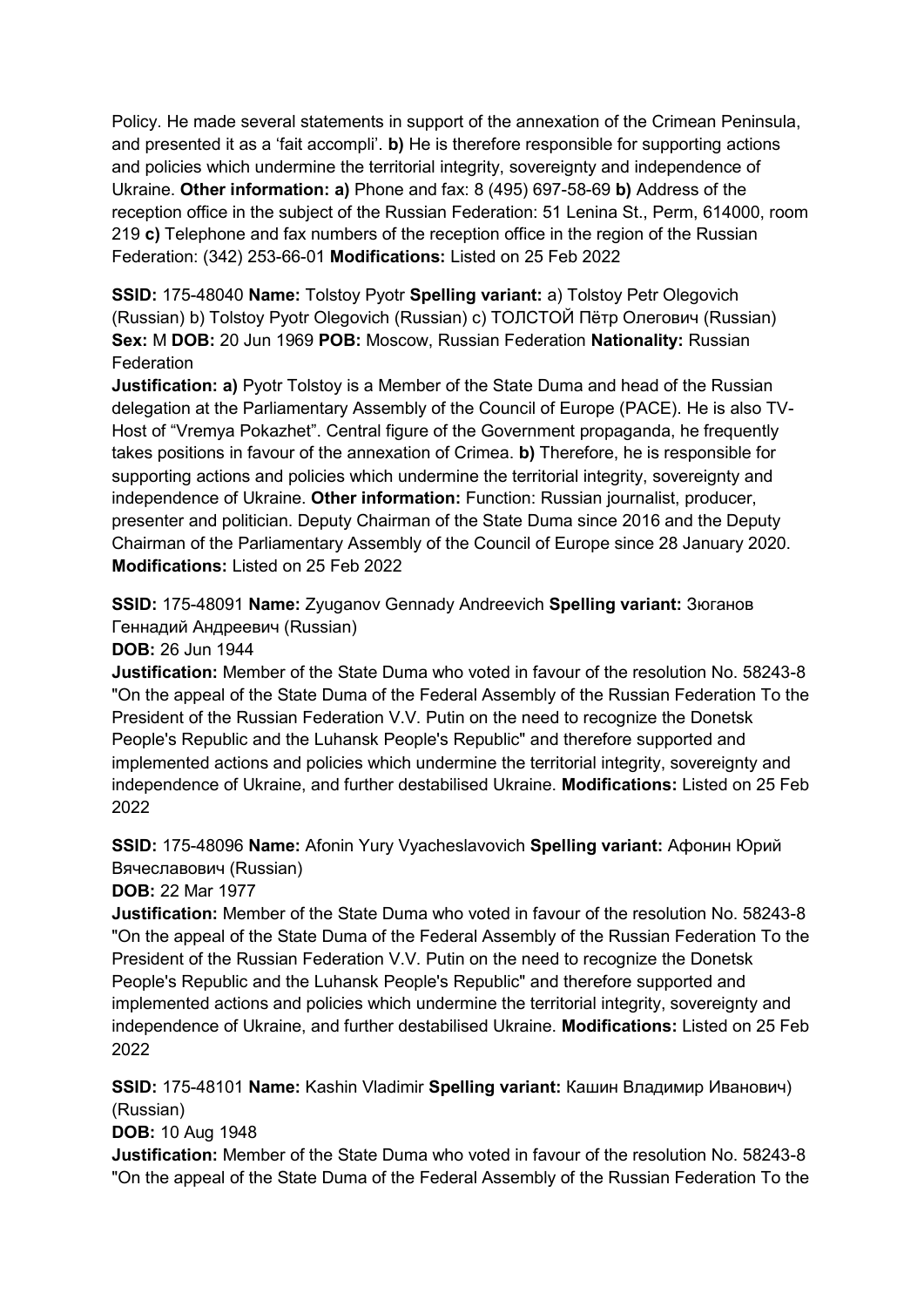Policy. He made several statements in support of the annexation of the Crimean Peninsula, and presented it as a 'fait accompli'. **b)** He is therefore responsible for supporting actions and policies which undermine the territorial integrity, sovereignty and independence of Ukraine. **Other information: a)** Phone and fax: 8 (495) 697-58-69 **b)** Address of the reception office in the subject of the Russian Federation: 51 Lenina St., Perm, 614000, room 219 **c)** Telephone and fax numbers of the reception office in the region of the Russian Federation: (342) 253-66-01 **Modifications:** Listed on 25 Feb 2022

**SSID:** 175-48040 **Name:** Tolstoy Pyotr **Spelling variant:** a) Tolstoy Petr Olegovich (Russian) b) Tolstoy Pyotr Olegovich (Russian) c) ТОЛСТОЙ Пётр Олегович (Russian) **Sex:** M **DOB:** 20 Jun 1969 **POB:** Moscow, Russian Federation **Nationality:** Russian Federation

**Justification: a)** Pyotr Tolstoy is a Member of the State Duma and head of the Russian delegation at the Parliamentary Assembly of the Council of Europe (PACE). He is also TV-Host of "Vremya Pokazhet". Central figure of the Government propaganda, he frequently takes positions in favour of the annexation of Crimea. **b)** Therefore, he is responsible for supporting actions and policies which undermine the territorial integrity, sovereignty and independence of Ukraine. **Other information:** Function: Russian journalist, producer, presenter and politician. Deputy Chairman of the State Duma since 2016 and the Deputy Chairman of the Parliamentary Assembly of the Council of Europe since 28 January 2020. **Modifications:** Listed on 25 Feb 2022

**SSID:** 175-48091 **Name:** Zyuganov Gennady Andreevich **Spelling variant:** Зюганов Геннадий Андреевич (Russian)

**DOB:** 26 Jun 1944

**Justification:** Member of the State Duma who voted in favour of the resolution No. 58243-8 "On the appeal of the State Duma of the Federal Assembly of the Russian Federation To the President of the Russian Federation V.V. Putin on the need to recognize the Donetsk People's Republic and the Luhansk People's Republic" and therefore supported and implemented actions and policies which undermine the territorial integrity, sovereignty and independence of Ukraine, and further destabilised Ukraine. **Modifications:** Listed on 25 Feb 2022

**SSID:** 175-48096 **Name:** Afonin Yury Vyacheslavovich **Spelling variant:** Афонин Юрий Вячеславович (Russian)

**DOB:** 22 Mar 1977

**Justification:** Member of the State Duma who voted in favour of the resolution No. 58243-8 "On the appeal of the State Duma of the Federal Assembly of the Russian Federation To the President of the Russian Federation V.V. Putin on the need to recognize the Donetsk People's Republic and the Luhansk People's Republic" and therefore supported and implemented actions and policies which undermine the territorial integrity, sovereignty and independence of Ukraine, and further destabilised Ukraine. **Modifications:** Listed on 25 Feb 2022

**SSID:** 175-48101 **Name:** Kashin Vladimir **Spelling variant:** Кашин Владимир Иванович) (Russian)

**DOB:** 10 Aug 1948

**Justification:** Member of the State Duma who voted in favour of the resolution No. 58243-8 "On the appeal of the State Duma of the Federal Assembly of the Russian Federation To the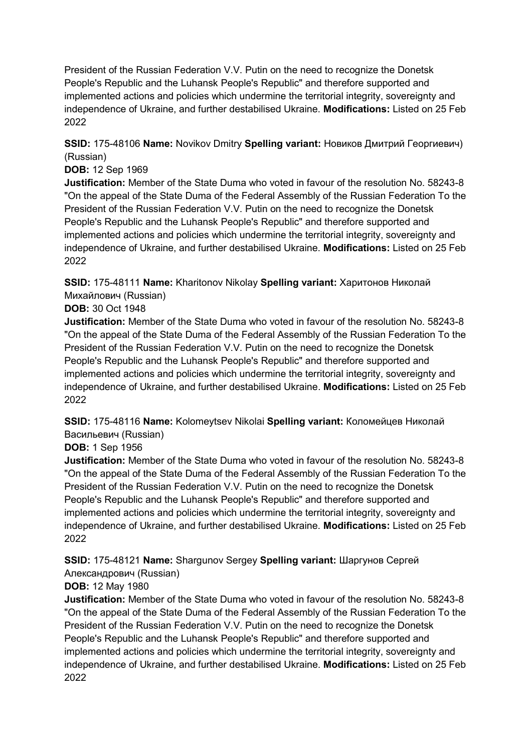President of the Russian Federation V.V. Putin on the need to recognize the Donetsk People's Republic and the Luhansk People's Republic" and therefore supported and implemented actions and policies which undermine the territorial integrity, sovereignty and independence of Ukraine, and further destabilised Ukraine. **Modifications:** Listed on 25 Feb 2022

**SSID:** 175-48106 **Name:** Novikov Dmitry **Spelling variant:** Новиков Дмитрий Георгиевич) (Russian)
**DOB:** 12 Sep 1969
**Justification:** Member of the State Duma who voted in favour of the resolution No. 58243-8 "On the appeal of the State Duma of the Federal Assembly of the Russian Federation To the President of the Russian Federation V.V. Putin on the need to recognize the Donetsk People's Republic and the Luhansk People's Republic" and therefore supported and implemented actions and policies which undermine the territorial integrity, sovereignty and independence of Ukraine, and further destabilised Ukraine. **Modifications:** Listed on 25 Feb 2022

**SSID:** 175-48111 **Name:** Kharitonov Nikolay **Spelling variant:** Харитонов Николай Михайлович (Russian)
**DOB:** 30 Oct 1948
**Justification:** Member of the State Duma who voted in favour of the resolution No. 58243-8 "On the appeal of the State Duma of the Federal Assembly of the Russian Federation To the President of the Russian Federation V.V. Putin on the need to recognize the Donetsk People's Republic and the Luhansk People's Republic" and therefore supported and implemented actions and policies which undermine the territorial integrity, sovereignty and independence of Ukraine, and further destabilised Ukraine. **Modifications:** Listed on 25 Feb 2022

**SSID:** 175-48116 **Name:** Kolomeytsev Nikolai **Spelling variant:** Коломейцев Николай Васильевич (Russian)
**DOB:** 1 Sep 1956
**Justification:** Member of the State Duma who voted in favour of the resolution No. 58243-8 "On the appeal of the State Duma of the Federal Assembly of the Russian Federation To the President of the Russian Federation V.V. Putin on the need to recognize the Donetsk People's Republic and the Luhansk People's Republic" and therefore supported and implemented actions and policies which undermine the territorial integrity, sovereignty and independence of Ukraine, and further destabilised Ukraine. **Modifications:** Listed on 25 Feb 2022

**SSID:** 175-48121 **Name:** Shargunov Sergey **Spelling variant:** Шаргунов Сергей Александрович (Russian)
**DOB:** 12 May 1980
**Justification:** Member of the State Duma who voted in favour of the resolution No. 58243-8 "On the appeal of the State Duma of the Federal Assembly of the Russian Federation To the President of the Russian Federation V.V. Putin on the need to recognize the Donetsk People's Republic and the Luhansk People's Republic" and therefore supported and implemented actions and policies which undermine the territorial integrity, sovereignty and independence of Ukraine, and further destabilised Ukraine. **Modifications:** Listed on 25 Feb 2022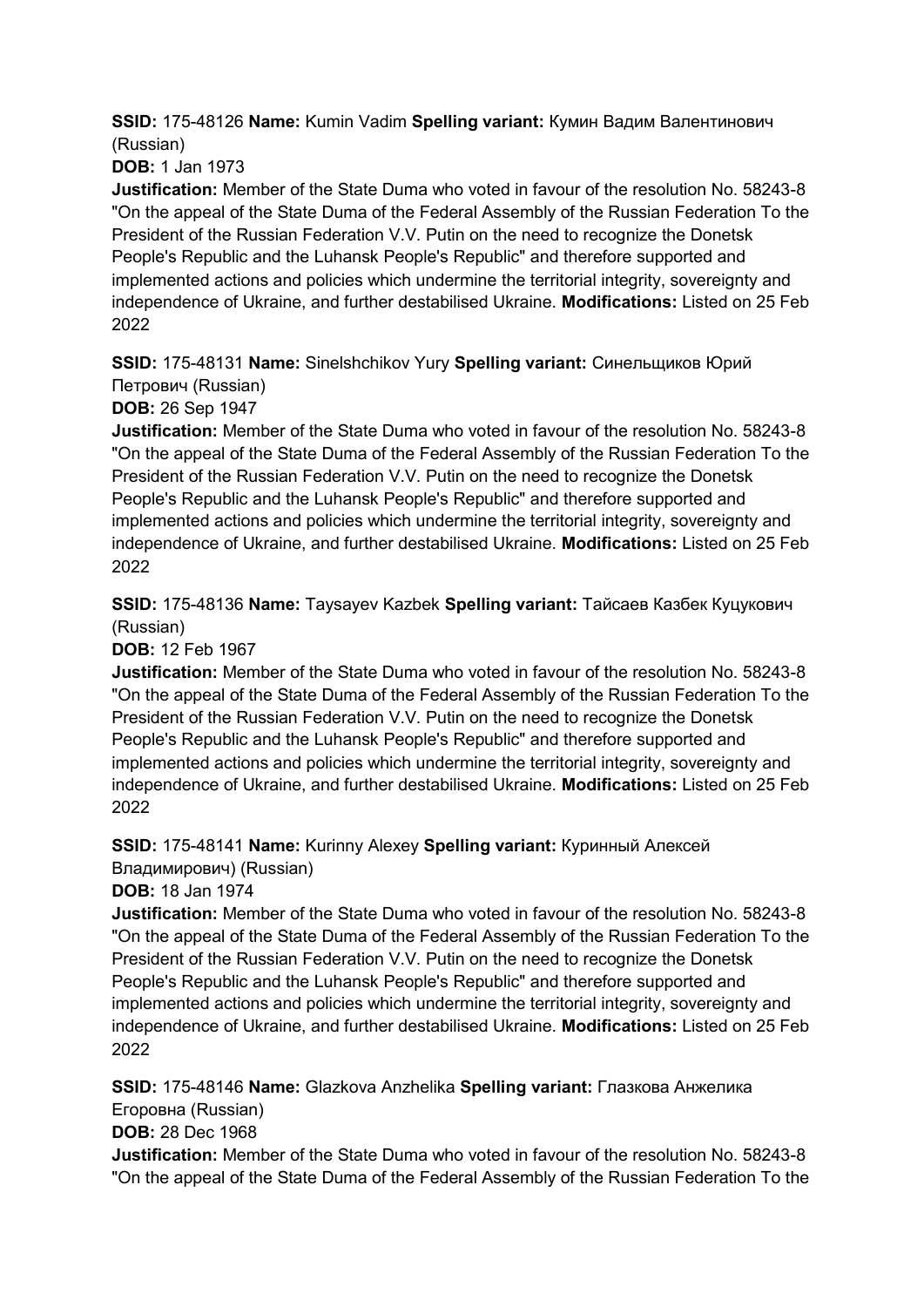**SSID:** 175-48126 **Name:** Kumin Vadim **Spelling variant:** Кумин Вадим Валентинович (Russian)

**DOB:** 1 Jan 1973

**Justification:** Member of the State Duma who voted in favour of the resolution No. 58243-8 "On the appeal of the State Duma of the Federal Assembly of the Russian Federation To the President of the Russian Federation V.V. Putin on the need to recognize the Donetsk People's Republic and the Luhansk People's Republic" and therefore supported and implemented actions and policies which undermine the territorial integrity, sovereignty and independence of Ukraine, and further destabilised Ukraine. **Modifications:** Listed on 25 Feb 2022

**SSID:** 175-48131 **Name:** Sinelshchikov Yury **Spelling variant:** Синельщиков Юрий Петрович (Russian)

**DOB:** 26 Sep 1947

**Justification:** Member of the State Duma who voted in favour of the resolution No. 58243-8 "On the appeal of the State Duma of the Federal Assembly of the Russian Federation To the President of the Russian Federation V.V. Putin on the need to recognize the Donetsk People's Republic and the Luhansk People's Republic" and therefore supported and implemented actions and policies which undermine the territorial integrity, sovereignty and independence of Ukraine, and further destabilised Ukraine. **Modifications:** Listed on 25 Feb 2022

**SSID:** 175-48136 **Name:** Taysayev Kazbek **Spelling variant:** Тайсаев Казбек Куцукович (Russian)

**DOB:** 12 Feb 1967

**Justification:** Member of the State Duma who voted in favour of the resolution No. 58243-8 "On the appeal of the State Duma of the Federal Assembly of the Russian Federation To the President of the Russian Federation V.V. Putin on the need to recognize the Donetsk People's Republic and the Luhansk People's Republic" and therefore supported and implemented actions and policies which undermine the territorial integrity, sovereignty and independence of Ukraine, and further destabilised Ukraine. **Modifications:** Listed on 25 Feb 2022

**SSID:** 175-48141 **Name:** Kurinny Alexey **Spelling variant:** Куринный Алексей Владимирович) (Russian)

**DOB:** 18 Jan 1974

**Justification:** Member of the State Duma who voted in favour of the resolution No. 58243-8 "On the appeal of the State Duma of the Federal Assembly of the Russian Federation To the President of the Russian Federation V.V. Putin on the need to recognize the Donetsk People's Republic and the Luhansk People's Republic" and therefore supported and implemented actions and policies which undermine the territorial integrity, sovereignty and independence of Ukraine, and further destabilised Ukraine. **Modifications:** Listed on 25 Feb 2022

**SSID:** 175-48146 **Name:** Glazkova Anzhelika **Spelling variant:** Глазкова Анжелика Егоровна (Russian)

**DOB:** 28 Dec 1968

**Justification:** Member of the State Duma who voted in favour of the resolution No. 58243-8 "On the appeal of the State Duma of the Federal Assembly of the Russian Federation To the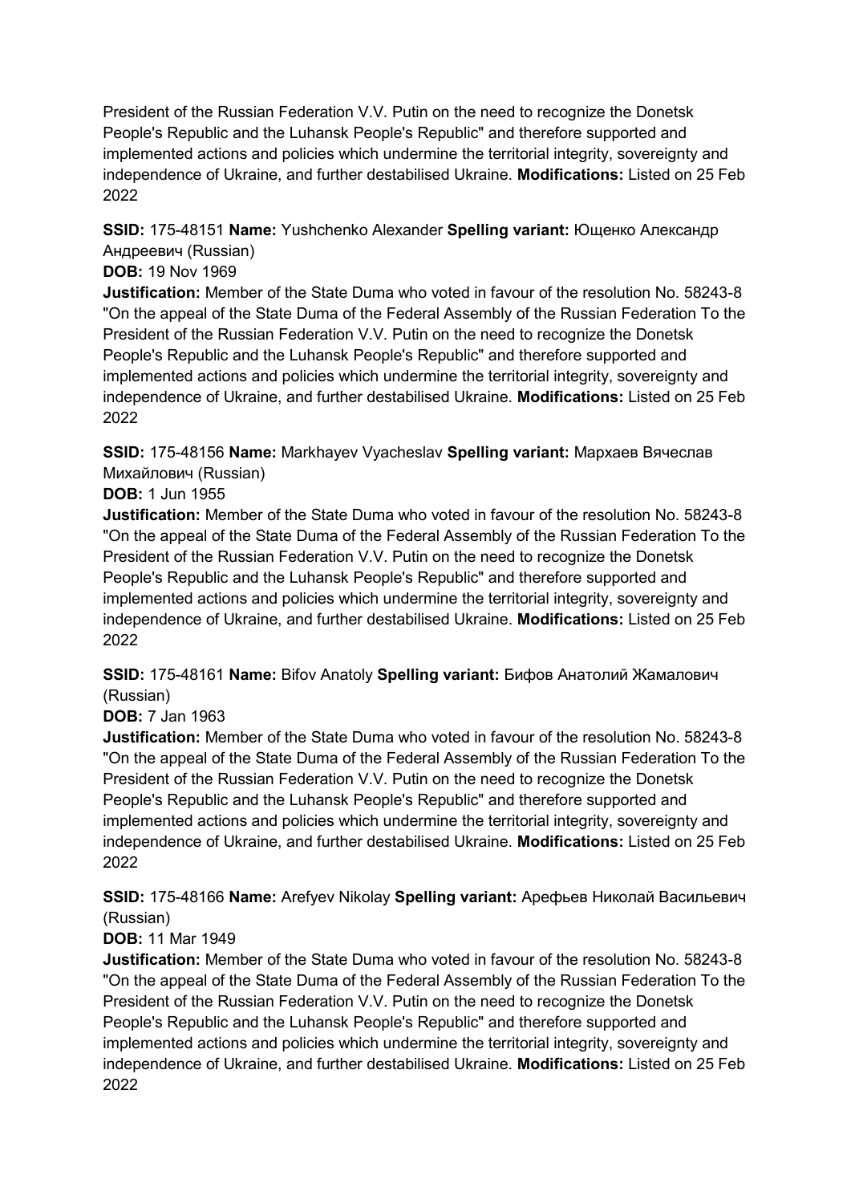President of the Russian Federation V.V. Putin on the need to recognize the Donetsk People's Republic and the Luhansk People's Republic" and therefore supported and implemented actions and policies which undermine the territorial integrity, sovereignty and independence of Ukraine, and further destabilised Ukraine. **Modifications:** Listed on 25 Feb 2022

**SSID:** 175-48151 **Name:** Yushchenko Alexander **Spelling variant:** Ющенко Александр Андреевич (Russian)
**DOB:** 19 Nov 1969
**Justification:** Member of the State Duma who voted in favour of the resolution No. 58243-8 "On the appeal of the State Duma of the Federal Assembly of the Russian Federation To the President of the Russian Federation V.V. Putin on the need to recognize the Donetsk People's Republic and the Luhansk People's Republic" and therefore supported and implemented actions and policies which undermine the territorial integrity, sovereignty and independence of Ukraine, and further destabilised Ukraine. **Modifications:** Listed on 25 Feb 2022

**SSID:** 175-48156 **Name:** Markhayev Vyacheslav **Spelling variant:** Мархаев Вячеслав Михайлович (Russian)
**DOB:** 1 Jun 1955
**Justification:** Member of the State Duma who voted in favour of the resolution No. 58243-8 "On the appeal of the State Duma of the Federal Assembly of the Russian Federation To the President of the Russian Federation V.V. Putin on the need to recognize the Donetsk People's Republic and the Luhansk People's Republic" and therefore supported and implemented actions and policies which undermine the territorial integrity, sovereignty and independence of Ukraine, and further destabilised Ukraine. **Modifications:** Listed on 25 Feb 2022

**SSID:** 175-48161 **Name:** Bifov Anatoly **Spelling variant:** Бифов Анатолий Жамалович (Russian)
**DOB:** 7 Jan 1963
**Justification:** Member of the State Duma who voted in favour of the resolution No. 58243-8 "On the appeal of the State Duma of the Federal Assembly of the Russian Federation To the President of the Russian Federation V.V. Putin on the need to recognize the Donetsk People's Republic and the Luhansk People's Republic" and therefore supported and implemented actions and policies which undermine the territorial integrity, sovereignty and independence of Ukraine, and further destabilised Ukraine. **Modifications:** Listed on 25 Feb 2022

**SSID:** 175-48166 **Name:** Arefyev Nikolay **Spelling variant:** Арефьев Николай Васильевич (Russian)
**DOB:** 11 Mar 1949
**Justification:** Member of the State Duma who voted in favour of the resolution No. 58243-8 "On the appeal of the State Duma of the Federal Assembly of the Russian Federation To the President of the Russian Federation V.V. Putin on the need to recognize the Donetsk People's Republic and the Luhansk People's Republic" and therefore supported and implemented actions and policies which undermine the territorial integrity, sovereignty and independence of Ukraine, and further destabilised Ukraine. **Modifications:** Listed on 25 Feb 2022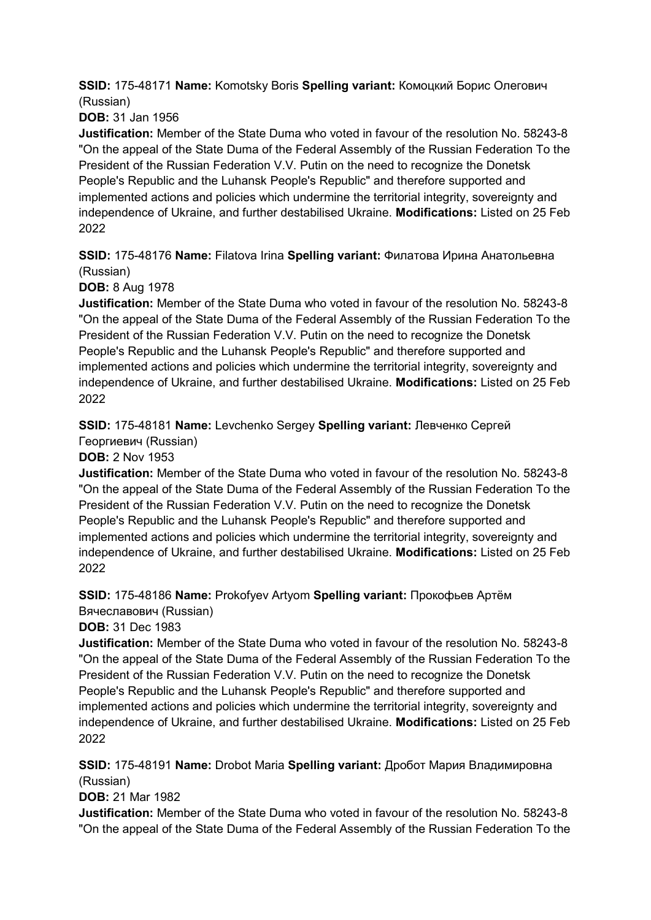**SSID:** 175-48171 **Name:** Komotsky Boris **Spelling variant:** Комоцкий Борис Олегович (Russian)

**DOB:** 31 Jan 1956

**Justification:** Member of the State Duma who voted in favour of the resolution No. 58243-8 "On the appeal of the State Duma of the Federal Assembly of the Russian Federation To the President of the Russian Federation V.V. Putin on the need to recognize the Donetsk People's Republic and the Luhansk People's Republic" and therefore supported and implemented actions and policies which undermine the territorial integrity, sovereignty and independence of Ukraine, and further destabilised Ukraine. **Modifications:** Listed on 25 Feb 2022

**SSID:** 175-48176 **Name:** Filatova Irina **Spelling variant:** Филатова Ирина Анатольевна (Russian)

**DOB:** 8 Aug 1978

**Justification:** Member of the State Duma who voted in favour of the resolution No. 58243-8 "On the appeal of the State Duma of the Federal Assembly of the Russian Federation To the President of the Russian Federation V.V. Putin on the need to recognize the Donetsk People's Republic and the Luhansk People's Republic" and therefore supported and implemented actions and policies which undermine the territorial integrity, sovereignty and independence of Ukraine, and further destabilised Ukraine. **Modifications:** Listed on 25 Feb 2022

**SSID:** 175-48181 **Name:** Levchenko Sergey **Spelling variant:** Левченко Сергей Георгиевич (Russian)

**DOB:** 2 Nov 1953

**Justification:** Member of the State Duma who voted in favour of the resolution No. 58243-8 "On the appeal of the State Duma of the Federal Assembly of the Russian Federation To the President of the Russian Federation V.V. Putin on the need to recognize the Donetsk People's Republic and the Luhansk People's Republic" and therefore supported and implemented actions and policies which undermine the territorial integrity, sovereignty and independence of Ukraine, and further destabilised Ukraine. **Modifications:** Listed on 25 Feb 2022

**SSID:** 175-48186 **Name:** Prokofyev Artyom **Spelling variant:** Прокофьев Артём Вячеславович (Russian)

**DOB:** 31 Dec 1983

**Justification:** Member of the State Duma who voted in favour of the resolution No. 58243-8 "On the appeal of the State Duma of the Federal Assembly of the Russian Federation To the President of the Russian Federation V.V. Putin on the need to recognize the Donetsk People's Republic and the Luhansk People's Republic" and therefore supported and implemented actions and policies which undermine the territorial integrity, sovereignty and independence of Ukraine, and further destabilised Ukraine. **Modifications:** Listed on 25 Feb 2022

**SSID:** 175-48191 **Name:** Drobot Maria **Spelling variant:** Дробот Мария Владимировна (Russian)

**DOB:** 21 Mar 1982

**Justification:** Member of the State Duma who voted in favour of the resolution No. 58243-8 "On the appeal of the State Duma of the Federal Assembly of the Russian Federation To the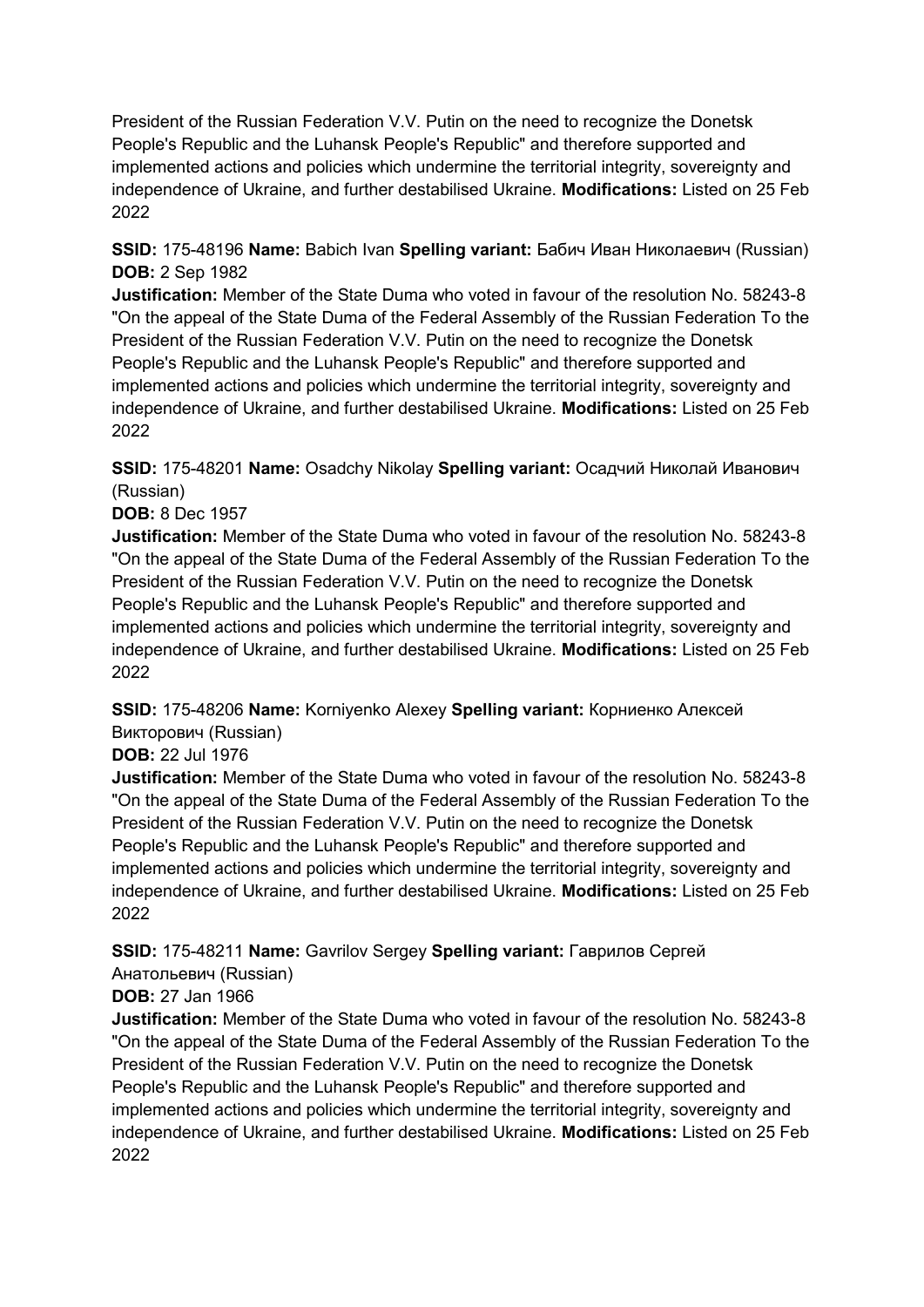President of the Russian Federation V.V. Putin on the need to recognize the Donetsk People's Republic and the Luhansk People's Republic" and therefore supported and implemented actions and policies which undermine the territorial integrity, sovereignty and independence of Ukraine, and further destabilised Ukraine. **Modifications:** Listed on 25 Feb 2022

**SSID:** 175-48196 **Name:** Babich Ivan **Spelling variant:** Бабич Иван Николаевич (Russian) **DOB:** 2 Sep 1982
**Justification:** Member of the State Duma who voted in favour of the resolution No. 58243-8 "On the appeal of the State Duma of the Federal Assembly of the Russian Federation To the President of the Russian Federation V.V. Putin on the need to recognize the Donetsk People's Republic and the Luhansk People's Republic" and therefore supported and implemented actions and policies which undermine the territorial integrity, sovereignty and independence of Ukraine, and further destabilised Ukraine. **Modifications:** Listed on 25 Feb 2022

**SSID:** 175-48201 **Name:** Osadchy Nikolay **Spelling variant:** Осадчий Николай Иванович (Russian)
**DOB:** 8 Dec 1957
**Justification:** Member of the State Duma who voted in favour of the resolution No. 58243-8 "On the appeal of the State Duma of the Federal Assembly of the Russian Federation To the President of the Russian Federation V.V. Putin on the need to recognize the Donetsk People's Republic and the Luhansk People's Republic" and therefore supported and implemented actions and policies which undermine the territorial integrity, sovereignty and independence of Ukraine, and further destabilised Ukraine. **Modifications:** Listed on 25 Feb 2022

**SSID:** 175-48206 **Name:** Korniyenko Alexey **Spelling variant:** Корниенко Алексей Викторович (Russian)
**DOB:** 22 Jul 1976
**Justification:** Member of the State Duma who voted in favour of the resolution No. 58243-8 "On the appeal of the State Duma of the Federal Assembly of the Russian Federation To the President of the Russian Federation V.V. Putin on the need to recognize the Donetsk People's Republic and the Luhansk People's Republic" and therefore supported and implemented actions and policies which undermine the territorial integrity, sovereignty and independence of Ukraine, and further destabilised Ukraine. **Modifications:** Listed on 25 Feb 2022

**SSID:** 175-48211 **Name:** Gavrilov Sergey **Spelling variant:** Гаврилов Сергей Анатольевич (Russian)
**DOB:** 27 Jan 1966
**Justification:** Member of the State Duma who voted in favour of the resolution No. 58243-8 "On the appeal of the State Duma of the Federal Assembly of the Russian Federation To the President of the Russian Federation V.V. Putin on the need to recognize the Donetsk People's Republic and the Luhansk People's Republic" and therefore supported and implemented actions and policies which undermine the territorial integrity, sovereignty and independence of Ukraine, and further destabilised Ukraine. **Modifications:** Listed on 25 Feb 2022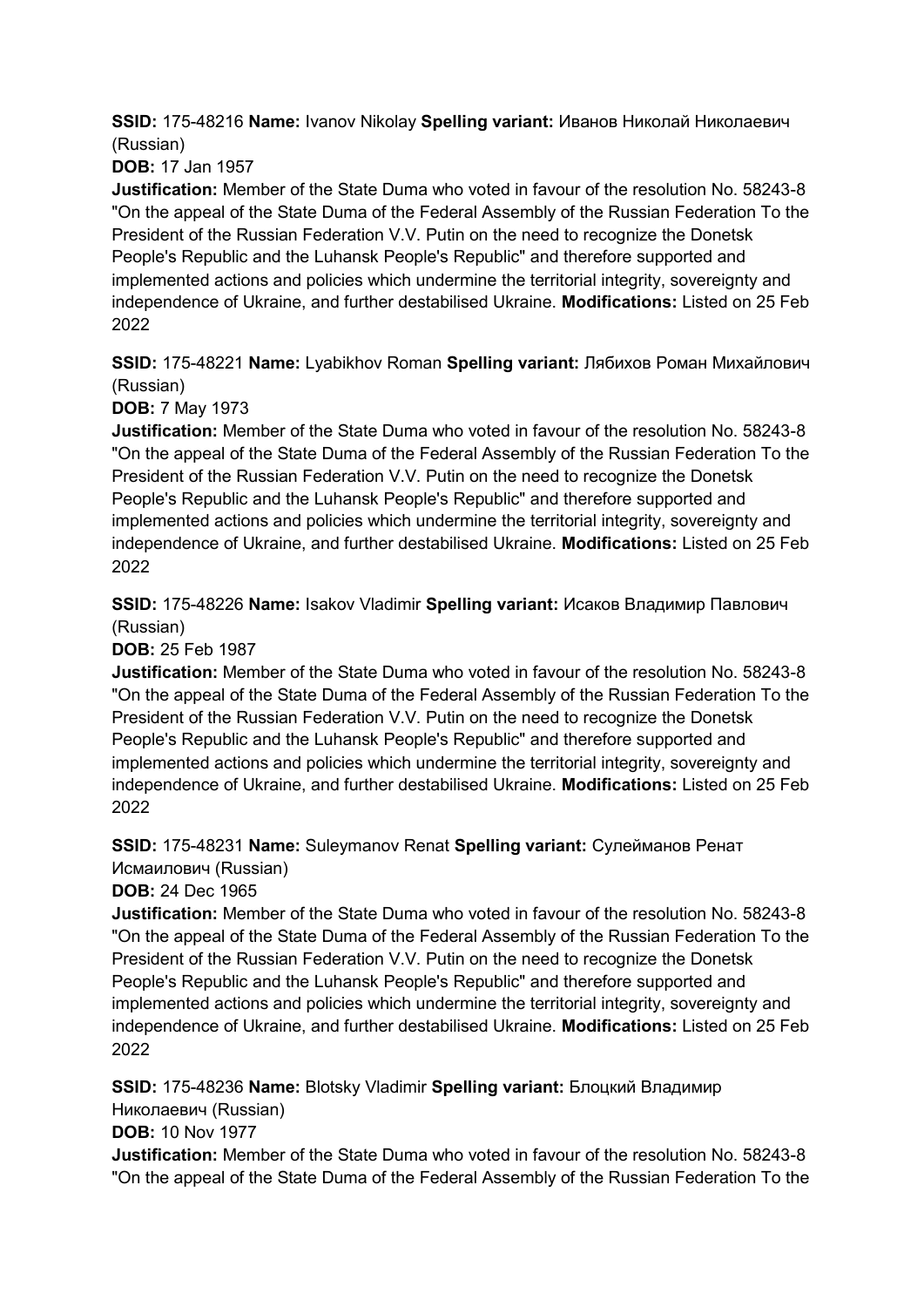**SSID:** 175-48216 **Name:** Ivanov Nikolay **Spelling variant:** Иванов Николай Николаевич (Russian)

**DOB:** 17 Jan 1957

**Justification:** Member of the State Duma who voted in favour of the resolution No. 58243-8 "On the appeal of the State Duma of the Federal Assembly of the Russian Federation To the President of the Russian Federation V.V. Putin on the need to recognize the Donetsk People's Republic and the Luhansk People's Republic" and therefore supported and implemented actions and policies which undermine the territorial integrity, sovereignty and independence of Ukraine, and further destabilised Ukraine. **Modifications:** Listed on 25 Feb 2022

**SSID:** 175-48221 **Name:** Lyabikhov Roman **Spelling variant:** Лябихов Роман Михайлович (Russian)

**DOB:** 7 May 1973

**Justification:** Member of the State Duma who voted in favour of the resolution No. 58243-8 "On the appeal of the State Duma of the Federal Assembly of the Russian Federation To the President of the Russian Federation V.V. Putin on the need to recognize the Donetsk People's Republic and the Luhansk People's Republic" and therefore supported and implemented actions and policies which undermine the territorial integrity, sovereignty and independence of Ukraine, and further destabilised Ukraine. **Modifications:** Listed on 25 Feb 2022

**SSID:** 175-48226 **Name:** Isakov Vladimir **Spelling variant:** Исаков Владимир Павлович (Russian)

**DOB:** 25 Feb 1987

**Justification:** Member of the State Duma who voted in favour of the resolution No. 58243-8 "On the appeal of the State Duma of the Federal Assembly of the Russian Federation To the President of the Russian Federation V.V. Putin on the need to recognize the Donetsk People's Republic and the Luhansk People's Republic" and therefore supported and implemented actions and policies which undermine the territorial integrity, sovereignty and independence of Ukraine, and further destabilised Ukraine. **Modifications:** Listed on 25 Feb 2022

**SSID:** 175-48231 **Name:** Suleymanov Renat **Spelling variant:** Сулейманов Ренат Исмаилович (Russian)

**DOB:** 24 Dec 1965

**Justification:** Member of the State Duma who voted in favour of the resolution No. 58243-8 "On the appeal of the State Duma of the Federal Assembly of the Russian Federation To the President of the Russian Federation V.V. Putin on the need to recognize the Donetsk People's Republic and the Luhansk People's Republic" and therefore supported and implemented actions and policies which undermine the territorial integrity, sovereignty and independence of Ukraine, and further destabilised Ukraine. **Modifications:** Listed on 25 Feb 2022

**SSID:** 175-48236 **Name:** Blotsky Vladimir **Spelling variant:** Блоцкий Владимир Николаевич (Russian)

**DOB:** 10 Nov 1977

**Justification:** Member of the State Duma who voted in favour of the resolution No. 58243-8 "On the appeal of the State Duma of the Federal Assembly of the Russian Federation To the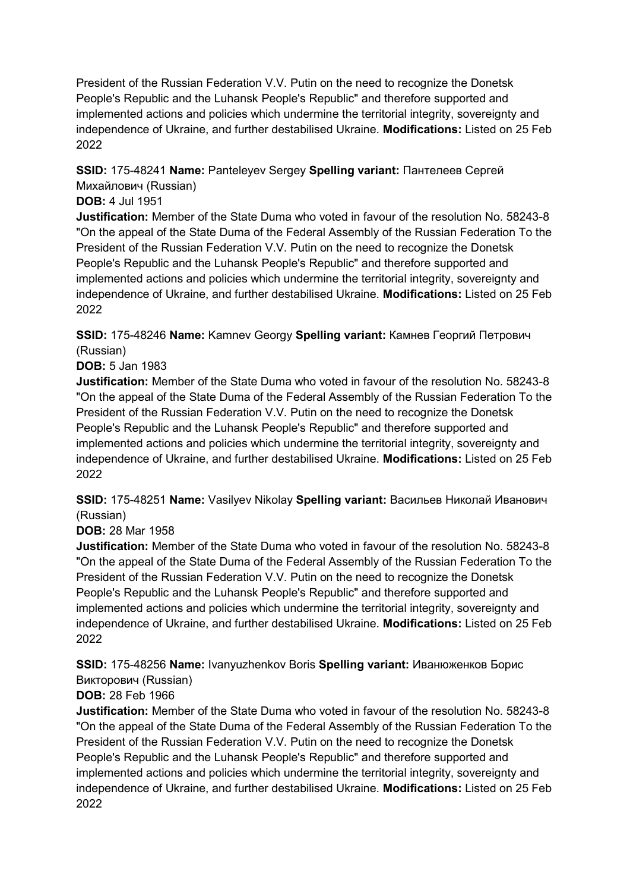President of the Russian Federation V.V. Putin on the need to recognize the Donetsk People's Republic and the Luhansk People's Republic" and therefore supported and implemented actions and policies which undermine the territorial integrity, sovereignty and independence of Ukraine, and further destabilised Ukraine. **Modifications:** Listed on 25 Feb 2022

**SSID:** 175-48241 **Name:** Panteleyev Sergey **Spelling variant:** Пантелеев Сергей Михайлович (Russian)
**DOB:** 4 Jul 1951
**Justification:** Member of the State Duma who voted in favour of the resolution No. 58243-8 "On the appeal of the State Duma of the Federal Assembly of the Russian Federation To the President of the Russian Federation V.V. Putin on the need to recognize the Donetsk People's Republic and the Luhansk People's Republic" and therefore supported and implemented actions and policies which undermine the territorial integrity, sovereignty and independence of Ukraine, and further destabilised Ukraine. **Modifications:** Listed on 25 Feb 2022

**SSID:** 175-48246 **Name:** Kamnev Georgy **Spelling variant:** Камнев Георгий Петрович (Russian)
**DOB:** 5 Jan 1983
**Justification:** Member of the State Duma who voted in favour of the resolution No. 58243-8 "On the appeal of the State Duma of the Federal Assembly of the Russian Federation To the President of the Russian Federation V.V. Putin on the need to recognize the Donetsk People's Republic and the Luhansk People's Republic" and therefore supported and implemented actions and policies which undermine the territorial integrity, sovereignty and independence of Ukraine, and further destabilised Ukraine. **Modifications:** Listed on 25 Feb 2022

**SSID:** 175-48251 **Name:** Vasilyev Nikolay **Spelling variant:** Васильев Николай Иванович (Russian)
**DOB:** 28 Mar 1958
**Justification:** Member of the State Duma who voted in favour of the resolution No. 58243-8 "On the appeal of the State Duma of the Federal Assembly of the Russian Federation To the President of the Russian Federation V.V. Putin on the need to recognize the Donetsk People's Republic and the Luhansk People's Republic" and therefore supported and implemented actions and policies which undermine the territorial integrity, sovereignty and independence of Ukraine, and further destabilised Ukraine. **Modifications:** Listed on 25 Feb 2022

**SSID:** 175-48256 **Name:** Ivanyuzhenkov Boris **Spelling variant:** Иванюженков Борис Викторович (Russian)
**DOB:** 28 Feb 1966
**Justification:** Member of the State Duma who voted in favour of the resolution No. 58243-8 "On the appeal of the State Duma of the Federal Assembly of the Russian Federation To the President of the Russian Federation V.V. Putin on the need to recognize the Donetsk People's Republic and the Luhansk People's Republic" and therefore supported and implemented actions and policies which undermine the territorial integrity, sovereignty and independence of Ukraine, and further destabilised Ukraine. **Modifications:** Listed on 25 Feb 2022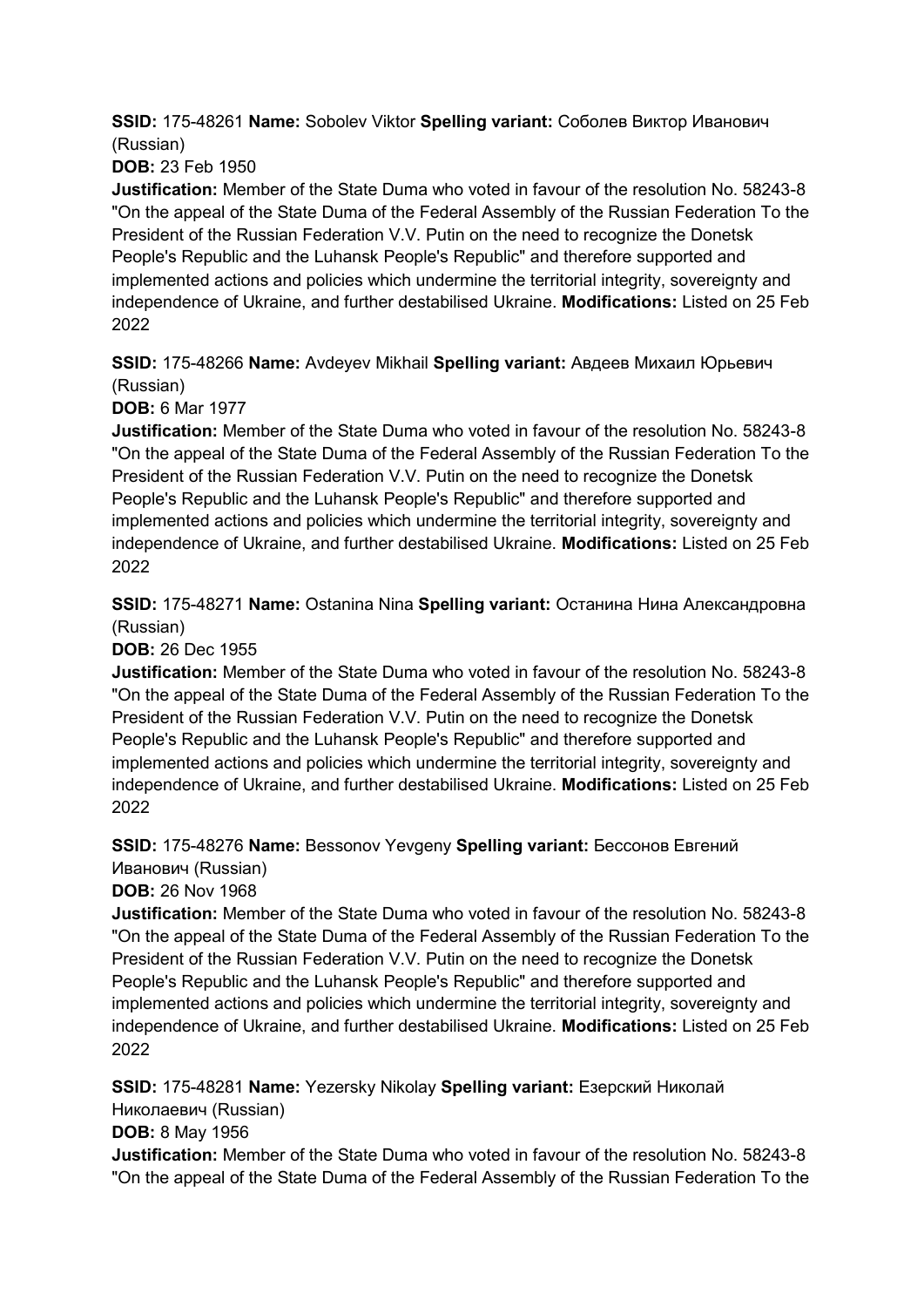**SSID:** 175-48261 **Name:** Sobolev Viktor **Spelling variant:** Соболев Виктор Иванович (Russian)

**DOB:** 23 Feb 1950

**Justification:** Member of the State Duma who voted in favour of the resolution No. 58243-8 "On the appeal of the State Duma of the Federal Assembly of the Russian Federation To the President of the Russian Federation V.V. Putin on the need to recognize the Donetsk People's Republic and the Luhansk People's Republic" and therefore supported and implemented actions and policies which undermine the territorial integrity, sovereignty and independence of Ukraine, and further destabilised Ukraine. **Modifications:** Listed on 25 Feb 2022

**SSID:** 175-48266 **Name:** Avdeyev Mikhail **Spelling variant:** Авдеев Михаил Юрьевич (Russian)

**DOB:** 6 Mar 1977

**Justification:** Member of the State Duma who voted in favour of the resolution No. 58243-8 "On the appeal of the State Duma of the Federal Assembly of the Russian Federation To the President of the Russian Federation V.V. Putin on the need to recognize the Donetsk People's Republic and the Luhansk People's Republic" and therefore supported and implemented actions and policies which undermine the territorial integrity, sovereignty and independence of Ukraine, and further destabilised Ukraine. **Modifications:** Listed on 25 Feb 2022

**SSID:** 175-48271 **Name:** Ostanina Nina **Spelling variant:** Останина Нина Александровна (Russian)

**DOB:** 26 Dec 1955

**Justification:** Member of the State Duma who voted in favour of the resolution No. 58243-8 "On the appeal of the State Duma of the Federal Assembly of the Russian Federation To the President of the Russian Federation V.V. Putin on the need to recognize the Donetsk People's Republic and the Luhansk People's Republic" and therefore supported and implemented actions and policies which undermine the territorial integrity, sovereignty and independence of Ukraine, and further destabilised Ukraine. **Modifications:** Listed on 25 Feb 2022

**SSID:** 175-48276 **Name:** Bessonov Yevgeny **Spelling variant:** Бессонов Евгений Иванович (Russian)

**DOB:** 26 Nov 1968

**Justification:** Member of the State Duma who voted in favour of the resolution No. 58243-8 "On the appeal of the State Duma of the Federal Assembly of the Russian Federation To the President of the Russian Federation V.V. Putin on the need to recognize the Donetsk People's Republic and the Luhansk People's Republic" and therefore supported and implemented actions and policies which undermine the territorial integrity, sovereignty and independence of Ukraine, and further destabilised Ukraine. **Modifications:** Listed on 25 Feb 2022

**SSID:** 175-48281 **Name:** Yezersky Nikolay **Spelling variant:** Езерский Николай Николаевич (Russian)

**DOB:** 8 May 1956

**Justification:** Member of the State Duma who voted in favour of the resolution No. 58243-8 "On the appeal of the State Duma of the Federal Assembly of the Russian Federation To the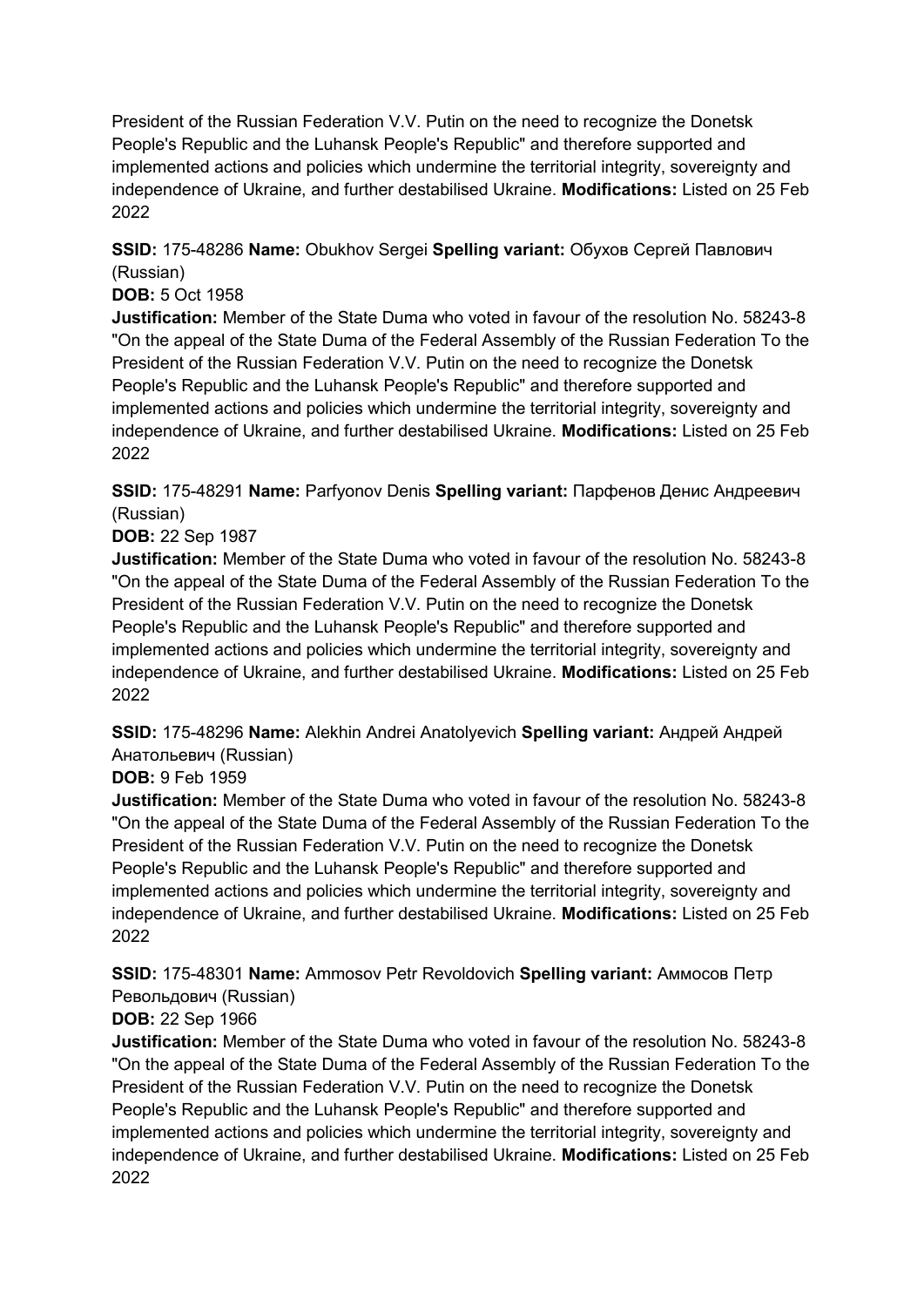President of the Russian Federation V.V. Putin on the need to recognize the Donetsk People's Republic and the Luhansk People's Republic" and therefore supported and implemented actions and policies which undermine the territorial integrity, sovereignty and independence of Ukraine, and further destabilised Ukraine. **Modifications:** Listed on 25 Feb 2022

**SSID:** 175-48286 **Name:** Obukhov Sergei **Spelling variant:** Обухов Сергей Павлович (Russian)

**DOB:** 5 Oct 1958

**Justification:** Member of the State Duma who voted in favour of the resolution No. 58243-8 "On the appeal of the State Duma of the Federal Assembly of the Russian Federation To the President of the Russian Federation V.V. Putin on the need to recognize the Donetsk People's Republic and the Luhansk People's Republic" and therefore supported and implemented actions and policies which undermine the territorial integrity, sovereignty and independence of Ukraine, and further destabilised Ukraine. **Modifications:** Listed on 25 Feb 2022

**SSID:** 175-48291 **Name:** Parfyonov Denis **Spelling variant:** Парфенов Денис Андреевич (Russian)

**DOB:** 22 Sep 1987

**Justification:** Member of the State Duma who voted in favour of the resolution No. 58243-8 "On the appeal of the State Duma of the Federal Assembly of the Russian Federation To the President of the Russian Federation V.V. Putin on the need to recognize the Donetsk People's Republic and the Luhansk People's Republic" and therefore supported and implemented actions and policies which undermine the territorial integrity, sovereignty and independence of Ukraine, and further destabilised Ukraine. **Modifications:** Listed on 25 Feb 2022

**SSID:** 175-48296 **Name:** Alekhin Andrei Anatolyevich **Spelling variant:** Андрей Андрей Анатольевич (Russian)

**DOB:** 9 Feb 1959

**Justification:** Member of the State Duma who voted in favour of the resolution No. 58243-8 "On the appeal of the State Duma of the Federal Assembly of the Russian Federation To the President of the Russian Federation V.V. Putin on the need to recognize the Donetsk People's Republic and the Luhansk People's Republic" and therefore supported and implemented actions and policies which undermine the territorial integrity, sovereignty and independence of Ukraine, and further destabilised Ukraine. **Modifications:** Listed on 25 Feb 2022

**SSID:** 175-48301 **Name:** Ammosov Petr Revoldovich **Spelling variant:** Аммосов Петр Револьдович (Russian)

**DOB:** 22 Sep 1966

**Justification:** Member of the State Duma who voted in favour of the resolution No. 58243-8 "On the appeal of the State Duma of the Federal Assembly of the Russian Federation To the President of the Russian Federation V.V. Putin on the need to recognize the Donetsk People's Republic and the Luhansk People's Republic" and therefore supported and implemented actions and policies which undermine the territorial integrity, sovereignty and independence of Ukraine, and further destabilised Ukraine. **Modifications:** Listed on 25 Feb 2022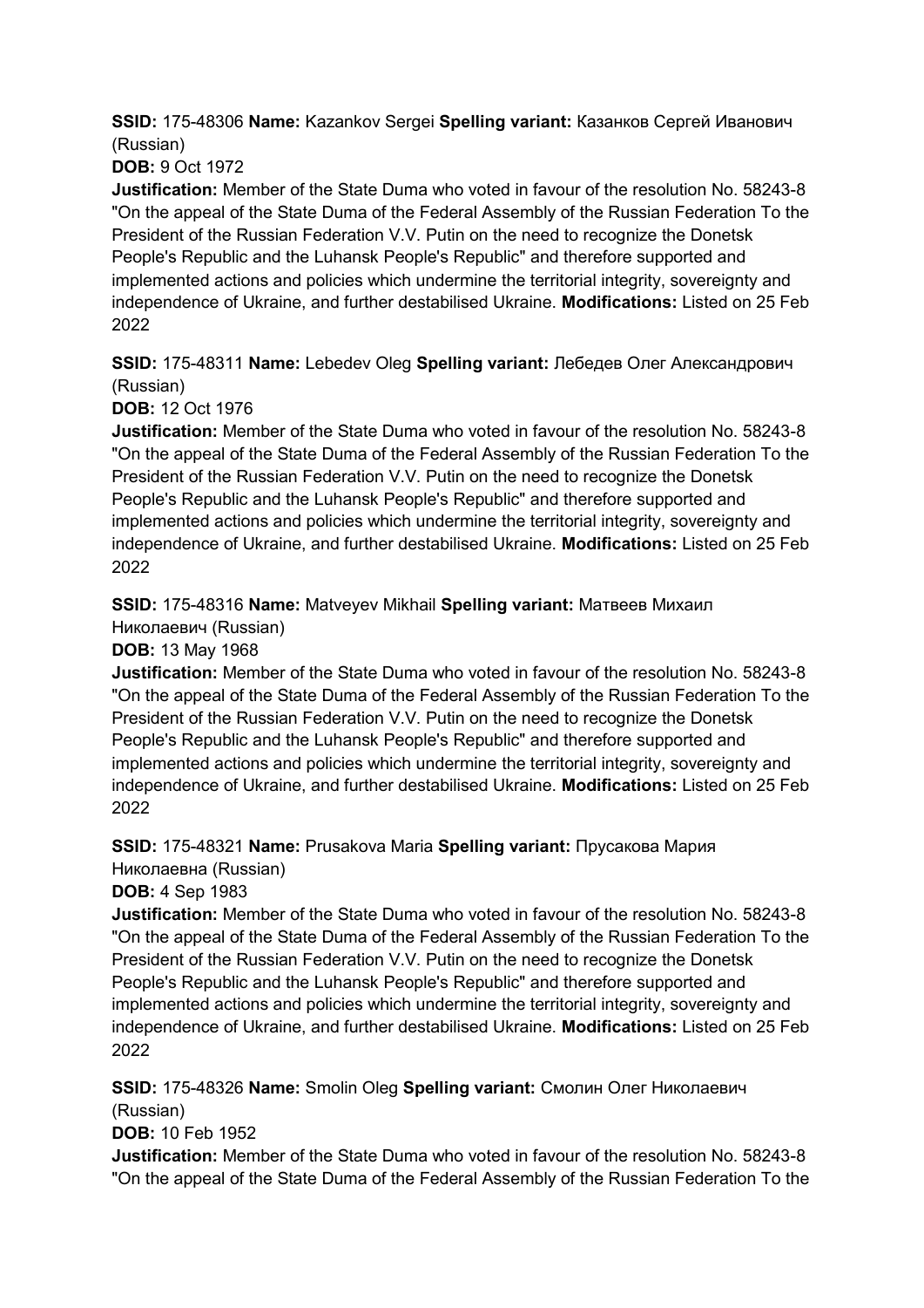**SSID:** 175-48306 **Name:** Kazankov Sergei **Spelling variant:** Казанков Сергей Иванович (Russian)

**DOB:** 9 Oct 1972

**Justification:** Member of the State Duma who voted in favour of the resolution No. 58243-8 "On the appeal of the State Duma of the Federal Assembly of the Russian Federation To the President of the Russian Federation V.V. Putin on the need to recognize the Donetsk People's Republic and the Luhansk People's Republic" and therefore supported and implemented actions and policies which undermine the territorial integrity, sovereignty and independence of Ukraine, and further destabilised Ukraine. **Modifications:** Listed on 25 Feb 2022

**SSID:** 175-48311 **Name:** Lebedev Oleg **Spelling variant:** Лебедев Олег Александрович (Russian)

**DOB:** 12 Oct 1976

**Justification:** Member of the State Duma who voted in favour of the resolution No. 58243-8 "On the appeal of the State Duma of the Federal Assembly of the Russian Federation To the President of the Russian Federation V.V. Putin on the need to recognize the Donetsk People's Republic and the Luhansk People's Republic" and therefore supported and implemented actions and policies which undermine the territorial integrity, sovereignty and independence of Ukraine, and further destabilised Ukraine. **Modifications:** Listed on 25 Feb 2022

**SSID:** 175-48316 **Name:** Matveyev Mikhail **Spelling variant:** Матвеев Михаил Николаевич (Russian)

**DOB:** 13 May 1968

**Justification:** Member of the State Duma who voted in favour of the resolution No. 58243-8 "On the appeal of the State Duma of the Federal Assembly of the Russian Federation To the President of the Russian Federation V.V. Putin on the need to recognize the Donetsk People's Republic and the Luhansk People's Republic" and therefore supported and implemented actions and policies which undermine the territorial integrity, sovereignty and independence of Ukraine, and further destabilised Ukraine. **Modifications:** Listed on 25 Feb 2022

**SSID:** 175-48321 **Name:** Prusakova Maria **Spelling variant:** Прусакова Мария Николаевна (Russian)

**DOB:** 4 Sep 1983

**Justification:** Member of the State Duma who voted in favour of the resolution No. 58243-8 "On the appeal of the State Duma of the Federal Assembly of the Russian Federation To the President of the Russian Federation V.V. Putin on the need to recognize the Donetsk People's Republic and the Luhansk People's Republic" and therefore supported and implemented actions and policies which undermine the territorial integrity, sovereignty and independence of Ukraine, and further destabilised Ukraine. **Modifications:** Listed on 25 Feb 2022

**SSID:** 175-48326 **Name:** Smolin Oleg **Spelling variant:** Смолин Олег Николаевич (Russian)

**DOB:** 10 Feb 1952

**Justification:** Member of the State Duma who voted in favour of the resolution No. 58243-8 "On the appeal of the State Duma of the Federal Assembly of the Russian Federation To the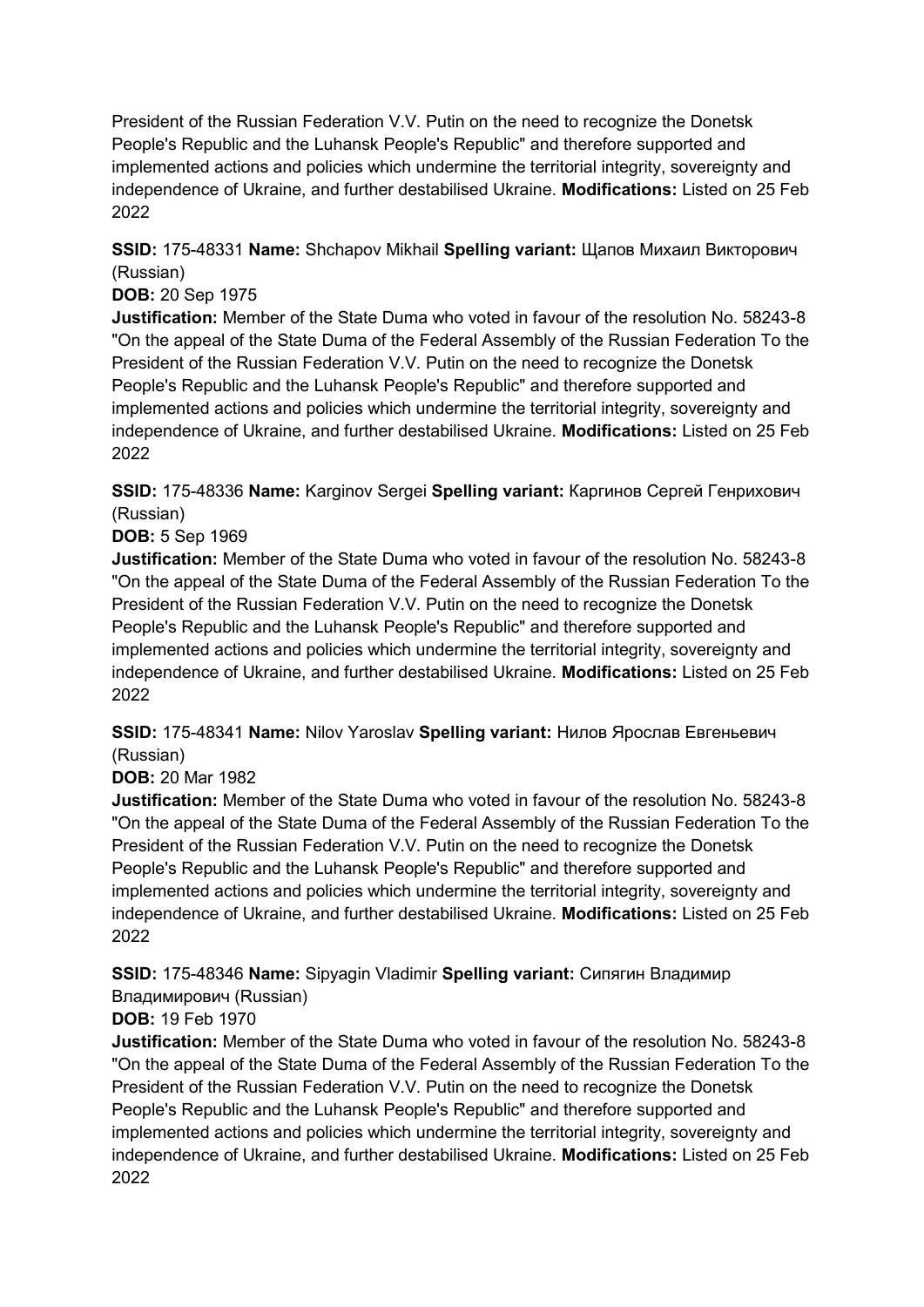President of the Russian Federation V.V. Putin on the need to recognize the Donetsk People's Republic and the Luhansk People's Republic" and therefore supported and implemented actions and policies which undermine the territorial integrity, sovereignty and independence of Ukraine, and further destabilised Ukraine. **Modifications:** Listed on 25 Feb 2022

**SSID:** 175-48331 **Name:** Shchapov Mikhail **Spelling variant:** Щапов Михаил Викторович (Russian)
**DOB:** 20 Sep 1975
**Justification:** Member of the State Duma who voted in favour of the resolution No. 58243-8 "On the appeal of the State Duma of the Federal Assembly of the Russian Federation To the President of the Russian Federation V.V. Putin on the need to recognize the Donetsk People's Republic and the Luhansk People's Republic" and therefore supported and implemented actions and policies which undermine the territorial integrity, sovereignty and independence of Ukraine, and further destabilised Ukraine. **Modifications:** Listed on 25 Feb 2022

**SSID:** 175-48336 **Name:** Karginov Sergei **Spelling variant:** Каргинов Сергей Генрихович (Russian)
**DOB:** 5 Sep 1969
**Justification:** Member of the State Duma who voted in favour of the resolution No. 58243-8 "On the appeal of the State Duma of the Federal Assembly of the Russian Federation To the President of the Russian Federation V.V. Putin on the need to recognize the Donetsk People's Republic and the Luhansk People's Republic" and therefore supported and implemented actions and policies which undermine the territorial integrity, sovereignty and independence of Ukraine, and further destabilised Ukraine. **Modifications:** Listed on 25 Feb 2022

**SSID:** 175-48341 **Name:** Nilov Yaroslav **Spelling variant:** Нилов Ярослав Евгеньевич (Russian)
**DOB:** 20 Mar 1982
**Justification:** Member of the State Duma who voted in favour of the resolution No. 58243-8 "On the appeal of the State Duma of the Federal Assembly of the Russian Federation To the President of the Russian Federation V.V. Putin on the need to recognize the Donetsk People's Republic and the Luhansk People's Republic" and therefore supported and implemented actions and policies which undermine the territorial integrity, sovereignty and independence of Ukraine, and further destabilised Ukraine. **Modifications:** Listed on 25 Feb 2022

**SSID:** 175-48346 **Name:** Sipyagin Vladimir **Spelling variant:** Сипягин Владимир Владимирович (Russian)
**DOB:** 19 Feb 1970
**Justification:** Member of the State Duma who voted in favour of the resolution No. 58243-8 "On the appeal of the State Duma of the Federal Assembly of the Russian Federation To the President of the Russian Federation V.V. Putin on the need to recognize the Donetsk People's Republic and the Luhansk People's Republic" and therefore supported and implemented actions and policies which undermine the territorial integrity, sovereignty and independence of Ukraine, and further destabilised Ukraine. **Modifications:** Listed on 25 Feb 2022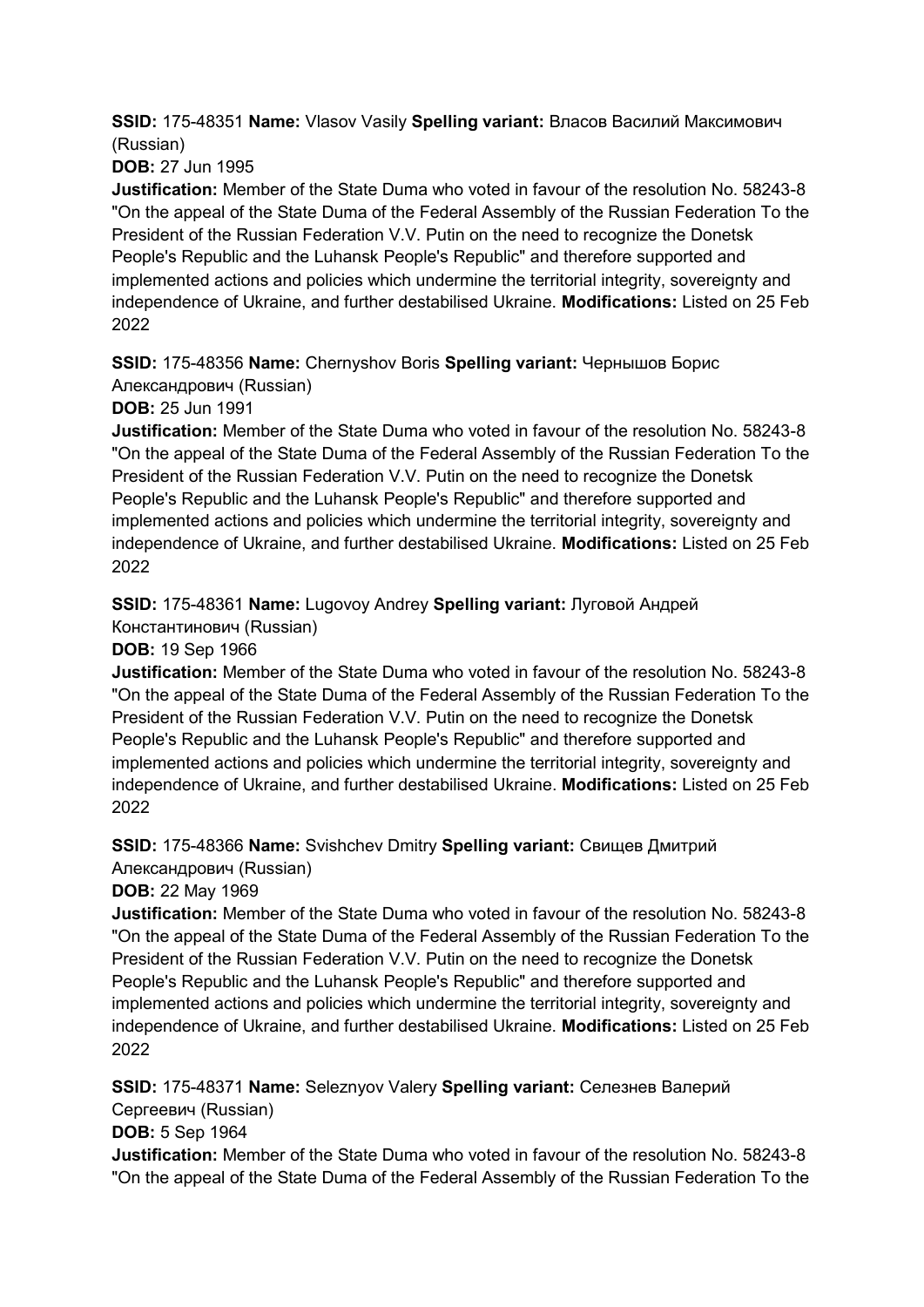**SSID:** 175-48351 **Name:** Vlasov Vasily **Spelling variant:** Власов Василий Максимович (Russian)
**DOB:** 27 Jun 1995
**Justification:** Member of the State Duma who voted in favour of the resolution No. 58243-8 "On the appeal of the State Duma of the Federal Assembly of the Russian Federation To the President of the Russian Federation V.V. Putin on the need to recognize the Donetsk People's Republic and the Luhansk People's Republic" and therefore supported and implemented actions and policies which undermine the territorial integrity, sovereignty and independence of Ukraine, and further destabilised Ukraine. **Modifications:** Listed on 25 Feb 2022

**SSID:** 175-48356 **Name:** Chernyshov Boris **Spelling variant:** Чернышов Борис Александрович (Russian)
**DOB:** 25 Jun 1991
**Justification:** Member of the State Duma who voted in favour of the resolution No. 58243-8 "On the appeal of the State Duma of the Federal Assembly of the Russian Federation To the President of the Russian Federation V.V. Putin on the need to recognize the Donetsk People's Republic and the Luhansk People's Republic" and therefore supported and implemented actions and policies which undermine the territorial integrity, sovereignty and independence of Ukraine, and further destabilised Ukraine. **Modifications:** Listed on 25 Feb 2022

**SSID:** 175-48361 **Name:** Lugovoy Andrey **Spelling variant:** Луговой Андрей Константинович (Russian)
**DOB:** 19 Sep 1966
**Justification:** Member of the State Duma who voted in favour of the resolution No. 58243-8 "On the appeal of the State Duma of the Federal Assembly of the Russian Federation To the President of the Russian Federation V.V. Putin on the need to recognize the Donetsk People's Republic and the Luhansk People's Republic" and therefore supported and implemented actions and policies which undermine the territorial integrity, sovereignty and independence of Ukraine, and further destabilised Ukraine. **Modifications:** Listed on 25 Feb 2022

**SSID:** 175-48366 **Name:** Svishchev Dmitry **Spelling variant:** Свищев Дмитрий Александрович (Russian)
**DOB:** 22 May 1969
**Justification:** Member of the State Duma who voted in favour of the resolution No. 58243-8 "On the appeal of the State Duma of the Federal Assembly of the Russian Federation To the President of the Russian Federation V.V. Putin on the need to recognize the Donetsk People's Republic and the Luhansk People's Republic" and therefore supported and implemented actions and policies which undermine the territorial integrity, sovereignty and independence of Ukraine, and further destabilised Ukraine. **Modifications:** Listed on 25 Feb 2022

**SSID:** 175-48371 **Name:** Seleznyov Valery **Spelling variant:** Селезнев Валерий Сергеевич (Russian)
**DOB:** 5 Sep 1964
**Justification:** Member of the State Duma who voted in favour of the resolution No. 58243-8 "On the appeal of the State Duma of the Federal Assembly of the Russian Federation To the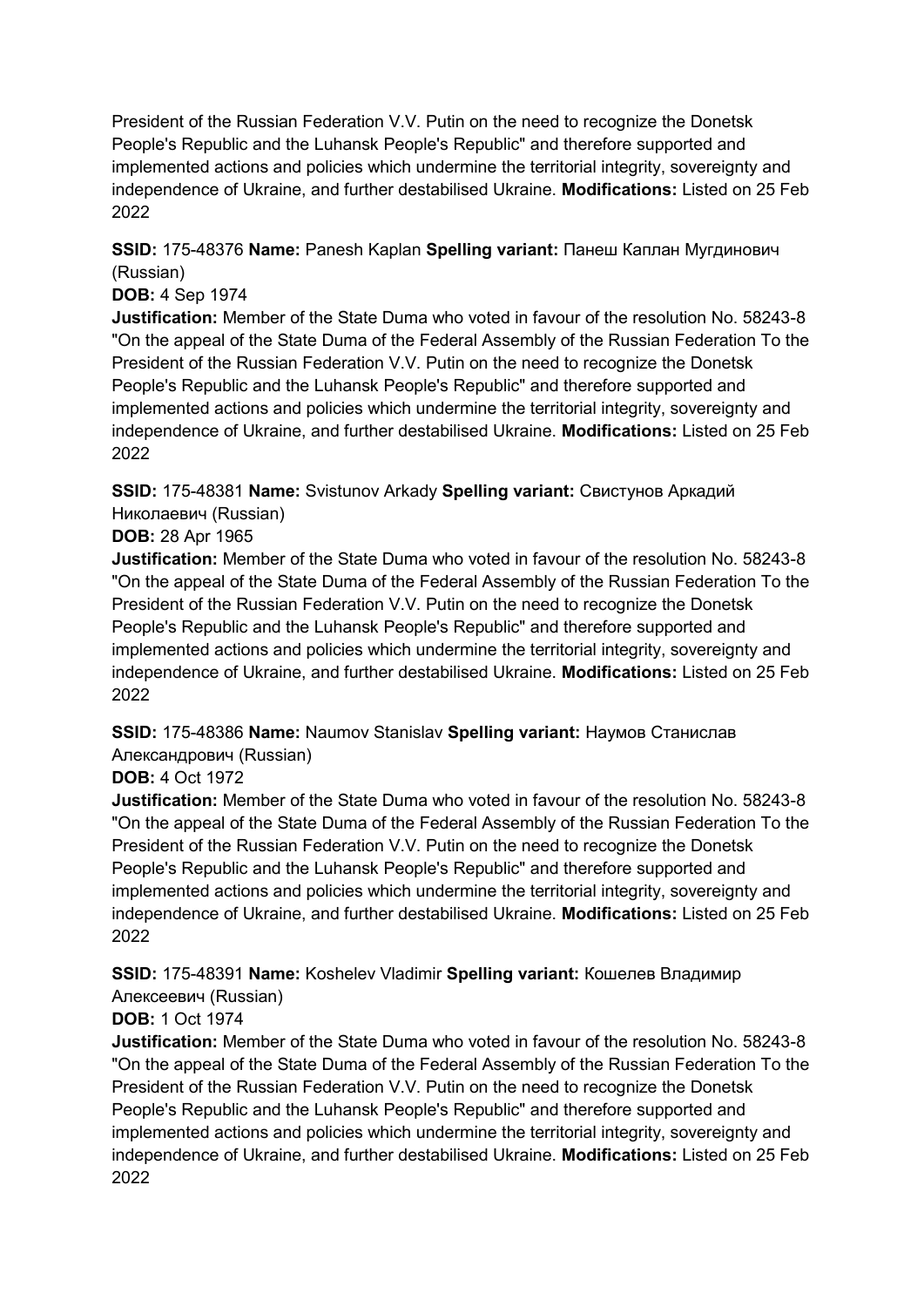President of the Russian Federation V.V. Putin on the need to recognize the Donetsk People's Republic and the Luhansk People's Republic" and therefore supported and implemented actions and policies which undermine the territorial integrity, sovereignty and independence of Ukraine, and further destabilised Ukraine. **Modifications:** Listed on 25 Feb 2022

**SSID:** 175-48376 **Name:** Panesh Kaplan **Spelling variant:** Панеш Каплан Мугдинович (Russian)
**DOB:** 4 Sep 1974
**Justification:** Member of the State Duma who voted in favour of the resolution No. 58243-8 "On the appeal of the State Duma of the Federal Assembly of the Russian Federation To the President of the Russian Federation V.V. Putin on the need to recognize the Donetsk People's Republic and the Luhansk People's Republic" and therefore supported and implemented actions and policies which undermine the territorial integrity, sovereignty and independence of Ukraine, and further destabilised Ukraine. **Modifications:** Listed on 25 Feb 2022

**SSID:** 175-48381 **Name:** Svistunov Arkady **Spelling variant:** Свистунов Аркадий Николаевич (Russian)
**DOB:** 28 Apr 1965
**Justification:** Member of the State Duma who voted in favour of the resolution No. 58243-8 "On the appeal of the State Duma of the Federal Assembly of the Russian Federation To the President of the Russian Federation V.V. Putin on the need to recognize the Donetsk People's Republic and the Luhansk People's Republic" and therefore supported and implemented actions and policies which undermine the territorial integrity, sovereignty and independence of Ukraine, and further destabilised Ukraine. **Modifications:** Listed on 25 Feb 2022

**SSID:** 175-48386 **Name:** Naumov Stanislav **Spelling variant:** Наумов Станислав Александрович (Russian)
**DOB:** 4 Oct 1972
**Justification:** Member of the State Duma who voted in favour of the resolution No. 58243-8 "On the appeal of the State Duma of the Federal Assembly of the Russian Federation To the President of the Russian Federation V.V. Putin on the need to recognize the Donetsk People's Republic and the Luhansk People's Republic" and therefore supported and implemented actions and policies which undermine the territorial integrity, sovereignty and independence of Ukraine, and further destabilised Ukraine. **Modifications:** Listed on 25 Feb 2022

**SSID:** 175-48391 **Name:** Koshelev Vladimir **Spelling variant:** Кошелев Владимир Алексеевич (Russian)
**DOB:** 1 Oct 1974
**Justification:** Member of the State Duma who voted in favour of the resolution No. 58243-8 "On the appeal of the State Duma of the Federal Assembly of the Russian Federation To the President of the Russian Federation V.V. Putin on the need to recognize the Donetsk People's Republic and the Luhansk People's Republic" and therefore supported and implemented actions and policies which undermine the territorial integrity, sovereignty and independence of Ukraine, and further destabilised Ukraine. **Modifications:** Listed on 25 Feb 2022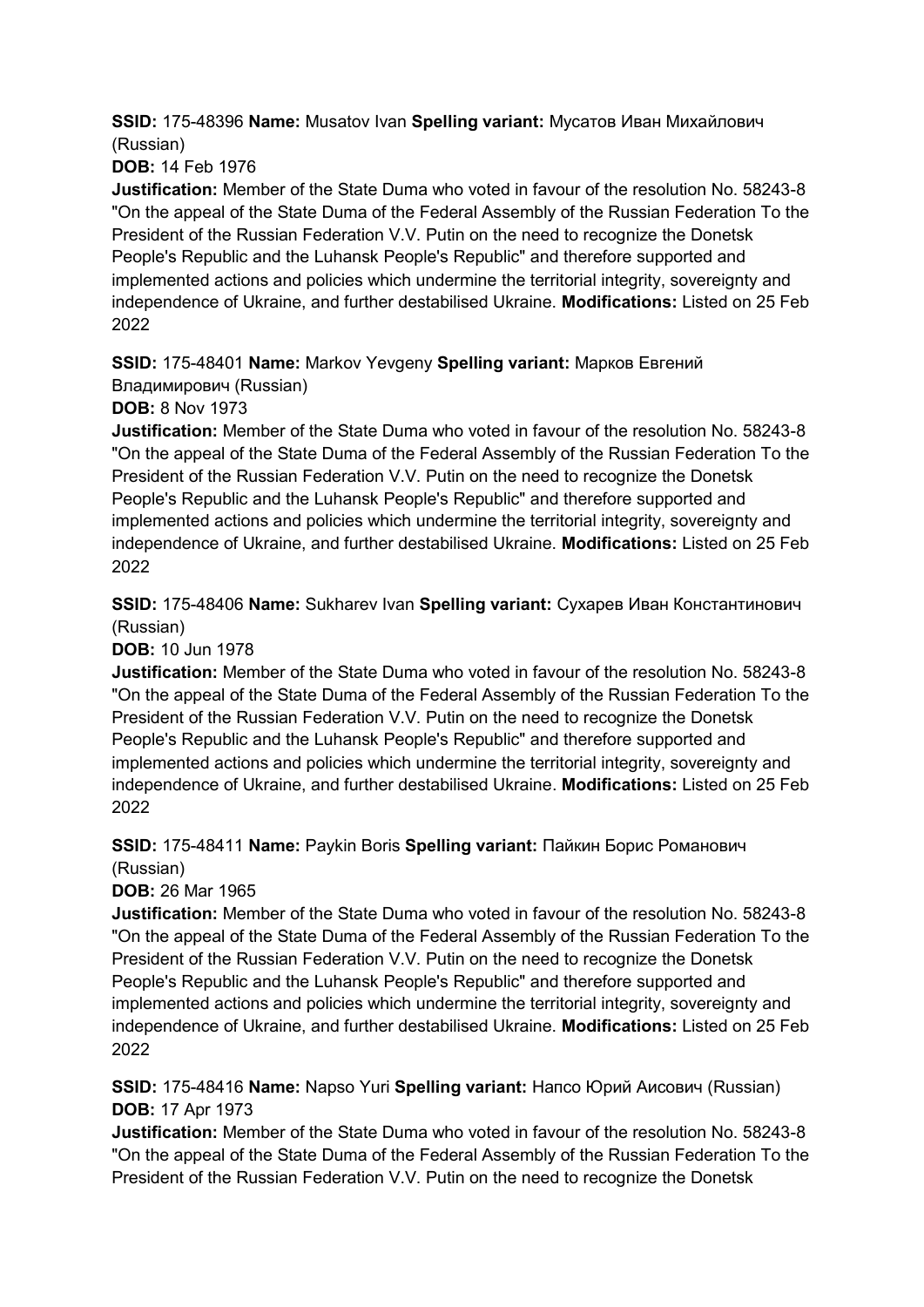**SSID:** 175-48396 **Name:** Musatov Ivan **Spelling variant:** Мусатов Иван Михайлович (Russian)

**DOB:** 14 Feb 1976

**Justification:** Member of the State Duma who voted in favour of the resolution No. 58243-8 "On the appeal of the State Duma of the Federal Assembly of the Russian Federation To the President of the Russian Federation V.V. Putin on the need to recognize the Donetsk People's Republic and the Luhansk People's Republic" and therefore supported and implemented actions and policies which undermine the territorial integrity, sovereignty and independence of Ukraine, and further destabilised Ukraine. **Modifications:** Listed on 25 Feb 2022

**SSID:** 175-48401 **Name:** Markov Yevgeny **Spelling variant:** Марков Евгений Владимирович (Russian)

**DOB:** 8 Nov 1973

**Justification:** Member of the State Duma who voted in favour of the resolution No. 58243-8 "On the appeal of the State Duma of the Federal Assembly of the Russian Federation To the President of the Russian Federation V.V. Putin on the need to recognize the Donetsk People's Republic and the Luhansk People's Republic" and therefore supported and implemented actions and policies which undermine the territorial integrity, sovereignty and independence of Ukraine, and further destabilised Ukraine. **Modifications:** Listed on 25 Feb 2022

**SSID:** 175-48406 **Name:** Sukharev Ivan **Spelling variant:** Сухарев Иван Константинович (Russian)

**DOB:** 10 Jun 1978

**Justification:** Member of the State Duma who voted in favour of the resolution No. 58243-8 "On the appeal of the State Duma of the Federal Assembly of the Russian Federation To the President of the Russian Federation V.V. Putin on the need to recognize the Donetsk People's Republic and the Luhansk People's Republic" and therefore supported and implemented actions and policies which undermine the territorial integrity, sovereignty and independence of Ukraine, and further destabilised Ukraine. **Modifications:** Listed on 25 Feb 2022

**SSID:** 175-48411 **Name:** Paykin Boris **Spelling variant:** Пайкин Борис Романович (Russian)

**DOB:** 26 Mar 1965

**Justification:** Member of the State Duma who voted in favour of the resolution No. 58243-8 "On the appeal of the State Duma of the Federal Assembly of the Russian Federation To the President of the Russian Federation V.V. Putin on the need to recognize the Donetsk People's Republic and the Luhansk People's Republic" and therefore supported and implemented actions and policies which undermine the territorial integrity, sovereignty and independence of Ukraine, and further destabilised Ukraine. **Modifications:** Listed on 25 Feb 2022

**SSID:** 175-48416 **Name:** Napso Yuri **Spelling variant:** Напсо Юрий Аисович (Russian)
**DOB:** 17 Apr 1973

**Justification:** Member of the State Duma who voted in favour of the resolution No. 58243-8 "On the appeal of the State Duma of the Federal Assembly of the Russian Federation To the President of the Russian Federation V.V. Putin on the need to recognize the Donetsk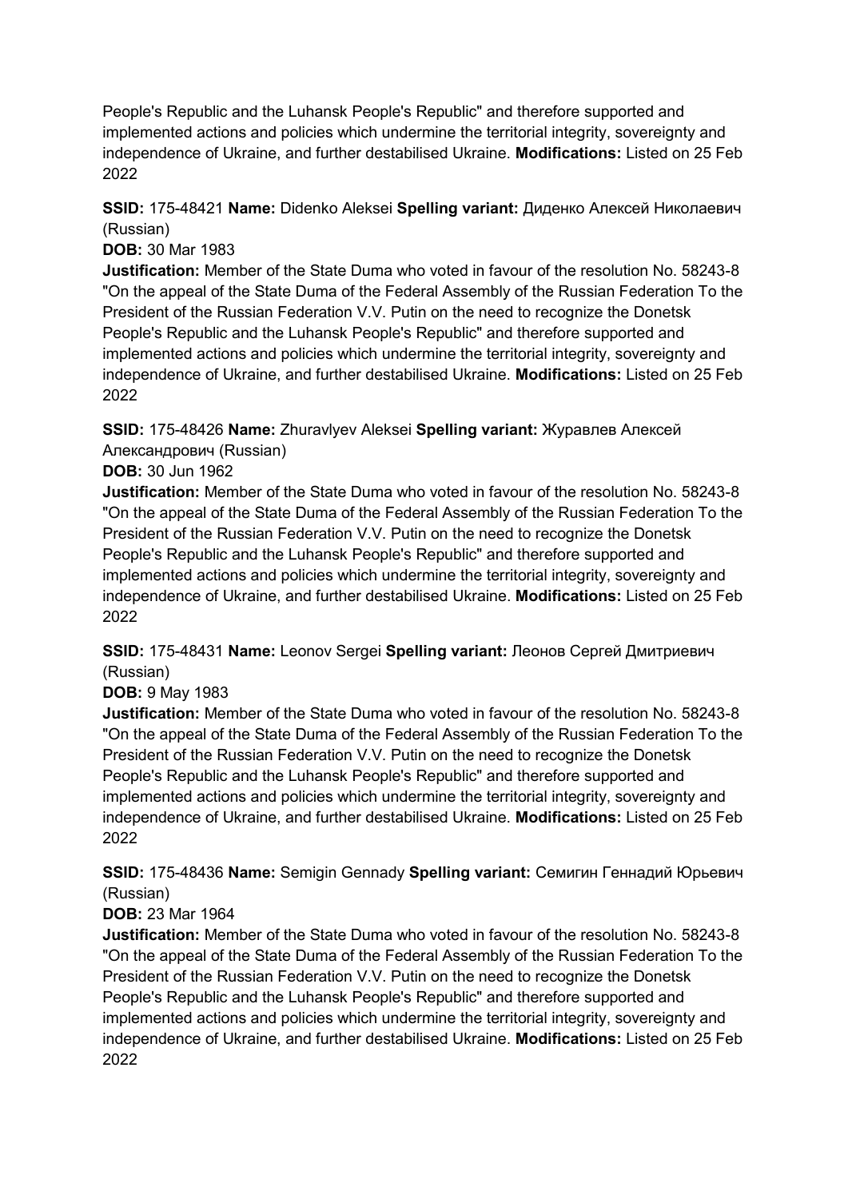People's Republic and the Luhansk People's Republic" and therefore supported and implemented actions and policies which undermine the territorial integrity, sovereignty and independence of Ukraine, and further destabilised Ukraine. **Modifications:** Listed on 25 Feb 2022

**SSID:** 175-48421 **Name:** Didenko Aleksei **Spelling variant:** Диденко Алексей Николаевич (Russian)
**DOB:** 30 Mar 1983
**Justification:** Member of the State Duma who voted in favour of the resolution No. 58243-8 "On the appeal of the State Duma of the Federal Assembly of the Russian Federation To the President of the Russian Federation V.V. Putin on the need to recognize the Donetsk People's Republic and the Luhansk People's Republic" and therefore supported and implemented actions and policies which undermine the territorial integrity, sovereignty and independence of Ukraine, and further destabilised Ukraine. **Modifications:** Listed on 25 Feb 2022

**SSID:** 175-48426 **Name:** Zhuravlyev Aleksei **Spelling variant:** Журавлев Алексей Александрович (Russian)
**DOB:** 30 Jun 1962
**Justification:** Member of the State Duma who voted in favour of the resolution No. 58243-8 "On the appeal of the State Duma of the Federal Assembly of the Russian Federation To the President of the Russian Federation V.V. Putin on the need to recognize the Donetsk People's Republic and the Luhansk People's Republic" and therefore supported and implemented actions and policies which undermine the territorial integrity, sovereignty and independence of Ukraine, and further destabilised Ukraine. **Modifications:** Listed on 25 Feb 2022

**SSID:** 175-48431 **Name:** Leonov Sergei **Spelling variant:** Леонов Сергей Дмитриевич (Russian)
**DOB:** 9 May 1983
**Justification:** Member of the State Duma who voted in favour of the resolution No. 58243-8 "On the appeal of the State Duma of the Federal Assembly of the Russian Federation To the President of the Russian Federation V.V. Putin on the need to recognize the Donetsk People's Republic and the Luhansk People's Republic" and therefore supported and implemented actions and policies which undermine the territorial integrity, sovereignty and independence of Ukraine, and further destabilised Ukraine. **Modifications:** Listed on 25 Feb 2022

**SSID:** 175-48436 **Name:** Semigin Gennady **Spelling variant:** Семигин Геннадий Юрьевич (Russian)
**DOB:** 23 Mar 1964
**Justification:** Member of the State Duma who voted in favour of the resolution No. 58243-8 "On the appeal of the State Duma of the Federal Assembly of the Russian Federation To the President of the Russian Federation V.V. Putin on the need to recognize the Donetsk People's Republic and the Luhansk People's Republic" and therefore supported and implemented actions and policies which undermine the territorial integrity, sovereignty and independence of Ukraine, and further destabilised Ukraine. **Modifications:** Listed on 25 Feb 2022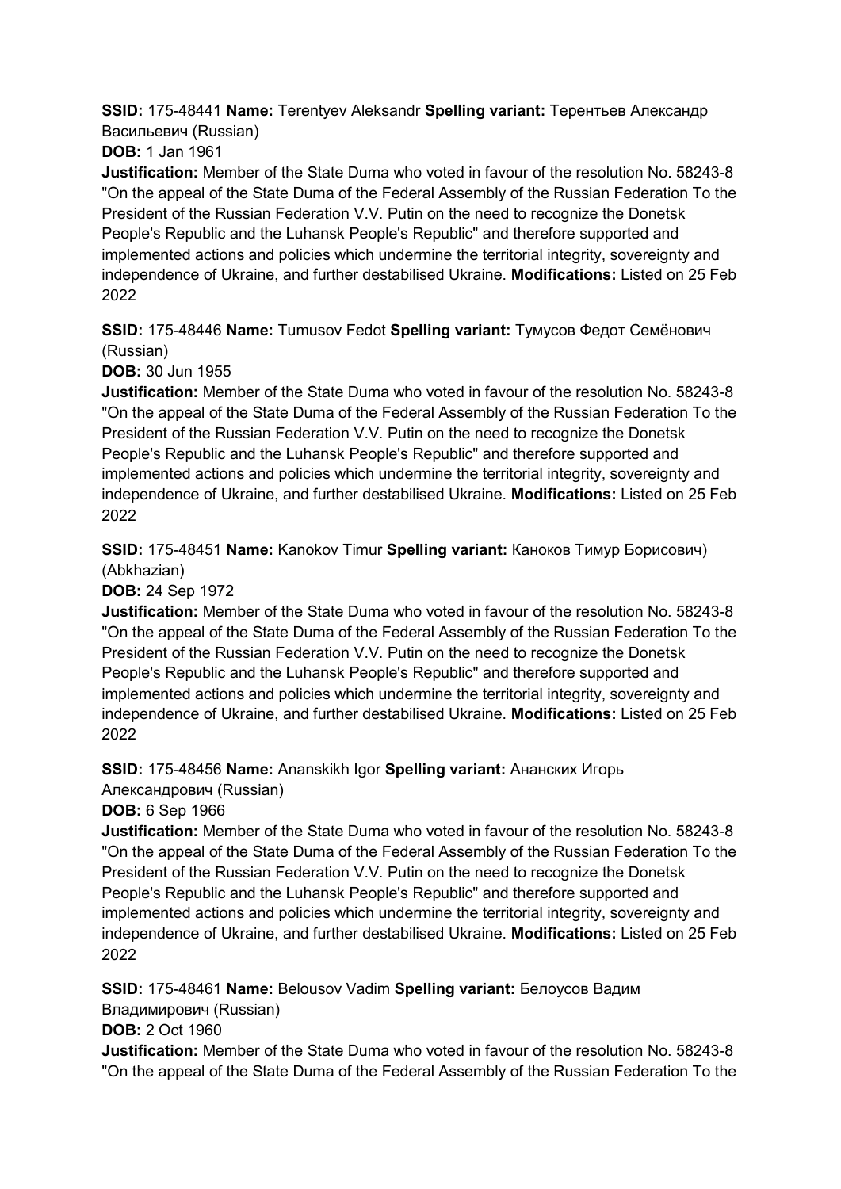**SSID:** 175-48441 **Name:** Terentyev Aleksandr **Spelling variant:** Терентьев Александр Васильевич (Russian)

**DOB:** 1 Jan 1961

**Justification:** Member of the State Duma who voted in favour of the resolution No. 58243-8 "On the appeal of the State Duma of the Federal Assembly of the Russian Federation To the President of the Russian Federation V.V. Putin on the need to recognize the Donetsk People's Republic and the Luhansk People's Republic" and therefore supported and implemented actions and policies which undermine the territorial integrity, sovereignty and independence of Ukraine, and further destabilised Ukraine. **Modifications:** Listed on 25 Feb 2022

**SSID:** 175-48446 **Name:** Tumusov Fedot **Spelling variant:** Тумусов Федот Семёнович (Russian)

**DOB:** 30 Jun 1955

**Justification:** Member of the State Duma who voted in favour of the resolution No. 58243-8 "On the appeal of the State Duma of the Federal Assembly of the Russian Federation To the President of the Russian Federation V.V. Putin on the need to recognize the Donetsk People's Republic and the Luhansk People's Republic" and therefore supported and implemented actions and policies which undermine the territorial integrity, sovereignty and independence of Ukraine, and further destabilised Ukraine. **Modifications:** Listed on 25 Feb 2022

**SSID:** 175-48451 **Name:** Kanokov Timur **Spelling variant:** Каноков Тимур Борисович) (Abkhazian)

**DOB:** 24 Sep 1972

**Justification:** Member of the State Duma who voted in favour of the resolution No. 58243-8 "On the appeal of the State Duma of the Federal Assembly of the Russian Federation To the President of the Russian Federation V.V. Putin on the need to recognize the Donetsk People's Republic and the Luhansk People's Republic" and therefore supported and implemented actions and policies which undermine the territorial integrity, sovereignty and independence of Ukraine, and further destabilised Ukraine. **Modifications:** Listed on 25 Feb 2022

**SSID:** 175-48456 **Name:** Ananskikh Igor **Spelling variant:** Ананских Игорь Александрович (Russian)

**DOB:** 6 Sep 1966

**Justification:** Member of the State Duma who voted in favour of the resolution No. 58243-8 "On the appeal of the State Duma of the Federal Assembly of the Russian Federation To the President of the Russian Federation V.V. Putin on the need to recognize the Donetsk People's Republic and the Luhansk People's Republic" and therefore supported and implemented actions and policies which undermine the territorial integrity, sovereignty and independence of Ukraine, and further destabilised Ukraine. **Modifications:** Listed on 25 Feb 2022

**SSID:** 175-48461 **Name:** Belousov Vadim **Spelling variant:** Белоусов Вадим Владимирович (Russian)

**DOB:** 2 Oct 1960

**Justification:** Member of the State Duma who voted in favour of the resolution No. 58243-8 "On the appeal of the State Duma of the Federal Assembly of the Russian Federation To the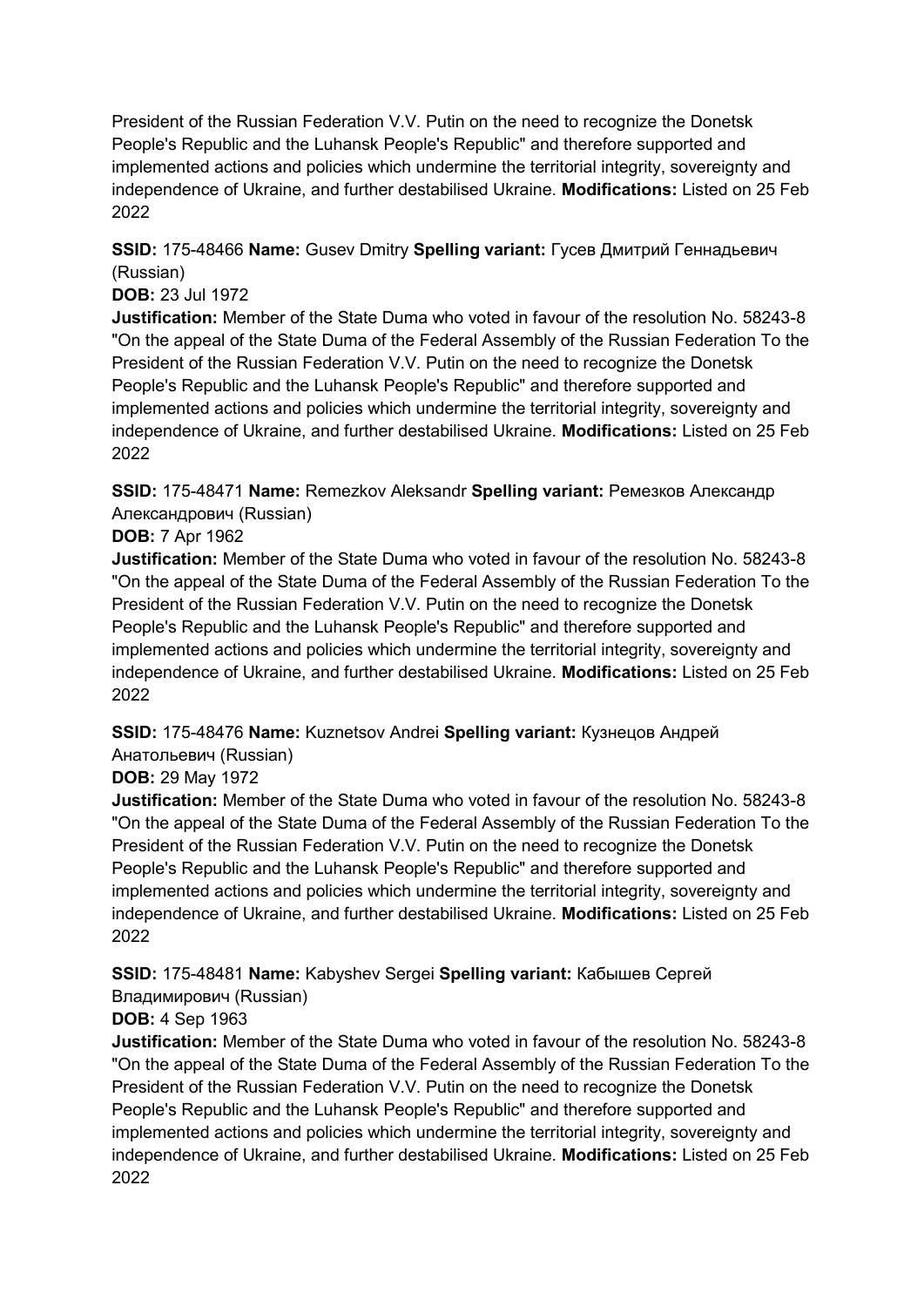President of the Russian Federation V.V. Putin on the need to recognize the Donetsk People's Republic and the Luhansk People's Republic" and therefore supported and implemented actions and policies which undermine the territorial integrity, sovereignty and independence of Ukraine, and further destabilised Ukraine. **Modifications:** Listed on 25 Feb 2022

**SSID:** 175-48466 **Name:** Gusev Dmitry **Spelling variant:** Гусев Дмитрий Геннадьевич (Russian)
**DOB:** 23 Jul 1972
**Justification:** Member of the State Duma who voted in favour of the resolution No. 58243-8 "On the appeal of the State Duma of the Federal Assembly of the Russian Federation To the President of the Russian Federation V.V. Putin on the need to recognize the Donetsk People's Republic and the Luhansk People's Republic" and therefore supported and implemented actions and policies which undermine the territorial integrity, sovereignty and independence of Ukraine, and further destabilised Ukraine. **Modifications:** Listed on 25 Feb 2022

**SSID:** 175-48471 **Name:** Remezkov Aleksandr **Spelling variant:** Ремезков Александр Александрович (Russian)
**DOB:** 7 Apr 1962
**Justification:** Member of the State Duma who voted in favour of the resolution No. 58243-8 "On the appeal of the State Duma of the Federal Assembly of the Russian Federation To the President of the Russian Federation V.V. Putin on the need to recognize the Donetsk People's Republic and the Luhansk People's Republic" and therefore supported and implemented actions and policies which undermine the territorial integrity, sovereignty and independence of Ukraine, and further destabilised Ukraine. **Modifications:** Listed on 25 Feb 2022

**SSID:** 175-48476 **Name:** Kuznetsov Andrei **Spelling variant:** Кузнецов Андрей Анатольевич (Russian)
**DOB:** 29 May 1972
**Justification:** Member of the State Duma who voted in favour of the resolution No. 58243-8 "On the appeal of the State Duma of the Federal Assembly of the Russian Federation To the President of the Russian Federation V.V. Putin on the need to recognize the Donetsk People's Republic and the Luhansk People's Republic" and therefore supported and implemented actions and policies which undermine the territorial integrity, sovereignty and independence of Ukraine, and further destabilised Ukraine. **Modifications:** Listed on 25 Feb 2022

**SSID:** 175-48481 **Name:** Kabyshev Sergei **Spelling variant:** Кабышев Сергей Владимирович (Russian)
**DOB:** 4 Sep 1963
**Justification:** Member of the State Duma who voted in favour of the resolution No. 58243-8 "On the appeal of the State Duma of the Federal Assembly of the Russian Federation To the President of the Russian Federation V.V. Putin on the need to recognize the Donetsk People's Republic and the Luhansk People's Republic" and therefore supported and implemented actions and policies which undermine the territorial integrity, sovereignty and independence of Ukraine, and further destabilised Ukraine. **Modifications:** Listed on 25 Feb 2022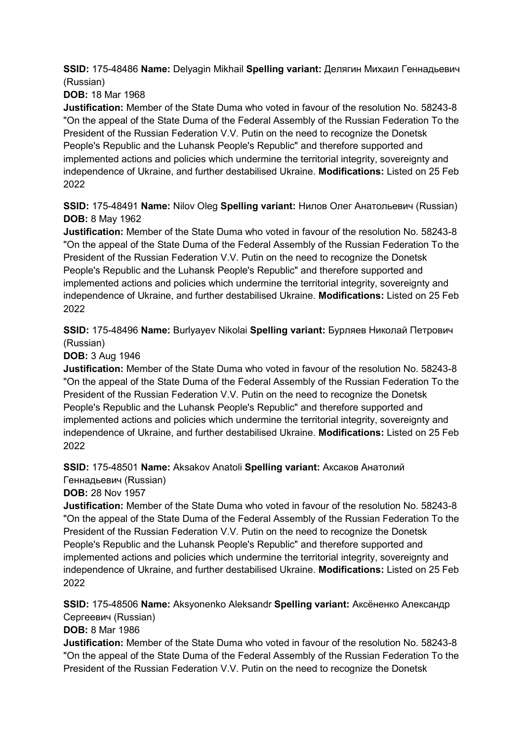**SSID:** 175-48486 **Name:** Delyagin Mikhail **Spelling variant:** Делягин Михаил Геннадьевич (Russian)

**DOB:** 18 Mar 1968

**Justification:** Member of the State Duma who voted in favour of the resolution No. 58243-8 "On the appeal of the State Duma of the Federal Assembly of the Russian Federation To the President of the Russian Federation V.V. Putin on the need to recognize the Donetsk People's Republic and the Luhansk People's Republic" and therefore supported and implemented actions and policies which undermine the territorial integrity, sovereignty and independence of Ukraine, and further destabilised Ukraine. **Modifications:** Listed on 25 Feb 2022

**SSID:** 175-48491 **Name:** Nilov Oleg **Spelling variant:** Нилов Олег Анатольевич (Russian)

**DOB:** 8 May 1962

**Justification:** Member of the State Duma who voted in favour of the resolution No. 58243-8 "On the appeal of the State Duma of the Federal Assembly of the Russian Federation To the President of the Russian Federation V.V. Putin on the need to recognize the Donetsk People's Republic and the Luhansk People's Republic" and therefore supported and implemented actions and policies which undermine the territorial integrity, sovereignty and independence of Ukraine, and further destabilised Ukraine. **Modifications:** Listed on 25 Feb 2022

**SSID:** 175-48496 **Name:** Burlyayev Nikolai **Spelling variant:** Бурляев Николай Петрович (Russian)

**DOB:** 3 Aug 1946

**Justification:** Member of the State Duma who voted in favour of the resolution No. 58243-8 "On the appeal of the State Duma of the Federal Assembly of the Russian Federation To the President of the Russian Federation V.V. Putin on the need to recognize the Donetsk People's Republic and the Luhansk People's Republic" and therefore supported and implemented actions and policies which undermine the territorial integrity, sovereignty and independence of Ukraine, and further destabilised Ukraine. **Modifications:** Listed on 25 Feb 2022

**SSID:** 175-48501 **Name:** Aksakov Anatoli **Spelling variant:** Аксаков Анатолий Геннадьевич (Russian)

**DOB:** 28 Nov 1957

**Justification:** Member of the State Duma who voted in favour of the resolution No. 58243-8 "On the appeal of the State Duma of the Federal Assembly of the Russian Federation To the President of the Russian Federation V.V. Putin on the need to recognize the Donetsk People's Republic and the Luhansk People's Republic" and therefore supported and implemented actions and policies which undermine the territorial integrity, sovereignty and independence of Ukraine, and further destabilised Ukraine. **Modifications:** Listed on 25 Feb 2022

**SSID:** 175-48506 **Name:** Aksyonenko Aleksandr **Spelling variant:** Аксёненко Александр Сергеевич (Russian)

**DOB:** 8 Mar 1986

**Justification:** Member of the State Duma who voted in favour of the resolution No. 58243-8 "On the appeal of the State Duma of the Federal Assembly of the Russian Federation To the President of the Russian Federation V.V. Putin on the need to recognize the Donetsk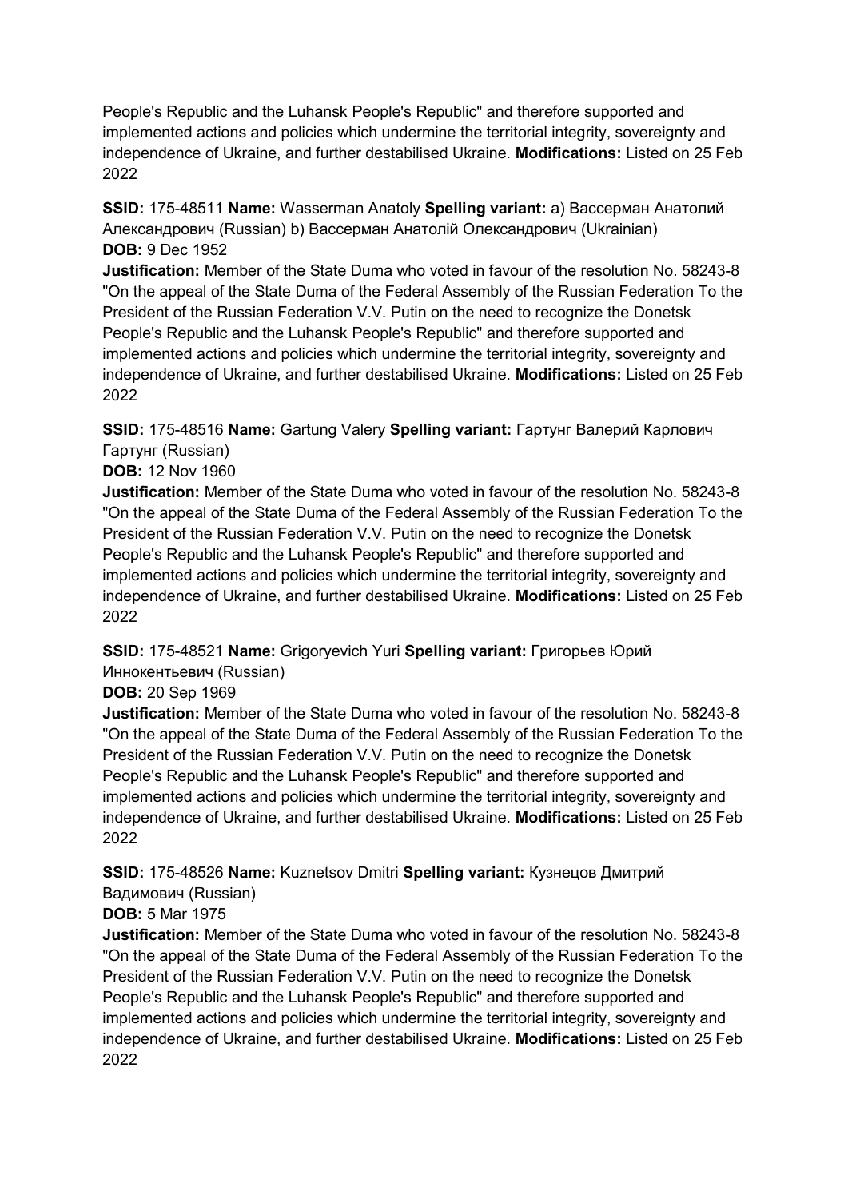People's Republic and the Luhansk People's Republic" and therefore supported and implemented actions and policies which undermine the territorial integrity, sovereignty and independence of Ukraine, and further destabilised Ukraine. **Modifications:** Listed on 25 Feb 2022

**SSID:** 175-48511 **Name:** Wasserman Anatoly **Spelling variant:** a) Вассерман Анатолий Александрович (Russian) b) Вассерман Анатолій Олександрович (Ukrainian)
**DOB:** 9 Dec 1952
**Justification:** Member of the State Duma who voted in favour of the resolution No. 58243-8 "On the appeal of the State Duma of the Federal Assembly of the Russian Federation To the President of the Russian Federation V.V. Putin on the need to recognize the Donetsk People's Republic and the Luhansk People's Republic" and therefore supported and implemented actions and policies which undermine the territorial integrity, sovereignty and independence of Ukraine, and further destabilised Ukraine. **Modifications:** Listed on 25 Feb 2022

**SSID:** 175-48516 **Name:** Gartung Valery **Spelling variant:** Гартунг Валерий Карлович Гартунг (Russian)
**DOB:** 12 Nov 1960
**Justification:** Member of the State Duma who voted in favour of the resolution No. 58243-8 "On the appeal of the State Duma of the Federal Assembly of the Russian Federation To the President of the Russian Federation V.V. Putin on the need to recognize the Donetsk People's Republic and the Luhansk People's Republic" and therefore supported and implemented actions and policies which undermine the territorial integrity, sovereignty and independence of Ukraine, and further destabilised Ukraine. **Modifications:** Listed on 25 Feb 2022

**SSID:** 175-48521 **Name:** Grigoryevich Yuri **Spelling variant:** Григорьев Юрий Иннокентьевич (Russian)
**DOB:** 20 Sep 1969
**Justification:** Member of the State Duma who voted in favour of the resolution No. 58243-8 "On the appeal of the State Duma of the Federal Assembly of the Russian Federation To the President of the Russian Federation V.V. Putin on the need to recognize the Donetsk People's Republic and the Luhansk People's Republic" and therefore supported and implemented actions and policies which undermine the territorial integrity, sovereignty and independence of Ukraine, and further destabilised Ukraine. **Modifications:** Listed on 25 Feb 2022

**SSID:** 175-48526 **Name:** Kuznetsov Dmitri **Spelling variant:** Кузнецов Дмитрий Вадимович (Russian)
**DOB:** 5 Mar 1975
**Justification:** Member of the State Duma who voted in favour of the resolution No. 58243-8 "On the appeal of the State Duma of the Federal Assembly of the Russian Federation To the President of the Russian Federation V.V. Putin on the need to recognize the Donetsk People's Republic and the Luhansk People's Republic" and therefore supported and implemented actions and policies which undermine the territorial integrity, sovereignty and independence of Ukraine, and further destabilised Ukraine. **Modifications:** Listed on 25 Feb 2022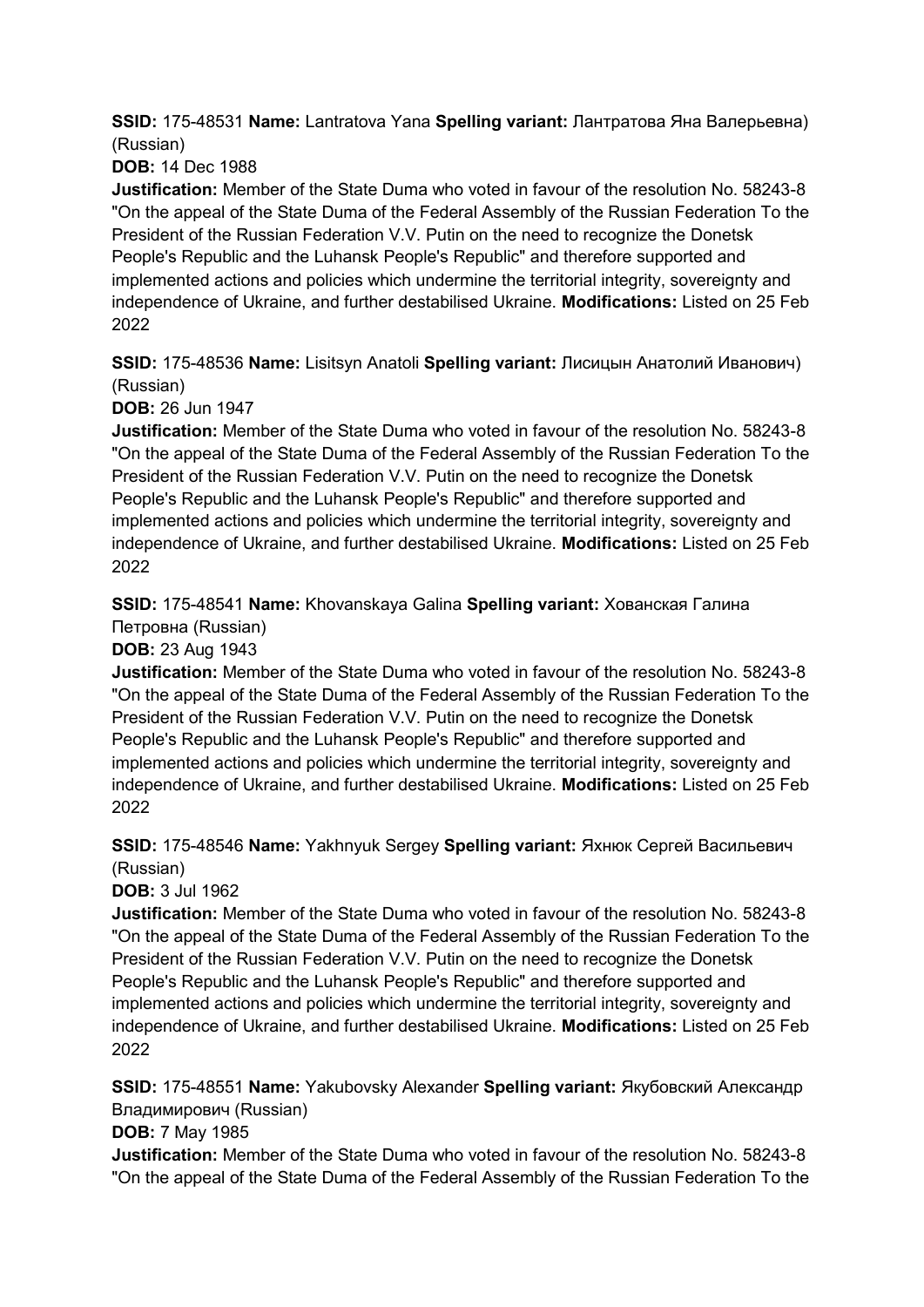**SSID:** 175-48531 **Name:** Lantratova Yana **Spelling variant:** Лантратова Яна Валерьевна) (Russian)

**DOB:** 14 Dec 1988

**Justification:** Member of the State Duma who voted in favour of the resolution No. 58243-8 "On the appeal of the State Duma of the Federal Assembly of the Russian Federation To the President of the Russian Federation V.V. Putin on the need to recognize the Donetsk People's Republic and the Luhansk People's Republic" and therefore supported and implemented actions and policies which undermine the territorial integrity, sovereignty and independence of Ukraine, and further destabilised Ukraine. **Modifications:** Listed on 25 Feb 2022

**SSID:** 175-48536 **Name:** Lisitsyn Anatoli **Spelling variant:** Лисицын Анатолий Иванович) (Russian)

**DOB:** 26 Jun 1947

**Justification:** Member of the State Duma who voted in favour of the resolution No. 58243-8 "On the appeal of the State Duma of the Federal Assembly of the Russian Federation To the President of the Russian Federation V.V. Putin on the need to recognize the Donetsk People's Republic and the Luhansk People's Republic" and therefore supported and implemented actions and policies which undermine the territorial integrity, sovereignty and independence of Ukraine, and further destabilised Ukraine. **Modifications:** Listed on 25 Feb 2022

**SSID:** 175-48541 **Name:** Khovanskaya Galina **Spelling variant:** Хованская Галина Петровна (Russian)

**DOB:** 23 Aug 1943

**Justification:** Member of the State Duma who voted in favour of the resolution No. 58243-8 "On the appeal of the State Duma of the Federal Assembly of the Russian Federation To the President of the Russian Federation V.V. Putin on the need to recognize the Donetsk People's Republic and the Luhansk People's Republic" and therefore supported and implemented actions and policies which undermine the territorial integrity, sovereignty and independence of Ukraine, and further destabilised Ukraine. **Modifications:** Listed on 25 Feb 2022

**SSID:** 175-48546 **Name:** Yakhnyuk Sergey **Spelling variant:** Яхнюк Сергей Васильевич (Russian)

**DOB:** 3 Jul 1962

**Justification:** Member of the State Duma who voted in favour of the resolution No. 58243-8 "On the appeal of the State Duma of the Federal Assembly of the Russian Federation To the President of the Russian Federation V.V. Putin on the need to recognize the Donetsk People's Republic and the Luhansk People's Republic" and therefore supported and implemented actions and policies which undermine the territorial integrity, sovereignty and independence of Ukraine, and further destabilised Ukraine. **Modifications:** Listed on 25 Feb 2022

**SSID:** 175-48551 **Name:** Yakubovsky Alexander **Spelling variant:** Якубовский Александр Владимирович (Russian)

**DOB:** 7 May 1985

**Justification:** Member of the State Duma who voted in favour of the resolution No. 58243-8 "On the appeal of the State Duma of the Federal Assembly of the Russian Federation To the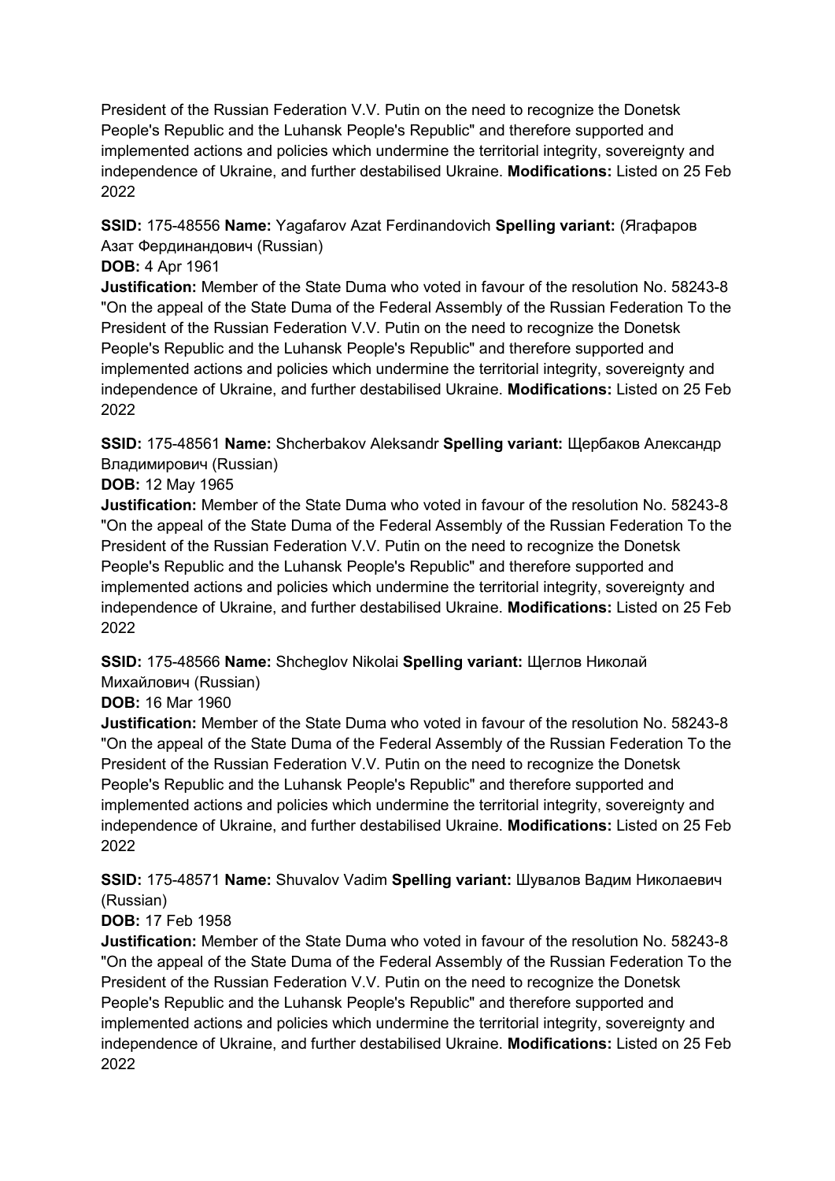President of the Russian Federation V.V. Putin on the need to recognize the Donetsk People's Republic and the Luhansk People's Republic" and therefore supported and implemented actions and policies which undermine the territorial integrity, sovereignty and independence of Ukraine, and further destabilised Ukraine. **Modifications:** Listed on 25 Feb 2022

**SSID:** 175-48556 **Name:** Yagafarov Azat Ferdinandovich **Spelling variant:** (Ягафаров Азат Фердинандович (Russian)

**DOB:** 4 Apr 1961

**Justification:** Member of the State Duma who voted in favour of the resolution No. 58243-8 "On the appeal of the State Duma of the Federal Assembly of the Russian Federation To the President of the Russian Federation V.V. Putin on the need to recognize the Donetsk People's Republic and the Luhansk People's Republic" and therefore supported and implemented actions and policies which undermine the territorial integrity, sovereignty and independence of Ukraine, and further destabilised Ukraine. **Modifications:** Listed on 25 Feb 2022

**SSID:** 175-48561 **Name:** Shcherbakov Aleksandr **Spelling variant:** Щербаков Александр Владимирович (Russian)

**DOB:** 12 May 1965

**Justification:** Member of the State Duma who voted in favour of the resolution No. 58243-8 "On the appeal of the State Duma of the Federal Assembly of the Russian Federation To the President of the Russian Federation V.V. Putin on the need to recognize the Donetsk People's Republic and the Luhansk People's Republic" and therefore supported and implemented actions and policies which undermine the territorial integrity, sovereignty and independence of Ukraine, and further destabilised Ukraine. **Modifications:** Listed on 25 Feb 2022

**SSID:** 175-48566 **Name:** Shcheglov Nikolai **Spelling variant:** Щеглов Николай Михайлович (Russian)

**DOB:** 16 Mar 1960

**Justification:** Member of the State Duma who voted in favour of the resolution No. 58243-8 "On the appeal of the State Duma of the Federal Assembly of the Russian Federation To the President of the Russian Federation V.V. Putin on the need to recognize the Donetsk People's Republic and the Luhansk People's Republic" and therefore supported and implemented actions and policies which undermine the territorial integrity, sovereignty and independence of Ukraine, and further destabilised Ukraine. **Modifications:** Listed on 25 Feb 2022

**SSID:** 175-48571 **Name:** Shuvalov Vadim **Spelling variant:** Шувалов Вадим Николаевич (Russian)

**DOB:** 17 Feb 1958

**Justification:** Member of the State Duma who voted in favour of the resolution No. 58243-8 "On the appeal of the State Duma of the Federal Assembly of the Russian Federation To the President of the Russian Federation V.V. Putin on the need to recognize the Donetsk People's Republic and the Luhansk People's Republic" and therefore supported and implemented actions and policies which undermine the territorial integrity, sovereignty and independence of Ukraine, and further destabilised Ukraine. **Modifications:** Listed on 25 Feb 2022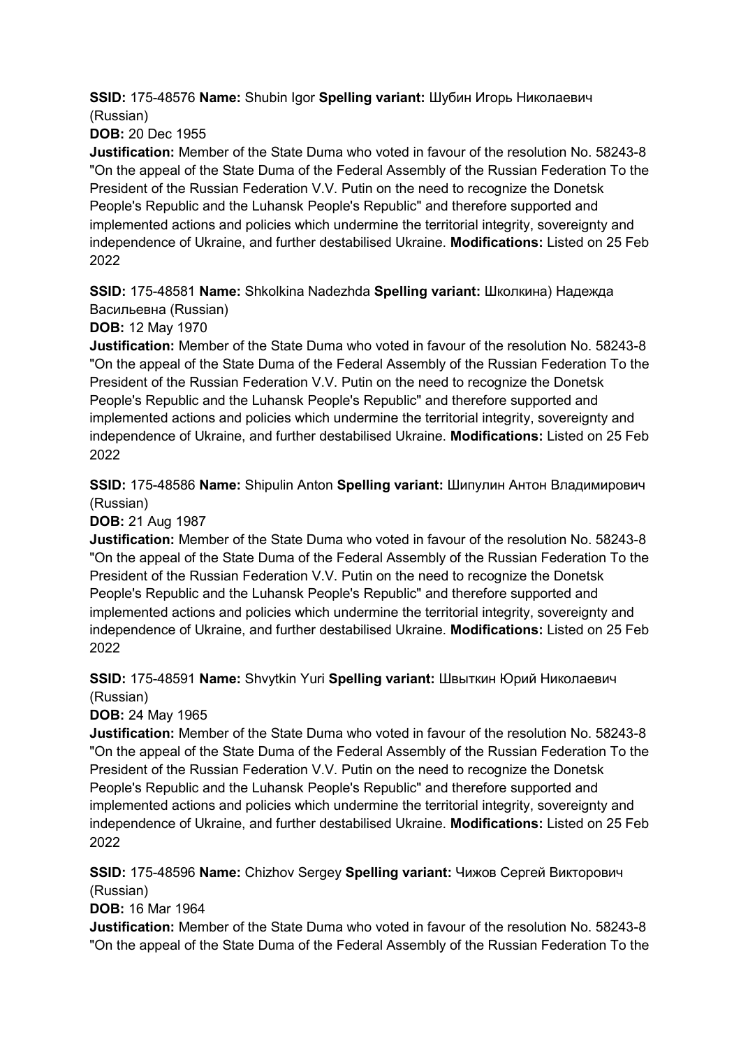**SSID:** 175-48576 **Name:** Shubin Igor **Spelling variant:** Шубин Игорь Николаевич (Russian)

**DOB:** 20 Dec 1955

**Justification:** Member of the State Duma who voted in favour of the resolution No. 58243-8 "On the appeal of the State Duma of the Federal Assembly of the Russian Federation To the President of the Russian Federation V.V. Putin on the need to recognize the Donetsk People's Republic and the Luhansk People's Republic" and therefore supported and implemented actions and policies which undermine the territorial integrity, sovereignty and independence of Ukraine, and further destabilised Ukraine. **Modifications:** Listed on 25 Feb 2022

**SSID:** 175-48581 **Name:** Shkolkina Nadezhda **Spelling variant:** Школкина) Надежда Васильевна (Russian)

**DOB:** 12 May 1970

**Justification:** Member of the State Duma who voted in favour of the resolution No. 58243-8 "On the appeal of the State Duma of the Federal Assembly of the Russian Federation To the President of the Russian Federation V.V. Putin on the need to recognize the Donetsk People's Republic and the Luhansk People's Republic" and therefore supported and implemented actions and policies which undermine the territorial integrity, sovereignty and independence of Ukraine, and further destabilised Ukraine. **Modifications:** Listed on 25 Feb 2022

**SSID:** 175-48586 **Name:** Shipulin Anton **Spelling variant:** Шипулин Антон Владимирович (Russian)

**DOB:** 21 Aug 1987

**Justification:** Member of the State Duma who voted in favour of the resolution No. 58243-8 "On the appeal of the State Duma of the Federal Assembly of the Russian Federation To the President of the Russian Federation V.V. Putin on the need to recognize the Donetsk People's Republic and the Luhansk People's Republic" and therefore supported and implemented actions and policies which undermine the territorial integrity, sovereignty and independence of Ukraine, and further destabilised Ukraine. **Modifications:** Listed on 25 Feb 2022

**SSID:** 175-48591 **Name:** Shvytkin Yuri **Spelling variant:** Швыткин Юрий Николаевич (Russian)

**DOB:** 24 May 1965

**Justification:** Member of the State Duma who voted in favour of the resolution No. 58243-8 "On the appeal of the State Duma of the Federal Assembly of the Russian Federation To the President of the Russian Federation V.V. Putin on the need to recognize the Donetsk People's Republic and the Luhansk People's Republic" and therefore supported and implemented actions and policies which undermine the territorial integrity, sovereignty and independence of Ukraine, and further destabilised Ukraine. **Modifications:** Listed on 25 Feb 2022

**SSID:** 175-48596 **Name:** Chizhov Sergey **Spelling variant:** Чижов Сергей Викторович (Russian)

**DOB:** 16 Mar 1964

**Justification:** Member of the State Duma who voted in favour of the resolution No. 58243-8 "On the appeal of the State Duma of the Federal Assembly of the Russian Federation To the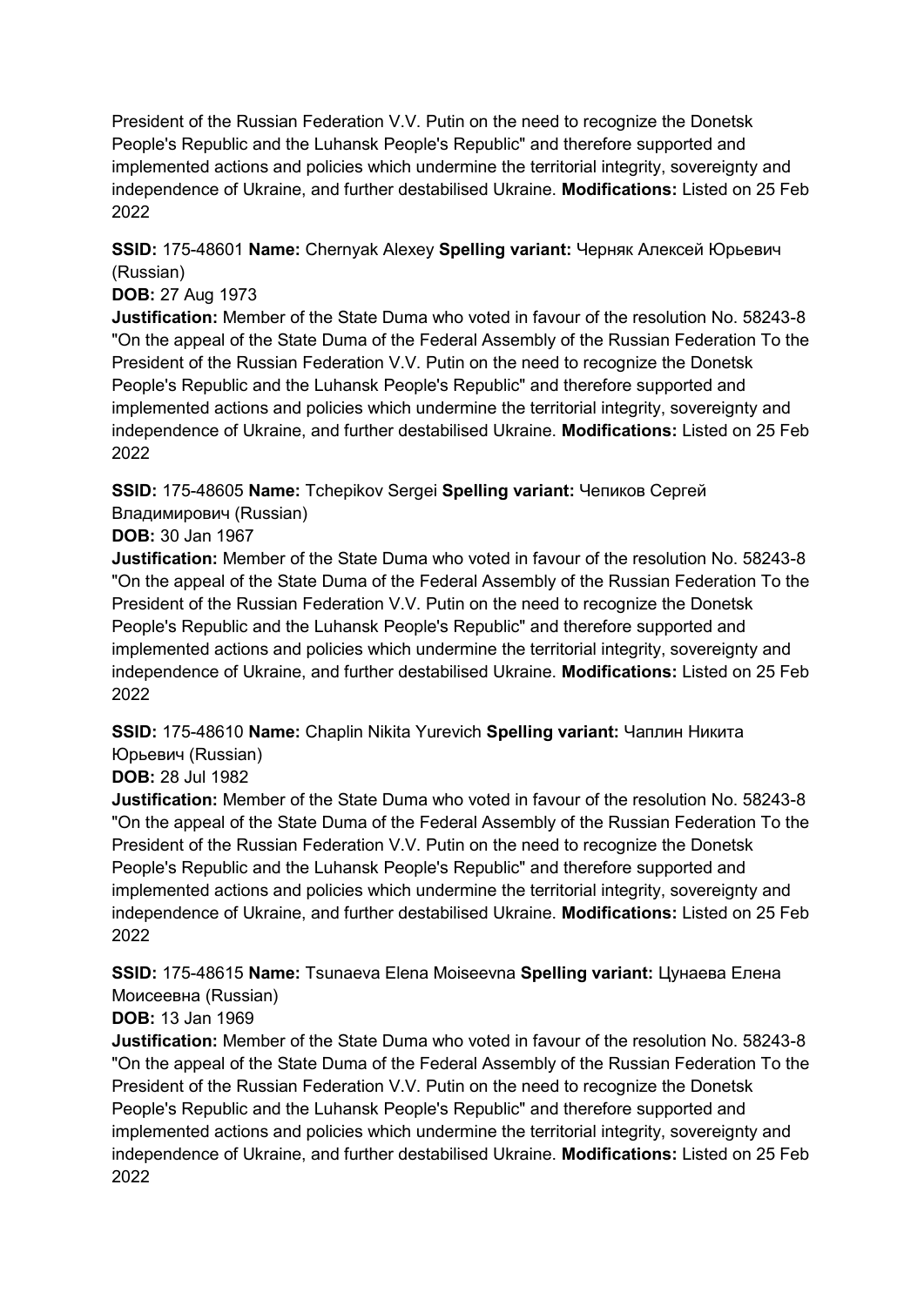President of the Russian Federation V.V. Putin on the need to recognize the Donetsk People's Republic and the Luhansk People's Republic" and therefore supported and implemented actions and policies which undermine the territorial integrity, sovereignty and independence of Ukraine, and further destabilised Ukraine. **Modifications:** Listed on 25 Feb 2022

**SSID:** 175-48601 **Name:** Chernyak Alexey **Spelling variant:** Черняк Алексей Юрьевич (Russian)
**DOB:** 27 Aug 1973
**Justification:** Member of the State Duma who voted in favour of the resolution No. 58243-8 "On the appeal of the State Duma of the Federal Assembly of the Russian Federation To the President of the Russian Federation V.V. Putin on the need to recognize the Donetsk People's Republic and the Luhansk People's Republic" and therefore supported and implemented actions and policies which undermine the territorial integrity, sovereignty and independence of Ukraine, and further destabilised Ukraine. **Modifications:** Listed on 25 Feb 2022

**SSID:** 175-48605 **Name:** Tchepikov Sergei **Spelling variant:** Чепиков Сергей Владимирович (Russian)
**DOB:** 30 Jan 1967
**Justification:** Member of the State Duma who voted in favour of the resolution No. 58243-8 "On the appeal of the State Duma of the Federal Assembly of the Russian Federation To the President of the Russian Federation V.V. Putin on the need to recognize the Donetsk People's Republic and the Luhansk People's Republic" and therefore supported and implemented actions and policies which undermine the territorial integrity, sovereignty and independence of Ukraine, and further destabilised Ukraine. **Modifications:** Listed on 25 Feb 2022

**SSID:** 175-48610 **Name:** Chaplin Nikita Yurevich **Spelling variant:** Чаплин Никита Юрьевич (Russian)
**DOB:** 28 Jul 1982
**Justification:** Member of the State Duma who voted in favour of the resolution No. 58243-8 "On the appeal of the State Duma of the Federal Assembly of the Russian Federation To the President of the Russian Federation V.V. Putin on the need to recognize the Donetsk People's Republic and the Luhansk People's Republic" and therefore supported and implemented actions and policies which undermine the territorial integrity, sovereignty and independence of Ukraine, and further destabilised Ukraine. **Modifications:** Listed on 25 Feb 2022

**SSID:** 175-48615 **Name:** Tsunaeva Elena Moiseevna **Spelling variant:** Цунаева Елена Моисеевна (Russian)
**DOB:** 13 Jan 1969
**Justification:** Member of the State Duma who voted in favour of the resolution No. 58243-8 "On the appeal of the State Duma of the Federal Assembly of the Russian Federation To the President of the Russian Federation V.V. Putin on the need to recognize the Donetsk People's Republic and the Luhansk People's Republic" and therefore supported and implemented actions and policies which undermine the territorial integrity, sovereignty and independence of Ukraine, and further destabilised Ukraine. **Modifications:** Listed on 25 Feb 2022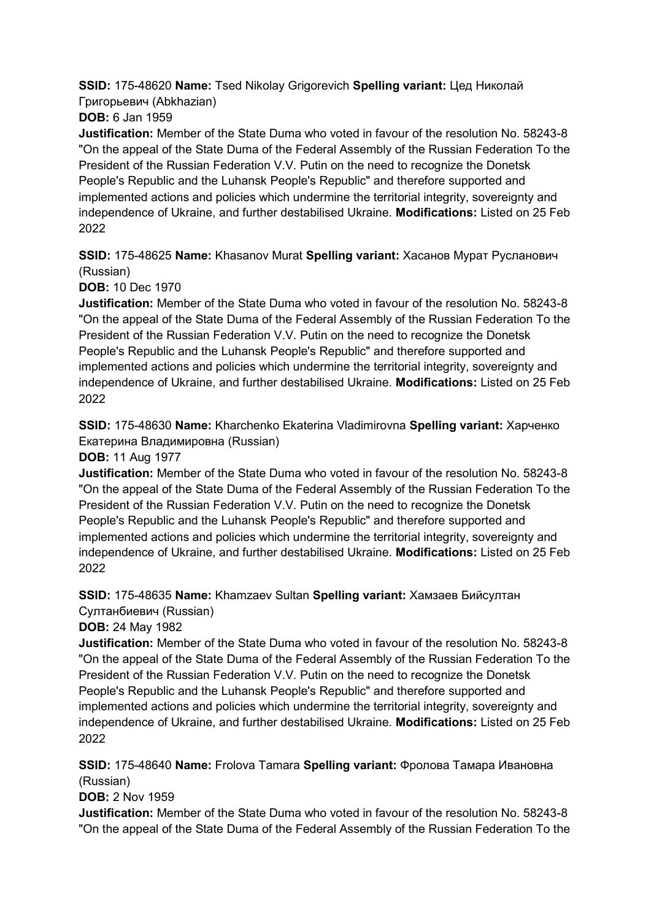**SSID:** 175-48620 **Name:** Tsed Nikolay Grigorevich **Spelling variant:** Цед Николай Григорьевич (Abkhazian)

**DOB:** 6 Jan 1959

**Justification:** Member of the State Duma who voted in favour of the resolution No. 58243-8 "On the appeal of the State Duma of the Federal Assembly of the Russian Federation To the President of the Russian Federation V.V. Putin on the need to recognize the Donetsk People's Republic and the Luhansk People's Republic" and therefore supported and implemented actions and policies which undermine the territorial integrity, sovereignty and independence of Ukraine, and further destabilised Ukraine. **Modifications:** Listed on 25 Feb 2022

**SSID:** 175-48625 **Name:** Khasanov Murat **Spelling variant:** Хасанов Мурат Русланович (Russian)

**DOB:** 10 Dec 1970

**Justification:** Member of the State Duma who voted in favour of the resolution No. 58243-8 "On the appeal of the State Duma of the Federal Assembly of the Russian Federation To the President of the Russian Federation V.V. Putin on the need to recognize the Donetsk People's Republic and the Luhansk People's Republic" and therefore supported and implemented actions and policies which undermine the territorial integrity, sovereignty and independence of Ukraine, and further destabilised Ukraine. **Modifications:** Listed on 25 Feb 2022

**SSID:** 175-48630 **Name:** Kharchenko Ekaterina Vladimirovna **Spelling variant:** Харченко Екатерина Владимировна (Russian)

**DOB:** 11 Aug 1977

**Justification:** Member of the State Duma who voted in favour of the resolution No. 58243-8 "On the appeal of the State Duma of the Federal Assembly of the Russian Federation To the President of the Russian Federation V.V. Putin on the need to recognize the Donetsk People's Republic and the Luhansk People's Republic" and therefore supported and implemented actions and policies which undermine the territorial integrity, sovereignty and independence of Ukraine, and further destabilised Ukraine. **Modifications:** Listed on 25 Feb 2022

**SSID:** 175-48635 **Name:** Khamzaev Sultan **Spelling variant:** Хамзаев Бийсултан Султанбиевич (Russian)

**DOB:** 24 May 1982

**Justification:** Member of the State Duma who voted in favour of the resolution No. 58243-8 "On the appeal of the State Duma of the Federal Assembly of the Russian Federation To the President of the Russian Federation V.V. Putin on the need to recognize the Donetsk People's Republic and the Luhansk People's Republic" and therefore supported and implemented actions and policies which undermine the territorial integrity, sovereignty and independence of Ukraine, and further destabilised Ukraine. **Modifications:** Listed on 25 Feb 2022

**SSID:** 175-48640 **Name:** Frolova Tamara **Spelling variant:** Фролова Тамара Ивановна (Russian)

**DOB:** 2 Nov 1959

**Justification:** Member of the State Duma who voted in favour of the resolution No. 58243-8 "On the appeal of the State Duma of the Federal Assembly of the Russian Federation To the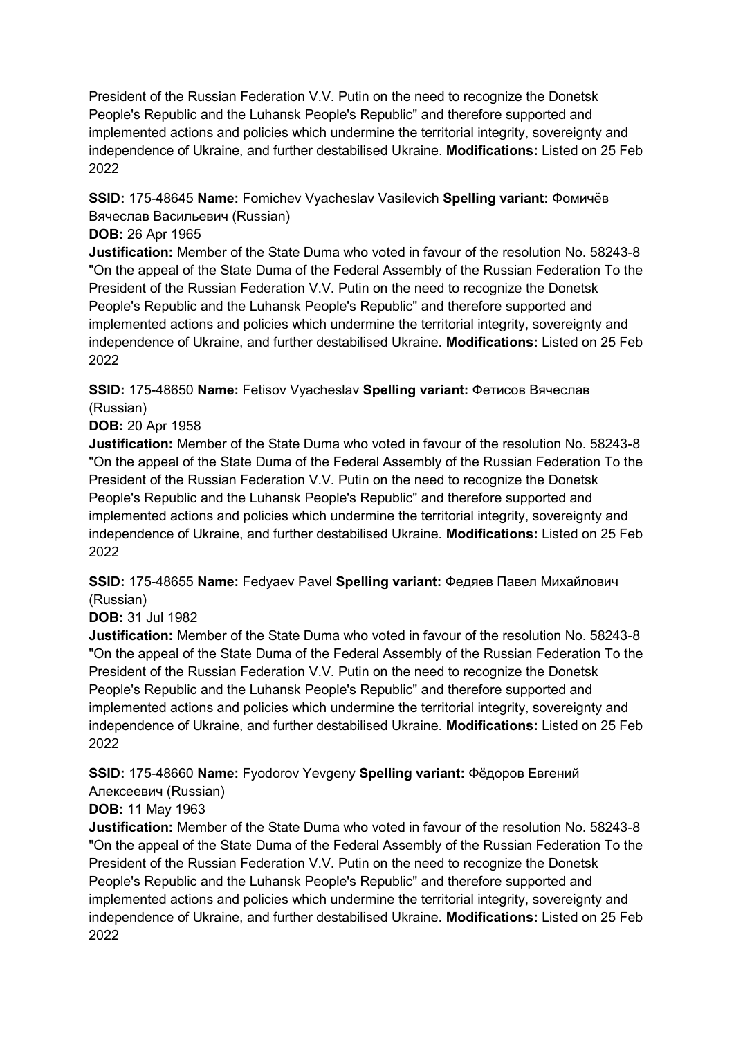President of the Russian Federation V.V. Putin on the need to recognize the Donetsk People's Republic and the Luhansk People's Republic" and therefore supported and implemented actions and policies which undermine the territorial integrity, sovereignty and independence of Ukraine, and further destabilised Ukraine. **Modifications:** Listed on 25 Feb 2022

**SSID:** 175-48645 **Name:** Fomichev Vyacheslav Vasilevich **Spelling variant:** Фомичёв Вячеслав Васильевич (Russian)
**DOB:** 26 Apr 1965
**Justification:** Member of the State Duma who voted in favour of the resolution No. 58243-8 "On the appeal of the State Duma of the Federal Assembly of the Russian Federation To the President of the Russian Federation V.V. Putin on the need to recognize the Donetsk People's Republic and the Luhansk People's Republic" and therefore supported and implemented actions and policies which undermine the territorial integrity, sovereignty and independence of Ukraine, and further destabilised Ukraine. **Modifications:** Listed on 25 Feb 2022

**SSID:** 175-48650 **Name:** Fetisov Vyacheslav **Spelling variant:** Фетисов Вячеслав (Russian)
**DOB:** 20 Apr 1958
**Justification:** Member of the State Duma who voted in favour of the resolution No. 58243-8 "On the appeal of the State Duma of the Federal Assembly of the Russian Federation To the President of the Russian Federation V.V. Putin on the need to recognize the Donetsk People's Republic and the Luhansk People's Republic" and therefore supported and implemented actions and policies which undermine the territorial integrity, sovereignty and independence of Ukraine, and further destabilised Ukraine. **Modifications:** Listed on 25 Feb 2022

**SSID:** 175-48655 **Name:** Fedyaev Pavel **Spelling variant:** Федяев Павел Михайлович (Russian)
**DOB:** 31 Jul 1982
**Justification:** Member of the State Duma who voted in favour of the resolution No. 58243-8 "On the appeal of the State Duma of the Federal Assembly of the Russian Federation To the President of the Russian Federation V.V. Putin on the need to recognize the Donetsk People's Republic and the Luhansk People's Republic" and therefore supported and implemented actions and policies which undermine the territorial integrity, sovereignty and independence of Ukraine, and further destabilised Ukraine. **Modifications:** Listed on 25 Feb 2022

**SSID:** 175-48660 **Name:** Fyodorov Yevgeny **Spelling variant:** Фёдоров Евгений Алексеевич (Russian)
**DOB:** 11 May 1963
**Justification:** Member of the State Duma who voted in favour of the resolution No. 58243-8 "On the appeal of the State Duma of the Federal Assembly of the Russian Federation To the President of the Russian Federation V.V. Putin on the need to recognize the Donetsk People's Republic and the Luhansk People's Republic" and therefore supported and implemented actions and policies which undermine the territorial integrity, sovereignty and independence of Ukraine, and further destabilised Ukraine. **Modifications:** Listed on 25 Feb 2022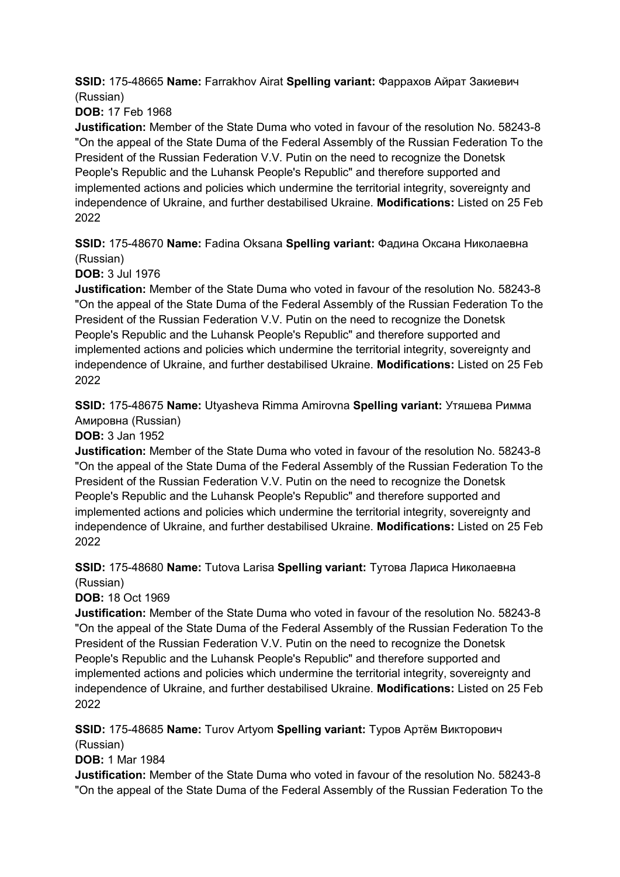**SSID:** 175-48665 **Name:** Farrakhov Airat **Spelling variant:** Фаррахов Айрат Закиевич (Russian)

**DOB:** 17 Feb 1968

**Justification:** Member of the State Duma who voted in favour of the resolution No. 58243-8 "On the appeal of the State Duma of the Federal Assembly of the Russian Federation To the President of the Russian Federation V.V. Putin on the need to recognize the Donetsk People's Republic and the Luhansk People's Republic" and therefore supported and implemented actions and policies which undermine the territorial integrity, sovereignty and independence of Ukraine, and further destabilised Ukraine. **Modifications:** Listed on 25 Feb 2022

**SSID:** 175-48670 **Name:** Fadina Oksana **Spelling variant:** Фадина Оксана Николаевна (Russian)

**DOB:** 3 Jul 1976

**Justification:** Member of the State Duma who voted in favour of the resolution No. 58243-8 "On the appeal of the State Duma of the Federal Assembly of the Russian Federation To the President of the Russian Federation V.V. Putin on the need to recognize the Donetsk People's Republic and the Luhansk People's Republic" and therefore supported and implemented actions and policies which undermine the territorial integrity, sovereignty and independence of Ukraine, and further destabilised Ukraine. **Modifications:** Listed on 25 Feb 2022

**SSID:** 175-48675 **Name:** Utyasheva Rimma Amirovna **Spelling variant:** Утяшева Римма Амировна (Russian)

**DOB:** 3 Jan 1952

**Justification:** Member of the State Duma who voted in favour of the resolution No. 58243-8 "On the appeal of the State Duma of the Federal Assembly of the Russian Federation To the President of the Russian Federation V.V. Putin on the need to recognize the Donetsk People's Republic and the Luhansk People's Republic" and therefore supported and implemented actions and policies which undermine the territorial integrity, sovereignty and independence of Ukraine, and further destabilised Ukraine. **Modifications:** Listed on 25 Feb 2022

**SSID:** 175-48680 **Name:** Tutova Larisa **Spelling variant:** Тутова Лариса Николаевна (Russian)

**DOB:** 18 Oct 1969

**Justification:** Member of the State Duma who voted in favour of the resolution No. 58243-8 "On the appeal of the State Duma of the Federal Assembly of the Russian Federation To the President of the Russian Federation V.V. Putin on the need to recognize the Donetsk People's Republic and the Luhansk People's Republic" and therefore supported and implemented actions and policies which undermine the territorial integrity, sovereignty and independence of Ukraine, and further destabilised Ukraine. **Modifications:** Listed on 25 Feb 2022

**SSID:** 175-48685 **Name:** Turov Artyom **Spelling variant:** Туров Артём Викторович (Russian)

**DOB:** 1 Mar 1984

**Justification:** Member of the State Duma who voted in favour of the resolution No. 58243-8 "On the appeal of the State Duma of the Federal Assembly of the Russian Federation To the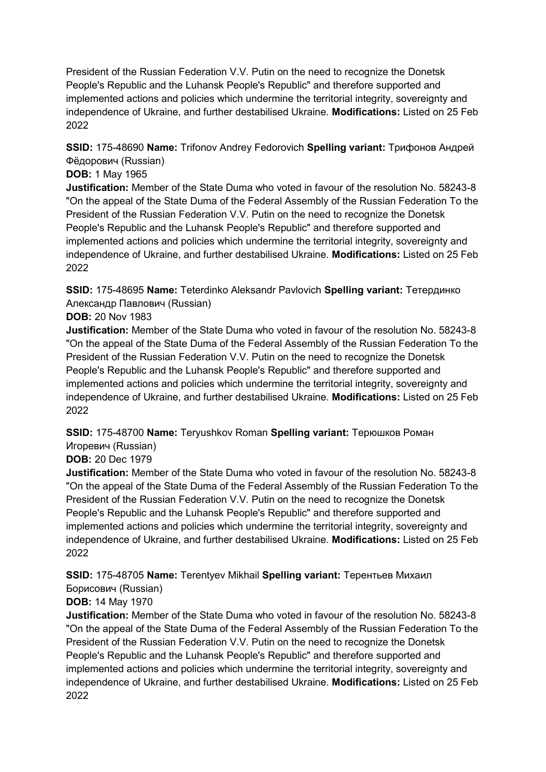President of the Russian Federation V.V. Putin on the need to recognize the Donetsk People's Republic and the Luhansk People's Republic" and therefore supported and implemented actions and policies which undermine the territorial integrity, sovereignty and independence of Ukraine, and further destabilised Ukraine. **Modifications:** Listed on 25 Feb 2022

**SSID:** 175-48690 **Name:** Trifonov Andrey Fedorovich **Spelling variant:** Трифонов Андрей Фёдорович (Russian)
**DOB:** 1 May 1965
**Justification:** Member of the State Duma who voted in favour of the resolution No. 58243-8 "On the appeal of the State Duma of the Federal Assembly of the Russian Federation To the President of the Russian Federation V.V. Putin on the need to recognize the Donetsk People's Republic and the Luhansk People's Republic" and therefore supported and implemented actions and policies which undermine the territorial integrity, sovereignty and independence of Ukraine, and further destabilised Ukraine. **Modifications:** Listed on 25 Feb 2022

**SSID:** 175-48695 **Name:** Teterdinko Aleksandr Pavlovich **Spelling variant:** Тетердинко Александр Павлович (Russian)
**DOB:** 20 Nov 1983
**Justification:** Member of the State Duma who voted in favour of the resolution No. 58243-8 "On the appeal of the State Duma of the Federal Assembly of the Russian Federation To the President of the Russian Federation V.V. Putin on the need to recognize the Donetsk People's Republic and the Luhansk People's Republic" and therefore supported and implemented actions and policies which undermine the territorial integrity, sovereignty and independence of Ukraine, and further destabilised Ukraine. **Modifications:** Listed on 25 Feb 2022

**SSID:** 175-48700 **Name:** Teryushkov Roman **Spelling variant:** Терюшков Роман Игоревич (Russian)
**DOB:** 20 Dec 1979
**Justification:** Member of the State Duma who voted in favour of the resolution No. 58243-8 "On the appeal of the State Duma of the Federal Assembly of the Russian Federation To the President of the Russian Federation V.V. Putin on the need to recognize the Donetsk People's Republic and the Luhansk People's Republic" and therefore supported and implemented actions and policies which undermine the territorial integrity, sovereignty and independence of Ukraine, and further destabilised Ukraine. **Modifications:** Listed on 25 Feb 2022

**SSID:** 175-48705 **Name:** Terentyev Mikhail **Spelling variant:** Терентьев Михаил Борисович (Russian)
**DOB:** 14 May 1970
**Justification:** Member of the State Duma who voted in favour of the resolution No. 58243-8 "On the appeal of the State Duma of the Federal Assembly of the Russian Federation To the President of the Russian Federation V.V. Putin on the need to recognize the Donetsk People's Republic and the Luhansk People's Republic" and therefore supported and implemented actions and policies which undermine the territorial integrity, sovereignty and independence of Ukraine, and further destabilised Ukraine. **Modifications:** Listed on 25 Feb 2022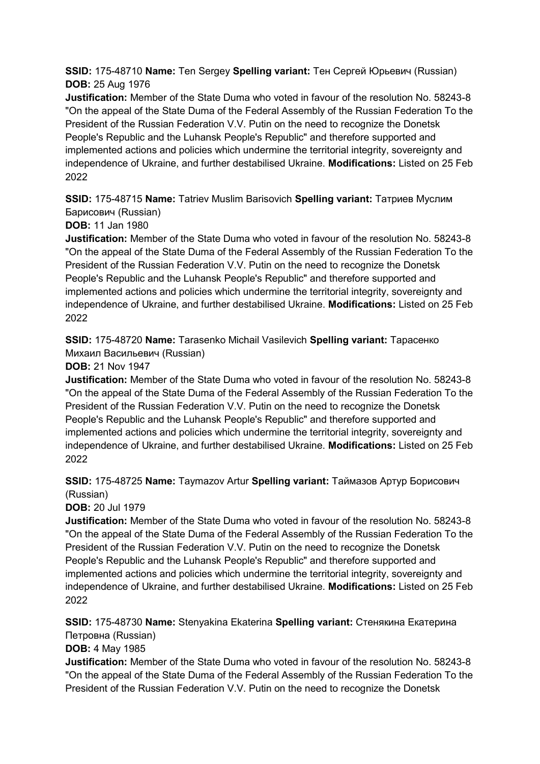**SSID:** 175-48710 **Name:** Ten Sergey **Spelling variant:** Тен Сергей Юрьевич (Russian) **DOB:** 25 Aug 1976

**Justification:** Member of the State Duma who voted in favour of the resolution No. 58243-8 "On the appeal of the State Duma of the Federal Assembly of the Russian Federation To the President of the Russian Federation V.V. Putin on the need to recognize the Donetsk People's Republic and the Luhansk People's Republic" and therefore supported and implemented actions and policies which undermine the territorial integrity, sovereignty and independence of Ukraine, and further destabilised Ukraine. **Modifications:** Listed on 25 Feb 2022

**SSID:** 175-48715 **Name:** Tatriev Muslim Barisovich **Spelling variant:** Татриев Муслим Барисович (Russian)

**DOB:** 11 Jan 1980

**Justification:** Member of the State Duma who voted in favour of the resolution No. 58243-8 "On the appeal of the State Duma of the Federal Assembly of the Russian Federation To the President of the Russian Federation V.V. Putin on the need to recognize the Donetsk People's Republic and the Luhansk People's Republic" and therefore supported and implemented actions and policies which undermine the territorial integrity, sovereignty and independence of Ukraine, and further destabilised Ukraine. **Modifications:** Listed on 25 Feb 2022

**SSID:** 175-48720 **Name:** Tarasenko Michail Vasilevich **Spelling variant:** Тарасенко Михаил Васильевич (Russian)

**DOB:** 21 Nov 1947

**Justification:** Member of the State Duma who voted in favour of the resolution No. 58243-8 "On the appeal of the State Duma of the Federal Assembly of the Russian Federation To the President of the Russian Federation V.V. Putin on the need to recognize the Donetsk People's Republic and the Luhansk People's Republic" and therefore supported and implemented actions and policies which undermine the territorial integrity, sovereignty and independence of Ukraine, and further destabilised Ukraine. **Modifications:** Listed on 25 Feb 2022

**SSID:** 175-48725 **Name:** Taymazov Artur **Spelling variant:** Таймазов Артур Борисович (Russian)

**DOB:** 20 Jul 1979

**Justification:** Member of the State Duma who voted in favour of the resolution No. 58243-8 "On the appeal of the State Duma of the Federal Assembly of the Russian Federation To the President of the Russian Federation V.V. Putin on the need to recognize the Donetsk People's Republic and the Luhansk People's Republic" and therefore supported and implemented actions and policies which undermine the territorial integrity, sovereignty and independence of Ukraine, and further destabilised Ukraine. **Modifications:** Listed on 25 Feb 2022

**SSID:** 175-48730 **Name:** Stenyakina Ekaterina **Spelling variant:** Стенякина Екатерина Петровна (Russian)

**DOB:** 4 May 1985

**Justification:** Member of the State Duma who voted in favour of the resolution No. 58243-8 "On the appeal of the State Duma of the Federal Assembly of the Russian Federation To the President of the Russian Federation V.V. Putin on the need to recognize the Donetsk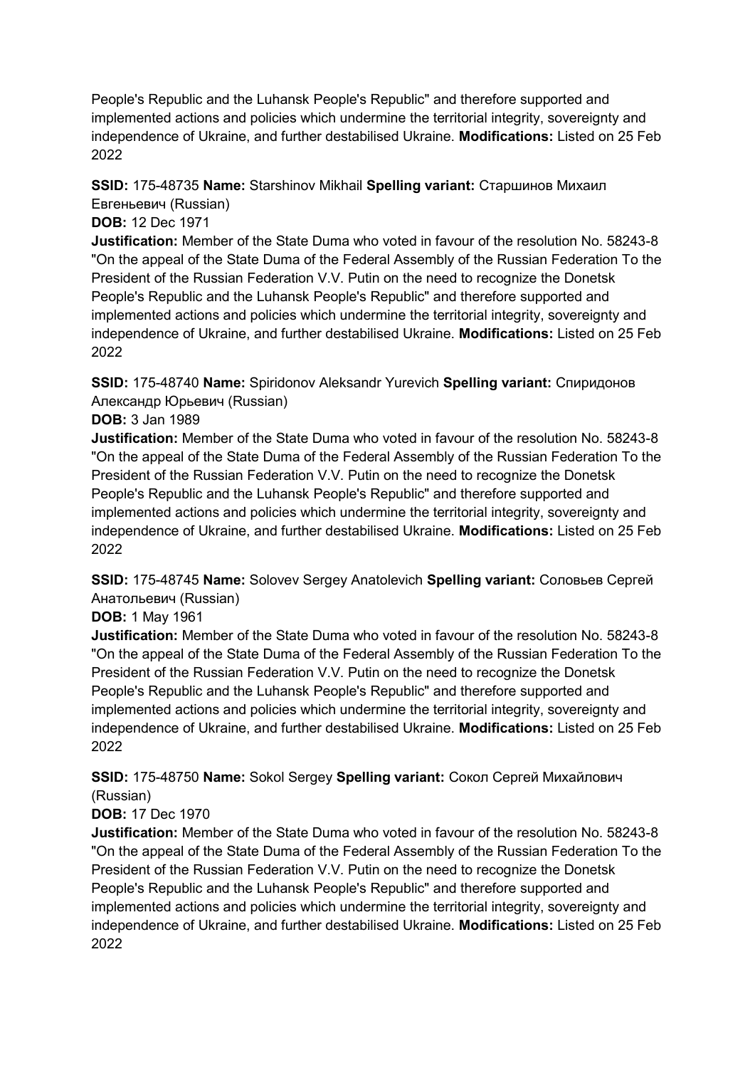People's Republic and the Luhansk People's Republic" and therefore supported and implemented actions and policies which undermine the territorial integrity, sovereignty and independence of Ukraine, and further destabilised Ukraine. **Modifications:** Listed on 25 Feb 2022

**SSID:** 175-48735 **Name:** Starshinov Mikhail **Spelling variant:** Старшинов Михаил Евгеньевич (Russian)
**DOB:** 12 Dec 1971
**Justification:** Member of the State Duma who voted in favour of the resolution No. 58243-8 "On the appeal of the State Duma of the Federal Assembly of the Russian Federation To the President of the Russian Federation V.V. Putin on the need to recognize the Donetsk People's Republic and the Luhansk People's Republic" and therefore supported and implemented actions and policies which undermine the territorial integrity, sovereignty and independence of Ukraine, and further destabilised Ukraine. **Modifications:** Listed on 25 Feb 2022

**SSID:** 175-48740 **Name:** Spiridonov Aleksandr Yurevich **Spelling variant:** Спиридонов Александр Юрьевич (Russian)
**DOB:** 3 Jan 1989
**Justification:** Member of the State Duma who voted in favour of the resolution No. 58243-8 "On the appeal of the State Duma of the Federal Assembly of the Russian Federation To the President of the Russian Federation V.V. Putin on the need to recognize the Donetsk People's Republic and the Luhansk People's Republic" and therefore supported and implemented actions and policies which undermine the territorial integrity, sovereignty and independence of Ukraine, and further destabilised Ukraine. **Modifications:** Listed on 25 Feb 2022

**SSID:** 175-48745 **Name:** Solovev Sergey Anatolevich **Spelling variant:** Соловьев Сергей Анатольевич (Russian)
**DOB:** 1 May 1961
**Justification:** Member of the State Duma who voted in favour of the resolution No. 58243-8 "On the appeal of the State Duma of the Federal Assembly of the Russian Federation To the President of the Russian Federation V.V. Putin on the need to recognize the Donetsk People's Republic and the Luhansk People's Republic" and therefore supported and implemented actions and policies which undermine the territorial integrity, sovereignty and independence of Ukraine, and further destabilised Ukraine. **Modifications:** Listed on 25 Feb 2022

**SSID:** 175-48750 **Name:** Sokol Sergey **Spelling variant:** Сокол Сергей Михайлович (Russian)
**DOB:** 17 Dec 1970
**Justification:** Member of the State Duma who voted in favour of the resolution No. 58243-8 "On the appeal of the State Duma of the Federal Assembly of the Russian Federation To the President of the Russian Federation V.V. Putin on the need to recognize the Donetsk People's Republic and the Luhansk People's Republic" and therefore supported and implemented actions and policies which undermine the territorial integrity, sovereignty and independence of Ukraine, and further destabilised Ukraine. **Modifications:** Listed on 25 Feb 2022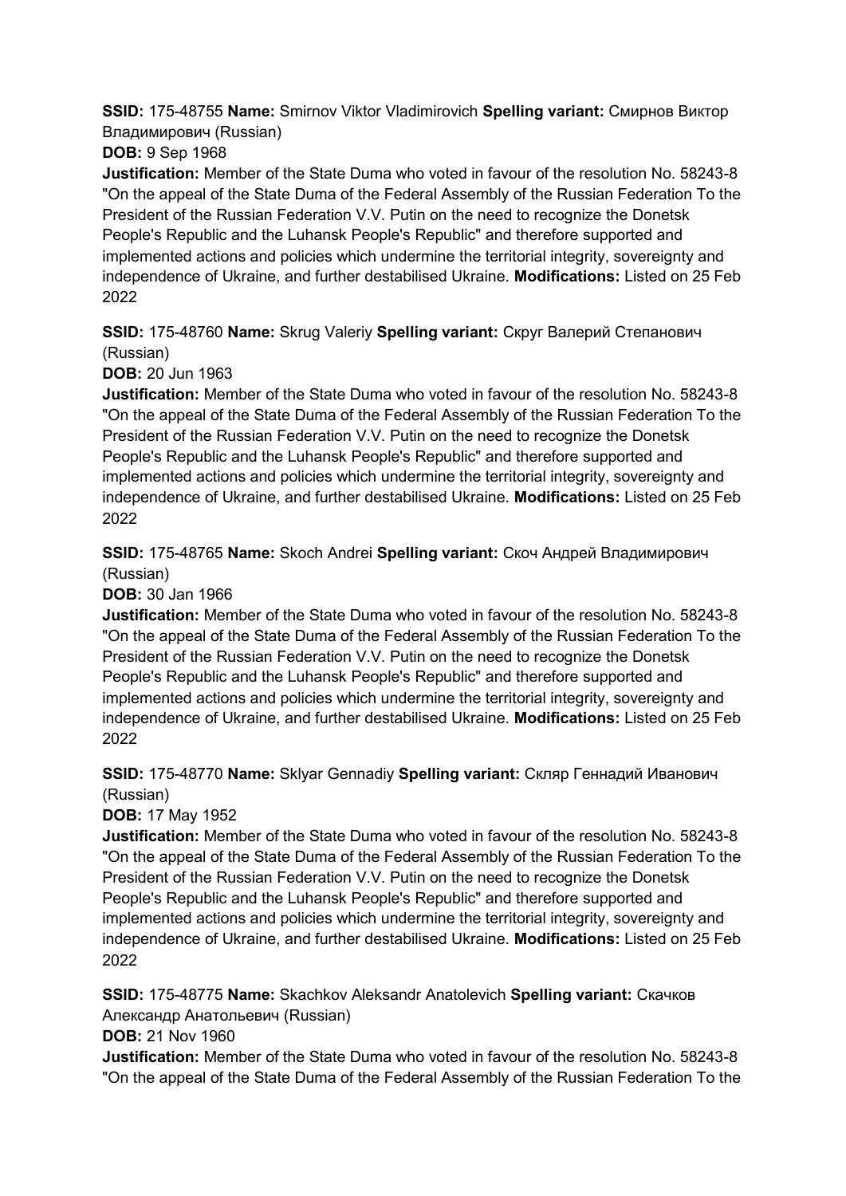**SSID:** 175-48755 **Name:** Smirnov Viktor Vladimirovich **Spelling variant:** Смирнов Виктор Владимирович (Russian)

**DOB:** 9 Sep 1968

**Justification:** Member of the State Duma who voted in favour of the resolution No. 58243-8 "On the appeal of the State Duma of the Federal Assembly of the Russian Federation To the President of the Russian Federation V.V. Putin on the need to recognize the Donetsk People's Republic and the Luhansk People's Republic" and therefore supported and implemented actions and policies which undermine the territorial integrity, sovereignty and independence of Ukraine, and further destabilised Ukraine. **Modifications:** Listed on 25 Feb 2022

**SSID:** 175-48760 **Name:** Skrug Valeriy **Spelling variant:** Скруг Валерий Степанович (Russian)

**DOB:** 20 Jun 1963

**Justification:** Member of the State Duma who voted in favour of the resolution No. 58243-8 "On the appeal of the State Duma of the Federal Assembly of the Russian Federation To the President of the Russian Federation V.V. Putin on the need to recognize the Donetsk People's Republic and the Luhansk People's Republic" and therefore supported and implemented actions and policies which undermine the territorial integrity, sovereignty and independence of Ukraine, and further destabilised Ukraine. **Modifications:** Listed on 25 Feb 2022

**SSID:** 175-48765 **Name:** Skoch Andrei **Spelling variant:** Скоч Андрей Владимирович (Russian)

**DOB:** 30 Jan 1966

**Justification:** Member of the State Duma who voted in favour of the resolution No. 58243-8 "On the appeal of the State Duma of the Federal Assembly of the Russian Federation To the President of the Russian Federation V.V. Putin on the need to recognize the Donetsk People's Republic and the Luhansk People's Republic" and therefore supported and implemented actions and policies which undermine the territorial integrity, sovereignty and independence of Ukraine, and further destabilised Ukraine. **Modifications:** Listed on 25 Feb 2022

**SSID:** 175-48770 **Name:** Sklyar Gennadiy **Spelling variant:** Скляр Геннадий Иванович (Russian)

**DOB:** 17 May 1952

**Justification:** Member of the State Duma who voted in favour of the resolution No. 58243-8 "On the appeal of the State Duma of the Federal Assembly of the Russian Federation To the President of the Russian Federation V.V. Putin on the need to recognize the Donetsk People's Republic and the Luhansk People's Republic" and therefore supported and implemented actions and policies which undermine the territorial integrity, sovereignty and independence of Ukraine, and further destabilised Ukraine. **Modifications:** Listed on 25 Feb 2022

**SSID:** 175-48775 **Name:** Skachkov Aleksandr Anatolevich **Spelling variant:** Скачков Александр Анатольевич (Russian)

**DOB:** 21 Nov 1960

**Justification:** Member of the State Duma who voted in favour of the resolution No. 58243-8 "On the appeal of the State Duma of the Federal Assembly of the Russian Federation To the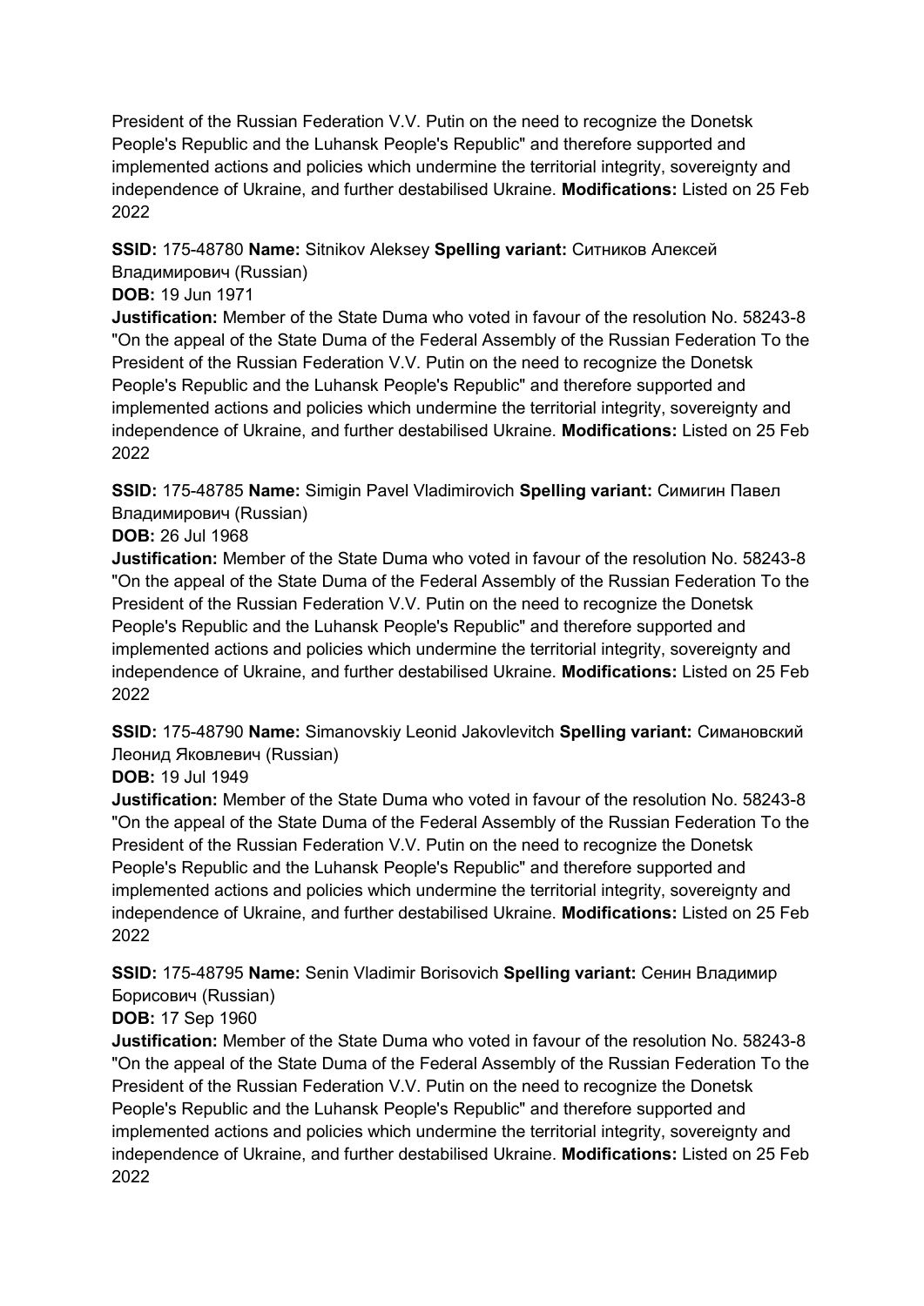President of the Russian Federation V.V. Putin on the need to recognize the Donetsk People's Republic and the Luhansk People's Republic" and therefore supported and implemented actions and policies which undermine the territorial integrity, sovereignty and independence of Ukraine, and further destabilised Ukraine. **Modifications:** Listed on 25 Feb 2022

**SSID:** 175-48780 **Name:** Sitnikov Aleksey **Spelling variant:** Ситников Алексей Владимирович (Russian)
**DOB:** 19 Jun 1971
**Justification:** Member of the State Duma who voted in favour of the resolution No. 58243-8 "On the appeal of the State Duma of the Federal Assembly of the Russian Federation To the President of the Russian Federation V.V. Putin on the need to recognize the Donetsk People's Republic and the Luhansk People's Republic" and therefore supported and implemented actions and policies which undermine the territorial integrity, sovereignty and independence of Ukraine, and further destabilised Ukraine. **Modifications:** Listed on 25 Feb 2022

**SSID:** 175-48785 **Name:** Simigin Pavel Vladimirovich **Spelling variant:** Симигин Павел Владимирович (Russian)
**DOB:** 26 Jul 1968
**Justification:** Member of the State Duma who voted in favour of the resolution No. 58243-8 "On the appeal of the State Duma of the Federal Assembly of the Russian Federation To the President of the Russian Federation V.V. Putin on the need to recognize the Donetsk People's Republic and the Luhansk People's Republic" and therefore supported and implemented actions and policies which undermine the territorial integrity, sovereignty and independence of Ukraine, and further destabilised Ukraine. **Modifications:** Listed on 25 Feb 2022

**SSID:** 175-48790 **Name:** Simanovskiy Leonid Jakovlevitch **Spelling variant:** Симановский Леонид Яковлевич (Russian)
**DOB:** 19 Jul 1949
**Justification:** Member of the State Duma who voted in favour of the resolution No. 58243-8 "On the appeal of the State Duma of the Federal Assembly of the Russian Federation To the President of the Russian Federation V.V. Putin on the need to recognize the Donetsk People's Republic and the Luhansk People's Republic" and therefore supported and implemented actions and policies which undermine the territorial integrity, sovereignty and independence of Ukraine, and further destabilised Ukraine. **Modifications:** Listed on 25 Feb 2022

**SSID:** 175-48795 **Name:** Senin Vladimir Borisovich **Spelling variant:** Сенин Владимир Борисович (Russian)
**DOB:** 17 Sep 1960
**Justification:** Member of the State Duma who voted in favour of the resolution No. 58243-8 "On the appeal of the State Duma of the Federal Assembly of the Russian Federation To the President of the Russian Federation V.V. Putin on the need to recognize the Donetsk People's Republic and the Luhansk People's Republic" and therefore supported and implemented actions and policies which undermine the territorial integrity, sovereignty and independence of Ukraine, and further destabilised Ukraine. **Modifications:** Listed on 25 Feb 2022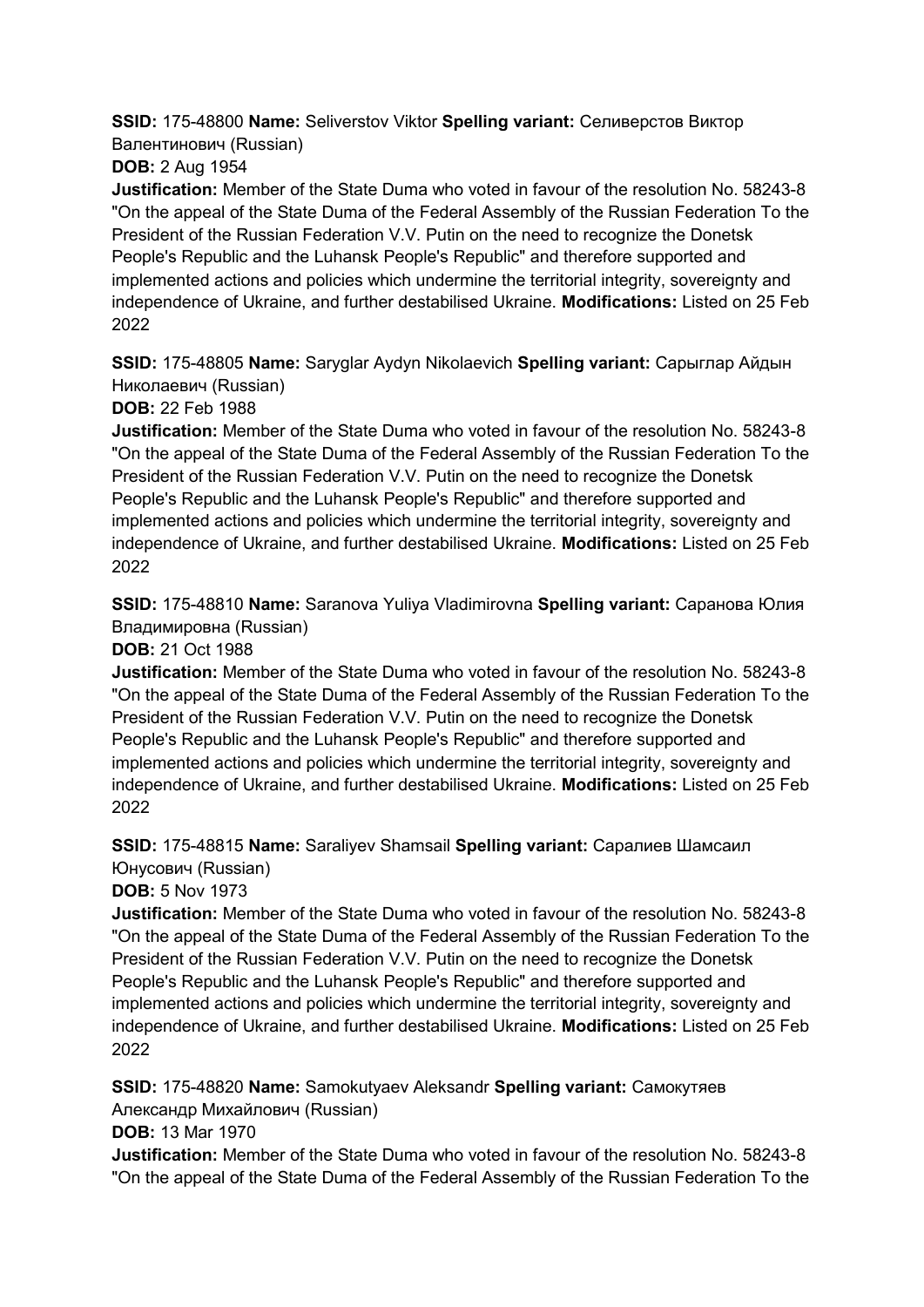**SSID:** 175-48800 **Name:** Seliverstov Viktor **Spelling variant:** Селиверстов Виктор Валентинович (Russian)

**DOB:** 2 Aug 1954

**Justification:** Member of the State Duma who voted in favour of the resolution No. 58243-8 "On the appeal of the State Duma of the Federal Assembly of the Russian Federation To the President of the Russian Federation V.V. Putin on the need to recognize the Donetsk People's Republic and the Luhansk People's Republic" and therefore supported and implemented actions and policies which undermine the territorial integrity, sovereignty and independence of Ukraine, and further destabilised Ukraine. **Modifications:** Listed on 25 Feb 2022

**SSID:** 175-48805 **Name:** Saryglar Aydyn Nikolaevich **Spelling variant:** Сарыглар Айдын Николаевич (Russian)

**DOB:** 22 Feb 1988

**Justification:** Member of the State Duma who voted in favour of the resolution No. 58243-8 "On the appeal of the State Duma of the Federal Assembly of the Russian Federation To the President of the Russian Federation V.V. Putin on the need to recognize the Donetsk People's Republic and the Luhansk People's Republic" and therefore supported and implemented actions and policies which undermine the territorial integrity, sovereignty and independence of Ukraine, and further destabilised Ukraine. **Modifications:** Listed on 25 Feb 2022

**SSID:** 175-48810 **Name:** Saranova Yuliya Vladimirovna **Spelling variant:** Саранова Юлия Владимировна (Russian)

**DOB:** 21 Oct 1988

**Justification:** Member of the State Duma who voted in favour of the resolution No. 58243-8 "On the appeal of the State Duma of the Federal Assembly of the Russian Federation To the President of the Russian Federation V.V. Putin on the need to recognize the Donetsk People's Republic and the Luhansk People's Republic" and therefore supported and implemented actions and policies which undermine the territorial integrity, sovereignty and independence of Ukraine, and further destabilised Ukraine. **Modifications:** Listed on 25 Feb 2022

**SSID:** 175-48815 **Name:** Saraliyev Shamsail **Spelling variant:** Саралиев Шамсаил Юнусович (Russian)

**DOB:** 5 Nov 1973

**Justification:** Member of the State Duma who voted in favour of the resolution No. 58243-8 "On the appeal of the State Duma of the Federal Assembly of the Russian Federation To the President of the Russian Federation V.V. Putin on the need to recognize the Donetsk People's Republic and the Luhansk People's Republic" and therefore supported and implemented actions and policies which undermine the territorial integrity, sovereignty and independence of Ukraine, and further destabilised Ukraine. **Modifications:** Listed on 25 Feb 2022

**SSID:** 175-48820 **Name:** Samokutyaev Aleksandr **Spelling variant:** Самокутяев Александр Михайлович (Russian)

**DOB:** 13 Mar 1970

**Justification:** Member of the State Duma who voted in favour of the resolution No. 58243-8 "On the appeal of the State Duma of the Federal Assembly of the Russian Federation To the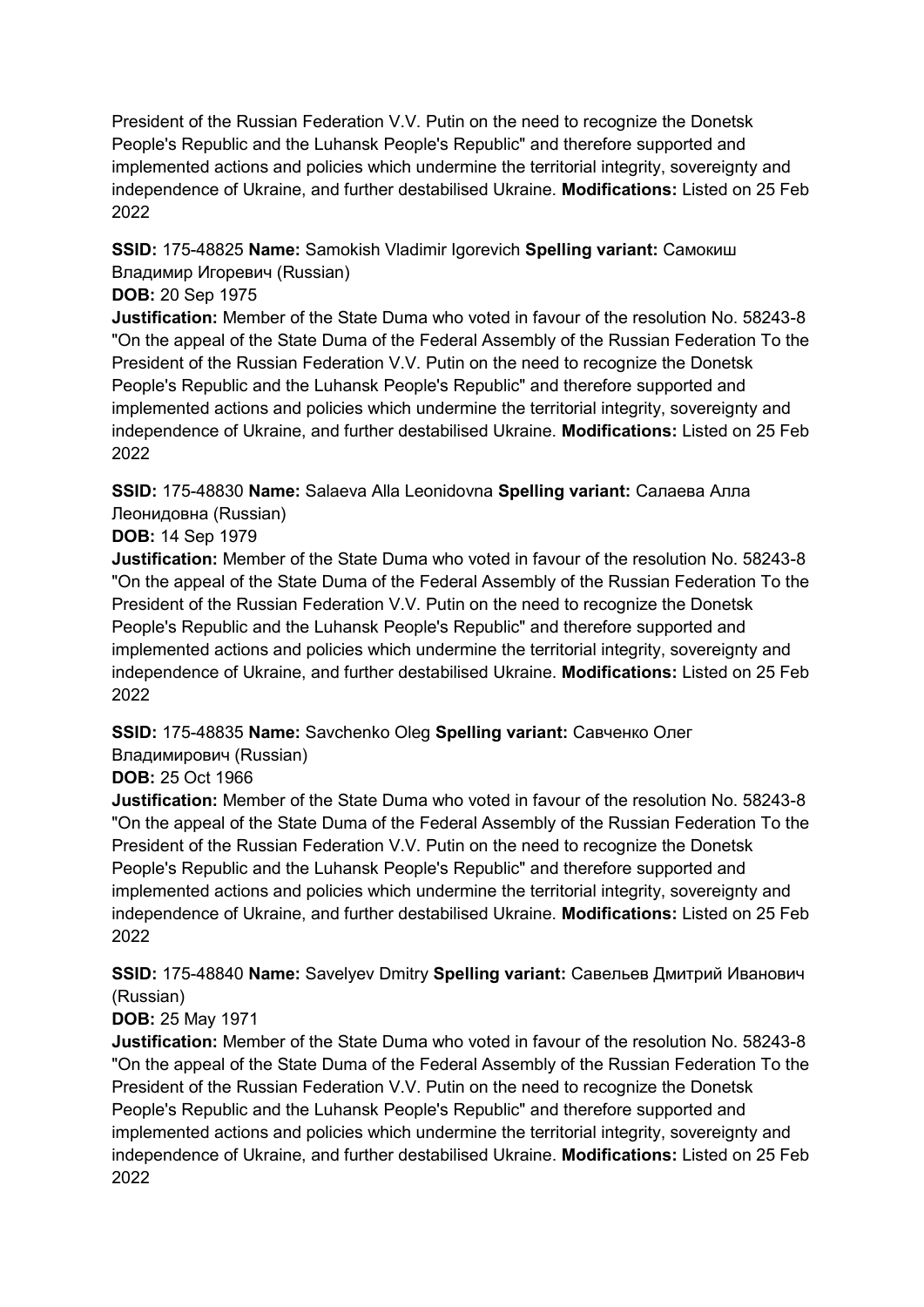President of the Russian Federation V.V. Putin on the need to recognize the Donetsk People's Republic and the Luhansk People's Republic" and therefore supported and implemented actions and policies which undermine the territorial integrity, sovereignty and independence of Ukraine, and further destabilised Ukraine. **Modifications:** Listed on 25 Feb 2022

**SSID:** 175-48825 **Name:** Samokish Vladimir Igorevich **Spelling variant:** Самокиш Владимир Игоревич (Russian)
**DOB:** 20 Sep 1975
**Justification:** Member of the State Duma who voted in favour of the resolution No. 58243-8 "On the appeal of the State Duma of the Federal Assembly of the Russian Federation To the President of the Russian Federation V.V. Putin on the need to recognize the Donetsk People's Republic and the Luhansk People's Republic" and therefore supported and implemented actions and policies which undermine the territorial integrity, sovereignty and independence of Ukraine, and further destabilised Ukraine. **Modifications:** Listed on 25 Feb 2022

**SSID:** 175-48830 **Name:** Salaeva Alla Leonidovna **Spelling variant:** Салаева Алла Леонидовна (Russian)
**DOB:** 14 Sep 1979
**Justification:** Member of the State Duma who voted in favour of the resolution No. 58243-8 "On the appeal of the State Duma of the Federal Assembly of the Russian Federation To the President of the Russian Federation V.V. Putin on the need to recognize the Donetsk People's Republic and the Luhansk People's Republic" and therefore supported and implemented actions and policies which undermine the territorial integrity, sovereignty and independence of Ukraine, and further destabilised Ukraine. **Modifications:** Listed on 25 Feb 2022

**SSID:** 175-48835 **Name:** Savchenko Oleg **Spelling variant:** Савченко Олег Владимирович (Russian)
**DOB:** 25 Oct 1966
**Justification:** Member of the State Duma who voted in favour of the resolution No. 58243-8 "On the appeal of the State Duma of the Federal Assembly of the Russian Federation To the President of the Russian Federation V.V. Putin on the need to recognize the Donetsk People's Republic and the Luhansk People's Republic" and therefore supported and implemented actions and policies which undermine the territorial integrity, sovereignty and independence of Ukraine, and further destabilised Ukraine. **Modifications:** Listed on 25 Feb 2022

**SSID:** 175-48840 **Name:** Savelyev Dmitry **Spelling variant:** Савельев Дмитрий Иванович (Russian)
**DOB:** 25 May 1971
**Justification:** Member of the State Duma who voted in favour of the resolution No. 58243-8 "On the appeal of the State Duma of the Federal Assembly of the Russian Federation To the President of the Russian Federation V.V. Putin on the need to recognize the Donetsk People's Republic and the Luhansk People's Republic" and therefore supported and implemented actions and policies which undermine the territorial integrity, sovereignty and independence of Ukraine, and further destabilised Ukraine. **Modifications:** Listed on 25 Feb 2022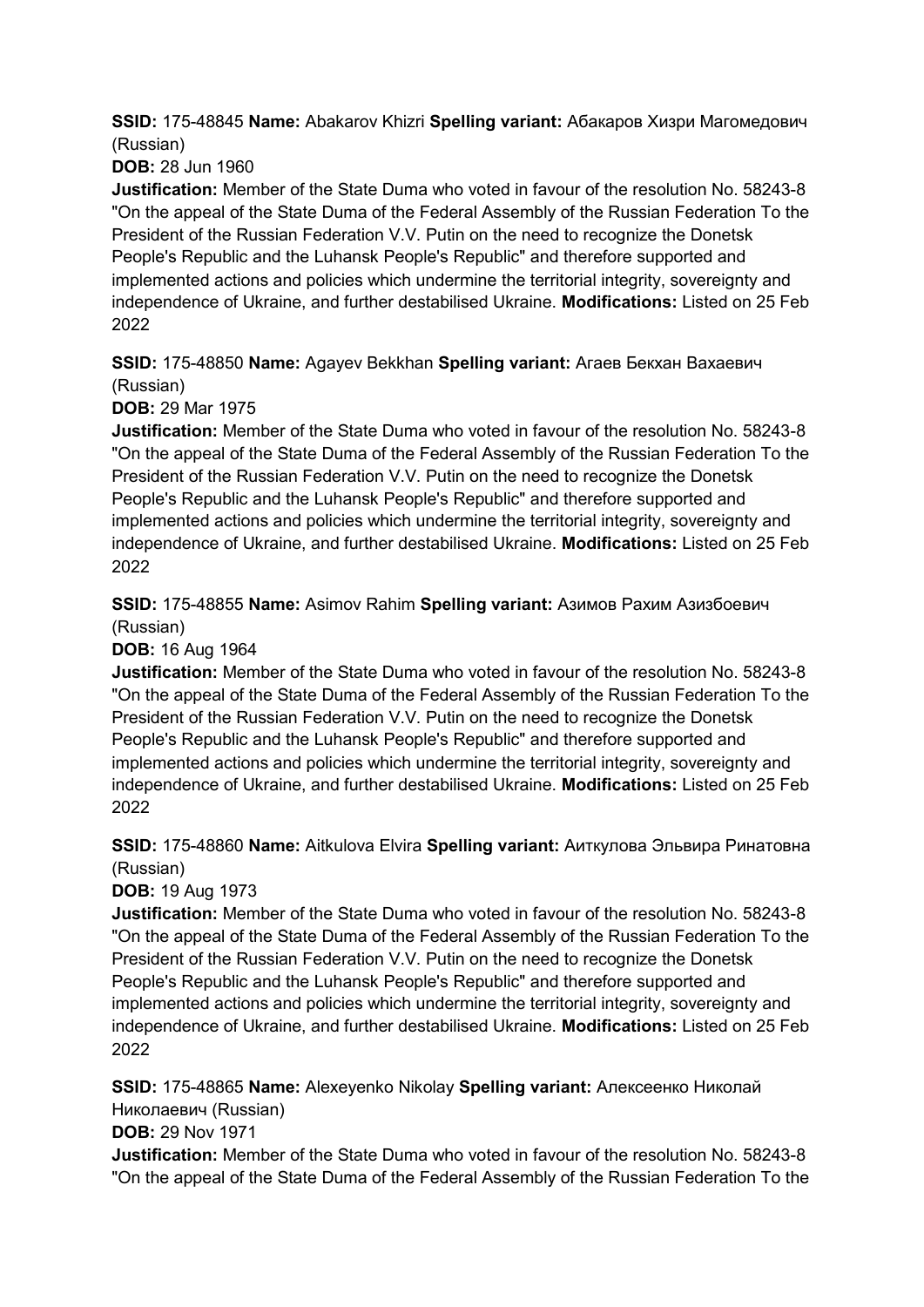**SSID:** 175-48845 **Name:** Abakarov Khizri **Spelling variant:** Абакаров Хизри Магомедович (Russian)

**DOB:** 28 Jun 1960

**Justification:** Member of the State Duma who voted in favour of the resolution No. 58243-8 "On the appeal of the State Duma of the Federal Assembly of the Russian Federation To the President of the Russian Federation V.V. Putin on the need to recognize the Donetsk People's Republic and the Luhansk People's Republic" and therefore supported and implemented actions and policies which undermine the territorial integrity, sovereignty and independence of Ukraine, and further destabilised Ukraine. **Modifications:** Listed on 25 Feb 2022

**SSID:** 175-48850 **Name:** Agayev Bekkhan **Spelling variant:** Агаев Бекхан Вахаевич (Russian)

**DOB:** 29 Mar 1975

**Justification:** Member of the State Duma who voted in favour of the resolution No. 58243-8 "On the appeal of the State Duma of the Federal Assembly of the Russian Federation To the President of the Russian Federation V.V. Putin on the need to recognize the Donetsk People's Republic and the Luhansk People's Republic" and therefore supported and implemented actions and policies which undermine the territorial integrity, sovereignty and independence of Ukraine, and further destabilised Ukraine. **Modifications:** Listed on 25 Feb 2022

**SSID:** 175-48855 **Name:** Asimov Rahim **Spelling variant:** Азимов Рахим Азизбоевич (Russian)

**DOB:** 16 Aug 1964

**Justification:** Member of the State Duma who voted in favour of the resolution No. 58243-8 "On the appeal of the State Duma of the Federal Assembly of the Russian Federation To the President of the Russian Federation V.V. Putin on the need to recognize the Donetsk People's Republic and the Luhansk People's Republic" and therefore supported and implemented actions and policies which undermine the territorial integrity, sovereignty and independence of Ukraine, and further destabilised Ukraine. **Modifications:** Listed on 25 Feb 2022

**SSID:** 175-48860 **Name:** Aitkulova Elvira **Spelling variant:** Аиткулова Эльвира Ринатовна (Russian)

**DOB:** 19 Aug 1973

**Justification:** Member of the State Duma who voted in favour of the resolution No. 58243-8 "On the appeal of the State Duma of the Federal Assembly of the Russian Federation To the President of the Russian Federation V.V. Putin on the need to recognize the Donetsk People's Republic and the Luhansk People's Republic" and therefore supported and implemented actions and policies which undermine the territorial integrity, sovereignty and independence of Ukraine, and further destabilised Ukraine. **Modifications:** Listed on 25 Feb 2022

**SSID:** 175-48865 **Name:** Alexeyenko Nikolay **Spelling variant:** Алексеенко Николай Николаевич (Russian)

**DOB:** 29 Nov 1971

**Justification:** Member of the State Duma who voted in favour of the resolution No. 58243-8 "On the appeal of the State Duma of the Federal Assembly of the Russian Federation To the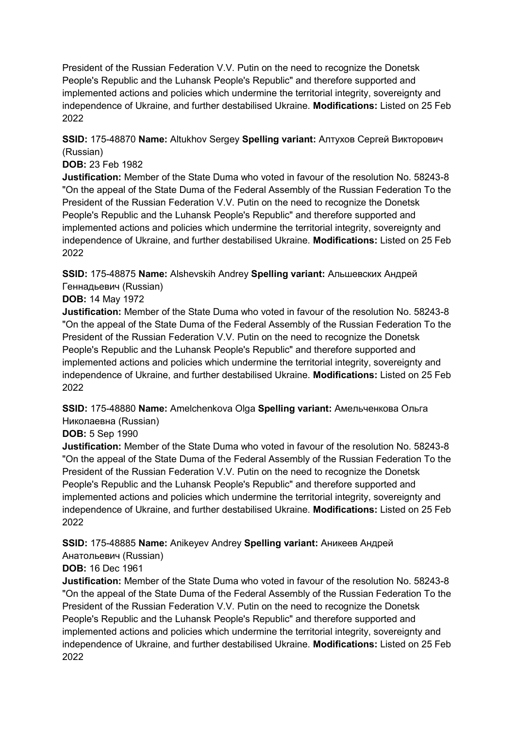President of the Russian Federation V.V. Putin on the need to recognize the Donetsk People's Republic and the Luhansk People's Republic" and therefore supported and implemented actions and policies which undermine the territorial integrity, sovereignty and independence of Ukraine, and further destabilised Ukraine. **Modifications:** Listed on 25 Feb 2022

**SSID:** 175-48870 **Name:** Altukhov Sergey **Spelling variant:** Алтухов Сергей Викторович (Russian)
**DOB:** 23 Feb 1982
**Justification:** Member of the State Duma who voted in favour of the resolution No. 58243-8 "On the appeal of the State Duma of the Federal Assembly of the Russian Federation To the President of the Russian Federation V.V. Putin on the need to recognize the Donetsk People's Republic and the Luhansk People's Republic" and therefore supported and implemented actions and policies which undermine the territorial integrity, sovereignty and independence of Ukraine, and further destabilised Ukraine. **Modifications:** Listed on 25 Feb 2022

**SSID:** 175-48875 **Name:** Alshevskih Andrey **Spelling variant:** Альшевских Андрей Геннадьевич (Russian)
**DOB:** 14 May 1972
**Justification:** Member of the State Duma who voted in favour of the resolution No. 58243-8 "On the appeal of the State Duma of the Federal Assembly of the Russian Federation To the President of the Russian Federation V.V. Putin on the need to recognize the Donetsk People's Republic and the Luhansk People's Republic" and therefore supported and implemented actions and policies which undermine the territorial integrity, sovereignty and independence of Ukraine, and further destabilised Ukraine. **Modifications:** Listed on 25 Feb 2022

**SSID:** 175-48880 **Name:** Amelchenkova Olga **Spelling variant:** Амельченкова Ольга Николаевна (Russian)
**DOB:** 5 Sep 1990
**Justification:** Member of the State Duma who voted in favour of the resolution No. 58243-8 "On the appeal of the State Duma of the Federal Assembly of the Russian Federation To the President of the Russian Federation V.V. Putin on the need to recognize the Donetsk People's Republic and the Luhansk People's Republic" and therefore supported and implemented actions and policies which undermine the territorial integrity, sovereignty and independence of Ukraine, and further destabilised Ukraine. **Modifications:** Listed on 25 Feb 2022

**SSID:** 175-48885 **Name:** Anikeyev Andrey **Spelling variant:** Аникеев Андрей Анатольевич (Russian)
**DOB:** 16 Dec 1961
**Justification:** Member of the State Duma who voted in favour of the resolution No. 58243-8 "On the appeal of the State Duma of the Federal Assembly of the Russian Federation To the President of the Russian Federation V.V. Putin on the need to recognize the Donetsk People's Republic and the Luhansk People's Republic" and therefore supported and implemented actions and policies which undermine the territorial integrity, sovereignty and independence of Ukraine, and further destabilised Ukraine. **Modifications:** Listed on 25 Feb 2022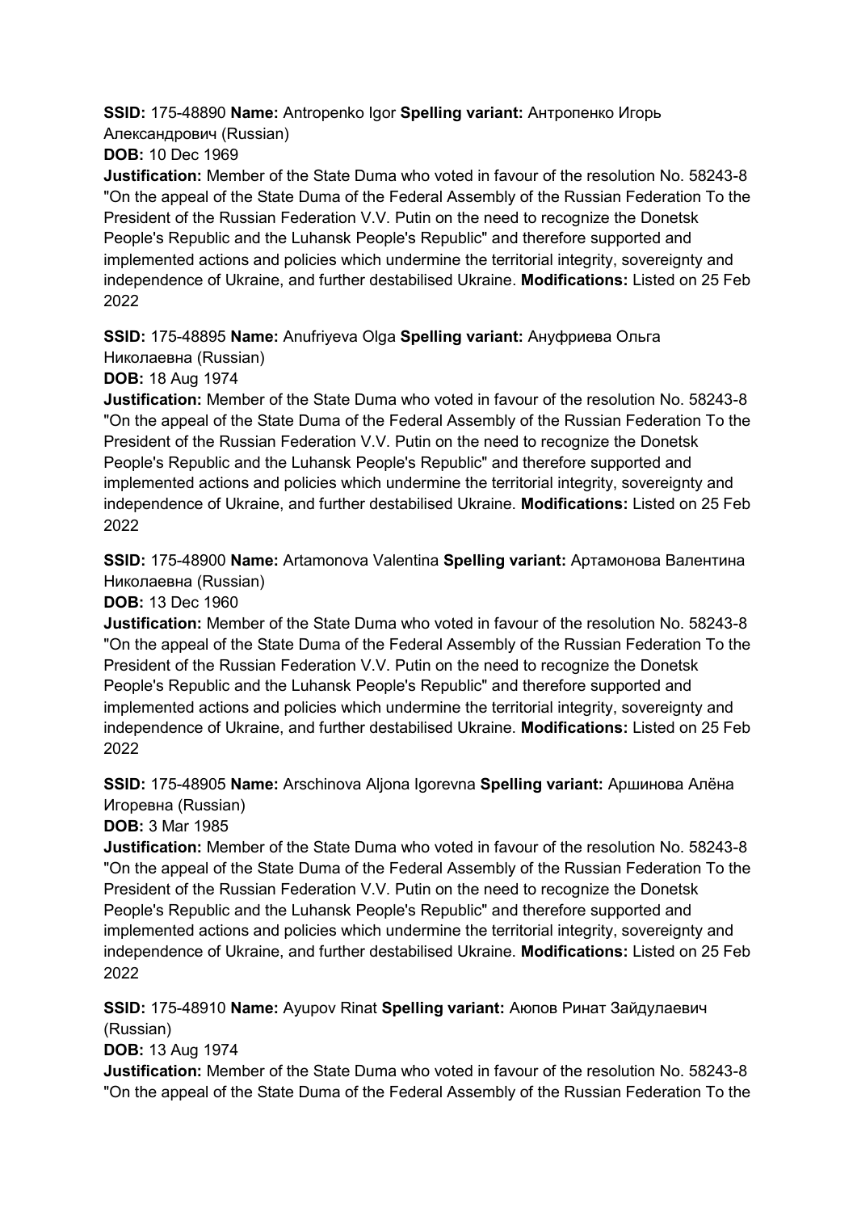**SSID:** 175-48890 **Name:** Antropenko Igor **Spelling variant:** Антропенко Игорь Александрович (Russian)
**DOB:** 10 Dec 1969
**Justification:** Member of the State Duma who voted in favour of the resolution No. 58243-8 "On the appeal of the State Duma of the Federal Assembly of the Russian Federation To the President of the Russian Federation V.V. Putin on the need to recognize the Donetsk People's Republic and the Luhansk People's Republic" and therefore supported and implemented actions and policies which undermine the territorial integrity, sovereignty and independence of Ukraine, and further destabilised Ukraine. **Modifications:** Listed on 25 Feb 2022

**SSID:** 175-48895 **Name:** Anufriyeva Olga **Spelling variant:** Ануфриева Ольга Николаевна (Russian)
**DOB:** 18 Aug 1974
**Justification:** Member of the State Duma who voted in favour of the resolution No. 58243-8 "On the appeal of the State Duma of the Federal Assembly of the Russian Federation To the President of the Russian Federation V.V. Putin on the need to recognize the Donetsk People's Republic and the Luhansk People's Republic" and therefore supported and implemented actions and policies which undermine the territorial integrity, sovereignty and independence of Ukraine, and further destabilised Ukraine. **Modifications:** Listed on 25 Feb 2022

**SSID:** 175-48900 **Name:** Artamonova Valentina **Spelling variant:** Артамонова Валентина Николаевна (Russian)
**DOB:** 13 Dec 1960
**Justification:** Member of the State Duma who voted in favour of the resolution No. 58243-8 "On the appeal of the State Duma of the Federal Assembly of the Russian Federation To the President of the Russian Federation V.V. Putin on the need to recognize the Donetsk People's Republic and the Luhansk People's Republic" and therefore supported and implemented actions and policies which undermine the territorial integrity, sovereignty and independence of Ukraine, and further destabilised Ukraine. **Modifications:** Listed on 25 Feb 2022

**SSID:** 175-48905 **Name:** Arschinova Aljona Igorevna **Spelling variant:** Аршинова Алёна Игоревна (Russian)
**DOB:** 3 Mar 1985
**Justification:** Member of the State Duma who voted in favour of the resolution No. 58243-8 "On the appeal of the State Duma of the Federal Assembly of the Russian Federation To the President of the Russian Federation V.V. Putin on the need to recognize the Donetsk People's Republic and the Luhansk People's Republic" and therefore supported and implemented actions and policies which undermine the territorial integrity, sovereignty and independence of Ukraine, and further destabilised Ukraine. **Modifications:** Listed on 25 Feb 2022

**SSID:** 175-48910 **Name:** Ayupov Rinat **Spelling variant:** Аюпов Ринат Зайдулаевич (Russian)
**DOB:** 13 Aug 1974
**Justification:** Member of the State Duma who voted in favour of the resolution No. 58243-8 "On the appeal of the State Duma of the Federal Assembly of the Russian Federation To the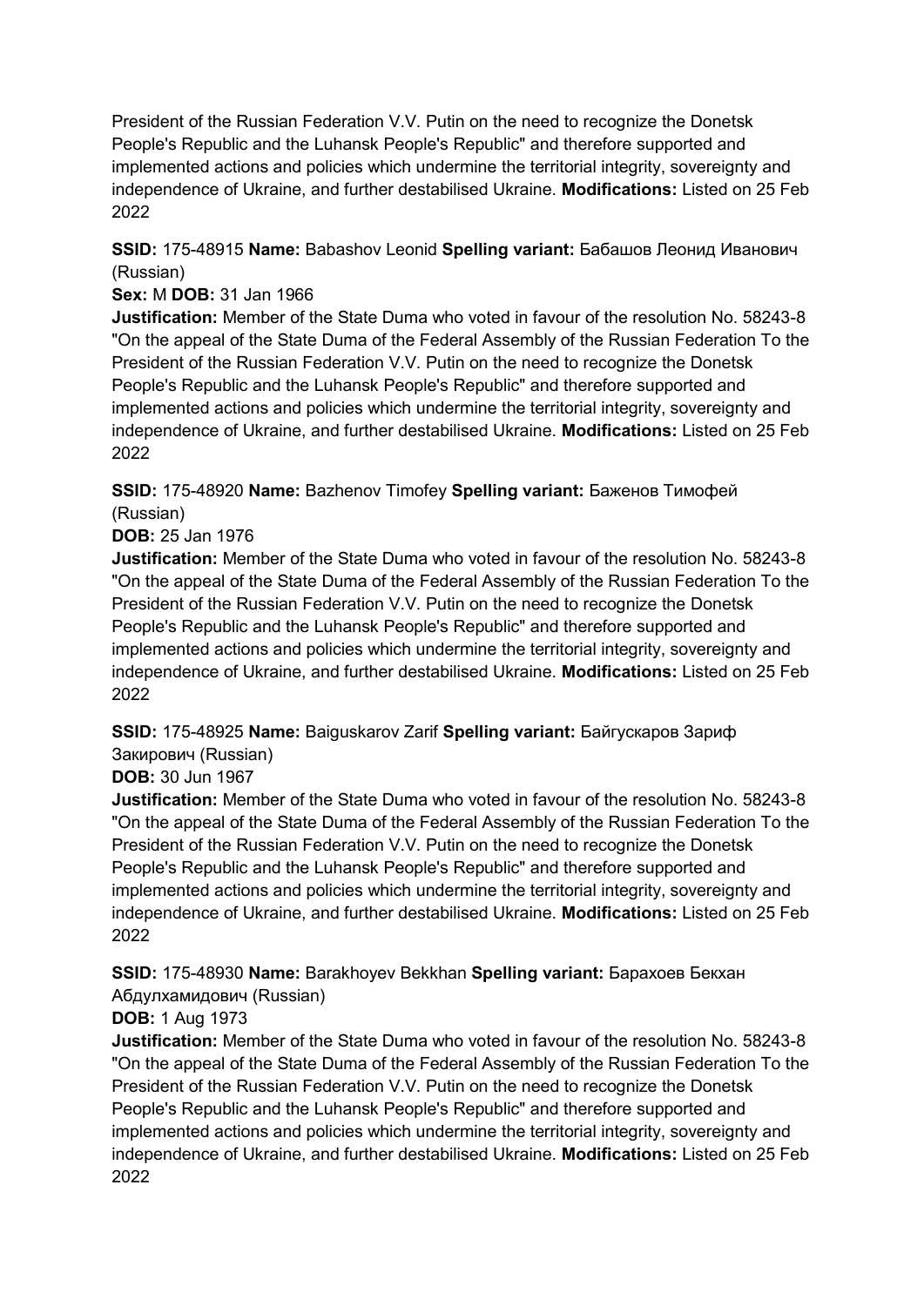President of the Russian Federation V.V. Putin on the need to recognize the Donetsk People's Republic and the Luhansk People's Republic" and therefore supported and implemented actions and policies which undermine the territorial integrity, sovereignty and independence of Ukraine, and further destabilised Ukraine. **Modifications:** Listed on 25 Feb 2022

**SSID:** 175-48915 **Name:** Babashov Leonid **Spelling variant:** Бабашов Леонид Иванович (Russian)
**Sex:** M **DOB:** 31 Jan 1966
**Justification:** Member of the State Duma who voted in favour of the resolution No. 58243-8 "On the appeal of the State Duma of the Federal Assembly of the Russian Federation To the President of the Russian Federation V.V. Putin on the need to recognize the Donetsk People's Republic and the Luhansk People's Republic" and therefore supported and implemented actions and policies which undermine the territorial integrity, sovereignty and independence of Ukraine, and further destabilised Ukraine. **Modifications:** Listed on 25 Feb 2022

**SSID:** 175-48920 **Name:** Bazhenov Timofey **Spelling variant:** Баженов Тимофей (Russian)
**DOB:** 25 Jan 1976
**Justification:** Member of the State Duma who voted in favour of the resolution No. 58243-8 "On the appeal of the State Duma of the Federal Assembly of the Russian Federation To the President of the Russian Federation V.V. Putin on the need to recognize the Donetsk People's Republic and the Luhansk People's Republic" and therefore supported and implemented actions and policies which undermine the territorial integrity, sovereignty and independence of Ukraine, and further destabilised Ukraine. **Modifications:** Listed on 25 Feb 2022

**SSID:** 175-48925 **Name:** Baiguskarov Zarif **Spelling variant:** Байгускаров Зариф Закирович (Russian)
**DOB:** 30 Jun 1967
**Justification:** Member of the State Duma who voted in favour of the resolution No. 58243-8 "On the appeal of the State Duma of the Federal Assembly of the Russian Federation To the President of the Russian Federation V.V. Putin on the need to recognize the Donetsk People's Republic and the Luhansk People's Republic" and therefore supported and implemented actions and policies which undermine the territorial integrity, sovereignty and independence of Ukraine, and further destabilised Ukraine. **Modifications:** Listed on 25 Feb 2022

**SSID:** 175-48930 **Name:** Barakhoyev Bekkhan **Spelling variant:** Барахоев Бекхан Абдулхамидович (Russian)
**DOB:** 1 Aug 1973
**Justification:** Member of the State Duma who voted in favour of the resolution No. 58243-8 "On the appeal of the State Duma of the Federal Assembly of the Russian Federation To the President of the Russian Federation V.V. Putin on the need to recognize the Donetsk People's Republic and the Luhansk People's Republic" and therefore supported and implemented actions and policies which undermine the territorial integrity, sovereignty and independence of Ukraine, and further destabilised Ukraine. **Modifications:** Listed on 25 Feb 2022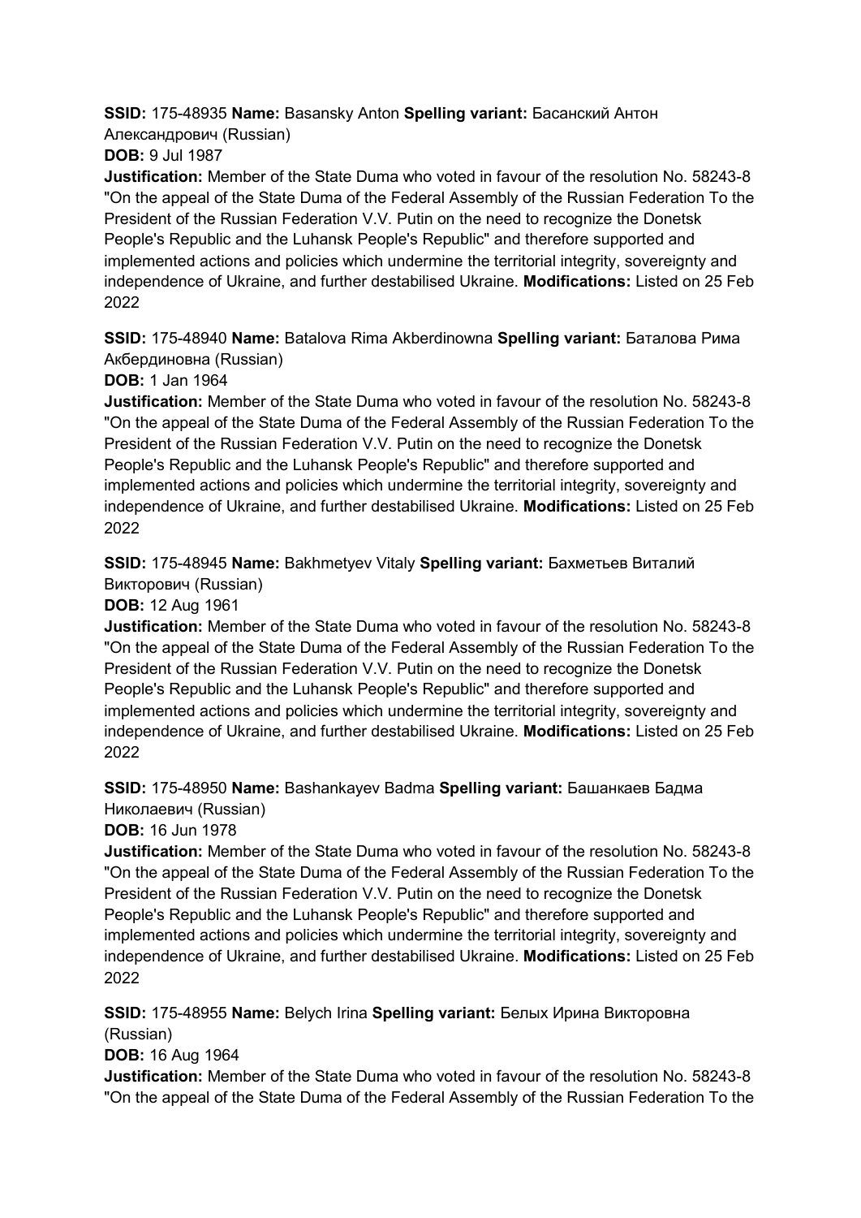**SSID:** 175-48935 **Name:** Basansky Anton **Spelling variant:** Басанский Антон Александрович (Russian)

**DOB:** 9 Jul 1987

**Justification:** Member of the State Duma who voted in favour of the resolution No. 58243-8 "On the appeal of the State Duma of the Federal Assembly of the Russian Federation To the President of the Russian Federation V.V. Putin on the need to recognize the Donetsk People's Republic and the Luhansk People's Republic" and therefore supported and implemented actions and policies which undermine the territorial integrity, sovereignty and independence of Ukraine, and further destabilised Ukraine. **Modifications:** Listed on 25 Feb 2022

**SSID:** 175-48940 **Name:** Batalova Rima Akberdinowna **Spelling variant:** Баталова Рима Акбердиновна (Russian)

**DOB:** 1 Jan 1964

**Justification:** Member of the State Duma who voted in favour of the resolution No. 58243-8 "On the appeal of the State Duma of the Federal Assembly of the Russian Federation To the President of the Russian Federation V.V. Putin on the need to recognize the Donetsk People's Republic and the Luhansk People's Republic" and therefore supported and implemented actions and policies which undermine the territorial integrity, sovereignty and independence of Ukraine, and further destabilised Ukraine. **Modifications:** Listed on 25 Feb 2022

**SSID:** 175-48945 **Name:** Bakhmetyev Vitaly **Spelling variant:** Бахметьев Виталий Викторович (Russian)

**DOB:** 12 Aug 1961

**Justification:** Member of the State Duma who voted in favour of the resolution No. 58243-8 "On the appeal of the State Duma of the Federal Assembly of the Russian Federation To the President of the Russian Federation V.V. Putin on the need to recognize the Donetsk People's Republic and the Luhansk People's Republic" and therefore supported and implemented actions and policies which undermine the territorial integrity, sovereignty and independence of Ukraine, and further destabilised Ukraine. **Modifications:** Listed on 25 Feb 2022

**SSID:** 175-48950 **Name:** Bashankayev Badma **Spelling variant:** Башанкаев Бадма Николаевич (Russian)

**DOB:** 16 Jun 1978

**Justification:** Member of the State Duma who voted in favour of the resolution No. 58243-8 "On the appeal of the State Duma of the Federal Assembly of the Russian Federation To the President of the Russian Federation V.V. Putin on the need to recognize the Donetsk People's Republic and the Luhansk People's Republic" and therefore supported and implemented actions and policies which undermine the territorial integrity, sovereignty and independence of Ukraine, and further destabilised Ukraine. **Modifications:** Listed on 25 Feb 2022

**SSID:** 175-48955 **Name:** Belych Irina **Spelling variant:** Белых Ирина Викторовна (Russian)

**DOB:** 16 Aug 1964

**Justification:** Member of the State Duma who voted in favour of the resolution No. 58243-8 "On the appeal of the State Duma of the Federal Assembly of the Russian Federation To the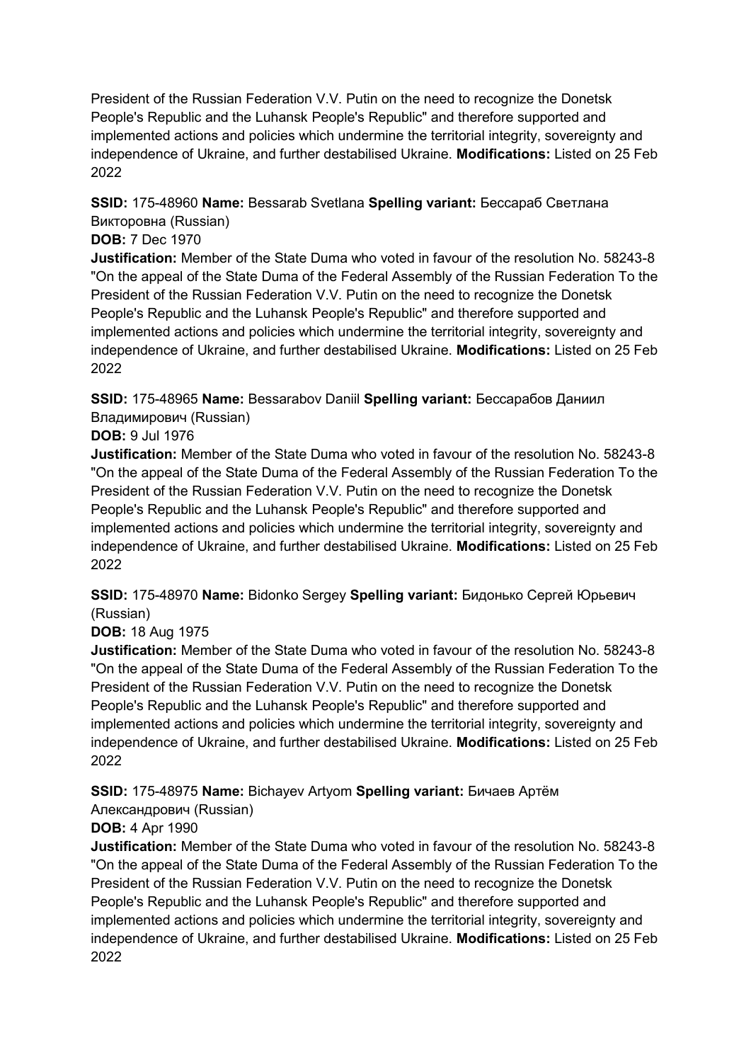President of the Russian Federation V.V. Putin on the need to recognize the Donetsk People's Republic and the Luhansk People's Republic" and therefore supported and implemented actions and policies which undermine the territorial integrity, sovereignty and independence of Ukraine, and further destabilised Ukraine. **Modifications:** Listed on 25 Feb 2022

**SSID:** 175-48960 **Name:** Bessarab Svetlana **Spelling variant:** Бессараб Светлана Викторовна (Russian)
**DOB:** 7 Dec 1970
**Justification:** Member of the State Duma who voted in favour of the resolution No. 58243-8 "On the appeal of the State Duma of the Federal Assembly of the Russian Federation To the President of the Russian Federation V.V. Putin on the need to recognize the Donetsk People's Republic and the Luhansk People's Republic" and therefore supported and implemented actions and policies which undermine the territorial integrity, sovereignty and independence of Ukraine, and further destabilised Ukraine. **Modifications:** Listed on 25 Feb 2022

**SSID:** 175-48965 **Name:** Bessarabov Daniil **Spelling variant:** Бессарабов Даниил Владимирович (Russian)
**DOB:** 9 Jul 1976
**Justification:** Member of the State Duma who voted in favour of the resolution No. 58243-8 "On the appeal of the State Duma of the Federal Assembly of the Russian Federation To the President of the Russian Federation V.V. Putin on the need to recognize the Donetsk People's Republic and the Luhansk People's Republic" and therefore supported and implemented actions and policies which undermine the territorial integrity, sovereignty and independence of Ukraine, and further destabilised Ukraine. **Modifications:** Listed on 25 Feb 2022

**SSID:** 175-48970 **Name:** Bidonko Sergey **Spelling variant:** Бидонько Сергей Юрьевич (Russian)
**DOB:** 18 Aug 1975
**Justification:** Member of the State Duma who voted in favour of the resolution No. 58243-8 "On the appeal of the State Duma of the Federal Assembly of the Russian Federation To the President of the Russian Federation V.V. Putin on the need to recognize the Donetsk People's Republic and the Luhansk People's Republic" and therefore supported and implemented actions and policies which undermine the territorial integrity, sovereignty and independence of Ukraine, and further destabilised Ukraine. **Modifications:** Listed on 25 Feb 2022

**SSID:** 175-48975 **Name:** Bichayev Artyom **Spelling variant:** Бичаев Артём Александрович (Russian)
**DOB:** 4 Apr 1990
**Justification:** Member of the State Duma who voted in favour of the resolution No. 58243-8 "On the appeal of the State Duma of the Federal Assembly of the Russian Federation To the President of the Russian Federation V.V. Putin on the need to recognize the Donetsk People's Republic and the Luhansk People's Republic" and therefore supported and implemented actions and policies which undermine the territorial integrity, sovereignty and independence of Ukraine, and further destabilised Ukraine. **Modifications:** Listed on 25 Feb 2022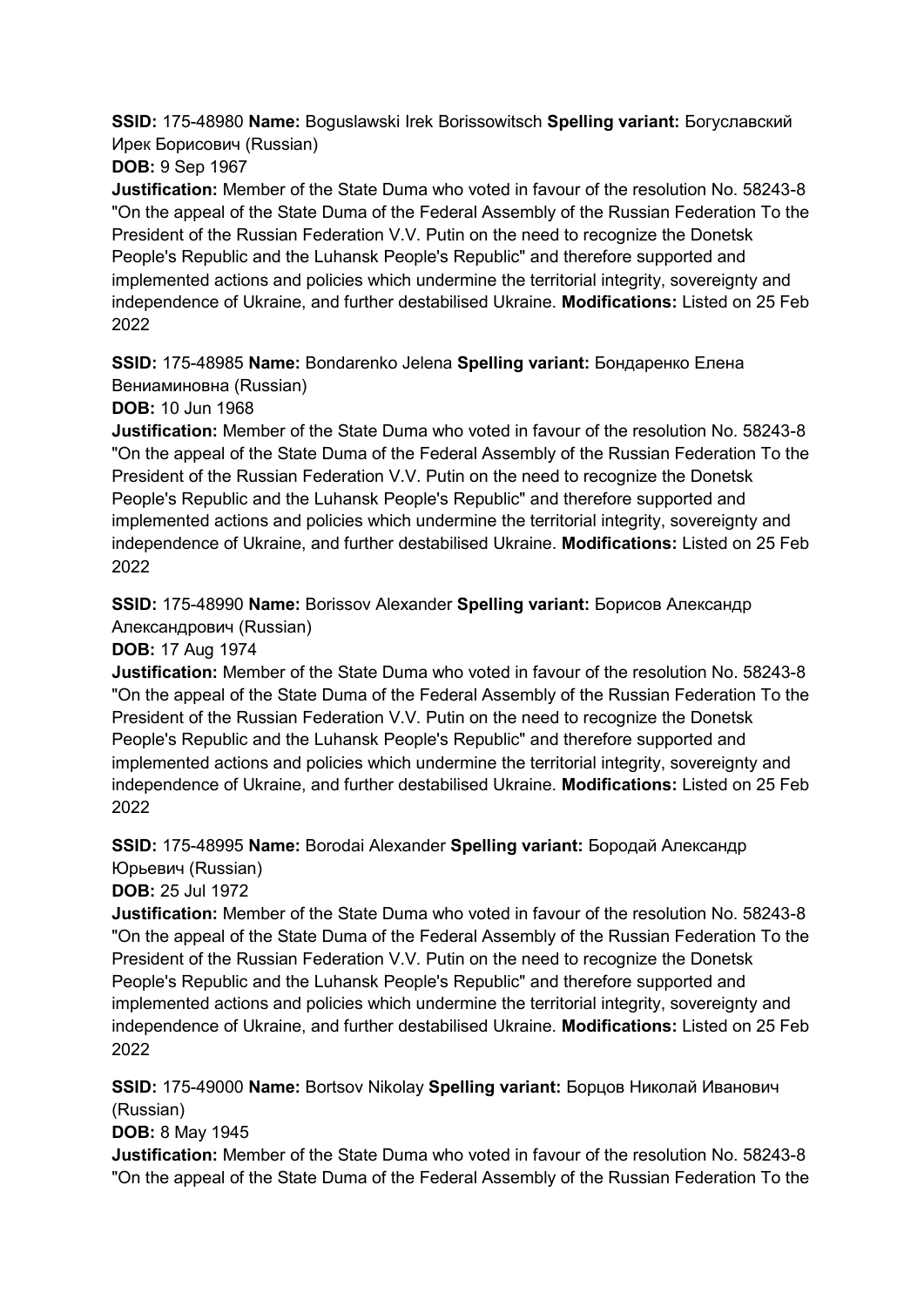**SSID:** 175-48980 **Name:** Boguslawski Irek Borissowitsch **Spelling variant:** Богуславский Ирек Борисович (Russian)

**DOB:** 9 Sep 1967

**Justification:** Member of the State Duma who voted in favour of the resolution No. 58243-8 "On the appeal of the State Duma of the Federal Assembly of the Russian Federation To the President of the Russian Federation V.V. Putin on the need to recognize the Donetsk People's Republic and the Luhansk People's Republic" and therefore supported and implemented actions and policies which undermine the territorial integrity, sovereignty and independence of Ukraine, and further destabilised Ukraine. **Modifications:** Listed on 25 Feb 2022

**SSID:** 175-48985 **Name:** Bondarenko Jelena **Spelling variant:** Бондаренко Елена Вениаминовна (Russian)

**DOB:** 10 Jun 1968

**Justification:** Member of the State Duma who voted in favour of the resolution No. 58243-8 "On the appeal of the State Duma of the Federal Assembly of the Russian Federation To the President of the Russian Federation V.V. Putin on the need to recognize the Donetsk People's Republic and the Luhansk People's Republic" and therefore supported and implemented actions and policies which undermine the territorial integrity, sovereignty and independence of Ukraine, and further destabilised Ukraine. **Modifications:** Listed on 25 Feb 2022

**SSID:** 175-48990 **Name:** Borissov Alexander **Spelling variant:** Борисов Александр Александрович (Russian)

**DOB:** 17 Aug 1974

**Justification:** Member of the State Duma who voted in favour of the resolution No. 58243-8 "On the appeal of the State Duma of the Federal Assembly of the Russian Federation To the President of the Russian Federation V.V. Putin on the need to recognize the Donetsk People's Republic and the Luhansk People's Republic" and therefore supported and implemented actions and policies which undermine the territorial integrity, sovereignty and independence of Ukraine, and further destabilised Ukraine. **Modifications:** Listed on 25 Feb 2022

**SSID:** 175-48995 **Name:** Borodai Alexander **Spelling variant:** Бородай Александр Юрьевич (Russian)

**DOB:** 25 Jul 1972

**Justification:** Member of the State Duma who voted in favour of the resolution No. 58243-8 "On the appeal of the State Duma of the Federal Assembly of the Russian Federation To the President of the Russian Federation V.V. Putin on the need to recognize the Donetsk People's Republic and the Luhansk People's Republic" and therefore supported and implemented actions and policies which undermine the territorial integrity, sovereignty and independence of Ukraine, and further destabilised Ukraine. **Modifications:** Listed on 25 Feb 2022

**SSID:** 175-49000 **Name:** Bortsov Nikolay **Spelling variant:** Борцов Николай Иванович (Russian)

**DOB:** 8 May 1945

**Justification:** Member of the State Duma who voted in favour of the resolution No. 58243-8 "On the appeal of the State Duma of the Federal Assembly of the Russian Federation To the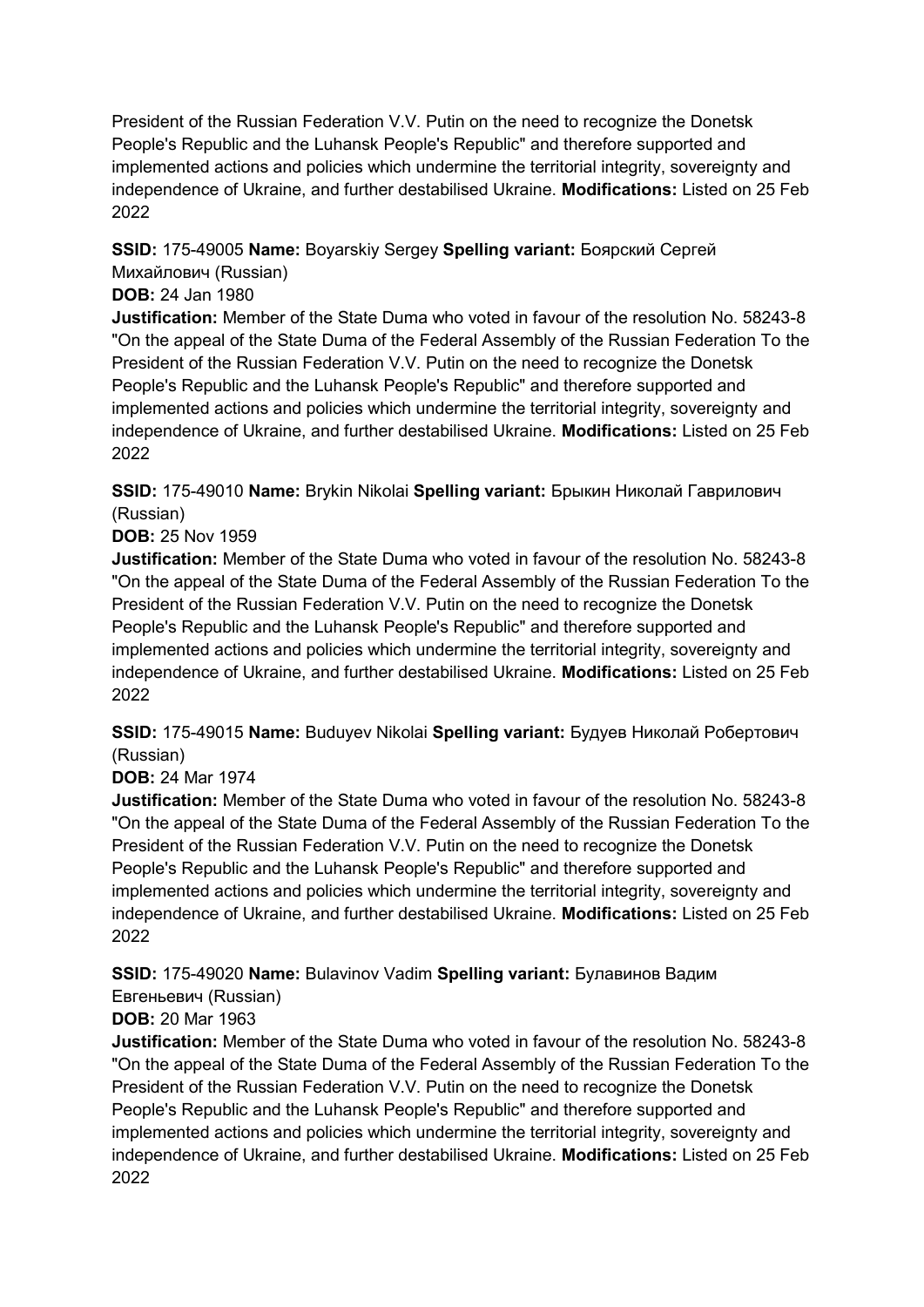President of the Russian Federation V.V. Putin on the need to recognize the Donetsk People's Republic and the Luhansk People's Republic" and therefore supported and implemented actions and policies which undermine the territorial integrity, sovereignty and independence of Ukraine, and further destabilised Ukraine. **Modifications:** Listed on 25 Feb 2022

**SSID:** 175-49005 **Name:** Boyarskiy Sergey **Spelling variant:** Боярский Сергей Михайлович (Russian)
**DOB:** 24 Jan 1980
**Justification:** Member of the State Duma who voted in favour of the resolution No. 58243-8 "On the appeal of the State Duma of the Federal Assembly of the Russian Federation To the President of the Russian Federation V.V. Putin on the need to recognize the Donetsk People's Republic and the Luhansk People's Republic" and therefore supported and implemented actions and policies which undermine the territorial integrity, sovereignty and independence of Ukraine, and further destabilised Ukraine. **Modifications:** Listed on 25 Feb 2022

**SSID:** 175-49010 **Name:** Brykin Nikolai **Spelling variant:** Брыкин Николай Гаврилович (Russian)
**DOB:** 25 Nov 1959
**Justification:** Member of the State Duma who voted in favour of the resolution No. 58243-8 "On the appeal of the State Duma of the Federal Assembly of the Russian Federation To the President of the Russian Federation V.V. Putin on the need to recognize the Donetsk People's Republic and the Luhansk People's Republic" and therefore supported and implemented actions and policies which undermine the territorial integrity, sovereignty and independence of Ukraine, and further destabilised Ukraine. **Modifications:** Listed on 25 Feb 2022

**SSID:** 175-49015 **Name:** Buduyev Nikolai **Spelling variant:** Будуев Николай Робертович (Russian)
**DOB:** 24 Mar 1974
**Justification:** Member of the State Duma who voted in favour of the resolution No. 58243-8 "On the appeal of the State Duma of the Federal Assembly of the Russian Federation To the President of the Russian Federation V.V. Putin on the need to recognize the Donetsk People's Republic and the Luhansk People's Republic" and therefore supported and implemented actions and policies which undermine the territorial integrity, sovereignty and independence of Ukraine, and further destabilised Ukraine. **Modifications:** Listed on 25 Feb 2022

**SSID:** 175-49020 **Name:** Bulavinov Vadim **Spelling variant:** Булавинов Вадим Евгеньевич (Russian)
**DOB:** 20 Mar 1963
**Justification:** Member of the State Duma who voted in favour of the resolution No. 58243-8 "On the appeal of the State Duma of the Federal Assembly of the Russian Federation To the President of the Russian Federation V.V. Putin on the need to recognize the Donetsk People's Republic and the Luhansk People's Republic" and therefore supported and implemented actions and policies which undermine the territorial integrity, sovereignty and independence of Ukraine, and further destabilised Ukraine. **Modifications:** Listed on 25 Feb 2022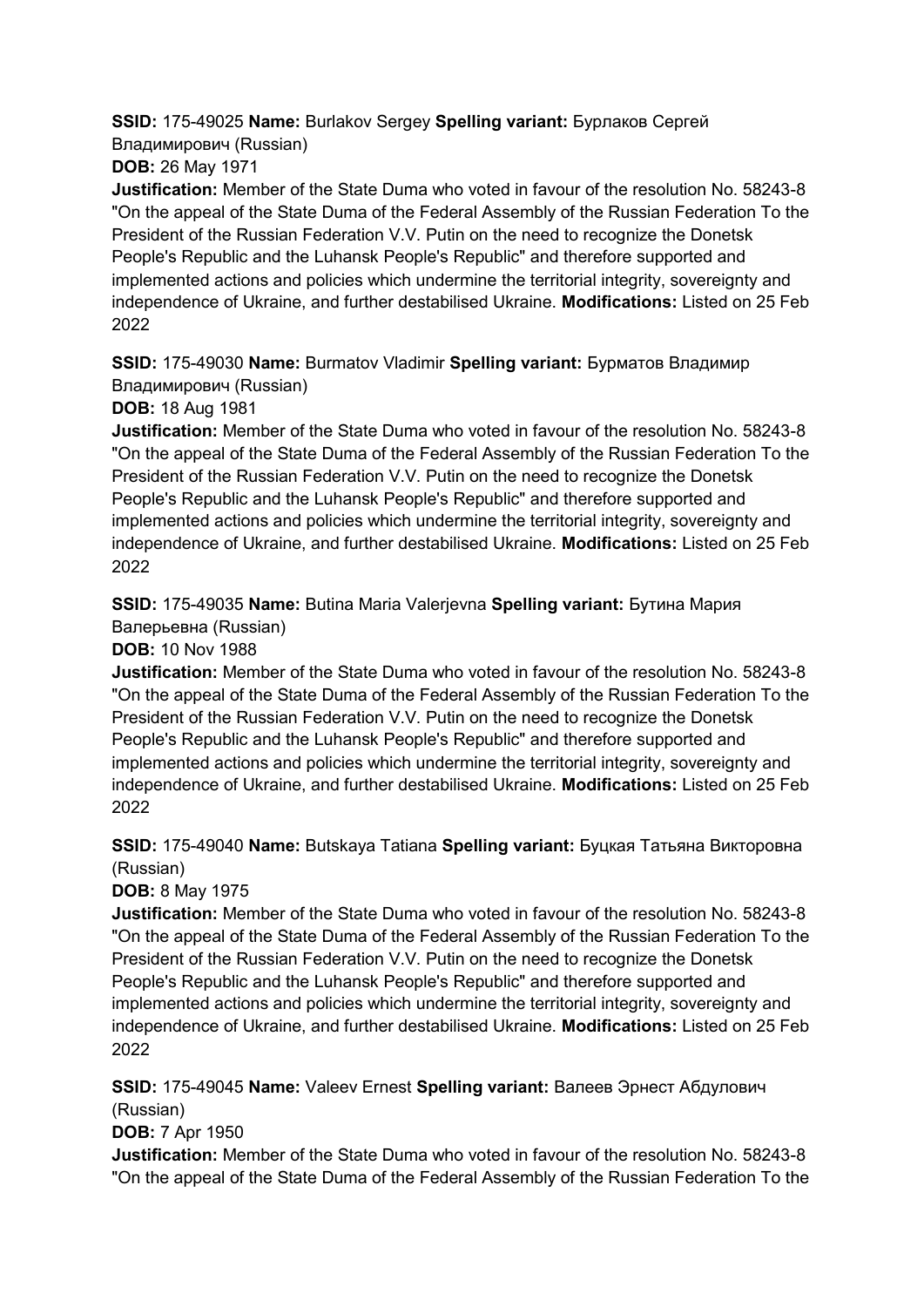**SSID:** 175-49025 **Name:** Burlakov Sergey **Spelling variant:** Бурлаков Сергей Владимирович (Russian)

**DOB:** 26 May 1971

**Justification:** Member of the State Duma who voted in favour of the resolution No. 58243-8 "On the appeal of the State Duma of the Federal Assembly of the Russian Federation To the President of the Russian Federation V.V. Putin on the need to recognize the Donetsk People's Republic and the Luhansk People's Republic" and therefore supported and implemented actions and policies which undermine the territorial integrity, sovereignty and independence of Ukraine, and further destabilised Ukraine. **Modifications:** Listed on 25 Feb 2022

**SSID:** 175-49030 **Name:** Burmatov Vladimir **Spelling variant:** Бурматов Владимир Владимирович (Russian)

**DOB:** 18 Aug 1981

**Justification:** Member of the State Duma who voted in favour of the resolution No. 58243-8 "On the appeal of the State Duma of the Federal Assembly of the Russian Federation To the President of the Russian Federation V.V. Putin on the need to recognize the Donetsk People's Republic and the Luhansk People's Republic" and therefore supported and implemented actions and policies which undermine the territorial integrity, sovereignty and independence of Ukraine, and further destabilised Ukraine. **Modifications:** Listed on 25 Feb 2022

**SSID:** 175-49035 **Name:** Butina Maria Valerjevna **Spelling variant:** Бутина Мария Валерьевна (Russian)

**DOB:** 10 Nov 1988

**Justification:** Member of the State Duma who voted in favour of the resolution No. 58243-8 "On the appeal of the State Duma of the Federal Assembly of the Russian Federation To the President of the Russian Federation V.V. Putin on the need to recognize the Donetsk People's Republic and the Luhansk People's Republic" and therefore supported and implemented actions and policies which undermine the territorial integrity, sovereignty and independence of Ukraine, and further destabilised Ukraine. **Modifications:** Listed on 25 Feb 2022

**SSID:** 175-49040 **Name:** Butskaya Tatiana **Spelling variant:** Буцкая Татьяна Викторовна (Russian)

**DOB:** 8 May 1975

**Justification:** Member of the State Duma who voted in favour of the resolution No. 58243-8 "On the appeal of the State Duma of the Federal Assembly of the Russian Federation To the President of the Russian Federation V.V. Putin on the need to recognize the Donetsk People's Republic and the Luhansk People's Republic" and therefore supported and implemented actions and policies which undermine the territorial integrity, sovereignty and independence of Ukraine, and further destabilised Ukraine. **Modifications:** Listed on 25 Feb 2022

**SSID:** 175-49045 **Name:** Valeev Ernest **Spelling variant:** Валеев Эрнест Абдулович (Russian)

**DOB:** 7 Apr 1950

**Justification:** Member of the State Duma who voted in favour of the resolution No. 58243-8 "On the appeal of the State Duma of the Federal Assembly of the Russian Federation To the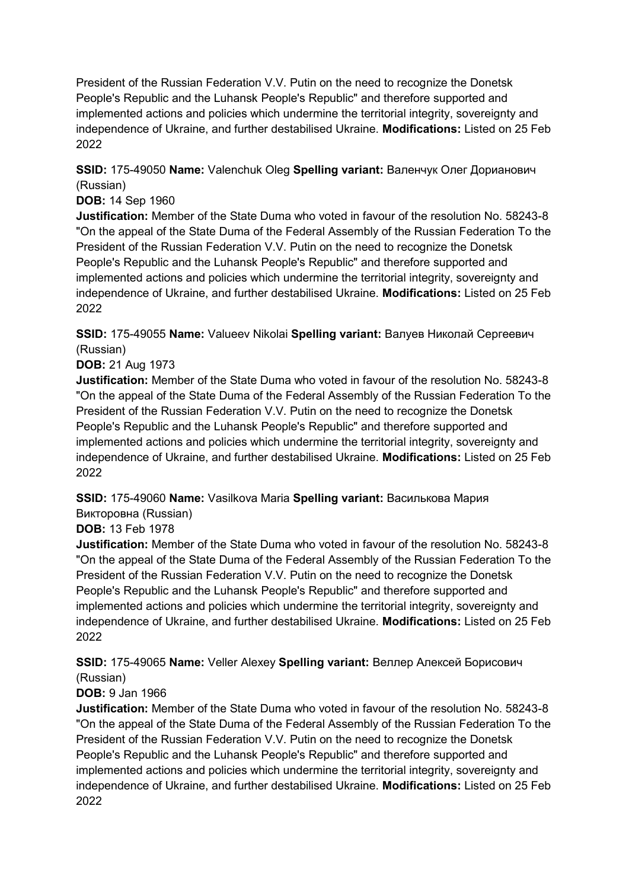President of the Russian Federation V.V. Putin on the need to recognize the Donetsk People's Republic and the Luhansk People's Republic" and therefore supported and implemented actions and policies which undermine the territorial integrity, sovereignty and independence of Ukraine, and further destabilised Ukraine. **Modifications:** Listed on 25 Feb 2022

**SSID:** 175-49050 **Name:** Valenchuk Oleg **Spelling variant:** Валенчук Олег Дорианович (Russian)
**DOB:** 14 Sep 1960
**Justification:** Member of the State Duma who voted in favour of the resolution No. 58243-8 "On the appeal of the State Duma of the Federal Assembly of the Russian Federation To the President of the Russian Federation V.V. Putin on the need to recognize the Donetsk People's Republic and the Luhansk People's Republic" and therefore supported and implemented actions and policies which undermine the territorial integrity, sovereignty and independence of Ukraine, and further destabilised Ukraine. **Modifications:** Listed on 25 Feb 2022

**SSID:** 175-49055 **Name:** Valueev Nikolai **Spelling variant:** Валуев Николай Сергеевич (Russian)
**DOB:** 21 Aug 1973
**Justification:** Member of the State Duma who voted in favour of the resolution No. 58243-8 "On the appeal of the State Duma of the Federal Assembly of the Russian Federation To the President of the Russian Federation V.V. Putin on the need to recognize the Donetsk People's Republic and the Luhansk People's Republic" and therefore supported and implemented actions and policies which undermine the territorial integrity, sovereignty and independence of Ukraine, and further destabilised Ukraine. **Modifications:** Listed on 25 Feb 2022

**SSID:** 175-49060 **Name:** Vasilkova Maria **Spelling variant:** Василькова Мария Викторовна (Russian)
**DOB:** 13 Feb 1978
**Justification:** Member of the State Duma who voted in favour of the resolution No. 58243-8 "On the appeal of the State Duma of the Federal Assembly of the Russian Federation To the President of the Russian Federation V.V. Putin on the need to recognize the Donetsk People's Republic and the Luhansk People's Republic" and therefore supported and implemented actions and policies which undermine the territorial integrity, sovereignty and independence of Ukraine, and further destabilised Ukraine. **Modifications:** Listed on 25 Feb 2022

**SSID:** 175-49065 **Name:** Veller Alexey **Spelling variant:** Веллер Алексей Борисович (Russian)
**DOB:** 9 Jan 1966
**Justification:** Member of the State Duma who voted in favour of the resolution No. 58243-8 "On the appeal of the State Duma of the Federal Assembly of the Russian Federation To the President of the Russian Federation V.V. Putin on the need to recognize the Donetsk People's Republic and the Luhansk People's Republic" and therefore supported and implemented actions and policies which undermine the territorial integrity, sovereignty and independence of Ukraine, and further destabilised Ukraine. **Modifications:** Listed on 25 Feb 2022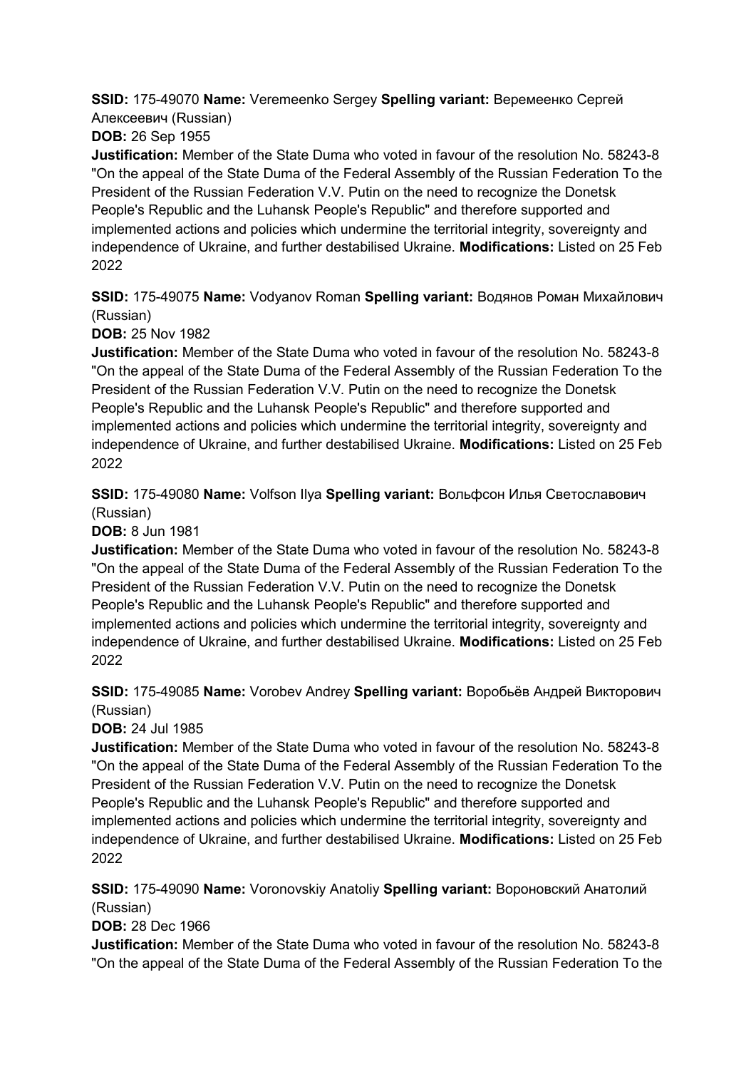**SSID:** 175-49070 **Name:** Veremeenko Sergey **Spelling variant:** Веремеенко Сергей Алексеевич (Russian)

**DOB:** 26 Sep 1955

**Justification:** Member of the State Duma who voted in favour of the resolution No. 58243-8 "On the appeal of the State Duma of the Federal Assembly of the Russian Federation To the President of the Russian Federation V.V. Putin on the need to recognize the Donetsk People's Republic and the Luhansk People's Republic" and therefore supported and implemented actions and policies which undermine the territorial integrity, sovereignty and independence of Ukraine, and further destabilised Ukraine. **Modifications:** Listed on 25 Feb 2022

**SSID:** 175-49075 **Name:** Vodyanov Roman **Spelling variant:** Водянов Роман Михайлович (Russian)

**DOB:** 25 Nov 1982

**Justification:** Member of the State Duma who voted in favour of the resolution No. 58243-8 "On the appeal of the State Duma of the Federal Assembly of the Russian Federation To the President of the Russian Federation V.V. Putin on the need to recognize the Donetsk People's Republic and the Luhansk People's Republic" and therefore supported and implemented actions and policies which undermine the territorial integrity, sovereignty and independence of Ukraine, and further destabilised Ukraine. **Modifications:** Listed on 25 Feb 2022

**SSID:** 175-49080 **Name:** Volfson Ilya **Spelling variant:** Вольфсон Илья Светославович (Russian)

**DOB:** 8 Jun 1981

**Justification:** Member of the State Duma who voted in favour of the resolution No. 58243-8 "On the appeal of the State Duma of the Federal Assembly of the Russian Federation To the President of the Russian Federation V.V. Putin on the need to recognize the Donetsk People's Republic and the Luhansk People's Republic" and therefore supported and implemented actions and policies which undermine the territorial integrity, sovereignty and independence of Ukraine, and further destabilised Ukraine. **Modifications:** Listed on 25 Feb 2022

**SSID:** 175-49085 **Name:** Vorobev Andrey **Spelling variant:** Воробьёв Андрей Викторович (Russian)

**DOB:** 24 Jul 1985

**Justification:** Member of the State Duma who voted in favour of the resolution No. 58243-8 "On the appeal of the State Duma of the Federal Assembly of the Russian Federation To the President of the Russian Federation V.V. Putin on the need to recognize the Donetsk People's Republic and the Luhansk People's Republic" and therefore supported and implemented actions and policies which undermine the territorial integrity, sovereignty and independence of Ukraine, and further destabilised Ukraine. **Modifications:** Listed on 25 Feb 2022

**SSID:** 175-49090 **Name:** Voronovskiy Anatoliy **Spelling variant:** Вороновский Анатолий (Russian)

**DOB:** 28 Dec 1966

**Justification:** Member of the State Duma who voted in favour of the resolution No. 58243-8 "On the appeal of the State Duma of the Federal Assembly of the Russian Federation To the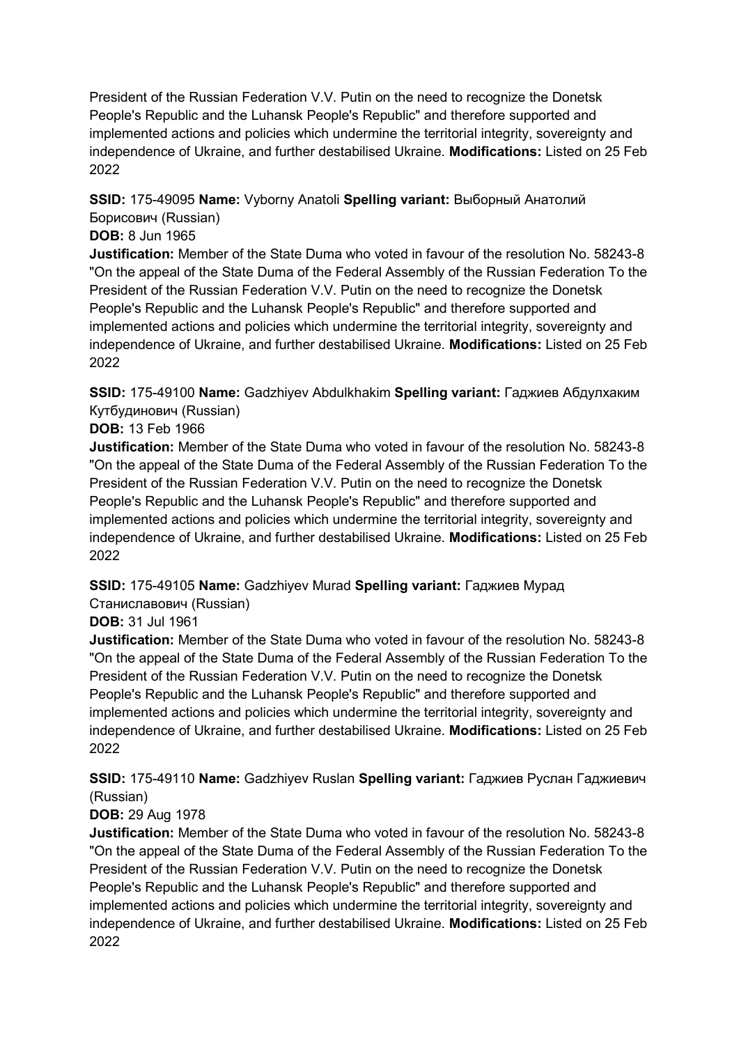President of the Russian Federation V.V. Putin on the need to recognize the Donetsk People's Republic and the Luhansk People's Republic" and therefore supported and implemented actions and policies which undermine the territorial integrity, sovereignty and independence of Ukraine, and further destabilised Ukraine. **Modifications:** Listed on 25 Feb 2022

**SSID:** 175-49095 **Name:** Vyborny Anatoli **Spelling variant:** Выборный Анатолий Борисович (Russian)
**DOB:** 8 Jun 1965
**Justification:** Member of the State Duma who voted in favour of the resolution No. 58243-8 "On the appeal of the State Duma of the Federal Assembly of the Russian Federation To the President of the Russian Federation V.V. Putin on the need to recognize the Donetsk People's Republic and the Luhansk People's Republic" and therefore supported and implemented actions and policies which undermine the territorial integrity, sovereignty and independence of Ukraine, and further destabilised Ukraine. **Modifications:** Listed on 25 Feb 2022

**SSID:** 175-49100 **Name:** Gadzhiyev Abdulkhakim **Spelling variant:** Гаджиев Абдулхаким Кутбудинович (Russian)
**DOB:** 13 Feb 1966
**Justification:** Member of the State Duma who voted in favour of the resolution No. 58243-8 "On the appeal of the State Duma of the Federal Assembly of the Russian Federation To the President of the Russian Federation V.V. Putin on the need to recognize the Donetsk People's Republic and the Luhansk People's Republic" and therefore supported and implemented actions and policies which undermine the territorial integrity, sovereignty and independence of Ukraine, and further destabilised Ukraine. **Modifications:** Listed on 25 Feb 2022

**SSID:** 175-49105 **Name:** Gadzhiyev Murad **Spelling variant:** Гаджиев Мурад Станиславович (Russian)
**DOB:** 31 Jul 1961
**Justification:** Member of the State Duma who voted in favour of the resolution No. 58243-8 "On the appeal of the State Duma of the Federal Assembly of the Russian Federation To the President of the Russian Federation V.V. Putin on the need to recognize the Donetsk People's Republic and the Luhansk People's Republic" and therefore supported and implemented actions and policies which undermine the territorial integrity, sovereignty and independence of Ukraine, and further destabilised Ukraine. **Modifications:** Listed on 25 Feb 2022

**SSID:** 175-49110 **Name:** Gadzhiyev Ruslan **Spelling variant:** Гаджиев Руслан Гаджиевич (Russian)
**DOB:** 29 Aug 1978
**Justification:** Member of the State Duma who voted in favour of the resolution No. 58243-8 "On the appeal of the State Duma of the Federal Assembly of the Russian Federation To the President of the Russian Federation V.V. Putin on the need to recognize the Donetsk People's Republic and the Luhansk People's Republic" and therefore supported and implemented actions and policies which undermine the territorial integrity, sovereignty and independence of Ukraine, and further destabilised Ukraine. **Modifications:** Listed on 25 Feb 2022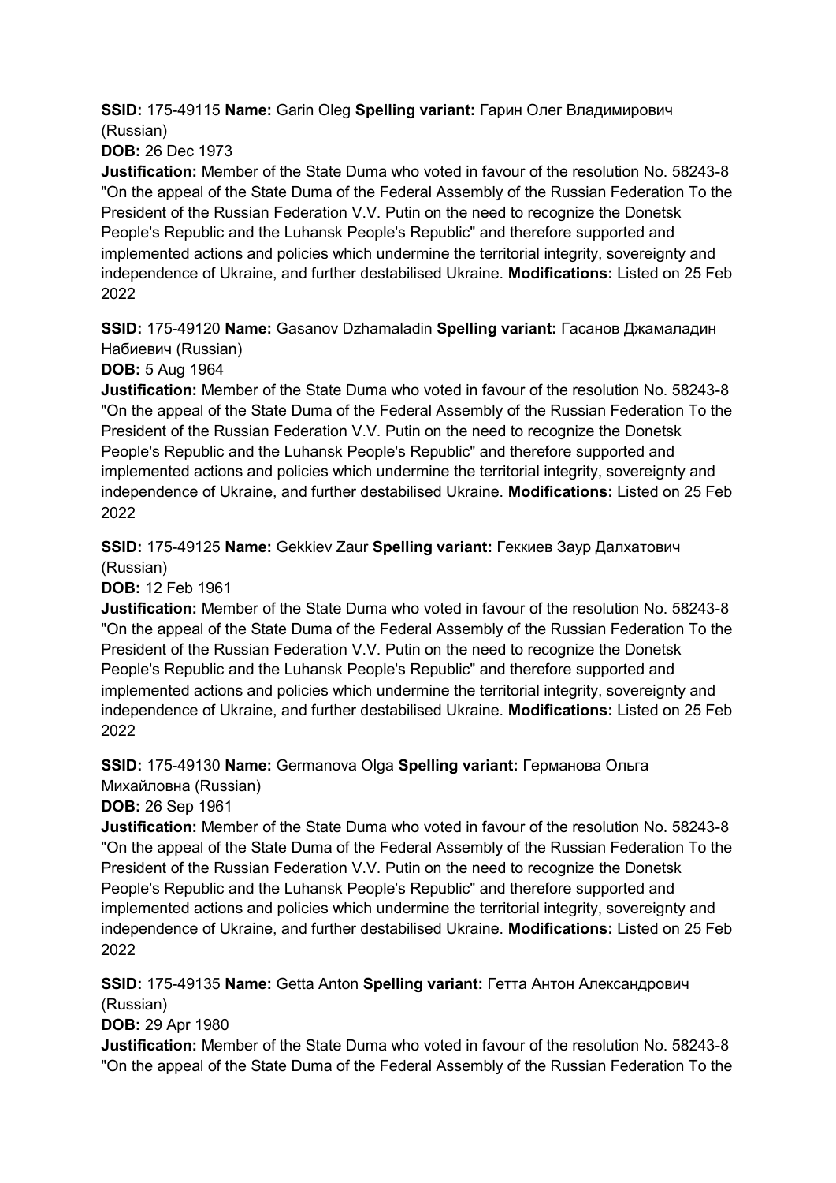**SSID:** 175-49115 **Name:** Garin Oleg **Spelling variant:** Гарин Олег Владимирович (Russian)

**DOB:** 26 Dec 1973

**Justification:** Member of the State Duma who voted in favour of the resolution No. 58243-8 "On the appeal of the State Duma of the Federal Assembly of the Russian Federation To the President of the Russian Federation V.V. Putin on the need to recognize the Donetsk People's Republic and the Luhansk People's Republic" and therefore supported and implemented actions and policies which undermine the territorial integrity, sovereignty and independence of Ukraine, and further destabilised Ukraine. **Modifications:** Listed on 25 Feb 2022

**SSID:** 175-49120 **Name:** Gasanov Dzhamaladin **Spelling variant:** Гасанов Джамаладин Набиевич (Russian)

**DOB:** 5 Aug 1964

**Justification:** Member of the State Duma who voted in favour of the resolution No. 58243-8 "On the appeal of the State Duma of the Federal Assembly of the Russian Federation To the President of the Russian Federation V.V. Putin on the need to recognize the Donetsk People's Republic and the Luhansk People's Republic" and therefore supported and implemented actions and policies which undermine the territorial integrity, sovereignty and independence of Ukraine, and further destabilised Ukraine. **Modifications:** Listed on 25 Feb 2022

**SSID:** 175-49125 **Name:** Gekkiev Zaur **Spelling variant:** Геккиев Заур Далхатович (Russian)

**DOB:** 12 Feb 1961

**Justification:** Member of the State Duma who voted in favour of the resolution No. 58243-8 "On the appeal of the State Duma of the Federal Assembly of the Russian Federation To the President of the Russian Federation V.V. Putin on the need to recognize the Donetsk People's Republic and the Luhansk People's Republic" and therefore supported and implemented actions and policies which undermine the territorial integrity, sovereignty and independence of Ukraine, and further destabilised Ukraine. **Modifications:** Listed on 25 Feb 2022

**SSID:** 175-49130 **Name:** Germanova Olga **Spelling variant:** Германова Ольга Михайловна (Russian)

**DOB:** 26 Sep 1961

**Justification:** Member of the State Duma who voted in favour of the resolution No. 58243-8 "On the appeal of the State Duma of the Federal Assembly of the Russian Federation To the President of the Russian Federation V.V. Putin on the need to recognize the Donetsk People's Republic and the Luhansk People's Republic" and therefore supported and implemented actions and policies which undermine the territorial integrity, sovereignty and independence of Ukraine, and further destabilised Ukraine. **Modifications:** Listed on 25 Feb 2022

**SSID:** 175-49135 **Name:** Getta Anton **Spelling variant:** Гетта Антон Александрович (Russian)

**DOB:** 29 Apr 1980

**Justification:** Member of the State Duma who voted in favour of the resolution No. 58243-8 "On the appeal of the State Duma of the Federal Assembly of the Russian Federation To the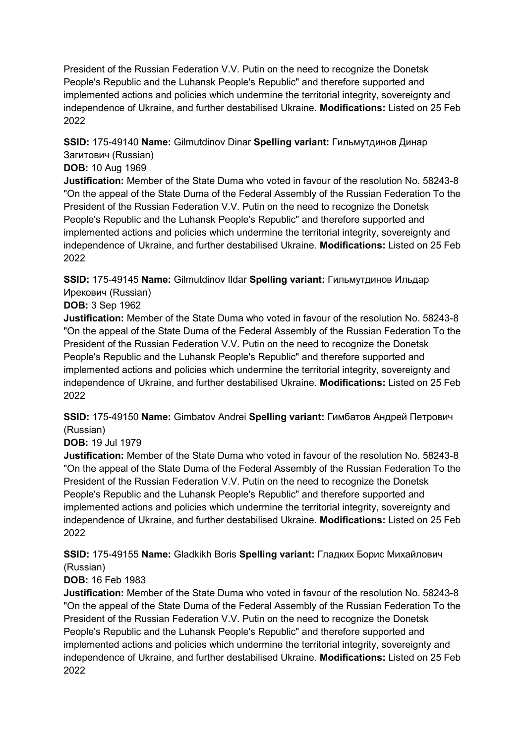President of the Russian Federation V.V. Putin on the need to recognize the Donetsk People's Republic and the Luhansk People's Republic" and therefore supported and implemented actions and policies which undermine the territorial integrity, sovereignty and independence of Ukraine, and further destabilised Ukraine. **Modifications:** Listed on 25 Feb 2022

**SSID:** 175-49140 **Name:** Gilmutdinov Dinar **Spelling variant:** Гильмутдинов Динар Загитович (Russian)
**DOB:** 10 Aug 1969
**Justification:** Member of the State Duma who voted in favour of the resolution No. 58243-8 "On the appeal of the State Duma of the Federal Assembly of the Russian Federation To the President of the Russian Federation V.V. Putin on the need to recognize the Donetsk People's Republic and the Luhansk People's Republic" and therefore supported and implemented actions and policies which undermine the territorial integrity, sovereignty and independence of Ukraine, and further destabilised Ukraine. **Modifications:** Listed on 25 Feb 2022

**SSID:** 175-49145 **Name:** Gilmutdinov Ildar **Spelling variant:** Гильмутдинов Ильдар Ирекович (Russian)
**DOB:** 3 Sep 1962
**Justification:** Member of the State Duma who voted in favour of the resolution No. 58243-8 "On the appeal of the State Duma of the Federal Assembly of the Russian Federation To the President of the Russian Federation V.V. Putin on the need to recognize the Donetsk People's Republic and the Luhansk People's Republic" and therefore supported and implemented actions and policies which undermine the territorial integrity, sovereignty and independence of Ukraine, and further destabilised Ukraine. **Modifications:** Listed on 25 Feb 2022

**SSID:** 175-49150 **Name:** Gimbatov Andrei **Spelling variant:** Гимбатов Андрей Петрович (Russian)
**DOB:** 19 Jul 1979
**Justification:** Member of the State Duma who voted in favour of the resolution No. 58243-8 "On the appeal of the State Duma of the Federal Assembly of the Russian Federation To the President of the Russian Federation V.V. Putin on the need to recognize the Donetsk People's Republic and the Luhansk People's Republic" and therefore supported and implemented actions and policies which undermine the territorial integrity, sovereignty and independence of Ukraine, and further destabilised Ukraine. **Modifications:** Listed on 25 Feb 2022

**SSID:** 175-49155 **Name:** Gladkikh Boris **Spelling variant:** Гладких Борис Михайлович (Russian)
**DOB:** 16 Feb 1983
**Justification:** Member of the State Duma who voted in favour of the resolution No. 58243-8 "On the appeal of the State Duma of the Federal Assembly of the Russian Federation To the President of the Russian Federation V.V. Putin on the need to recognize the Donetsk People's Republic and the Luhansk People's Republic" and therefore supported and implemented actions and policies which undermine the territorial integrity, sovereignty and independence of Ukraine, and further destabilised Ukraine. **Modifications:** Listed on 25 Feb 2022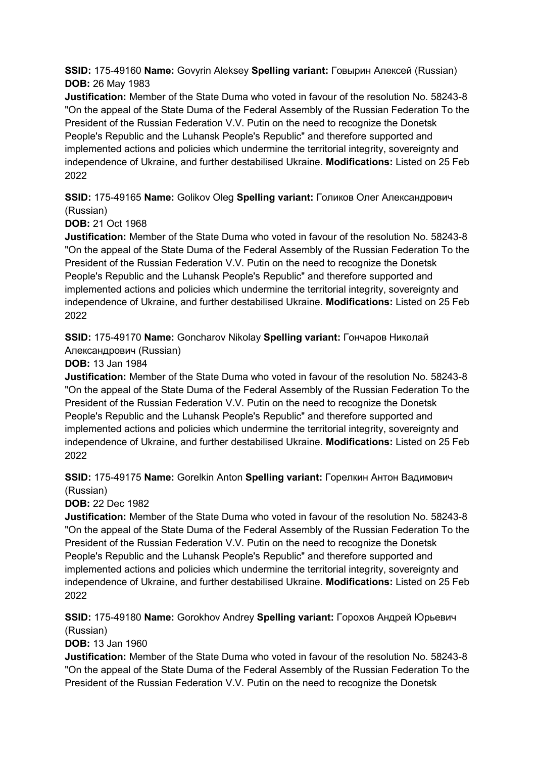**SSID:** 175-49160 **Name:** Govyrin Aleksey **Spelling variant:** Говырин Алексей (Russian) **DOB:** 26 May 1983

**Justification:** Member of the State Duma who voted in favour of the resolution No. 58243-8 "On the appeal of the State Duma of the Federal Assembly of the Russian Federation To the President of the Russian Federation V.V. Putin on the need to recognize the Donetsk People's Republic and the Luhansk People's Republic" and therefore supported and implemented actions and policies which undermine the territorial integrity, sovereignty and independence of Ukraine, and further destabilised Ukraine. **Modifications:** Listed on 25 Feb 2022

**SSID:** 175-49165 **Name:** Golikov Oleg **Spelling variant:** Голиков Олег Александрович (Russian)

**DOB:** 21 Oct 1968

**Justification:** Member of the State Duma who voted in favour of the resolution No. 58243-8 "On the appeal of the State Duma of the Federal Assembly of the Russian Federation To the President of the Russian Federation V.V. Putin on the need to recognize the Donetsk People's Republic and the Luhansk People's Republic" and therefore supported and implemented actions and policies which undermine the territorial integrity, sovereignty and independence of Ukraine, and further destabilised Ukraine. **Modifications:** Listed on 25 Feb 2022

**SSID:** 175-49170 **Name:** Goncharov Nikolay **Spelling variant:** Гончаров Николай Александрович (Russian)

**DOB:** 13 Jan 1984

**Justification:** Member of the State Duma who voted in favour of the resolution No. 58243-8 "On the appeal of the State Duma of the Federal Assembly of the Russian Federation To the President of the Russian Federation V.V. Putin on the need to recognize the Donetsk People's Republic and the Luhansk People's Republic" and therefore supported and implemented actions and policies which undermine the territorial integrity, sovereignty and independence of Ukraine, and further destabilised Ukraine. **Modifications:** Listed on 25 Feb 2022

**SSID:** 175-49175 **Name:** Gorelkin Anton **Spelling variant:** Горелкин Антон Вадимович (Russian)

**DOB:** 22 Dec 1982

**Justification:** Member of the State Duma who voted in favour of the resolution No. 58243-8 "On the appeal of the State Duma of the Federal Assembly of the Russian Federation To the President of the Russian Federation V.V. Putin on the need to recognize the Donetsk People's Republic and the Luhansk People's Republic" and therefore supported and implemented actions and policies which undermine the territorial integrity, sovereignty and independence of Ukraine, and further destabilised Ukraine. **Modifications:** Listed on 25 Feb 2022

**SSID:** 175-49180 **Name:** Gorokhov Andrey **Spelling variant:** Горохов Андрей Юрьевич (Russian)

**DOB:** 13 Jan 1960

**Justification:** Member of the State Duma who voted in favour of the resolution No. 58243-8 "On the appeal of the State Duma of the Federal Assembly of the Russian Federation To the President of the Russian Federation V.V. Putin on the need to recognize the Donetsk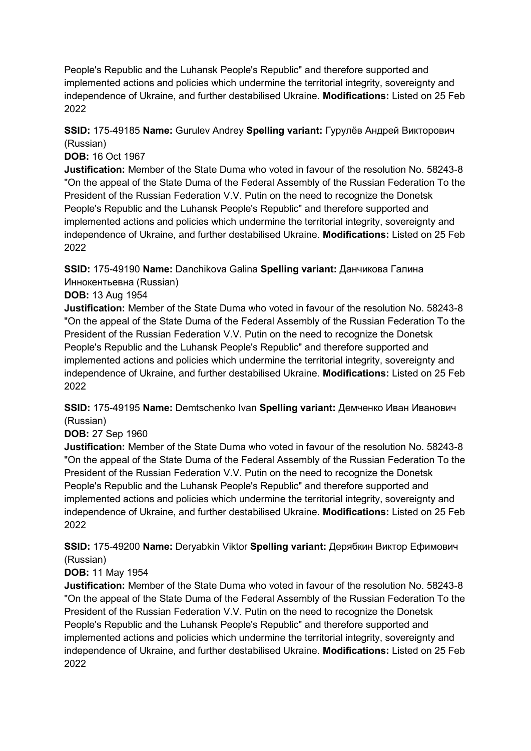People's Republic and the Luhansk People's Republic" and therefore supported and implemented actions and policies which undermine the territorial integrity, sovereignty and independence of Ukraine, and further destabilised Ukraine. **Modifications:** Listed on 25 Feb 2022

**SSID:** 175-49185 **Name:** Gurulev Andrey **Spelling variant:** Гурулёв Андрей Викторович (Russian)
**DOB:** 16 Oct 1967
**Justification:** Member of the State Duma who voted in favour of the resolution No. 58243-8 "On the appeal of the State Duma of the Federal Assembly of the Russian Federation To the President of the Russian Federation V.V. Putin on the need to recognize the Donetsk People's Republic and the Luhansk People's Republic" and therefore supported and implemented actions and policies which undermine the territorial integrity, sovereignty and independence of Ukraine, and further destabilised Ukraine. **Modifications:** Listed on 25 Feb 2022

**SSID:** 175-49190 **Name:** Danchikova Galina **Spelling variant:** Данчикова Галина Иннокентьевна (Russian)
**DOB:** 13 Aug 1954
**Justification:** Member of the State Duma who voted in favour of the resolution No. 58243-8 "On the appeal of the State Duma of the Federal Assembly of the Russian Federation To the President of the Russian Federation V.V. Putin on the need to recognize the Donetsk People's Republic and the Luhansk People's Republic" and therefore supported and implemented actions and policies which undermine the territorial integrity, sovereignty and independence of Ukraine, and further destabilised Ukraine. **Modifications:** Listed on 25 Feb 2022

**SSID:** 175-49195 **Name:** Demtschenko Ivan **Spelling variant:** Демченко Иван Иванович (Russian)
**DOB:** 27 Sep 1960
**Justification:** Member of the State Duma who voted in favour of the resolution No. 58243-8 "On the appeal of the State Duma of the Federal Assembly of the Russian Federation To the President of the Russian Federation V.V. Putin on the need to recognize the Donetsk People's Republic and the Luhansk People's Republic" and therefore supported and implemented actions and policies which undermine the territorial integrity, sovereignty and independence of Ukraine, and further destabilised Ukraine. **Modifications:** Listed on 25 Feb 2022

**SSID:** 175-49200 **Name:** Deryabkin Viktor **Spelling variant:** Дерябкин Виктор Ефимович (Russian)
**DOB:** 11 May 1954
**Justification:** Member of the State Duma who voted in favour of the resolution No. 58243-8 "On the appeal of the State Duma of the Federal Assembly of the Russian Federation To the President of the Russian Federation V.V. Putin on the need to recognize the Donetsk People's Republic and the Luhansk People's Republic" and therefore supported and implemented actions and policies which undermine the territorial integrity, sovereignty and independence of Ukraine, and further destabilised Ukraine. **Modifications:** Listed on 25 Feb 2022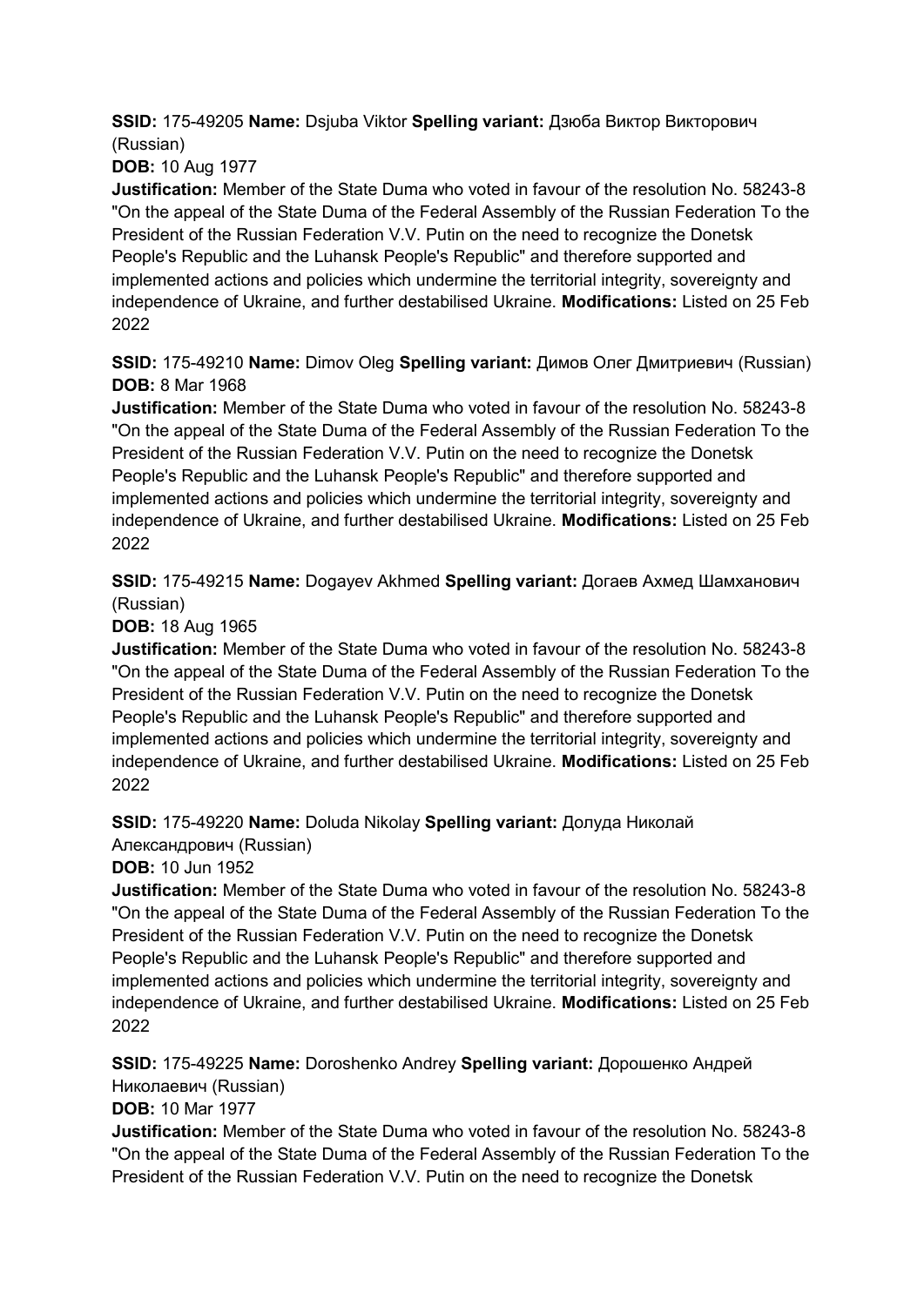**SSID:** 175-49205 **Name:** Dsjuba Viktor **Spelling variant:** Дзюба Виктор Викторович (Russian)

**DOB:** 10 Aug 1977

**Justification:** Member of the State Duma who voted in favour of the resolution No. 58243-8 "On the appeal of the State Duma of the Federal Assembly of the Russian Federation To the President of the Russian Federation V.V. Putin on the need to recognize the Donetsk People's Republic and the Luhansk People's Republic" and therefore supported and implemented actions and policies which undermine the territorial integrity, sovereignty and independence of Ukraine, and further destabilised Ukraine. **Modifications:** Listed on 25 Feb 2022

**SSID:** 175-49210 **Name:** Dimov Oleg **Spelling variant:** Димов Олег Дмитриевич (Russian) **DOB:** 8 Mar 1968

**Justification:** Member of the State Duma who voted in favour of the resolution No. 58243-8 "On the appeal of the State Duma of the Federal Assembly of the Russian Federation To the President of the Russian Federation V.V. Putin on the need to recognize the Donetsk People's Republic and the Luhansk People's Republic" and therefore supported and implemented actions and policies which undermine the territorial integrity, sovereignty and independence of Ukraine, and further destabilised Ukraine. **Modifications:** Listed on 25 Feb 2022

**SSID:** 175-49215 **Name:** Dogayev Akhmed **Spelling variant:** Догаев Ахмед Шамханович (Russian)

**DOB:** 18 Aug 1965

**Justification:** Member of the State Duma who voted in favour of the resolution No. 58243-8 "On the appeal of the State Duma of the Federal Assembly of the Russian Federation To the President of the Russian Federation V.V. Putin on the need to recognize the Donetsk People's Republic and the Luhansk People's Republic" and therefore supported and implemented actions and policies which undermine the territorial integrity, sovereignty and independence of Ukraine, and further destabilised Ukraine. **Modifications:** Listed on 25 Feb 2022

**SSID:** 175-49220 **Name:** Doluda Nikolay **Spelling variant:** Долуда Николай Александрович (Russian)

**DOB:** 10 Jun 1952

**Justification:** Member of the State Duma who voted in favour of the resolution No. 58243-8 "On the appeal of the State Duma of the Federal Assembly of the Russian Federation To the President of the Russian Federation V.V. Putin on the need to recognize the Donetsk People's Republic and the Luhansk People's Republic" and therefore supported and implemented actions and policies which undermine the territorial integrity, sovereignty and independence of Ukraine, and further destabilised Ukraine. **Modifications:** Listed on 25 Feb 2022

**SSID:** 175-49225 **Name:** Doroshenko Andrey **Spelling variant:** Дорошенко Андрей Николаевич (Russian)

**DOB:** 10 Mar 1977

**Justification:** Member of the State Duma who voted in favour of the resolution No. 58243-8 "On the appeal of the State Duma of the Federal Assembly of the Russian Federation To the President of the Russian Federation V.V. Putin on the need to recognize the Donetsk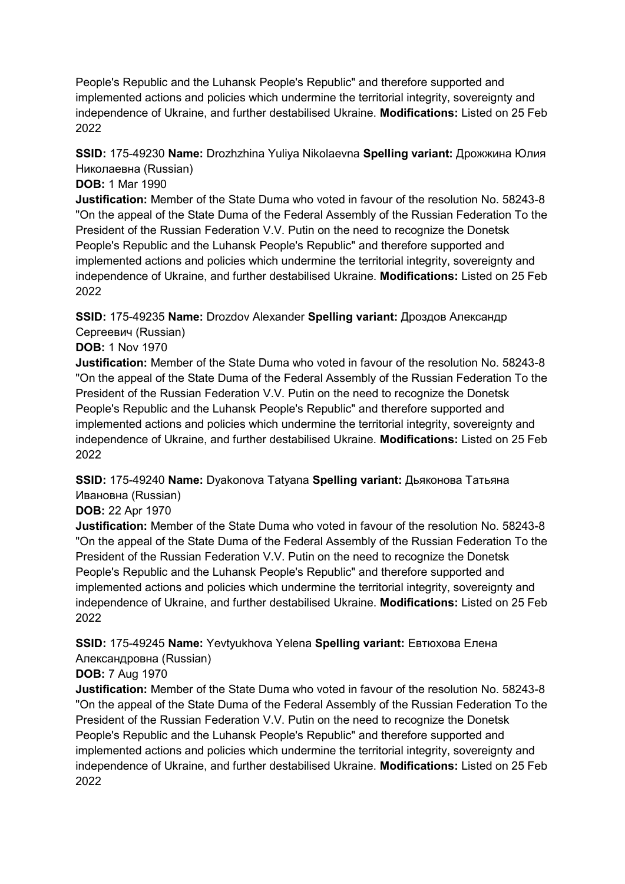People's Republic and the Luhansk People's Republic" and therefore supported and implemented actions and policies which undermine the territorial integrity, sovereignty and independence of Ukraine, and further destabilised Ukraine. **Modifications:** Listed on 25 Feb 2022

**SSID:** 175-49230 **Name:** Drozhzhina Yuliya Nikolaevna **Spelling variant:** Дрожжина Юлия Николаевна (Russian)
**DOB:** 1 Mar 1990
**Justification:** Member of the State Duma who voted in favour of the resolution No. 58243-8 "On the appeal of the State Duma of the Federal Assembly of the Russian Federation To the President of the Russian Federation V.V. Putin on the need to recognize the Donetsk People's Republic and the Luhansk People's Republic" and therefore supported and implemented actions and policies which undermine the territorial integrity, sovereignty and independence of Ukraine, and further destabilised Ukraine. **Modifications:** Listed on 25 Feb 2022

**SSID:** 175-49235 **Name:** Drozdov Alexander **Spelling variant:** Дроздов Александр Сергеевич (Russian)
**DOB:** 1 Nov 1970
**Justification:** Member of the State Duma who voted in favour of the resolution No. 58243-8 "On the appeal of the State Duma of the Federal Assembly of the Russian Federation To the President of the Russian Federation V.V. Putin on the need to recognize the Donetsk People's Republic and the Luhansk People's Republic" and therefore supported and implemented actions and policies which undermine the territorial integrity, sovereignty and independence of Ukraine, and further destabilised Ukraine. **Modifications:** Listed on 25 Feb 2022

**SSID:** 175-49240 **Name:** Dyakonova Tatyana **Spelling variant:** Дьяконова Татьяна Ивановна (Russian)
**DOB:** 22 Apr 1970
**Justification:** Member of the State Duma who voted in favour of the resolution No. 58243-8 "On the appeal of the State Duma of the Federal Assembly of the Russian Federation To the President of the Russian Federation V.V. Putin on the need to recognize the Donetsk People's Republic and the Luhansk People's Republic" and therefore supported and implemented actions and policies which undermine the territorial integrity, sovereignty and independence of Ukraine, and further destabilised Ukraine. **Modifications:** Listed on 25 Feb 2022

**SSID:** 175-49245 **Name:** Yevtyukhova Yelena **Spelling variant:** Евтюхова Елена Александровна (Russian)
**DOB:** 7 Aug 1970
**Justification:** Member of the State Duma who voted in favour of the resolution No. 58243-8 "On the appeal of the State Duma of the Federal Assembly of the Russian Federation To the President of the Russian Federation V.V. Putin on the need to recognize the Donetsk People's Republic and the Luhansk People's Republic" and therefore supported and implemented actions and policies which undermine the territorial integrity, sovereignty and independence of Ukraine, and further destabilised Ukraine. **Modifications:** Listed on 25 Feb 2022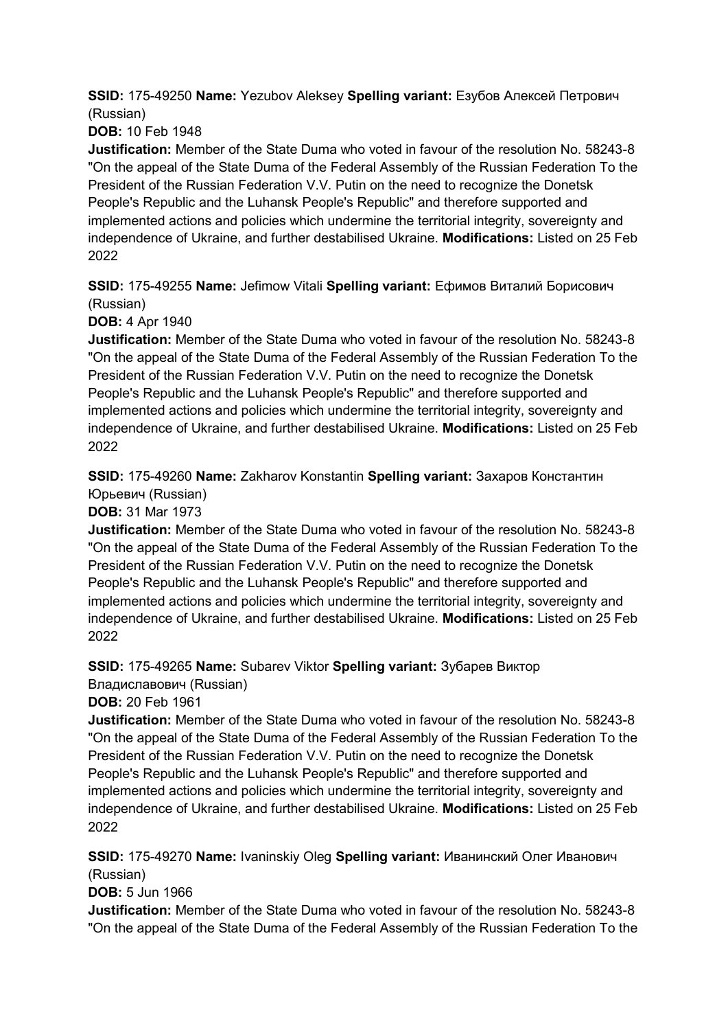**SSID:** 175-49250 **Name:** Yezubov Aleksey **Spelling variant:** Езубов Алексей Петрович (Russian)

**DOB:** 10 Feb 1948

**Justification:** Member of the State Duma who voted in favour of the resolution No. 58243-8 "On the appeal of the State Duma of the Federal Assembly of the Russian Federation To the President of the Russian Federation V.V. Putin on the need to recognize the Donetsk People's Republic and the Luhansk People's Republic" and therefore supported and implemented actions and policies which undermine the territorial integrity, sovereignty and independence of Ukraine, and further destabilised Ukraine. **Modifications:** Listed on 25 Feb 2022

**SSID:** 175-49255 **Name:** Jefimow Vitali **Spelling variant:** Ефимов Виталий Борисович (Russian)

**DOB:** 4 Apr 1940

**Justification:** Member of the State Duma who voted in favour of the resolution No. 58243-8 "On the appeal of the State Duma of the Federal Assembly of the Russian Federation To the President of the Russian Federation V.V. Putin on the need to recognize the Donetsk People's Republic and the Luhansk People's Republic" and therefore supported and implemented actions and policies which undermine the territorial integrity, sovereignty and independence of Ukraine, and further destabilised Ukraine. **Modifications:** Listed on 25 Feb 2022

**SSID:** 175-49260 **Name:** Zakharov Konstantin **Spelling variant:** Захаров Константин Юрьевич (Russian)

**DOB:** 31 Mar 1973

**Justification:** Member of the State Duma who voted in favour of the resolution No. 58243-8 "On the appeal of the State Duma of the Federal Assembly of the Russian Federation To the President of the Russian Federation V.V. Putin on the need to recognize the Donetsk People's Republic and the Luhansk People's Republic" and therefore supported and implemented actions and policies which undermine the territorial integrity, sovereignty and independence of Ukraine, and further destabilised Ukraine. **Modifications:** Listed on 25 Feb 2022

**SSID:** 175-49265 **Name:** Subarev Viktor **Spelling variant:** Зубарев Виктор Владиславович (Russian)

**DOB:** 20 Feb 1961

**Justification:** Member of the State Duma who voted in favour of the resolution No. 58243-8 "On the appeal of the State Duma of the Federal Assembly of the Russian Federation To the President of the Russian Federation V.V. Putin on the need to recognize the Donetsk People's Republic and the Luhansk People's Republic" and therefore supported and implemented actions and policies which undermine the territorial integrity, sovereignty and independence of Ukraine, and further destabilised Ukraine. **Modifications:** Listed on 25 Feb 2022

**SSID:** 175-49270 **Name:** Ivaninskiy Oleg **Spelling variant:** Иванинский Олег Иванович (Russian)

**DOB:** 5 Jun 1966

**Justification:** Member of the State Duma who voted in favour of the resolution No. 58243-8 "On the appeal of the State Duma of the Federal Assembly of the Russian Federation To the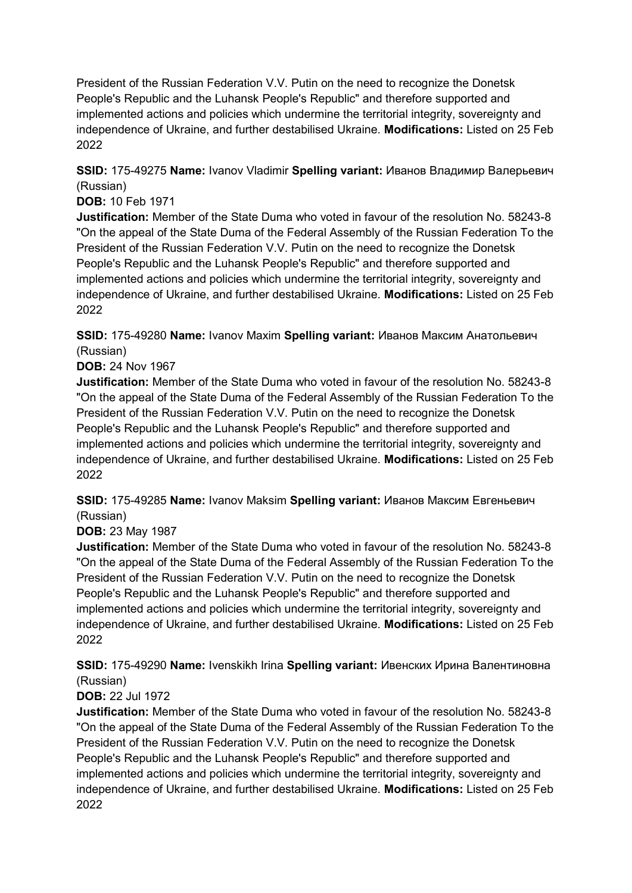President of the Russian Federation V.V. Putin on the need to recognize the Donetsk People's Republic and the Luhansk People's Republic" and therefore supported and implemented actions and policies which undermine the territorial integrity, sovereignty and independence of Ukraine, and further destabilised Ukraine. **Modifications:** Listed on 25 Feb 2022

**SSID:** 175-49275 **Name:** Ivanov Vladimir **Spelling variant:** Иванов Владимир Валерьевич (Russian)

**DOB:** 10 Feb 1971

**Justification:** Member of the State Duma who voted in favour of the resolution No. 58243-8 "On the appeal of the State Duma of the Federal Assembly of the Russian Federation To the President of the Russian Federation V.V. Putin on the need to recognize the Donetsk People's Republic and the Luhansk People's Republic" and therefore supported and implemented actions and policies which undermine the territorial integrity, sovereignty and independence of Ukraine, and further destabilised Ukraine. **Modifications:** Listed on 25 Feb 2022

**SSID:** 175-49280 **Name:** Ivanov Maxim **Spelling variant:** Иванов Максим Анатольевич (Russian)

**DOB:** 24 Nov 1967

**Justification:** Member of the State Duma who voted in favour of the resolution No. 58243-8 "On the appeal of the State Duma of the Federal Assembly of the Russian Federation To the President of the Russian Federation V.V. Putin on the need to recognize the Donetsk People's Republic and the Luhansk People's Republic" and therefore supported and implemented actions and policies which undermine the territorial integrity, sovereignty and independence of Ukraine, and further destabilised Ukraine. **Modifications:** Listed on 25 Feb 2022

**SSID:** 175-49285 **Name:** Ivanov Maksim **Spelling variant:** Иванов Максим Евгеньевич (Russian)

**DOB:** 23 May 1987

**Justification:** Member of the State Duma who voted in favour of the resolution No. 58243-8 "On the appeal of the State Duma of the Federal Assembly of the Russian Federation To the President of the Russian Federation V.V. Putin on the need to recognize the Donetsk People's Republic and the Luhansk People's Republic" and therefore supported and implemented actions and policies which undermine the territorial integrity, sovereignty and independence of Ukraine, and further destabilised Ukraine. **Modifications:** Listed on 25 Feb 2022

**SSID:** 175-49290 **Name:** Ivenskikh Irina **Spelling variant:** Ивенских Ирина Валентиновна (Russian)

**DOB:** 22 Jul 1972

**Justification:** Member of the State Duma who voted in favour of the resolution No. 58243-8 "On the appeal of the State Duma of the Federal Assembly of the Russian Federation To the President of the Russian Federation V.V. Putin on the need to recognize the Donetsk People's Republic and the Luhansk People's Republic" and therefore supported and implemented actions and policies which undermine the territorial integrity, sovereignty and independence of Ukraine, and further destabilised Ukraine. **Modifications:** Listed on 25 Feb 2022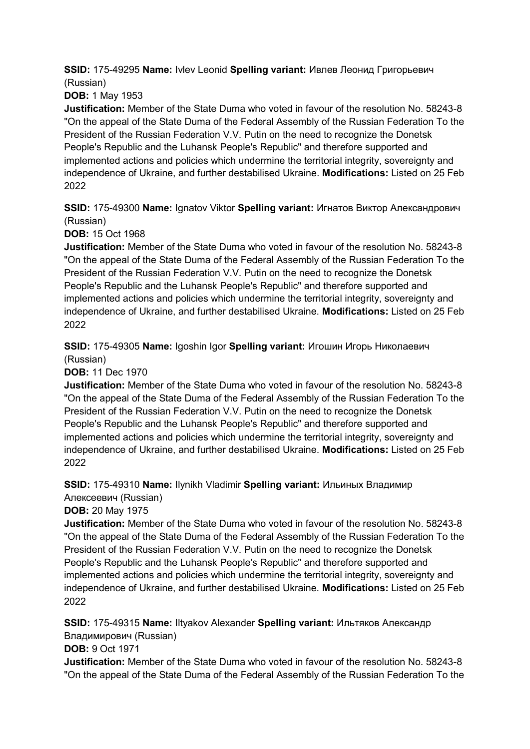**SSID:** 175-49295 **Name:** Ivlev Leonid **Spelling variant:** Ивлев Леонид Григорьевич (Russian)

**DOB:** 1 May 1953

**Justification:** Member of the State Duma who voted in favour of the resolution No. 58243-8 "On the appeal of the State Duma of the Federal Assembly of the Russian Federation To the President of the Russian Federation V.V. Putin on the need to recognize the Donetsk People's Republic and the Luhansk People's Republic" and therefore supported and implemented actions and policies which undermine the territorial integrity, sovereignty and independence of Ukraine, and further destabilised Ukraine. **Modifications:** Listed on 25 Feb 2022

**SSID:** 175-49300 **Name:** Ignatov Viktor **Spelling variant:** Игнатов Виктор Александрович (Russian)

**DOB:** 15 Oct 1968

**Justification:** Member of the State Duma who voted in favour of the resolution No. 58243-8 "On the appeal of the State Duma of the Federal Assembly of the Russian Federation To the President of the Russian Federation V.V. Putin on the need to recognize the Donetsk People's Republic and the Luhansk People's Republic" and therefore supported and implemented actions and policies which undermine the territorial integrity, sovereignty and independence of Ukraine, and further destabilised Ukraine. **Modifications:** Listed on 25 Feb 2022

**SSID:** 175-49305 **Name:** Igoshin Igor **Spelling variant:** Игошин Игорь Николаевич (Russian)

**DOB:** 11 Dec 1970

**Justification:** Member of the State Duma who voted in favour of the resolution No. 58243-8 "On the appeal of the State Duma of the Federal Assembly of the Russian Federation To the President of the Russian Federation V.V. Putin on the need to recognize the Donetsk People's Republic and the Luhansk People's Republic" and therefore supported and implemented actions and policies which undermine the territorial integrity, sovereignty and independence of Ukraine, and further destabilised Ukraine. **Modifications:** Listed on 25 Feb 2022

**SSID:** 175-49310 **Name:** Ilynikh Vladimir **Spelling variant:** Ильиных Владимир Алексеевич (Russian)

**DOB:** 20 May 1975

**Justification:** Member of the State Duma who voted in favour of the resolution No. 58243-8 "On the appeal of the State Duma of the Federal Assembly of the Russian Federation To the President of the Russian Federation V.V. Putin on the need to recognize the Donetsk People's Republic and the Luhansk People's Republic" and therefore supported and implemented actions and policies which undermine the territorial integrity, sovereignty and independence of Ukraine, and further destabilised Ukraine. **Modifications:** Listed on 25 Feb 2022

**SSID:** 175-49315 **Name:** Iltyakov Alexander **Spelling variant:** Ильтяков Александр Владимирович (Russian)

**DOB:** 9 Oct 1971

**Justification:** Member of the State Duma who voted in favour of the resolution No. 58243-8 "On the appeal of the State Duma of the Federal Assembly of the Russian Federation To the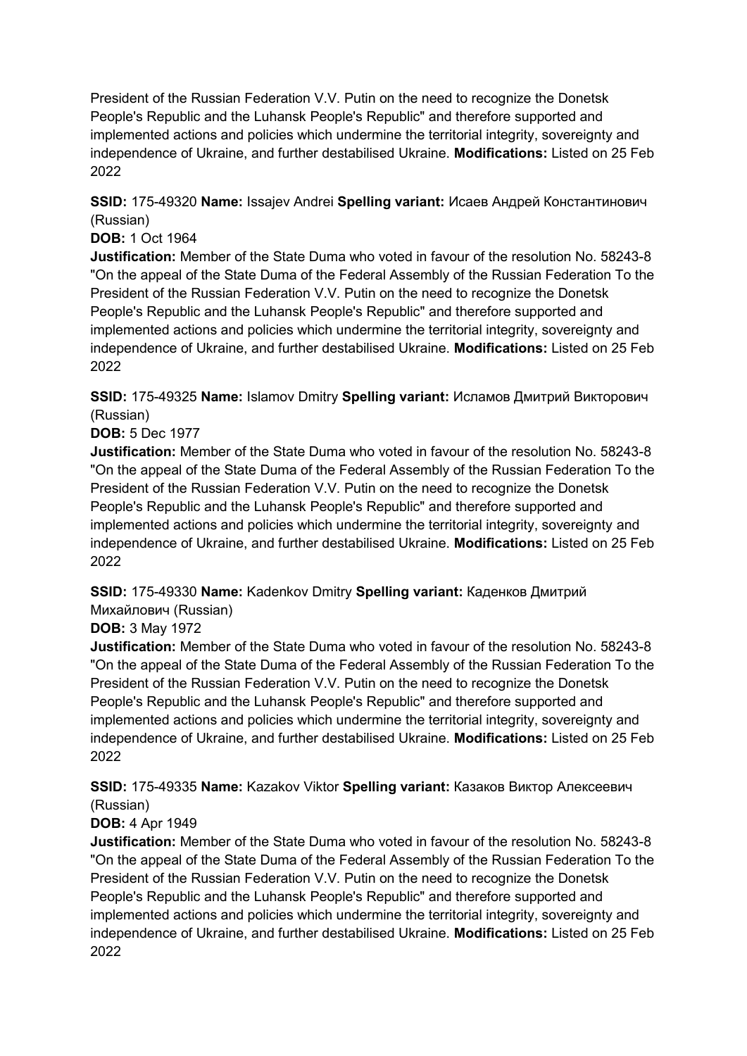President of the Russian Federation V.V. Putin on the need to recognize the Donetsk People's Republic and the Luhansk People's Republic" and therefore supported and implemented actions and policies which undermine the territorial integrity, sovereignty and independence of Ukraine, and further destabilised Ukraine. **Modifications:** Listed on 25 Feb 2022

**SSID:** 175-49320 **Name:** Issajev Andrei **Spelling variant:** Исаев Андрей Константинович (Russian)
**DOB:** 1 Oct 1964
**Justification:** Member of the State Duma who voted in favour of the resolution No. 58243-8 "On the appeal of the State Duma of the Federal Assembly of the Russian Federation To the President of the Russian Federation V.V. Putin on the need to recognize the Donetsk People's Republic and the Luhansk People's Republic" and therefore supported and implemented actions and policies which undermine the territorial integrity, sovereignty and independence of Ukraine, and further destabilised Ukraine. **Modifications:** Listed on 25 Feb 2022

**SSID:** 175-49325 **Name:** Islamov Dmitry **Spelling variant:** Исламов Дмитрий Викторович (Russian)
**DOB:** 5 Dec 1977
**Justification:** Member of the State Duma who voted in favour of the resolution No. 58243-8 "On the appeal of the State Duma of the Federal Assembly of the Russian Federation To the President of the Russian Federation V.V. Putin on the need to recognize the Donetsk People's Republic and the Luhansk People's Republic" and therefore supported and implemented actions and policies which undermine the territorial integrity, sovereignty and independence of Ukraine, and further destabilised Ukraine. **Modifications:** Listed on 25 Feb 2022

**SSID:** 175-49330 **Name:** Kadenkov Dmitry **Spelling variant:** Каденков Дмитрий Михайлович (Russian)
**DOB:** 3 May 1972
**Justification:** Member of the State Duma who voted in favour of the resolution No. 58243-8 "On the appeal of the State Duma of the Federal Assembly of the Russian Federation To the President of the Russian Federation V.V. Putin on the need to recognize the Donetsk People's Republic and the Luhansk People's Republic" and therefore supported and implemented actions and policies which undermine the territorial integrity, sovereignty and independence of Ukraine, and further destabilised Ukraine. **Modifications:** Listed on 25 Feb 2022

**SSID:** 175-49335 **Name:** Kazakov Viktor **Spelling variant:** Казаков Виктор Алексеевич (Russian)
**DOB:** 4 Apr 1949
**Justification:** Member of the State Duma who voted in favour of the resolution No. 58243-8 "On the appeal of the State Duma of the Federal Assembly of the Russian Federation To the President of the Russian Federation V.V. Putin on the need to recognize the Donetsk People's Republic and the Luhansk People's Republic" and therefore supported and implemented actions and policies which undermine the territorial integrity, sovereignty and independence of Ukraine, and further destabilised Ukraine. **Modifications:** Listed on 25 Feb 2022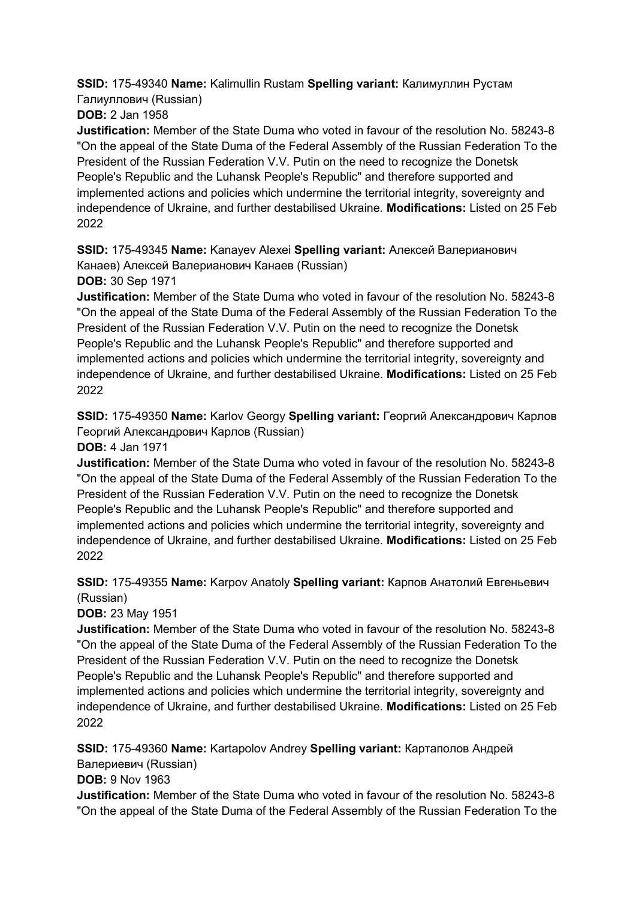**SSID:** 175-49340 **Name:** Kalimullin Rustam **Spelling variant:** Калимуллин Рустам Галиуллович (Russian)

**DOB:** 2 Jan 1958

**Justification:** Member of the State Duma who voted in favour of the resolution No. 58243-8 "On the appeal of the State Duma of the Federal Assembly of the Russian Federation To the President of the Russian Federation V.V. Putin on the need to recognize the Donetsk People's Republic and the Luhansk People's Republic" and therefore supported and implemented actions and policies which undermine the territorial integrity, sovereignty and independence of Ukraine, and further destabilised Ukraine. **Modifications:** Listed on 25 Feb 2022

**SSID:** 175-49345 **Name:** Kanayev Alexei **Spelling variant:** Алексей Валерианович Канаев) Алексей Валерианович Канаев (Russian)

**DOB:** 30 Sep 1971

**Justification:** Member of the State Duma who voted in favour of the resolution No. 58243-8 "On the appeal of the State Duma of the Federal Assembly of the Russian Federation To the President of the Russian Federation V.V. Putin on the need to recognize the Donetsk People's Republic and the Luhansk People's Republic" and therefore supported and implemented actions and policies which undermine the territorial integrity, sovereignty and independence of Ukraine, and further destabilised Ukraine. **Modifications:** Listed on 25 Feb 2022

**SSID:** 175-49350 **Name:** Karlov Georgy **Spelling variant:** Георгий Александрович Карлов Георгий Александрович Карлов (Russian)

**DOB:** 4 Jan 1971

**Justification:** Member of the State Duma who voted in favour of the resolution No. 58243-8 "On the appeal of the State Duma of the Federal Assembly of the Russian Federation To the President of the Russian Federation V.V. Putin on the need to recognize the Donetsk People's Republic and the Luhansk People's Republic" and therefore supported and implemented actions and policies which undermine the territorial integrity, sovereignty and independence of Ukraine, and further destabilised Ukraine. **Modifications:** Listed on 25 Feb 2022

**SSID:** 175-49355 **Name:** Karpov Anatoly **Spelling variant:** Карпов Анатолий Евгеньевич (Russian)

**DOB:** 23 May 1951

**Justification:** Member of the State Duma who voted in favour of the resolution No. 58243-8 "On the appeal of the State Duma of the Federal Assembly of the Russian Federation To the President of the Russian Federation V.V. Putin on the need to recognize the Donetsk People's Republic and the Luhansk People's Republic" and therefore supported and implemented actions and policies which undermine the territorial integrity, sovereignty and independence of Ukraine, and further destabilised Ukraine. **Modifications:** Listed on 25 Feb 2022

**SSID:** 175-49360 **Name:** Kartapolov Andrey **Spelling variant:** Картаполов Андрей Валериевич (Russian)

**DOB:** 9 Nov 1963

**Justification:** Member of the State Duma who voted in favour of the resolution No. 58243-8 "On the appeal of the State Duma of the Federal Assembly of the Russian Federation To the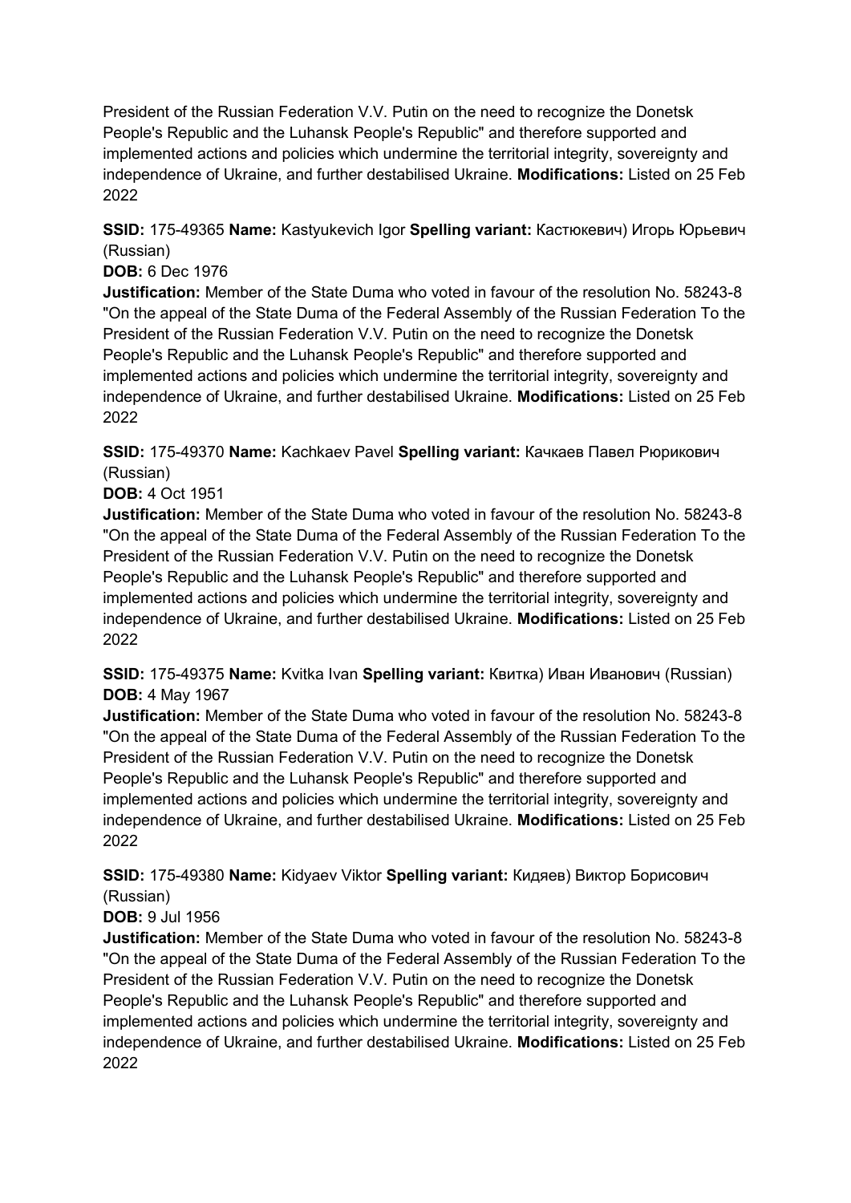President of the Russian Federation V.V. Putin on the need to recognize the Donetsk People's Republic and the Luhansk People's Republic" and therefore supported and implemented actions and policies which undermine the territorial integrity, sovereignty and independence of Ukraine, and further destabilised Ukraine. **Modifications:** Listed on 25 Feb 2022

**SSID:** 175-49365 **Name:** Kastyukevich Igor **Spelling variant:** Кастюкевич) Игорь Юрьевич (Russian)
**DOB:** 6 Dec 1976
**Justification:** Member of the State Duma who voted in favour of the resolution No. 58243-8 "On the appeal of the State Duma of the Federal Assembly of the Russian Federation To the President of the Russian Federation V.V. Putin on the need to recognize the Donetsk People's Republic and the Luhansk People's Republic" and therefore supported and implemented actions and policies which undermine the territorial integrity, sovereignty and independence of Ukraine, and further destabilised Ukraine. **Modifications:** Listed on 25 Feb 2022

**SSID:** 175-49370 **Name:** Kachkaev Pavel **Spelling variant:** Качкаев Павел Рюрикович (Russian)
**DOB:** 4 Oct 1951
**Justification:** Member of the State Duma who voted in favour of the resolution No. 58243-8 "On the appeal of the State Duma of the Federal Assembly of the Russian Federation To the President of the Russian Federation V.V. Putin on the need to recognize the Donetsk People's Republic and the Luhansk People's Republic" and therefore supported and implemented actions and policies which undermine the territorial integrity, sovereignty and independence of Ukraine, and further destabilised Ukraine. **Modifications:** Listed on 25 Feb 2022

**SSID:** 175-49375 **Name:** Kvitka Ivan **Spelling variant:** Квитка) Иван Иванович (Russian)
**DOB:** 4 May 1967
**Justification:** Member of the State Duma who voted in favour of the resolution No. 58243-8 "On the appeal of the State Duma of the Federal Assembly of the Russian Federation To the President of the Russian Federation V.V. Putin on the need to recognize the Donetsk People's Republic and the Luhansk People's Republic" and therefore supported and implemented actions and policies which undermine the territorial integrity, sovereignty and independence of Ukraine, and further destabilised Ukraine. **Modifications:** Listed on 25 Feb 2022

**SSID:** 175-49380 **Name:** Kidyaev Viktor **Spelling variant:** Кидяев) Виктор Борисович (Russian)
**DOB:** 9 Jul 1956
**Justification:** Member of the State Duma who voted in favour of the resolution No. 58243-8 "On the appeal of the State Duma of the Federal Assembly of the Russian Federation To the President of the Russian Federation V.V. Putin on the need to recognize the Donetsk People's Republic and the Luhansk People's Republic" and therefore supported and implemented actions and policies which undermine the territorial integrity, sovereignty and independence of Ukraine, and further destabilised Ukraine. **Modifications:** Listed on 25 Feb 2022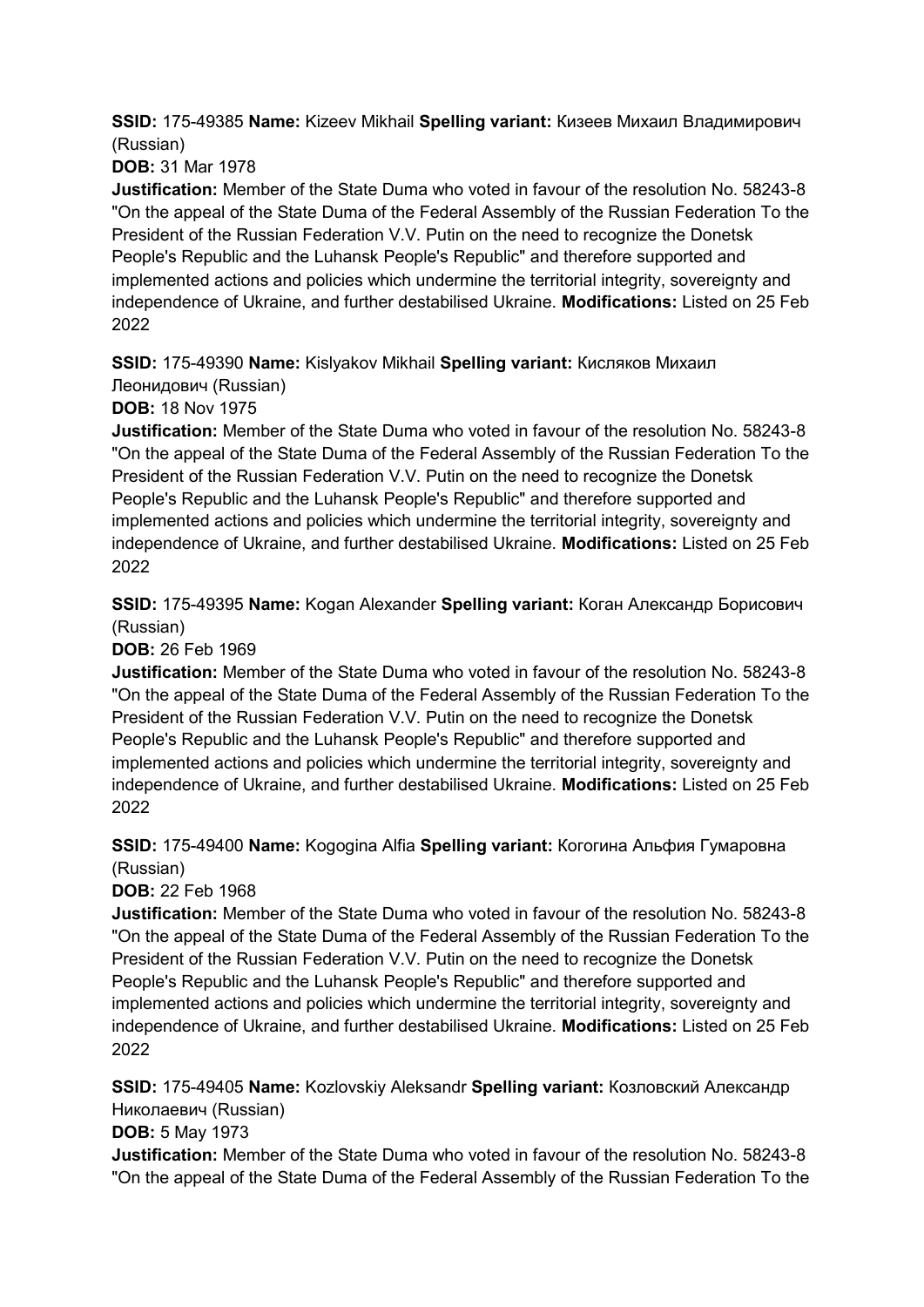**SSID:** 175-49385 **Name:** Kizeev Mikhail **Spelling variant:** Кизеев Михаил Владимирович (Russian)

**DOB:** 31 Mar 1978

**Justification:** Member of the State Duma who voted in favour of the resolution No. 58243-8 "On the appeal of the State Duma of the Federal Assembly of the Russian Federation To the President of the Russian Federation V.V. Putin on the need to recognize the Donetsk People's Republic and the Luhansk People's Republic" and therefore supported and implemented actions and policies which undermine the territorial integrity, sovereignty and independence of Ukraine, and further destabilised Ukraine. **Modifications:** Listed on 25 Feb 2022

**SSID:** 175-49390 **Name:** Kislyakov Mikhail **Spelling variant:** Кисляков Михаил Леонидович (Russian)

**DOB:** 18 Nov 1975

**Justification:** Member of the State Duma who voted in favour of the resolution No. 58243-8 "On the appeal of the State Duma of the Federal Assembly of the Russian Federation To the President of the Russian Federation V.V. Putin on the need to recognize the Donetsk People's Republic and the Luhansk People's Republic" and therefore supported and implemented actions and policies which undermine the territorial integrity, sovereignty and independence of Ukraine, and further destabilised Ukraine. **Modifications:** Listed on 25 Feb 2022

**SSID:** 175-49395 **Name:** Kogan Alexander **Spelling variant:** Коган Александр Борисович (Russian)

**DOB:** 26 Feb 1969

**Justification:** Member of the State Duma who voted in favour of the resolution No. 58243-8 "On the appeal of the State Duma of the Federal Assembly of the Russian Federation To the President of the Russian Federation V.V. Putin on the need to recognize the Donetsk People's Republic and the Luhansk People's Republic" and therefore supported and implemented actions and policies which undermine the territorial integrity, sovereignty and independence of Ukraine, and further destabilised Ukraine. **Modifications:** Listed on 25 Feb 2022

**SSID:** 175-49400 **Name:** Kogogina Alfia **Spelling variant:** Когогина Альфия Гумаровна (Russian)

**DOB:** 22 Feb 1968

**Justification:** Member of the State Duma who voted in favour of the resolution No. 58243-8 "On the appeal of the State Duma of the Federal Assembly of the Russian Federation To the President of the Russian Federation V.V. Putin on the need to recognize the Donetsk People's Republic and the Luhansk People's Republic" and therefore supported and implemented actions and policies which undermine the territorial integrity, sovereignty and independence of Ukraine, and further destabilised Ukraine. **Modifications:** Listed on 25 Feb 2022

**SSID:** 175-49405 **Name:** Kozlovskiy Aleksandr **Spelling variant:** Козловский Александр Николаевич (Russian)

**DOB:** 5 May 1973

**Justification:** Member of the State Duma who voted in favour of the resolution No. 58243-8 "On the appeal of the State Duma of the Federal Assembly of the Russian Federation To the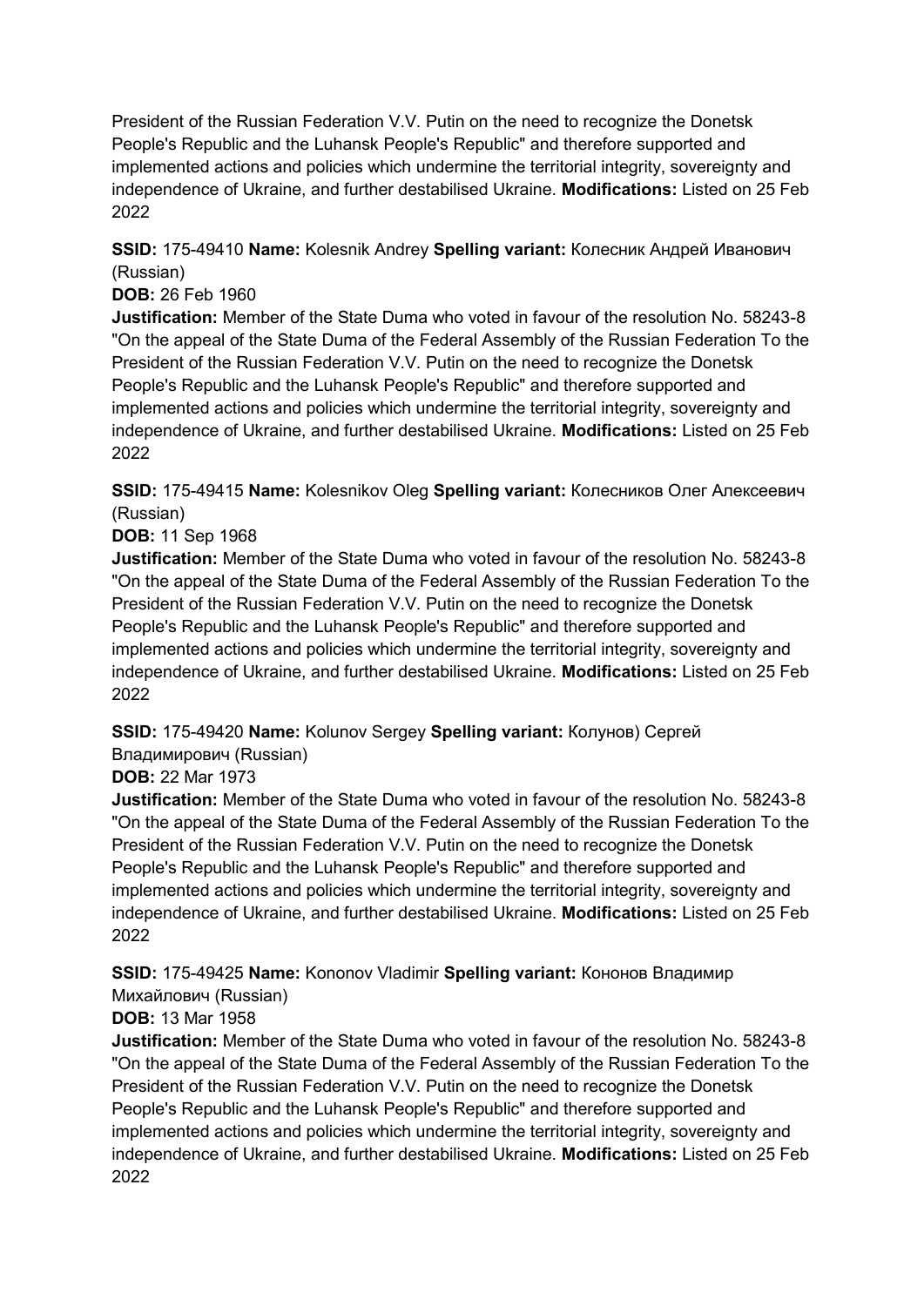President of the Russian Federation V.V. Putin on the need to recognize the Donetsk People's Republic and the Luhansk People's Republic" and therefore supported and implemented actions and policies which undermine the territorial integrity, sovereignty and independence of Ukraine, and further destabilised Ukraine. **Modifications:** Listed on 25 Feb 2022

**SSID:** 175-49410 **Name:** Kolesnik Andrey **Spelling variant:** Колесник Андрей Иванович (Russian)
**DOB:** 26 Feb 1960
**Justification:** Member of the State Duma who voted in favour of the resolution No. 58243-8 "On the appeal of the State Duma of the Federal Assembly of the Russian Federation To the President of the Russian Federation V.V. Putin on the need to recognize the Donetsk People's Republic and the Luhansk People's Republic" and therefore supported and implemented actions and policies which undermine the territorial integrity, sovereignty and independence of Ukraine, and further destabilised Ukraine. **Modifications:** Listed on 25 Feb 2022

**SSID:** 175-49415 **Name:** Kolesnikov Oleg **Spelling variant:** Колесников Олег Алексеевич (Russian)
**DOB:** 11 Sep 1968
**Justification:** Member of the State Duma who voted in favour of the resolution No. 58243-8 "On the appeal of the State Duma of the Federal Assembly of the Russian Federation To the President of the Russian Federation V.V. Putin on the need to recognize the Donetsk People's Republic and the Luhansk People's Republic" and therefore supported and implemented actions and policies which undermine the territorial integrity, sovereignty and independence of Ukraine, and further destabilised Ukraine. **Modifications:** Listed on 25 Feb 2022

**SSID:** 175-49420 **Name:** Kolunov Sergey **Spelling variant:** Колунов) Сергей Владимирович (Russian)
**DOB:** 22 Mar 1973
**Justification:** Member of the State Duma who voted in favour of the resolution No. 58243-8 "On the appeal of the State Duma of the Federal Assembly of the Russian Federation To the President of the Russian Federation V.V. Putin on the need to recognize the Donetsk People's Republic and the Luhansk People's Republic" and therefore supported and implemented actions and policies which undermine the territorial integrity, sovereignty and independence of Ukraine, and further destabilised Ukraine. **Modifications:** Listed on 25 Feb 2022

**SSID:** 175-49425 **Name:** Kononov Vladimir **Spelling variant:** Кононов Владимир Михайлович (Russian)
**DOB:** 13 Mar 1958
**Justification:** Member of the State Duma who voted in favour of the resolution No. 58243-8 "On the appeal of the State Duma of the Federal Assembly of the Russian Federation To the President of the Russian Federation V.V. Putin on the need to recognize the Donetsk People's Republic and the Luhansk People's Republic" and therefore supported and implemented actions and policies which undermine the territorial integrity, sovereignty and independence of Ukraine, and further destabilised Ukraine. **Modifications:** Listed on 25 Feb 2022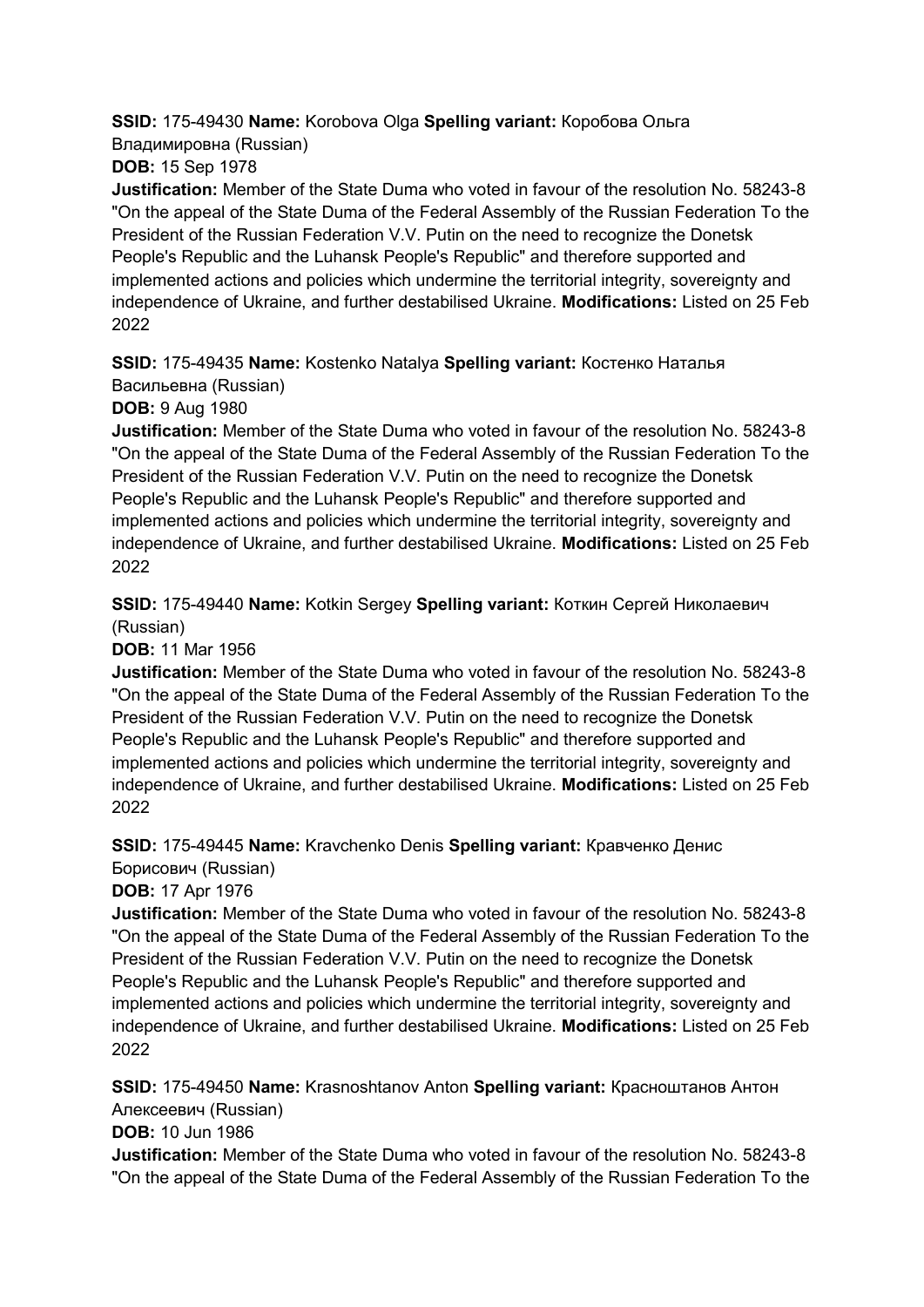**SSID:** 175-49430 **Name:** Korobova Olga **Spelling variant:** Коробова Ольга Владимировна (Russian)
**DOB:** 15 Sep 1978
**Justification:** Member of the State Duma who voted in favour of the resolution No. 58243-8 "On the appeal of the State Duma of the Federal Assembly of the Russian Federation To the President of the Russian Federation V.V. Putin on the need to recognize the Donetsk People's Republic and the Luhansk People's Republic" and therefore supported and implemented actions and policies which undermine the territorial integrity, sovereignty and independence of Ukraine, and further destabilised Ukraine. **Modifications:** Listed on 25 Feb 2022

**SSID:** 175-49435 **Name:** Kostenko Natalya **Spelling variant:** Костенко Наталья Васильевна (Russian)
**DOB:** 9 Aug 1980
**Justification:** Member of the State Duma who voted in favour of the resolution No. 58243-8 "On the appeal of the State Duma of the Federal Assembly of the Russian Federation To the President of the Russian Federation V.V. Putin on the need to recognize the Donetsk People's Republic and the Luhansk People's Republic" and therefore supported and implemented actions and policies which undermine the territorial integrity, sovereignty and independence of Ukraine, and further destabilised Ukraine. **Modifications:** Listed on 25 Feb 2022

**SSID:** 175-49440 **Name:** Kotkin Sergey **Spelling variant:** Коткин Сергей Николаевич (Russian)
**DOB:** 11 Mar 1956
**Justification:** Member of the State Duma who voted in favour of the resolution No. 58243-8 "On the appeal of the State Duma of the Federal Assembly of the Russian Federation To the President of the Russian Federation V.V. Putin on the need to recognize the Donetsk People's Republic and the Luhansk People's Republic" and therefore supported and implemented actions and policies which undermine the territorial integrity, sovereignty and independence of Ukraine, and further destabilised Ukraine. **Modifications:** Listed on 25 Feb 2022

**SSID:** 175-49445 **Name:** Kravchenko Denis **Spelling variant:** Кравченко Денис Борисович (Russian)
**DOB:** 17 Apr 1976
**Justification:** Member of the State Duma who voted in favour of the resolution No. 58243-8 "On the appeal of the State Duma of the Federal Assembly of the Russian Federation To the President of the Russian Federation V.V. Putin on the need to recognize the Donetsk People's Republic and the Luhansk People's Republic" and therefore supported and implemented actions and policies which undermine the territorial integrity, sovereignty and independence of Ukraine, and further destabilised Ukraine. **Modifications:** Listed on 25 Feb 2022

**SSID:** 175-49450 **Name:** Krasnoshtanov Anton **Spelling variant:** Красноштанов Антон Алексеевич (Russian)
**DOB:** 10 Jun 1986
**Justification:** Member of the State Duma who voted in favour of the resolution No. 58243-8 "On the appeal of the State Duma of the Federal Assembly of the Russian Federation To the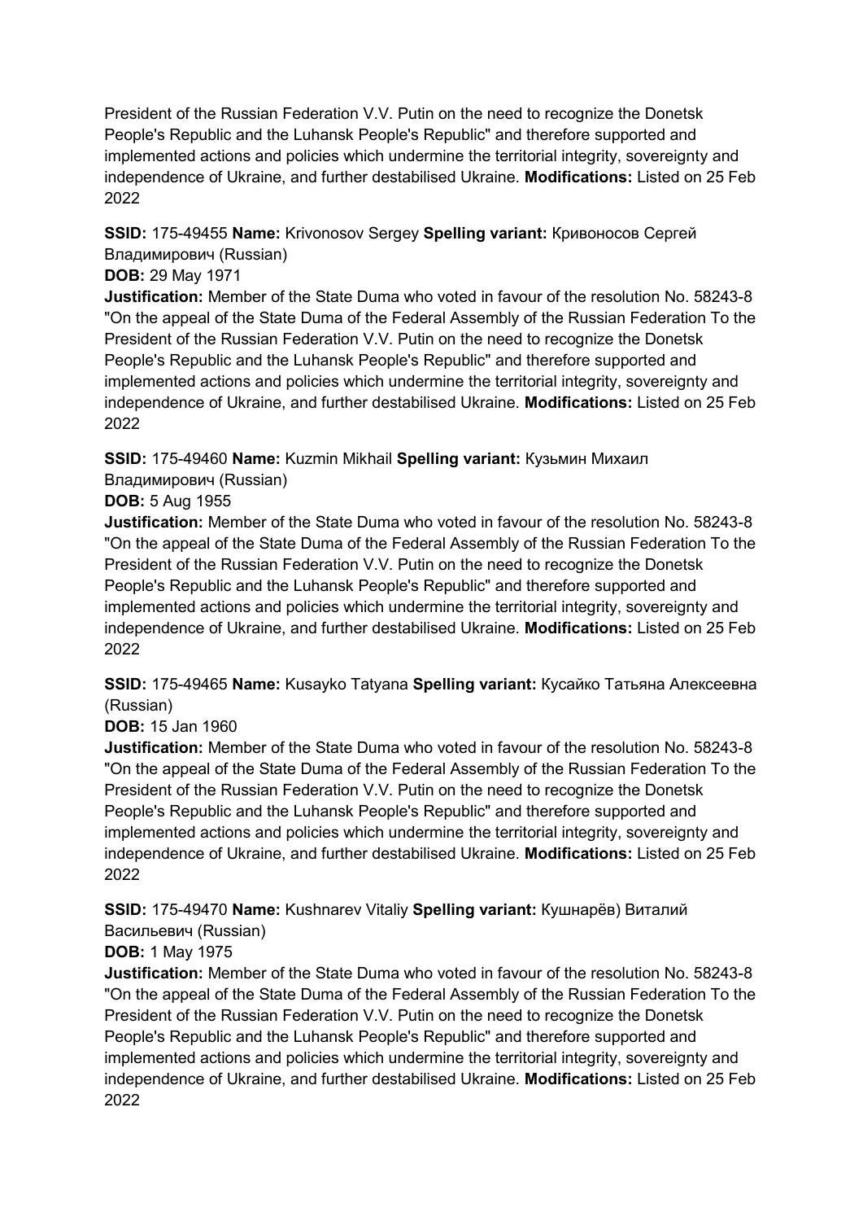President of the Russian Federation V.V. Putin on the need to recognize the Donetsk People's Republic and the Luhansk People's Republic" and therefore supported and implemented actions and policies which undermine the territorial integrity, sovereignty and independence of Ukraine, and further destabilised Ukraine. **Modifications:** Listed on 25 Feb 2022

**SSID:** 175-49455 **Name:** Krivonosov Sergey **Spelling variant:** Кривоносов Сергей Владимирович (Russian)
**DOB:** 29 May 1971
**Justification:** Member of the State Duma who voted in favour of the resolution No. 58243-8 "On the appeal of the State Duma of the Federal Assembly of the Russian Federation To the President of the Russian Federation V.V. Putin on the need to recognize the Donetsk People's Republic and the Luhansk People's Republic" and therefore supported and implemented actions and policies which undermine the territorial integrity, sovereignty and independence of Ukraine, and further destabilised Ukraine. **Modifications:** Listed on 25 Feb 2022

**SSID:** 175-49460 **Name:** Kuzmin Mikhail **Spelling variant:** Кузьмин Михаил Владимирович (Russian)
**DOB:** 5 Aug 1955
**Justification:** Member of the State Duma who voted in favour of the resolution No. 58243-8 "On the appeal of the State Duma of the Federal Assembly of the Russian Federation To the President of the Russian Federation V.V. Putin on the need to recognize the Donetsk People's Republic and the Luhansk People's Republic" and therefore supported and implemented actions and policies which undermine the territorial integrity, sovereignty and independence of Ukraine, and further destabilised Ukraine. **Modifications:** Listed on 25 Feb 2022

**SSID:** 175-49465 **Name:** Kusayko Tatyana **Spelling variant:** Кусайко Татьяна Алексеевна (Russian)
**DOB:** 15 Jan 1960
**Justification:** Member of the State Duma who voted in favour of the resolution No. 58243-8 "On the appeal of the State Duma of the Federal Assembly of the Russian Federation To the President of the Russian Federation V.V. Putin on the need to recognize the Donetsk People's Republic and the Luhansk People's Republic" and therefore supported and implemented actions and policies which undermine the territorial integrity, sovereignty and independence of Ukraine, and further destabilised Ukraine. **Modifications:** Listed on 25 Feb 2022

**SSID:** 175-49470 **Name:** Kushnarev Vitaliy **Spelling variant:** Кушнарёв) Виталий Васильевич (Russian)
**DOB:** 1 May 1975
**Justification:** Member of the State Duma who voted in favour of the resolution No. 58243-8 "On the appeal of the State Duma of the Federal Assembly of the Russian Federation To the President of the Russian Federation V.V. Putin on the need to recognize the Donetsk People's Republic and the Luhansk People's Republic" and therefore supported and implemented actions and policies which undermine the territorial integrity, sovereignty and independence of Ukraine, and further destabilised Ukraine. **Modifications:** Listed on 25 Feb 2022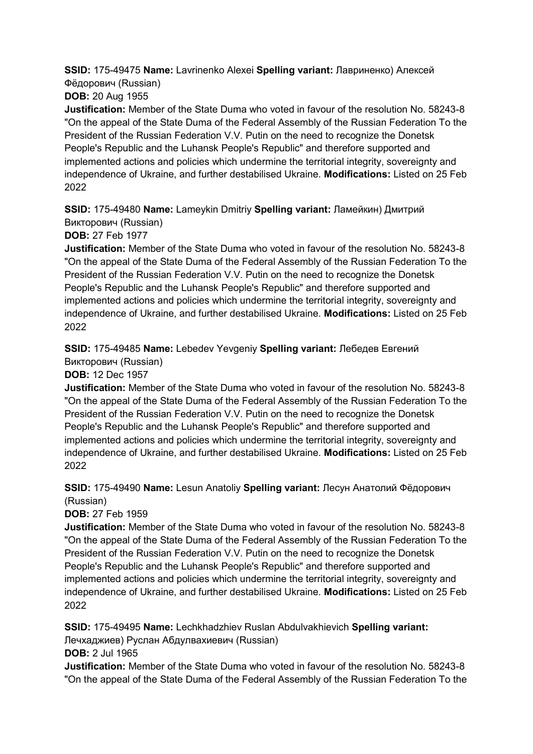**SSID:** 175-49475 **Name:** Lavrinenko Alexei **Spelling variant:** Лавриненко) Алексей Фёдорович (Russian)

**DOB:** 20 Aug 1955

**Justification:** Member of the State Duma who voted in favour of the resolution No. 58243-8 "On the appeal of the State Duma of the Federal Assembly of the Russian Federation To the President of the Russian Federation V.V. Putin on the need to recognize the Donetsk People's Republic and the Luhansk People's Republic" and therefore supported and implemented actions and policies which undermine the territorial integrity, sovereignty and independence of Ukraine, and further destabilised Ukraine. **Modifications:** Listed on 25 Feb 2022

**SSID:** 175-49480 **Name:** Lameykin Dmitriy **Spelling variant:** Ламейкин) Дмитрий Викторович (Russian)

**DOB:** 27 Feb 1977

**Justification:** Member of the State Duma who voted in favour of the resolution No. 58243-8 "On the appeal of the State Duma of the Federal Assembly of the Russian Federation To the President of the Russian Federation V.V. Putin on the need to recognize the Donetsk People's Republic and the Luhansk People's Republic" and therefore supported and implemented actions and policies which undermine the territorial integrity, sovereignty and independence of Ukraine, and further destabilised Ukraine. **Modifications:** Listed on 25 Feb 2022

**SSID:** 175-49485 **Name:** Lebedev Yevgeniy **Spelling variant:** Лебедев Евгений Викторович (Russian)

**DOB:** 12 Dec 1957

**Justification:** Member of the State Duma who voted in favour of the resolution No. 58243-8 "On the appeal of the State Duma of the Federal Assembly of the Russian Federation To the President of the Russian Federation V.V. Putin on the need to recognize the Donetsk People's Republic and the Luhansk People's Republic" and therefore supported and implemented actions and policies which undermine the territorial integrity, sovereignty and independence of Ukraine, and further destabilised Ukraine. **Modifications:** Listed on 25 Feb 2022

**SSID:** 175-49490 **Name:** Lesun Anatoliy **Spelling variant:** Лесун Анатолий Фёдорович (Russian)

**DOB:** 27 Feb 1959

**Justification:** Member of the State Duma who voted in favour of the resolution No. 58243-8 "On the appeal of the State Duma of the Federal Assembly of the Russian Federation To the President of the Russian Federation V.V. Putin on the need to recognize the Donetsk People's Republic and the Luhansk People's Republic" and therefore supported and implemented actions and policies which undermine the territorial integrity, sovereignty and independence of Ukraine, and further destabilised Ukraine. **Modifications:** Listed on 25 Feb 2022

**SSID:** 175-49495 **Name:** Lechkhadzhiev Ruslan Abdulvakhievich **Spelling variant:** Лечхаджиев) Руслан Абдулвахиевич (Russian)

**DOB:** 2 Jul 1965

**Justification:** Member of the State Duma who voted in favour of the resolution No. 58243-8 "On the appeal of the State Duma of the Federal Assembly of the Russian Federation To the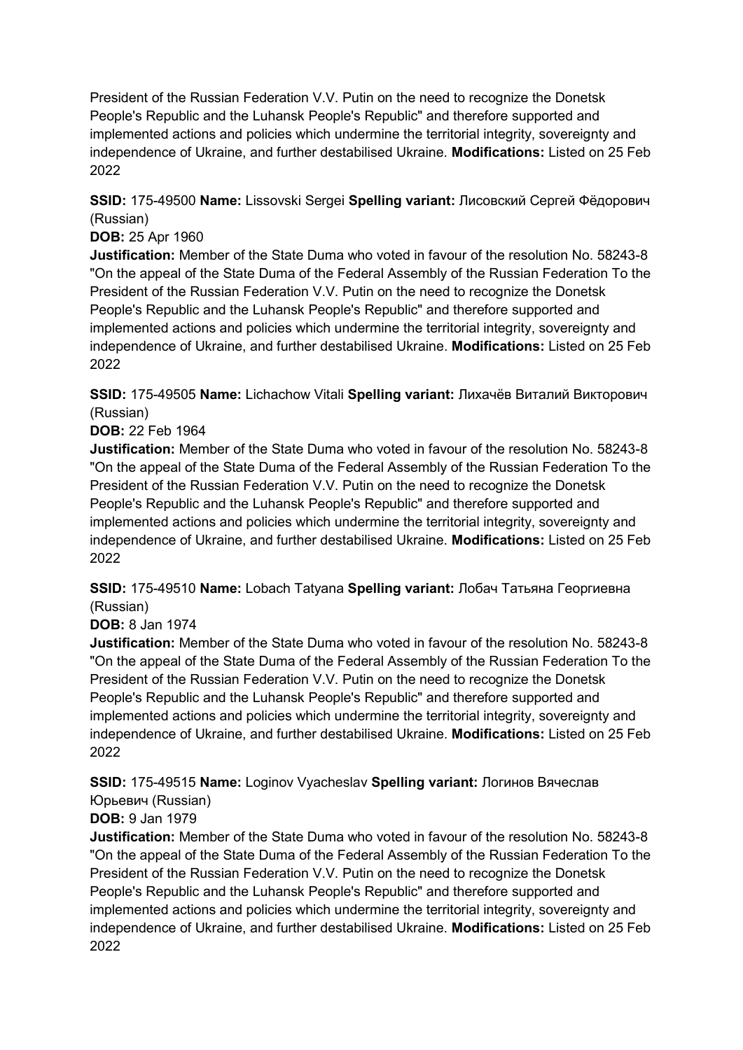President of the Russian Federation V.V. Putin on the need to recognize the Donetsk People's Republic and the Luhansk People's Republic" and therefore supported and implemented actions and policies which undermine the territorial integrity, sovereignty and independence of Ukraine, and further destabilised Ukraine. **Modifications:** Listed on 25 Feb 2022

**SSID:** 175-49500 **Name:** Lissovski Sergei **Spelling variant:** Лисовский Сергей Фёдорович (Russian)
**DOB:** 25 Apr 1960
**Justification:** Member of the State Duma who voted in favour of the resolution No. 58243-8 "On the appeal of the State Duma of the Federal Assembly of the Russian Federation To the President of the Russian Federation V.V. Putin on the need to recognize the Donetsk People's Republic and the Luhansk People's Republic" and therefore supported and implemented actions and policies which undermine the territorial integrity, sovereignty and independence of Ukraine, and further destabilised Ukraine. **Modifications:** Listed on 25 Feb 2022

**SSID:** 175-49505 **Name:** Lichachow Vitali **Spelling variant:** Лихачёв Виталий Викторович (Russian)
**DOB:** 22 Feb 1964
**Justification:** Member of the State Duma who voted in favour of the resolution No. 58243-8 "On the appeal of the State Duma of the Federal Assembly of the Russian Federation To the President of the Russian Federation V.V. Putin on the need to recognize the Donetsk People's Republic and the Luhansk People's Republic" and therefore supported and implemented actions and policies which undermine the territorial integrity, sovereignty and independence of Ukraine, and further destabilised Ukraine. **Modifications:** Listed on 25 Feb 2022

**SSID:** 175-49510 **Name:** Lobach Tatyana **Spelling variant:** Лобач Татьяна Георгиевна (Russian)
**DOB:** 8 Jan 1974
**Justification:** Member of the State Duma who voted in favour of the resolution No. 58243-8 "On the appeal of the State Duma of the Federal Assembly of the Russian Federation To the President of the Russian Federation V.V. Putin on the need to recognize the Donetsk People's Republic and the Luhansk People's Republic" and therefore supported and implemented actions and policies which undermine the territorial integrity, sovereignty and independence of Ukraine, and further destabilised Ukraine. **Modifications:** Listed on 25 Feb 2022

**SSID:** 175-49515 **Name:** Loginov Vyacheslav **Spelling variant:** Логинов Вячеслав Юрьевич (Russian)
**DOB:** 9 Jan 1979
**Justification:** Member of the State Duma who voted in favour of the resolution No. 58243-8 "On the appeal of the State Duma of the Federal Assembly of the Russian Federation To the President of the Russian Federation V.V. Putin on the need to recognize the Donetsk People's Republic and the Luhansk People's Republic" and therefore supported and implemented actions and policies which undermine the territorial integrity, sovereignty and independence of Ukraine, and further destabilised Ukraine. **Modifications:** Listed on 25 Feb 2022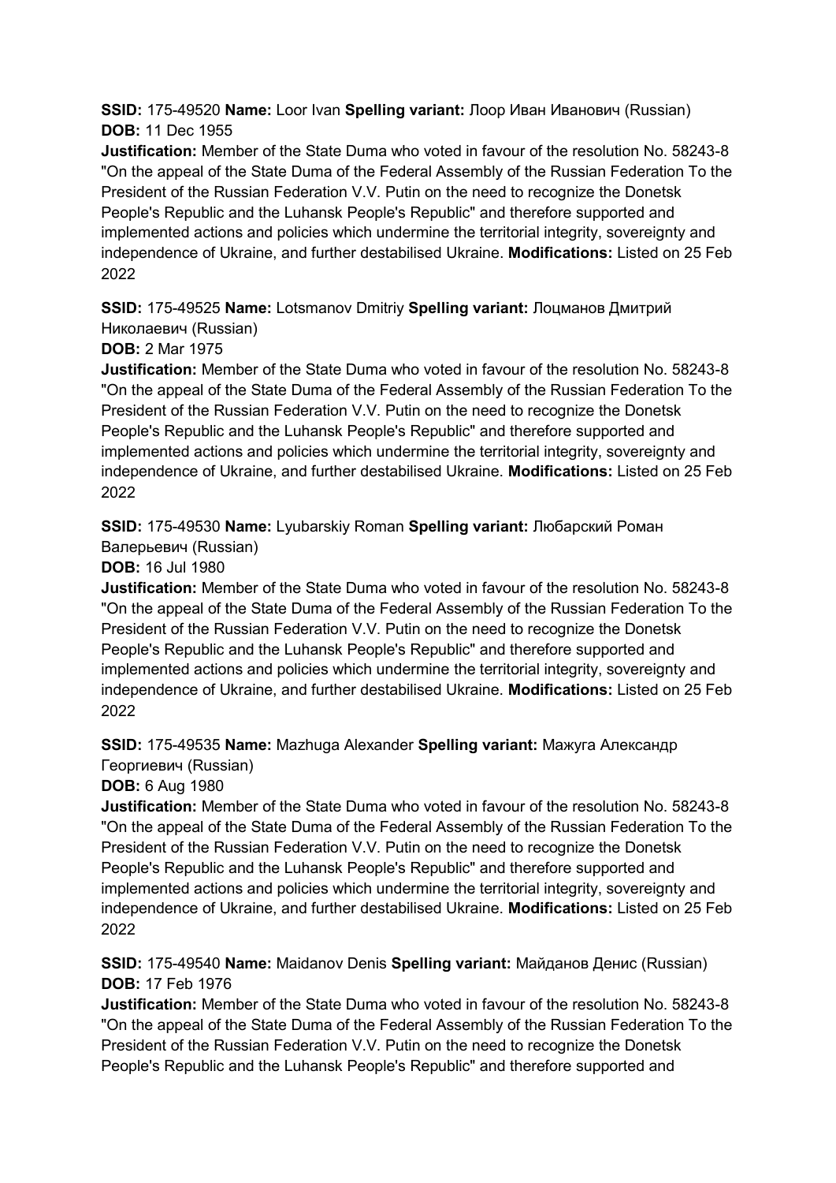**SSID:** 175-49520 **Name:** Loor Ivan **Spelling variant:** Лоор Иван Иванович (Russian) **DOB:** 11 Dec 1955
**Justification:** Member of the State Duma who voted in favour of the resolution No. 58243-8 "On the appeal of the State Duma of the Federal Assembly of the Russian Federation To the President of the Russian Federation V.V. Putin on the need to recognize the Donetsk People's Republic and the Luhansk People's Republic" and therefore supported and implemented actions and policies which undermine the territorial integrity, sovereignty and independence of Ukraine, and further destabilised Ukraine. **Modifications:** Listed on 25 Feb 2022

**SSID:** 175-49525 **Name:** Lotsmanov Dmitriy **Spelling variant:** Лоцманов Дмитрий Николаевич (Russian)
**DOB:** 2 Mar 1975
**Justification:** Member of the State Duma who voted in favour of the resolution No. 58243-8 "On the appeal of the State Duma of the Federal Assembly of the Russian Federation To the President of the Russian Federation V.V. Putin on the need to recognize the Donetsk People's Republic and the Luhansk People's Republic" and therefore supported and implemented actions and policies which undermine the territorial integrity, sovereignty and independence of Ukraine, and further destabilised Ukraine. **Modifications:** Listed on 25 Feb 2022

**SSID:** 175-49530 **Name:** Lyubarskiy Roman **Spelling variant:** Любарский Роман Валерьевич (Russian)
**DOB:** 16 Jul 1980
**Justification:** Member of the State Duma who voted in favour of the resolution No. 58243-8 "On the appeal of the State Duma of the Federal Assembly of the Russian Federation To the President of the Russian Federation V.V. Putin on the need to recognize the Donetsk People's Republic and the Luhansk People's Republic" and therefore supported and implemented actions and policies which undermine the territorial integrity, sovereignty and independence of Ukraine, and further destabilised Ukraine. **Modifications:** Listed on 25 Feb 2022

**SSID:** 175-49535 **Name:** Mazhuga Alexander **Spelling variant:** Мажуга Александр Георгиевич (Russian)
**DOB:** 6 Aug 1980
**Justification:** Member of the State Duma who voted in favour of the resolution No. 58243-8 "On the appeal of the State Duma of the Federal Assembly of the Russian Federation To the President of the Russian Federation V.V. Putin on the need to recognize the Donetsk People's Republic and the Luhansk People's Republic" and therefore supported and implemented actions and policies which undermine the territorial integrity, sovereignty and independence of Ukraine, and further destabilised Ukraine. **Modifications:** Listed on 25 Feb 2022

**SSID:** 175-49540 **Name:** Maidanov Denis **Spelling variant:** Майданов Денис (Russian) **DOB:** 17 Feb 1976
**Justification:** Member of the State Duma who voted in favour of the resolution No. 58243-8 "On the appeal of the State Duma of the Federal Assembly of the Russian Federation To the President of the Russian Federation V.V. Putin on the need to recognize the Donetsk People's Republic and the Luhansk People's Republic" and therefore supported and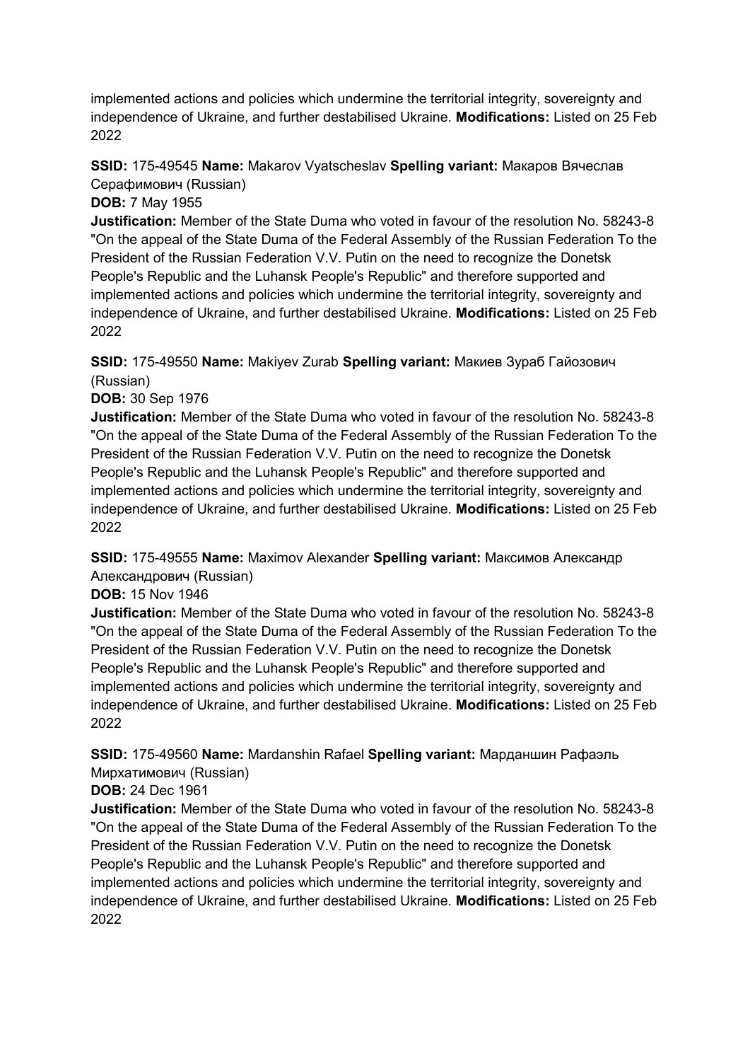implemented actions and policies which undermine the territorial integrity, sovereignty and independence of Ukraine, and further destabilised Ukraine. **Modifications:** Listed on 25 Feb 2022

**SSID:** 175-49545 **Name:** Makarov Vyatscheslav **Spelling variant:** Макаров Вячеслав Серафимович (Russian)

**DOB:** 7 May 1955

**Justification:** Member of the State Duma who voted in favour of the resolution No. 58243-8 "On the appeal of the State Duma of the Federal Assembly of the Russian Federation To the President of the Russian Federation V.V. Putin on the need to recognize the Donetsk People's Republic and the Luhansk People's Republic" and therefore supported and implemented actions and policies which undermine the territorial integrity, sovereignty and independence of Ukraine, and further destabilised Ukraine. **Modifications:** Listed on 25 Feb 2022

**SSID:** 175-49550 **Name:** Makiyev Zurab **Spelling variant:** Макиев Зураб Гайозович (Russian)

**DOB:** 30 Sep 1976

**Justification:** Member of the State Duma who voted in favour of the resolution No. 58243-8 "On the appeal of the State Duma of the Federal Assembly of the Russian Federation To the President of the Russian Federation V.V. Putin on the need to recognize the Donetsk People's Republic and the Luhansk People's Republic" and therefore supported and implemented actions and policies which undermine the territorial integrity, sovereignty and independence of Ukraine, and further destabilised Ukraine. **Modifications:** Listed on 25 Feb 2022

**SSID:** 175-49555 **Name:** Maximov Alexander **Spelling variant:** Максимов Александр Александрович (Russian)

**DOB:** 15 Nov 1946

**Justification:** Member of the State Duma who voted in favour of the resolution No. 58243-8 "On the appeal of the State Duma of the Federal Assembly of the Russian Federation To the President of the Russian Federation V.V. Putin on the need to recognize the Donetsk People's Republic and the Luhansk People's Republic" and therefore supported and implemented actions and policies which undermine the territorial integrity, sovereignty and independence of Ukraine, and further destabilised Ukraine. **Modifications:** Listed on 25 Feb 2022

**SSID:** 175-49560 **Name:** Mardanshin Rafael **Spelling variant:** Марданшин Рафаэль Мирхатимович (Russian)

**DOB:** 24 Dec 1961

**Justification:** Member of the State Duma who voted in favour of the resolution No. 58243-8 "On the appeal of the State Duma of the Federal Assembly of the Russian Federation To the President of the Russian Federation V.V. Putin on the need to recognize the Donetsk People's Republic and the Luhansk People's Republic" and therefore supported and implemented actions and policies which undermine the territorial integrity, sovereignty and independence of Ukraine, and further destabilised Ukraine. **Modifications:** Listed on 25 Feb 2022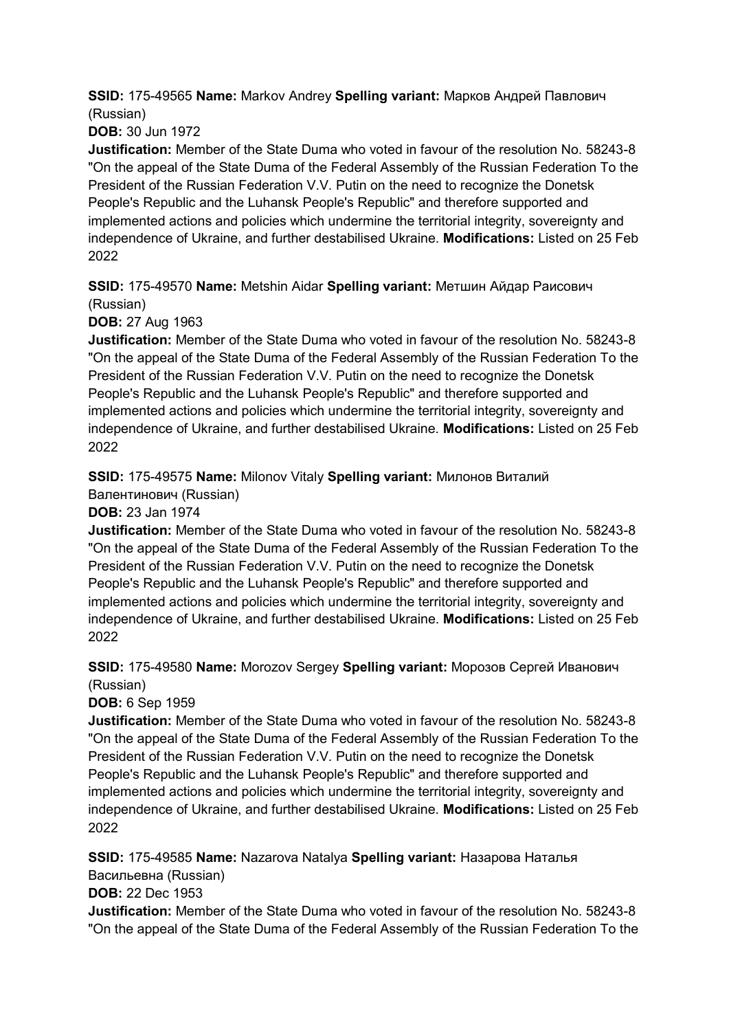**SSID:** 175-49565 **Name:** Markov Andrey **Spelling variant:** Марков Андрей Павлович (Russian)

**DOB:** 30 Jun 1972

**Justification:** Member of the State Duma who voted in favour of the resolution No. 58243-8 "On the appeal of the State Duma of the Federal Assembly of the Russian Federation To the President of the Russian Federation V.V. Putin on the need to recognize the Donetsk People's Republic and the Luhansk People's Republic" and therefore supported and implemented actions and policies which undermine the territorial integrity, sovereignty and independence of Ukraine, and further destabilised Ukraine. **Modifications:** Listed on 25 Feb 2022

**SSID:** 175-49570 **Name:** Metshin Aidar **Spelling variant:** Метшин Айдар Раисович (Russian)

**DOB:** 27 Aug 1963

**Justification:** Member of the State Duma who voted in favour of the resolution No. 58243-8 "On the appeal of the State Duma of the Federal Assembly of the Russian Federation To the President of the Russian Federation V.V. Putin on the need to recognize the Donetsk People's Republic and the Luhansk People's Republic" and therefore supported and implemented actions and policies which undermine the territorial integrity, sovereignty and independence of Ukraine, and further destabilised Ukraine. **Modifications:** Listed on 25 Feb 2022

**SSID:** 175-49575 **Name:** Milonov Vitaly **Spelling variant:** Милонов Виталий Валентинович (Russian)

**DOB:** 23 Jan 1974

**Justification:** Member of the State Duma who voted in favour of the resolution No. 58243-8 "On the appeal of the State Duma of the Federal Assembly of the Russian Federation To the President of the Russian Federation V.V. Putin on the need to recognize the Donetsk People's Republic and the Luhansk People's Republic" and therefore supported and implemented actions and policies which undermine the territorial integrity, sovereignty and independence of Ukraine, and further destabilised Ukraine. **Modifications:** Listed on 25 Feb 2022

**SSID:** 175-49580 **Name:** Morozov Sergey **Spelling variant:** Морозов Сергей Иванович (Russian)

**DOB:** 6 Sep 1959

**Justification:** Member of the State Duma who voted in favour of the resolution No. 58243-8 "On the appeal of the State Duma of the Federal Assembly of the Russian Federation To the President of the Russian Federation V.V. Putin on the need to recognize the Donetsk People's Republic and the Luhansk People's Republic" and therefore supported and implemented actions and policies which undermine the territorial integrity, sovereignty and independence of Ukraine, and further destabilised Ukraine. **Modifications:** Listed on 25 Feb 2022

**SSID:** 175-49585 **Name:** Nazarova Natalya **Spelling variant:** Назарова Наталья Васильевна (Russian)

**DOB:** 22 Dec 1953

**Justification:** Member of the State Duma who voted in favour of the resolution No. 58243-8 "On the appeal of the State Duma of the Federal Assembly of the Russian Federation To the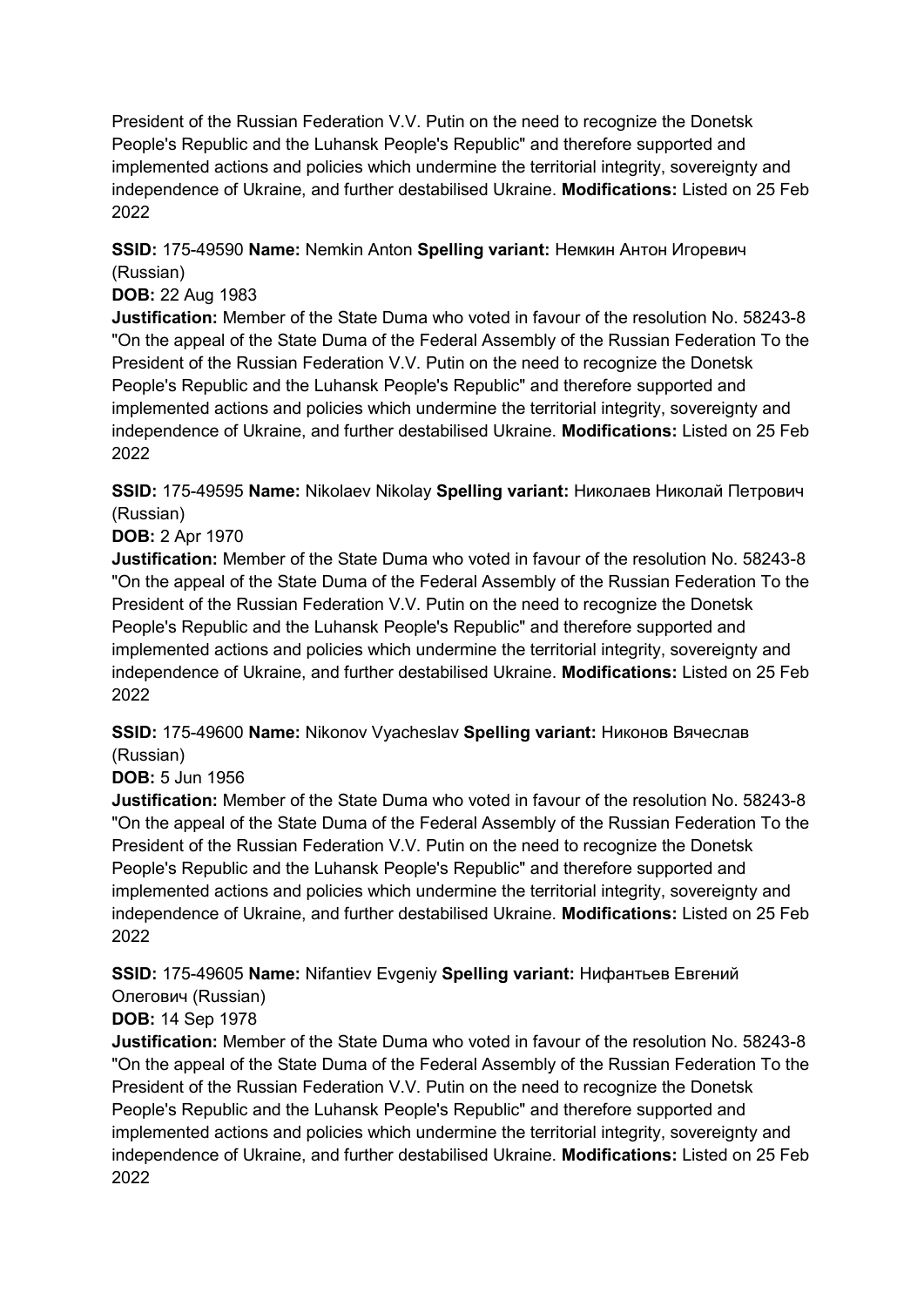President of the Russian Federation V.V. Putin on the need to recognize the Donetsk People's Republic and the Luhansk People's Republic" and therefore supported and implemented actions and policies which undermine the territorial integrity, sovereignty and independence of Ukraine, and further destabilised Ukraine. **Modifications:** Listed on 25 Feb 2022

**SSID:** 175-49590 **Name:** Nemkin Anton **Spelling variant:** Немкин Антон Игоревич (Russian)
**DOB:** 22 Aug 1983
**Justification:** Member of the State Duma who voted in favour of the resolution No. 58243-8 "On the appeal of the State Duma of the Federal Assembly of the Russian Federation To the President of the Russian Federation V.V. Putin on the need to recognize the Donetsk People's Republic and the Luhansk People's Republic" and therefore supported and implemented actions and policies which undermine the territorial integrity, sovereignty and independence of Ukraine, and further destabilised Ukraine. **Modifications:** Listed on 25 Feb 2022

**SSID:** 175-49595 **Name:** Nikolaev Nikolay **Spelling variant:** Николаев Николай Петрович (Russian)
**DOB:** 2 Apr 1970
**Justification:** Member of the State Duma who voted in favour of the resolution No. 58243-8 "On the appeal of the State Duma of the Federal Assembly of the Russian Federation To the President of the Russian Federation V.V. Putin on the need to recognize the Donetsk People's Republic and the Luhansk People's Republic" and therefore supported and implemented actions and policies which undermine the territorial integrity, sovereignty and independence of Ukraine, and further destabilised Ukraine. **Modifications:** Listed on 25 Feb 2022

**SSID:** 175-49600 **Name:** Nikonov Vyacheslav **Spelling variant:** Никонов Вячеслав (Russian)
**DOB:** 5 Jun 1956
**Justification:** Member of the State Duma who voted in favour of the resolution No. 58243-8 "On the appeal of the State Duma of the Federal Assembly of the Russian Federation To the President of the Russian Federation V.V. Putin on the need to recognize the Donetsk People's Republic and the Luhansk People's Republic" and therefore supported and implemented actions and policies which undermine the territorial integrity, sovereignty and independence of Ukraine, and further destabilised Ukraine. **Modifications:** Listed on 25 Feb 2022

**SSID:** 175-49605 **Name:** Nifantiev Evgeniy **Spelling variant:** Нифантьев Евгений Олегович (Russian)
**DOB:** 14 Sep 1978
**Justification:** Member of the State Duma who voted in favour of the resolution No. 58243-8 "On the appeal of the State Duma of the Federal Assembly of the Russian Federation To the President of the Russian Federation V.V. Putin on the need to recognize the Donetsk People's Republic and the Luhansk People's Republic" and therefore supported and implemented actions and policies which undermine the territorial integrity, sovereignty and independence of Ukraine, and further destabilised Ukraine. **Modifications:** Listed on 25 Feb 2022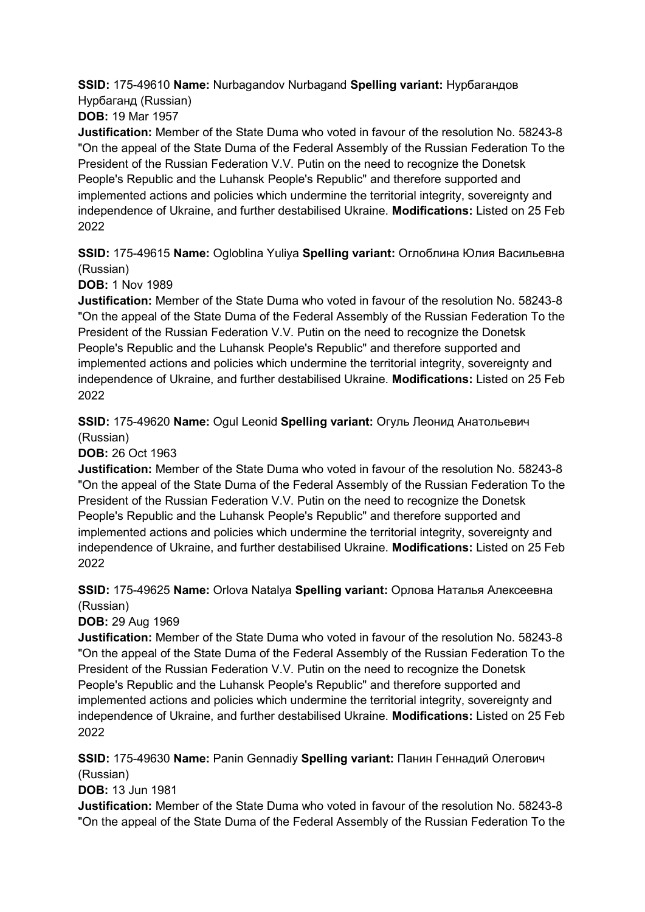**SSID:** 175-49610 **Name:** Nurbagandov Nurbagand **Spelling variant:** Нурбагандов Нурбаганд (Russian)

**DOB:** 19 Mar 1957

**Justification:** Member of the State Duma who voted in favour of the resolution No. 58243-8 "On the appeal of the State Duma of the Federal Assembly of the Russian Federation To the President of the Russian Federation V.V. Putin on the need to recognize the Donetsk People's Republic and the Luhansk People's Republic" and therefore supported and implemented actions and policies which undermine the territorial integrity, sovereignty and independence of Ukraine, and further destabilised Ukraine. **Modifications:** Listed on 25 Feb 2022

**SSID:** 175-49615 **Name:** Ogloblina Yuliya **Spelling variant:** Оглоблина Юлия Васильевна (Russian)

**DOB:** 1 Nov 1989

**Justification:** Member of the State Duma who voted in favour of the resolution No. 58243-8 "On the appeal of the State Duma of the Federal Assembly of the Russian Federation To the President of the Russian Federation V.V. Putin on the need to recognize the Donetsk People's Republic and the Luhansk People's Republic" and therefore supported and implemented actions and policies which undermine the territorial integrity, sovereignty and independence of Ukraine, and further destabilised Ukraine. **Modifications:** Listed on 25 Feb 2022

**SSID:** 175-49620 **Name:** Ogul Leonid **Spelling variant:** Огуль Леонид Анатольевич (Russian)

**DOB:** 26 Oct 1963

**Justification:** Member of the State Duma who voted in favour of the resolution No. 58243-8 "On the appeal of the State Duma of the Federal Assembly of the Russian Federation To the President of the Russian Federation V.V. Putin on the need to recognize the Donetsk People's Republic and the Luhansk People's Republic" and therefore supported and implemented actions and policies which undermine the territorial integrity, sovereignty and independence of Ukraine, and further destabilised Ukraine. **Modifications:** Listed on 25 Feb 2022

**SSID:** 175-49625 **Name:** Orlova Natalya **Spelling variant:** Орлова Наталья Алексеевна (Russian)

**DOB:** 29 Aug 1969

**Justification:** Member of the State Duma who voted in favour of the resolution No. 58243-8 "On the appeal of the State Duma of the Federal Assembly of the Russian Federation To the President of the Russian Federation V.V. Putin on the need to recognize the Donetsk People's Republic and the Luhansk People's Republic" and therefore supported and implemented actions and policies which undermine the territorial integrity, sovereignty and independence of Ukraine, and further destabilised Ukraine. **Modifications:** Listed on 25 Feb 2022

**SSID:** 175-49630 **Name:** Panin Gennadiy **Spelling variant:** Панин Геннадий Олегович (Russian)

**DOB:** 13 Jun 1981

**Justification:** Member of the State Duma who voted in favour of the resolution No. 58243-8 "On the appeal of the State Duma of the Federal Assembly of the Russian Federation To the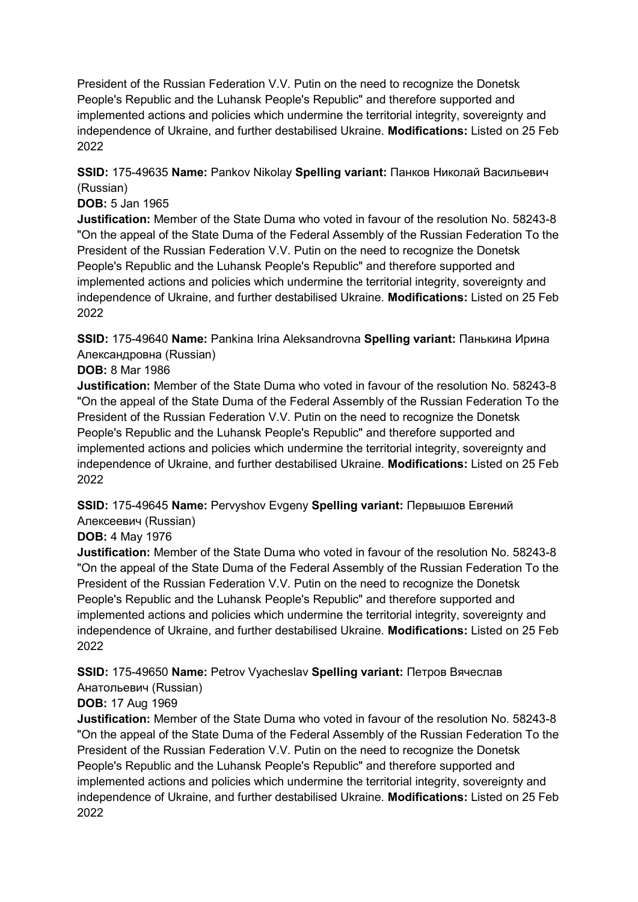President of the Russian Federation V.V. Putin on the need to recognize the Donetsk People's Republic and the Luhansk People's Republic" and therefore supported and implemented actions and policies which undermine the territorial integrity, sovereignty and independence of Ukraine, and further destabilised Ukraine. **Modifications:** Listed on 25 Feb 2022

**SSID:** 175-49635 **Name:** Pankov Nikolay **Spelling variant:** Панков Николай Васильевич (Russian)
**DOB:** 5 Jan 1965
**Justification:** Member of the State Duma who voted in favour of the resolution No. 58243-8 "On the appeal of the State Duma of the Federal Assembly of the Russian Federation To the President of the Russian Federation V.V. Putin on the need to recognize the Donetsk People's Republic and the Luhansk People's Republic" and therefore supported and implemented actions and policies which undermine the territorial integrity, sovereignty and independence of Ukraine, and further destabilised Ukraine. **Modifications:** Listed on 25 Feb 2022

**SSID:** 175-49640 **Name:** Pankina Irina Aleksandrovna **Spelling variant:** Панькина Ирина Александровна (Russian)
**DOB:** 8 Mar 1986
**Justification:** Member of the State Duma who voted in favour of the resolution No. 58243-8 "On the appeal of the State Duma of the Federal Assembly of the Russian Federation To the President of the Russian Federation V.V. Putin on the need to recognize the Donetsk People's Republic and the Luhansk People's Republic" and therefore supported and implemented actions and policies which undermine the territorial integrity, sovereignty and independence of Ukraine, and further destabilised Ukraine. **Modifications:** Listed on 25 Feb 2022

**SSID:** 175-49645 **Name:** Pervyshov Evgeny **Spelling variant:** Первышов Евгений Алексеевич (Russian)
**DOB:** 4 May 1976
**Justification:** Member of the State Duma who voted in favour of the resolution No. 58243-8 "On the appeal of the State Duma of the Federal Assembly of the Russian Federation To the President of the Russian Federation V.V. Putin on the need to recognize the Donetsk People's Republic and the Luhansk People's Republic" and therefore supported and implemented actions and policies which undermine the territorial integrity, sovereignty and independence of Ukraine, and further destabilised Ukraine. **Modifications:** Listed on 25 Feb 2022

**SSID:** 175-49650 **Name:** Petrov Vyacheslav **Spelling variant:** Петров Вячеслав Анатольевич (Russian)
**DOB:** 17 Aug 1969
**Justification:** Member of the State Duma who voted in favour of the resolution No. 58243-8 "On the appeal of the State Duma of the Federal Assembly of the Russian Federation To the President of the Russian Federation V.V. Putin on the need to recognize the Donetsk People's Republic and the Luhansk People's Republic" and therefore supported and implemented actions and policies which undermine the territorial integrity, sovereignty and independence of Ukraine, and further destabilised Ukraine. **Modifications:** Listed on 25 Feb 2022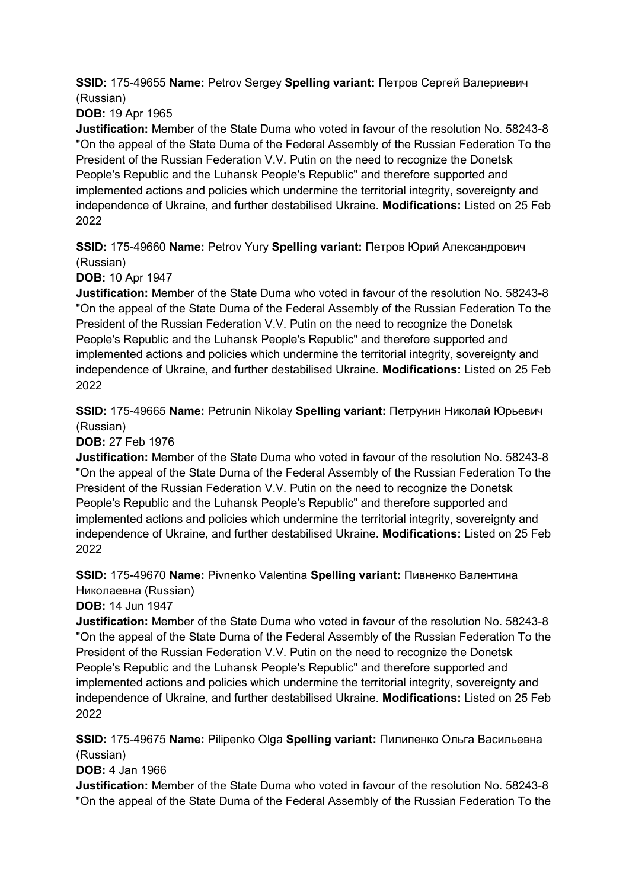**SSID:** 175-49655 **Name:** Petrov Sergey **Spelling variant:** Петров Сергей Валериевич (Russian)

**DOB:** 19 Apr 1965

**Justification:** Member of the State Duma who voted in favour of the resolution No. 58243-8 "On the appeal of the State Duma of the Federal Assembly of the Russian Federation To the President of the Russian Federation V.V. Putin on the need to recognize the Donetsk People's Republic and the Luhansk People's Republic" and therefore supported and implemented actions and policies which undermine the territorial integrity, sovereignty and independence of Ukraine, and further destabilised Ukraine. **Modifications:** Listed on 25 Feb 2022

**SSID:** 175-49660 **Name:** Petrov Yury **Spelling variant:** Петров Юрий Александрович (Russian)

**DOB:** 10 Apr 1947

**Justification:** Member of the State Duma who voted in favour of the resolution No. 58243-8 "On the appeal of the State Duma of the Federal Assembly of the Russian Federation To the President of the Russian Federation V.V. Putin on the need to recognize the Donetsk People's Republic and the Luhansk People's Republic" and therefore supported and implemented actions and policies which undermine the territorial integrity, sovereignty and independence of Ukraine, and further destabilised Ukraine. **Modifications:** Listed on 25 Feb 2022

**SSID:** 175-49665 **Name:** Petrunin Nikolay **Spelling variant:** Петрунин Николай Юрьевич (Russian)

**DOB:** 27 Feb 1976

**Justification:** Member of the State Duma who voted in favour of the resolution No. 58243-8 "On the appeal of the State Duma of the Federal Assembly of the Russian Federation To the President of the Russian Federation V.V. Putin on the need to recognize the Donetsk People's Republic and the Luhansk People's Republic" and therefore supported and implemented actions and policies which undermine the territorial integrity, sovereignty and independence of Ukraine, and further destabilised Ukraine. **Modifications:** Listed on 25 Feb 2022

**SSID:** 175-49670 **Name:** Pivnenko Valentina **Spelling variant:** Пивненко Валентина Николаевна (Russian)

**DOB:** 14 Jun 1947

**Justification:** Member of the State Duma who voted in favour of the resolution No. 58243-8 "On the appeal of the State Duma of the Federal Assembly of the Russian Federation To the President of the Russian Federation V.V. Putin on the need to recognize the Donetsk People's Republic and the Luhansk People's Republic" and therefore supported and implemented actions and policies which undermine the territorial integrity, sovereignty and independence of Ukraine, and further destabilised Ukraine. **Modifications:** Listed on 25 Feb 2022

**SSID:** 175-49675 **Name:** Pilipenko Olga **Spelling variant:** Пилипенко Ольга Васильевна (Russian)

**DOB:** 4 Jan 1966

**Justification:** Member of the State Duma who voted in favour of the resolution No. 58243-8 "On the appeal of the State Duma of the Federal Assembly of the Russian Federation To the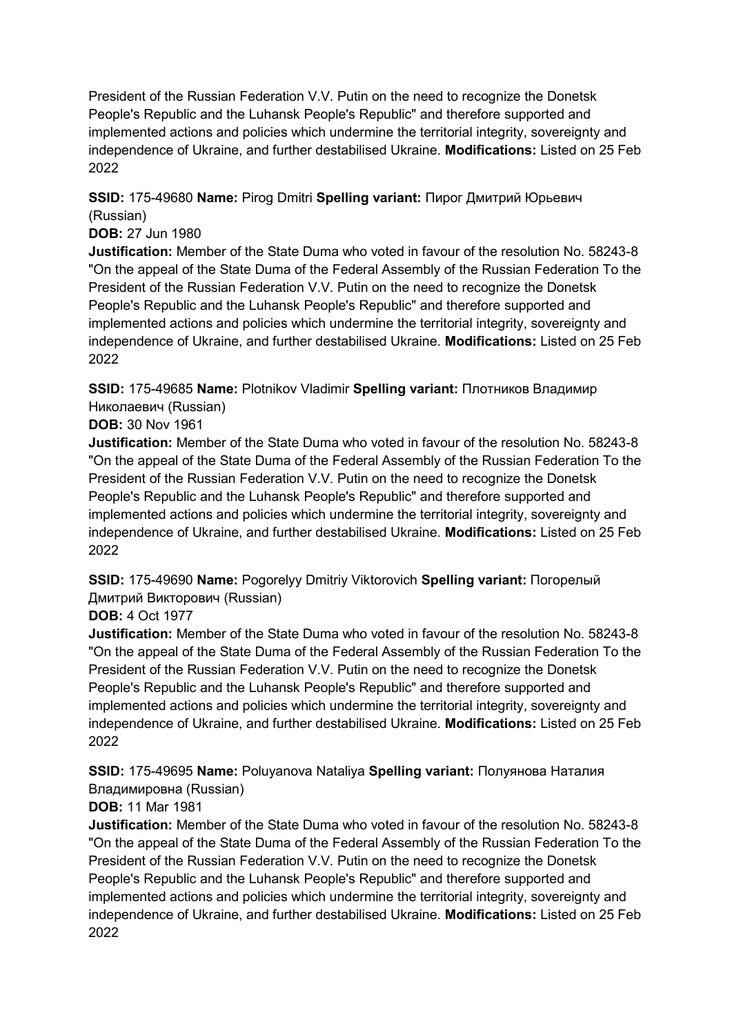President of the Russian Federation V.V. Putin on the need to recognize the Donetsk People's Republic and the Luhansk People's Republic" and therefore supported and implemented actions and policies which undermine the territorial integrity, sovereignty and independence of Ukraine, and further destabilised Ukraine. **Modifications:** Listed on 25 Feb 2022

**SSID:** 175-49680 **Name:** Pirog Dmitri **Spelling variant:** Пирог Дмитрий Юрьевич (Russian)
**DOB:** 27 Jun 1980
**Justification:** Member of the State Duma who voted in favour of the resolution No. 58243-8 "On the appeal of the State Duma of the Federal Assembly of the Russian Federation To the President of the Russian Federation V.V. Putin on the need to recognize the Donetsk People's Republic and the Luhansk People's Republic" and therefore supported and implemented actions and policies which undermine the territorial integrity, sovereignty and independence of Ukraine, and further destabilised Ukraine. **Modifications:** Listed on 25 Feb 2022

**SSID:** 175-49685 **Name:** Plotnikov Vladimir **Spelling variant:** Плотников Владимир Николаевич (Russian)
**DOB:** 30 Nov 1961
**Justification:** Member of the State Duma who voted in favour of the resolution No. 58243-8 "On the appeal of the State Duma of the Federal Assembly of the Russian Federation To the President of the Russian Federation V.V. Putin on the need to recognize the Donetsk People's Republic and the Luhansk People's Republic" and therefore supported and implemented actions and policies which undermine the territorial integrity, sovereignty and independence of Ukraine, and further destabilised Ukraine. **Modifications:** Listed on 25 Feb 2022

**SSID:** 175-49690 **Name:** Pogorelyy Dmitriy Viktorovich **Spelling variant:** Погорелый Дмитрий Викторович (Russian)
**DOB:** 4 Oct 1977
**Justification:** Member of the State Duma who voted in favour of the resolution No. 58243-8 "On the appeal of the State Duma of the Federal Assembly of the Russian Federation To the President of the Russian Federation V.V. Putin on the need to recognize the Donetsk People's Republic and the Luhansk People's Republic" and therefore supported and implemented actions and policies which undermine the territorial integrity, sovereignty and independence of Ukraine, and further destabilised Ukraine. **Modifications:** Listed on 25 Feb 2022

**SSID:** 175-49695 **Name:** Poluyanova Nataliya **Spelling variant:** Полуянова Наталия Владимировна (Russian)
**DOB:** 11 Mar 1981
**Justification:** Member of the State Duma who voted in favour of the resolution No. 58243-8 "On the appeal of the State Duma of the Federal Assembly of the Russian Federation To the President of the Russian Federation V.V. Putin on the need to recognize the Donetsk People's Republic and the Luhansk People's Republic" and therefore supported and implemented actions and policies which undermine the territorial integrity, sovereignty and independence of Ukraine, and further destabilised Ukraine. **Modifications:** Listed on 25 Feb 2022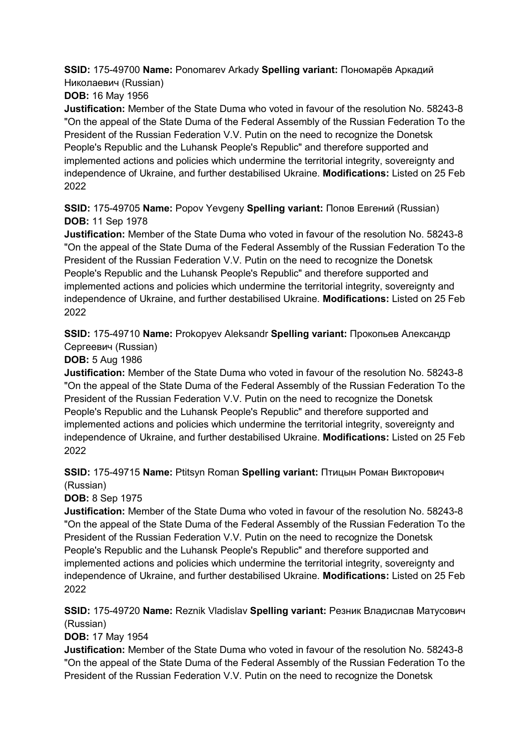**SSID:** 175-49700 **Name:** Ponomarev Arkady **Spelling variant:** Пономарёв Аркадий Николаевич (Russian)
**DOB:** 16 May 1956
**Justification:** Member of the State Duma who voted in favour of the resolution No. 58243-8 "On the appeal of the State Duma of the Federal Assembly of the Russian Federation To the President of the Russian Federation V.V. Putin on the need to recognize the Donetsk People's Republic and the Luhansk People's Republic" and therefore supported and implemented actions and policies which undermine the territorial integrity, sovereignty and independence of Ukraine, and further destabilised Ukraine. **Modifications:** Listed on 25 Feb 2022

**SSID:** 175-49705 **Name:** Popov Yevgeny **Spelling variant:** Попов Евгений (Russian)
**DOB:** 11 Sep 1978
**Justification:** Member of the State Duma who voted in favour of the resolution No. 58243-8 "On the appeal of the State Duma of the Federal Assembly of the Russian Federation To the President of the Russian Federation V.V. Putin on the need to recognize the Donetsk People's Republic and the Luhansk People's Republic" and therefore supported and implemented actions and policies which undermine the territorial integrity, sovereignty and independence of Ukraine, and further destabilised Ukraine. **Modifications:** Listed on 25 Feb 2022

**SSID:** 175-49710 **Name:** Prokopyev Aleksandr **Spelling variant:** Прокопьев Александр Сергеевич (Russian)
**DOB:** 5 Aug 1986
**Justification:** Member of the State Duma who voted in favour of the resolution No. 58243-8 "On the appeal of the State Duma of the Federal Assembly of the Russian Federation To the President of the Russian Federation V.V. Putin on the need to recognize the Donetsk People's Republic and the Luhansk People's Republic" and therefore supported and implemented actions and policies which undermine the territorial integrity, sovereignty and independence of Ukraine, and further destabilised Ukraine. **Modifications:** Listed on 25 Feb 2022

**SSID:** 175-49715 **Name:** Ptitsyn Roman **Spelling variant:** Птицын Роман Викторович (Russian)
**DOB:** 8 Sep 1975
**Justification:** Member of the State Duma who voted in favour of the resolution No. 58243-8 "On the appeal of the State Duma of the Federal Assembly of the Russian Federation To the President of the Russian Federation V.V. Putin on the need to recognize the Donetsk People's Republic and the Luhansk People's Republic" and therefore supported and implemented actions and policies which undermine the territorial integrity, sovereignty and independence of Ukraine, and further destabilised Ukraine. **Modifications:** Listed on 25 Feb 2022

**SSID:** 175-49720 **Name:** Reznik Vladislav **Spelling variant:** Резник Владислав Матусович (Russian)
**DOB:** 17 May 1954
**Justification:** Member of the State Duma who voted in favour of the resolution No. 58243-8 "On the appeal of the State Duma of the Federal Assembly of the Russian Federation To the President of the Russian Federation V.V. Putin on the need to recognize the Donetsk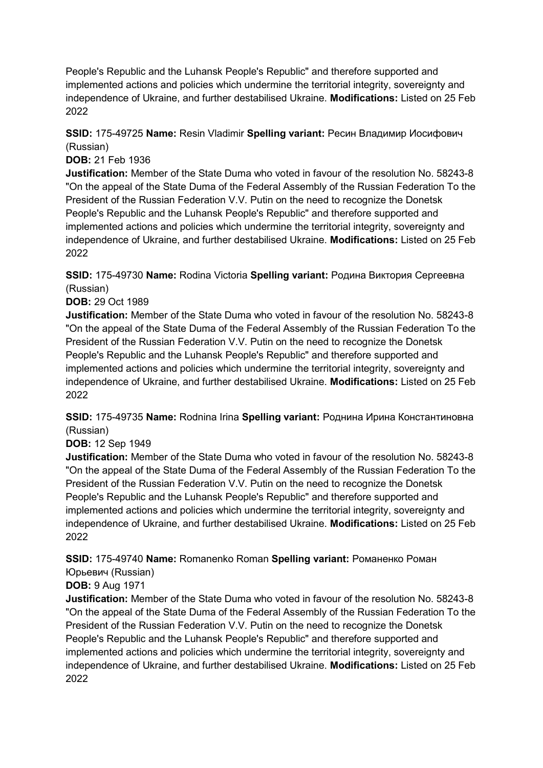People's Republic and the Luhansk People's Republic" and therefore supported and implemented actions and policies which undermine the territorial integrity, sovereignty and independence of Ukraine, and further destabilised Ukraine. **Modifications:** Listed on 25 Feb 2022

**SSID:** 175-49725 **Name:** Resin Vladimir **Spelling variant:** Ресин Владимир Иосифович (Russian)
**DOB:** 21 Feb 1936
**Justification:** Member of the State Duma who voted in favour of the resolution No. 58243-8 "On the appeal of the State Duma of the Federal Assembly of the Russian Federation To the President of the Russian Federation V.V. Putin on the need to recognize the Donetsk People's Republic and the Luhansk People's Republic" and therefore supported and implemented actions and policies which undermine the territorial integrity, sovereignty and independence of Ukraine, and further destabilised Ukraine. **Modifications:** Listed on 25 Feb 2022

**SSID:** 175-49730 **Name:** Rodina Victoria **Spelling variant:** Родина Виктория Сергеевна (Russian)
**DOB:** 29 Oct 1989
**Justification:** Member of the State Duma who voted in favour of the resolution No. 58243-8 "On the appeal of the State Duma of the Federal Assembly of the Russian Federation To the President of the Russian Federation V.V. Putin on the need to recognize the Donetsk People's Republic and the Luhansk People's Republic" and therefore supported and implemented actions and policies which undermine the territorial integrity, sovereignty and independence of Ukraine, and further destabilised Ukraine. **Modifications:** Listed on 25 Feb 2022

**SSID:** 175-49735 **Name:** Rodnina Irina **Spelling variant:** Роднина Ирина Константиновна (Russian)
**DOB:** 12 Sep 1949
**Justification:** Member of the State Duma who voted in favour of the resolution No. 58243-8 "On the appeal of the State Duma of the Federal Assembly of the Russian Federation To the President of the Russian Federation V.V. Putin on the need to recognize the Donetsk People's Republic and the Luhansk People's Republic" and therefore supported and implemented actions and policies which undermine the territorial integrity, sovereignty and independence of Ukraine, and further destabilised Ukraine. **Modifications:** Listed on 25 Feb 2022

**SSID:** 175-49740 **Name:** Romanenko Roman **Spelling variant:** Романенко Роман Юрьевич (Russian)
**DOB:** 9 Aug 1971
**Justification:** Member of the State Duma who voted in favour of the resolution No. 58243-8 "On the appeal of the State Duma of the Federal Assembly of the Russian Federation To the President of the Russian Federation V.V. Putin on the need to recognize the Donetsk People's Republic and the Luhansk People's Republic" and therefore supported and implemented actions and policies which undermine the territorial integrity, sovereignty and independence of Ukraine, and further destabilised Ukraine. **Modifications:** Listed on 25 Feb 2022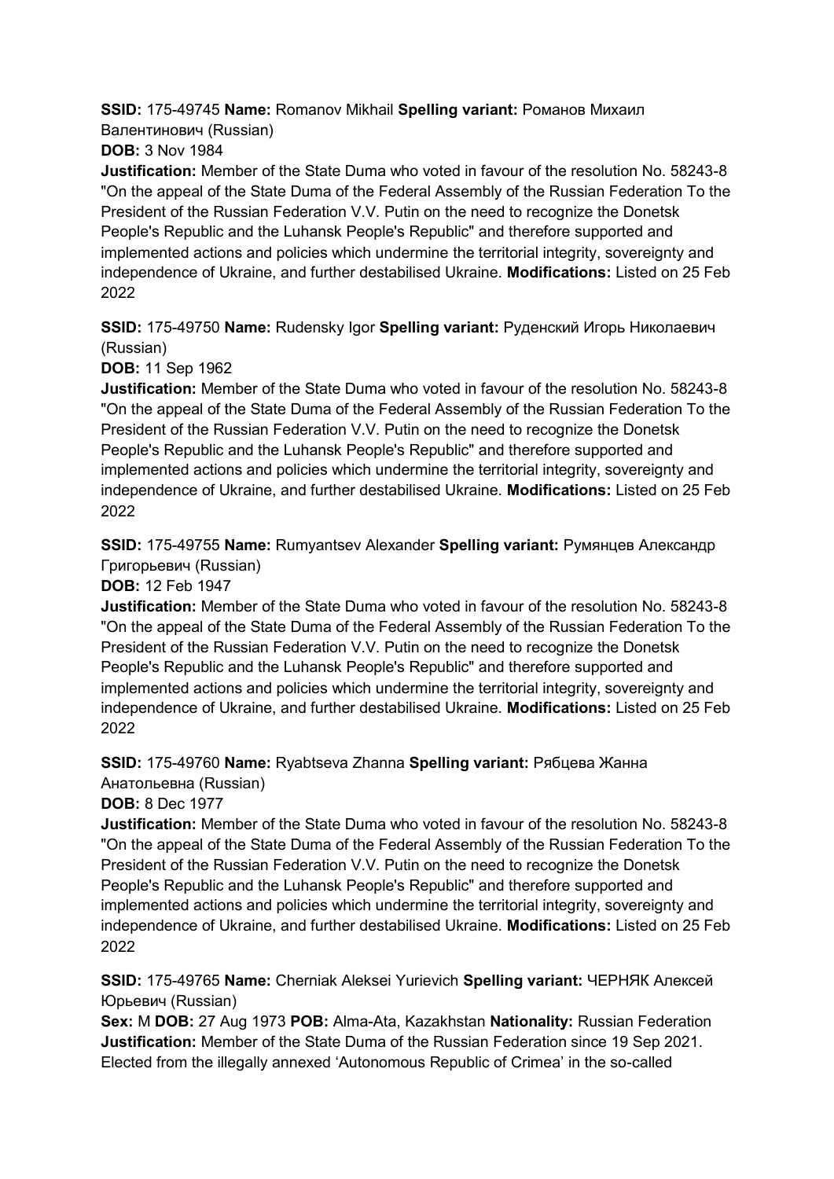**SSID:** 175-49745 **Name:** Romanov Mikhail **Spelling variant:** Романов Михаил Валентинович (Russian)
**DOB:** 3 Nov 1984
**Justification:** Member of the State Duma who voted in favour of the resolution No. 58243-8 "On the appeal of the State Duma of the Federal Assembly of the Russian Federation To the President of the Russian Federation V.V. Putin on the need to recognize the Donetsk People's Republic and the Luhansk People's Republic" and therefore supported and implemented actions and policies which undermine the territorial integrity, sovereignty and independence of Ukraine, and further destabilised Ukraine. **Modifications:** Listed on 25 Feb 2022

**SSID:** 175-49750 **Name:** Rudensky Igor **Spelling variant:** Руденский Игорь Николаевич (Russian)
**DOB:** 11 Sep 1962
**Justification:** Member of the State Duma who voted in favour of the resolution No. 58243-8 "On the appeal of the State Duma of the Federal Assembly of the Russian Federation To the President of the Russian Federation V.V. Putin on the need to recognize the Donetsk People's Republic and the Luhansk People's Republic" and therefore supported and implemented actions and policies which undermine the territorial integrity, sovereignty and independence of Ukraine, and further destabilised Ukraine. **Modifications:** Listed on 25 Feb 2022

**SSID:** 175-49755 **Name:** Rumyantsev Alexander **Spelling variant:** Румянцев Александр Григорьевич (Russian)
**DOB:** 12 Feb 1947
**Justification:** Member of the State Duma who voted in favour of the resolution No. 58243-8 "On the appeal of the State Duma of the Federal Assembly of the Russian Federation To the President of the Russian Federation V.V. Putin on the need to recognize the Donetsk People's Republic and the Luhansk People's Republic" and therefore supported and implemented actions and policies which undermine the territorial integrity, sovereignty and independence of Ukraine, and further destabilised Ukraine. **Modifications:** Listed on 25 Feb 2022

**SSID:** 175-49760 **Name:** Ryabtseva Zhanna **Spelling variant:** Рябцева Жанна Анатольевна (Russian)
**DOB:** 8 Dec 1977
**Justification:** Member of the State Duma who voted in favour of the resolution No. 58243-8 "On the appeal of the State Duma of the Federal Assembly of the Russian Federation To the President of the Russian Federation V.V. Putin on the need to recognize the Donetsk People's Republic and the Luhansk People's Republic" and therefore supported and implemented actions and policies which undermine the territorial integrity, sovereignty and independence of Ukraine, and further destabilised Ukraine. **Modifications:** Listed on 25 Feb 2022

**SSID:** 175-49765 **Name:** Cherniak Aleksei Yurievich **Spelling variant:** ЧЕРНЯК Алексей Юрьевич (Russian)
**Sex:** M **DOB:** 27 Aug 1973 **POB:** Alma-Ata, Kazakhstan **Nationality:** Russian Federation
**Justification:** Member of the State Duma of the Russian Federation since 19 Sep 2021. Elected from the illegally annexed 'Autonomous Republic of Crimea' in the so-called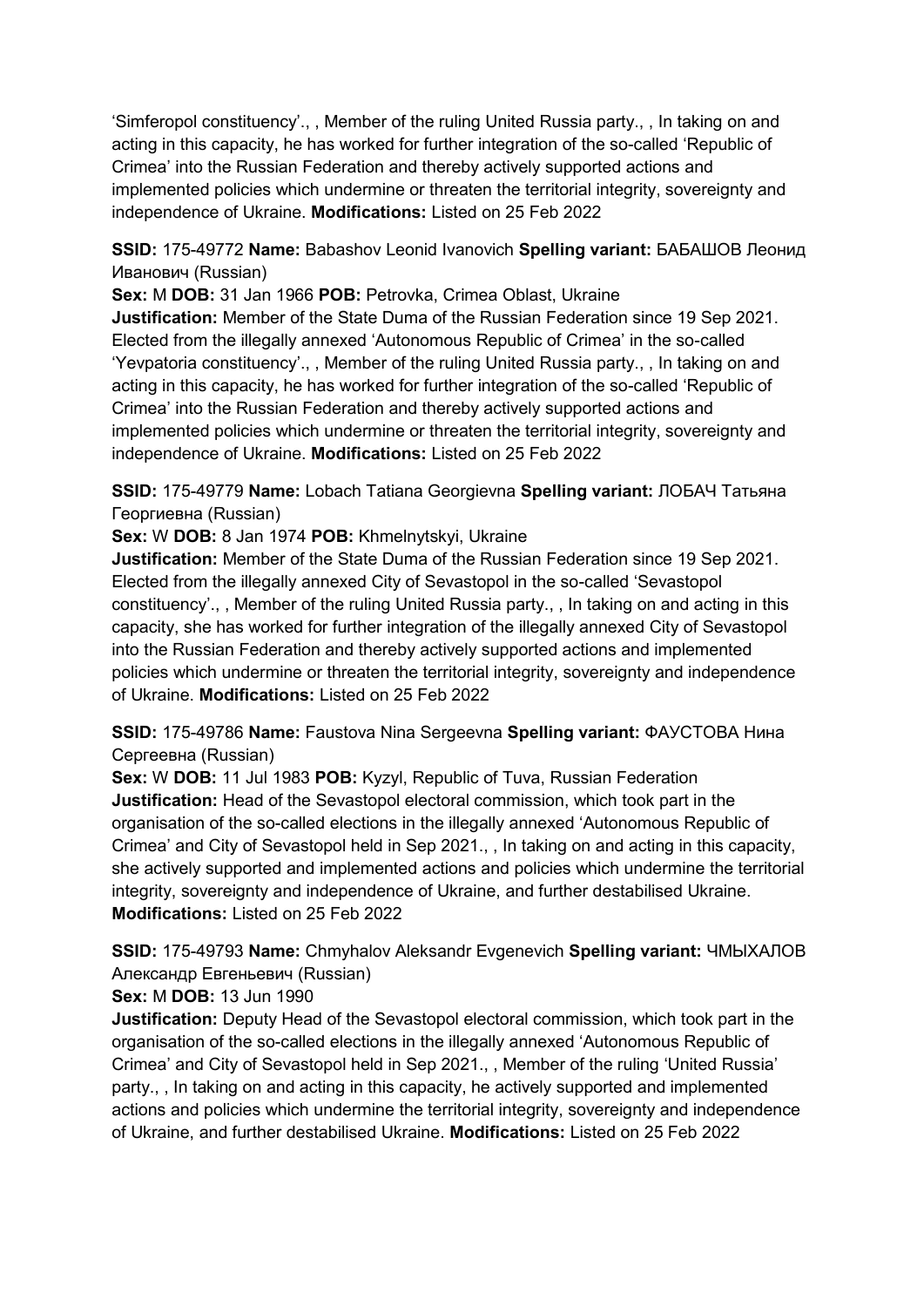'Simferopol constituency'., , Member of the ruling United Russia party., , In taking on and acting in this capacity, he has worked for further integration of the so-called 'Republic of Crimea' into the Russian Federation and thereby actively supported actions and implemented policies which undermine or threaten the territorial integrity, sovereignty and independence of Ukraine. **Modifications:** Listed on 25 Feb 2022

**SSID:** 175-49772 **Name:** Babashov Leonid Ivanovich **Spelling variant:** БАБАШОВ Леонид Иванович (Russian)
**Sex:** M **DOB:** 31 Jan 1966 **POB:** Petrovka, Crimea Oblast, Ukraine
**Justification:** Member of the State Duma of the Russian Federation since 19 Sep 2021. Elected from the illegally annexed 'Autonomous Republic of Crimea' in the so-called 'Yevpatoria constituency'., , Member of the ruling United Russia party., , In taking on and acting in this capacity, he has worked for further integration of the so-called 'Republic of Crimea' into the Russian Federation and thereby actively supported actions and implemented policies which undermine or threaten the territorial integrity, sovereignty and independence of Ukraine. **Modifications:** Listed on 25 Feb 2022

**SSID:** 175-49779 **Name:** Lobach Tatiana Georgievna **Spelling variant:** ЛОБАЧ Татьяна Георгиевна (Russian)
**Sex:** W **DOB:** 8 Jan 1974 **POB:** Khmelnytskyi, Ukraine
**Justification:** Member of the State Duma of the Russian Federation since 19 Sep 2021. Elected from the illegally annexed City of Sevastopol in the so-called 'Sevastopol constituency'., , Member of the ruling United Russia party., , In taking on and acting in this capacity, she has worked for further integration of the illegally annexed City of Sevastopol into the Russian Federation and thereby actively supported actions and implemented policies which undermine or threaten the territorial integrity, sovereignty and independence of Ukraine. **Modifications:** Listed on 25 Feb 2022

**SSID:** 175-49786 **Name:** Faustova Nina Sergeevna **Spelling variant:** ФАУСТОВА Нина Сергеевна (Russian)
**Sex:** W **DOB:** 11 Jul 1983 **POB:** Kyzyl, Republic of Tuva, Russian Federation
**Justification:** Head of the Sevastopol electoral commission, which took part in the organisation of the so-called elections in the illegally annexed 'Autonomous Republic of Crimea' and City of Sevastopol held in Sep 2021., , In taking on and acting in this capacity, she actively supported and implemented actions and policies which undermine the territorial integrity, sovereignty and independence of Ukraine, and further destabilised Ukraine. **Modifications:** Listed on 25 Feb 2022

**SSID:** 175-49793 **Name:** Chmyhalov Aleksandr Evgenevich **Spelling variant:** ЧМЫХАЛОВ Александр Евгеньевич (Russian)
**Sex:** M **DOB:** 13 Jun 1990
**Justification:** Deputy Head of the Sevastopol electoral commission, which took part in the organisation of the so-called elections in the illegally annexed 'Autonomous Republic of Crimea' and City of Sevastopol held in Sep 2021., , Member of the ruling 'United Russia' party., , In taking on and acting in this capacity, he actively supported and implemented actions and policies which undermine the territorial integrity, sovereignty and independence of Ukraine, and further destabilised Ukraine. **Modifications:** Listed on 25 Feb 2022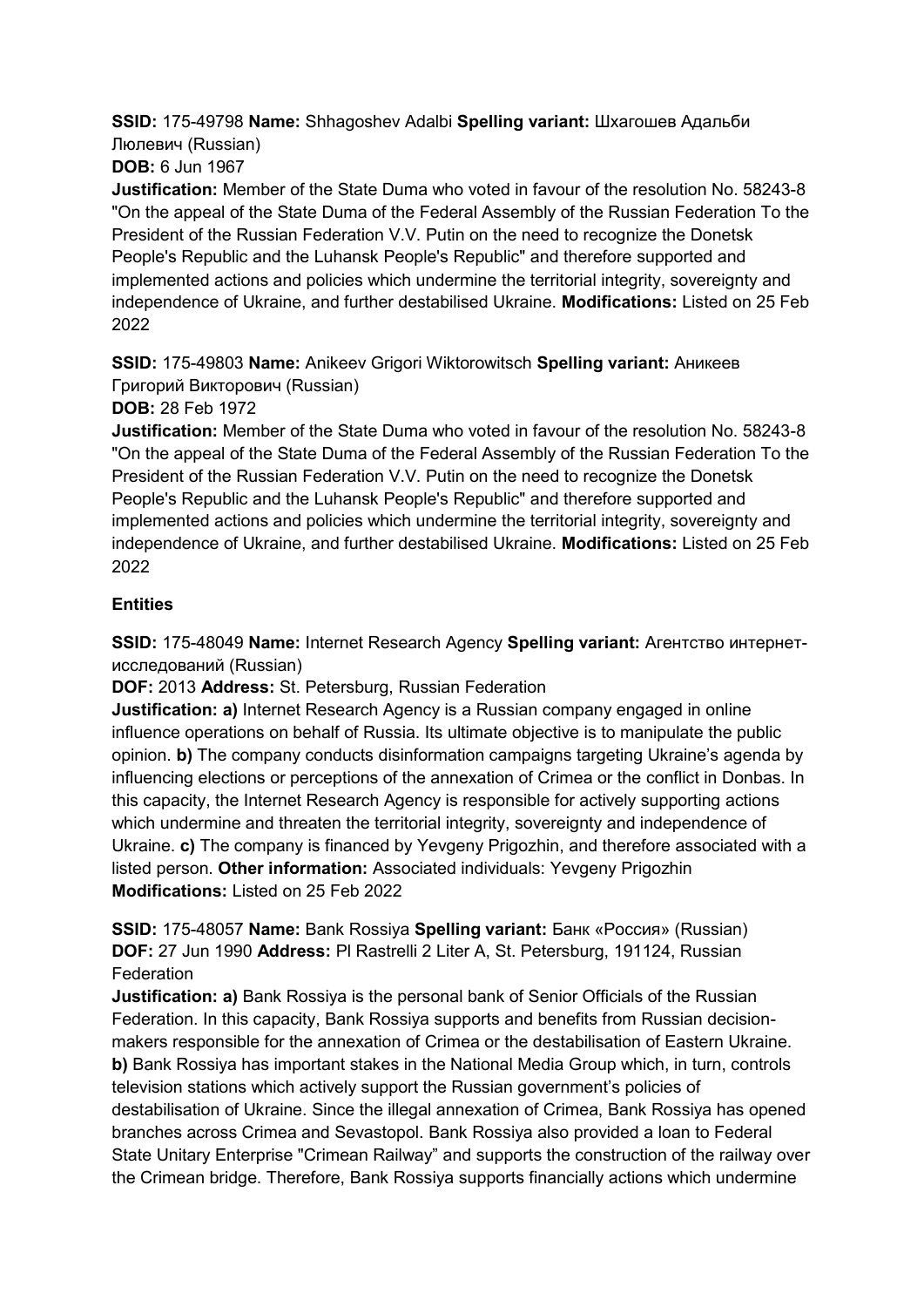**SSID:** 175-49798 **Name:** Shhagoshev Adalbi **Spelling variant:** Шхагошев Адальби Люлевич (Russian)
**DOB:** 6 Jun 1967
**Justification:** Member of the State Duma who voted in favour of the resolution No. 58243-8 "On the appeal of the State Duma of the Federal Assembly of the Russian Federation To the President of the Russian Federation V.V. Putin on the need to recognize the Donetsk People's Republic and the Luhansk People's Republic" and therefore supported and implemented actions and policies which undermine the territorial integrity, sovereignty and independence of Ukraine, and further destabilised Ukraine. **Modifications:** Listed on 25 Feb 2022

**SSID:** 175-49803 **Name:** Anikeev Grigori Wiktorowitsch **Spelling variant:** Аникеев Григорий Викторович (Russian)
**DOB:** 28 Feb 1972
**Justification:** Member of the State Duma who voted in favour of the resolution No. 58243-8 "On the appeal of the State Duma of the Federal Assembly of the Russian Federation To the President of the Russian Federation V.V. Putin on the need to recognize the Donetsk People's Republic and the Luhansk People's Republic" and therefore supported and implemented actions and policies which undermine the territorial integrity, sovereignty and independence of Ukraine, and further destabilised Ukraine. **Modifications:** Listed on 25 Feb 2022

**Entities**

**SSID:** 175-48049 **Name:** Internet Research Agency **Spelling variant:** Агентство интернет-исследований (Russian)
**DOF:** 2013 **Address:** St. Petersburg, Russian Federation
**Justification: a)** Internet Research Agency is a Russian company engaged in online influence operations on behalf of Russia. Its ultimate objective is to manipulate the public opinion. **b)** The company conducts disinformation campaigns targeting Ukraine's agenda by influencing elections or perceptions of the annexation of Crimea or the conflict in Donbas. In this capacity, the Internet Research Agency is responsible for actively supporting actions which undermine and threaten the territorial integrity, sovereignty and independence of Ukraine. **c)** The company is financed by Yevgeny Prigozhin, and therefore associated with a listed person. **Other information:** Associated individuals: Yevgeny Prigozhin
**Modifications:** Listed on 25 Feb 2022

**SSID:** 175-48057 **Name:** Bank Rossiya **Spelling variant:** Банк «Россия» (Russian)
**DOF:** 27 Jun 1990 **Address:** Pl Rastrelli 2 Liter A, St. Petersburg, 191124, Russian Federation
**Justification: a)** Bank Rossiya is the personal bank of Senior Officials of the Russian Federation. In this capacity, Bank Rossiya supports and benefits from Russian decision-makers responsible for the annexation of Crimea or the destabilisation of Eastern Ukraine. **b)** Bank Rossiya has important stakes in the National Media Group which, in turn, controls television stations which actively support the Russian government's policies of destabilisation of Ukraine. Since the illegal annexation of Crimea, Bank Rossiya has opened branches across Crimea and Sevastopol. Bank Rossiya also provided a loan to Federal State Unitary Enterprise "Crimean Railway" and supports the construction of the railway over the Crimean bridge. Therefore, Bank Rossiya supports financially actions which undermine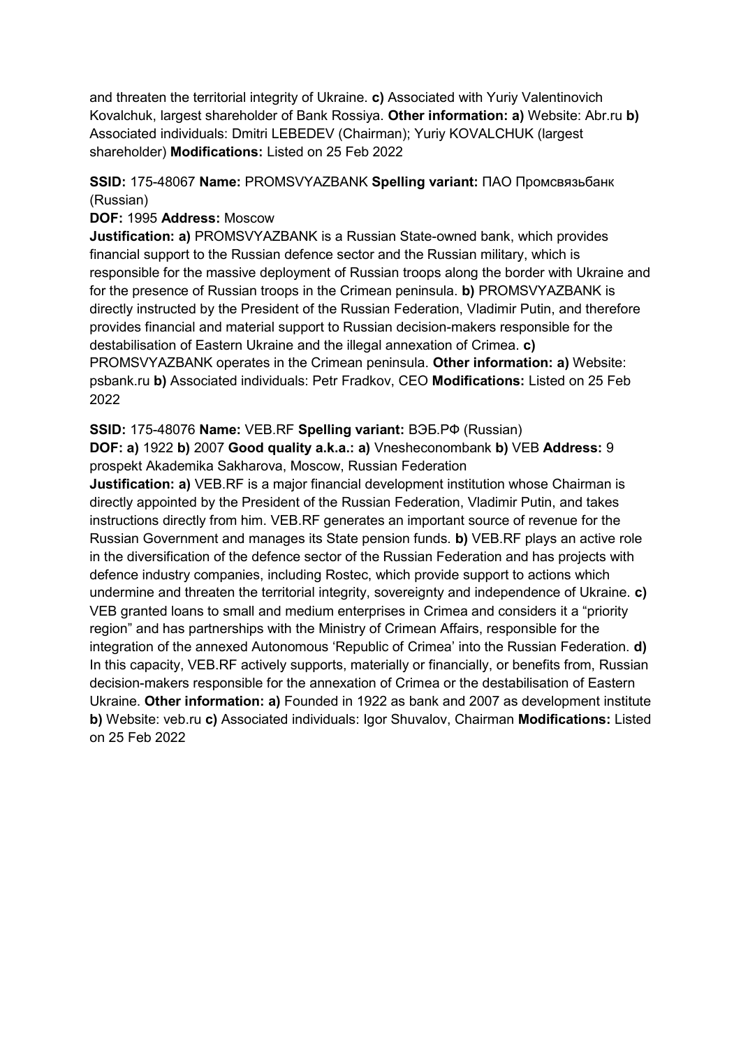and threaten the territorial integrity of Ukraine. **c)** Associated with Yuriy Valentinovich Kovalchuk, largest shareholder of Bank Rossiya. **Other information: a)** Website: Abr.ru **b)** Associated individuals: Dmitri LEBEDEV (Chairman); Yuriy KOVALCHUK (largest shareholder) **Modifications:** Listed on 25 Feb 2022

**SSID:** 175-48067 **Name:** PROMSVYAZBANK **Spelling variant:** ПАО Промсвязьбанк (Russian)
**DOF:** 1995 **Address:** Moscow
**Justification: a)** PROMSVYAZBANK is a Russian State-owned bank, which provides financial support to the Russian defence sector and the Russian military, which is responsible for the massive deployment of Russian troops along the border with Ukraine and for the presence of Russian troops in the Crimean peninsula. **b)** PROMSVYAZBANK is directly instructed by the President of the Russian Federation, Vladimir Putin, and therefore provides financial and material support to Russian decision-makers responsible for the destabilisation of Eastern Ukraine and the illegal annexation of Crimea. **c)** PROMSVYAZBANK operates in the Crimean peninsula. **Other information: a)** Website: psbank.ru **b)** Associated individuals: Petr Fradkov, CEO **Modifications:** Listed on 25 Feb 2022

**SSID:** 175-48076 **Name:** VEB.RF **Spelling variant:** ВЭБ.РФ (Russian)
**DOF: a)** 1922 **b)** 2007 **Good quality a.k.a.: a)** Vnesheconombank **b)** VEB **Address:** 9 prospekt Akademika Sakharova, Moscow, Russian Federation
**Justification: a)** VEB.RF is a major financial development institution whose Chairman is directly appointed by the President of the Russian Federation, Vladimir Putin, and takes instructions directly from him. VEB.RF generates an important source of revenue for the Russian Government and manages its State pension funds. **b)** VEB.RF plays an active role in the diversification of the defence sector of the Russian Federation and has projects with defence industry companies, including Rostec, which provide support to actions which undermine and threaten the territorial integrity, sovereignty and independence of Ukraine. **c)** VEB granted loans to small and medium enterprises in Crimea and considers it a "priority region" and has partnerships with the Ministry of Crimean Affairs, responsible for the integration of the annexed Autonomous 'Republic of Crimea' into the Russian Federation. **d)** In this capacity, VEB.RF actively supports, materially or financially, or benefits from, Russian decision-makers responsible for the annexation of Crimea or the destabilisation of Eastern Ukraine. **Other information: a)** Founded in 1922 as bank and 2007 as development institute **b)** Website: veb.ru **c)** Associated individuals: Igor Shuvalov, Chairman **Modifications:** Listed on 25 Feb 2022